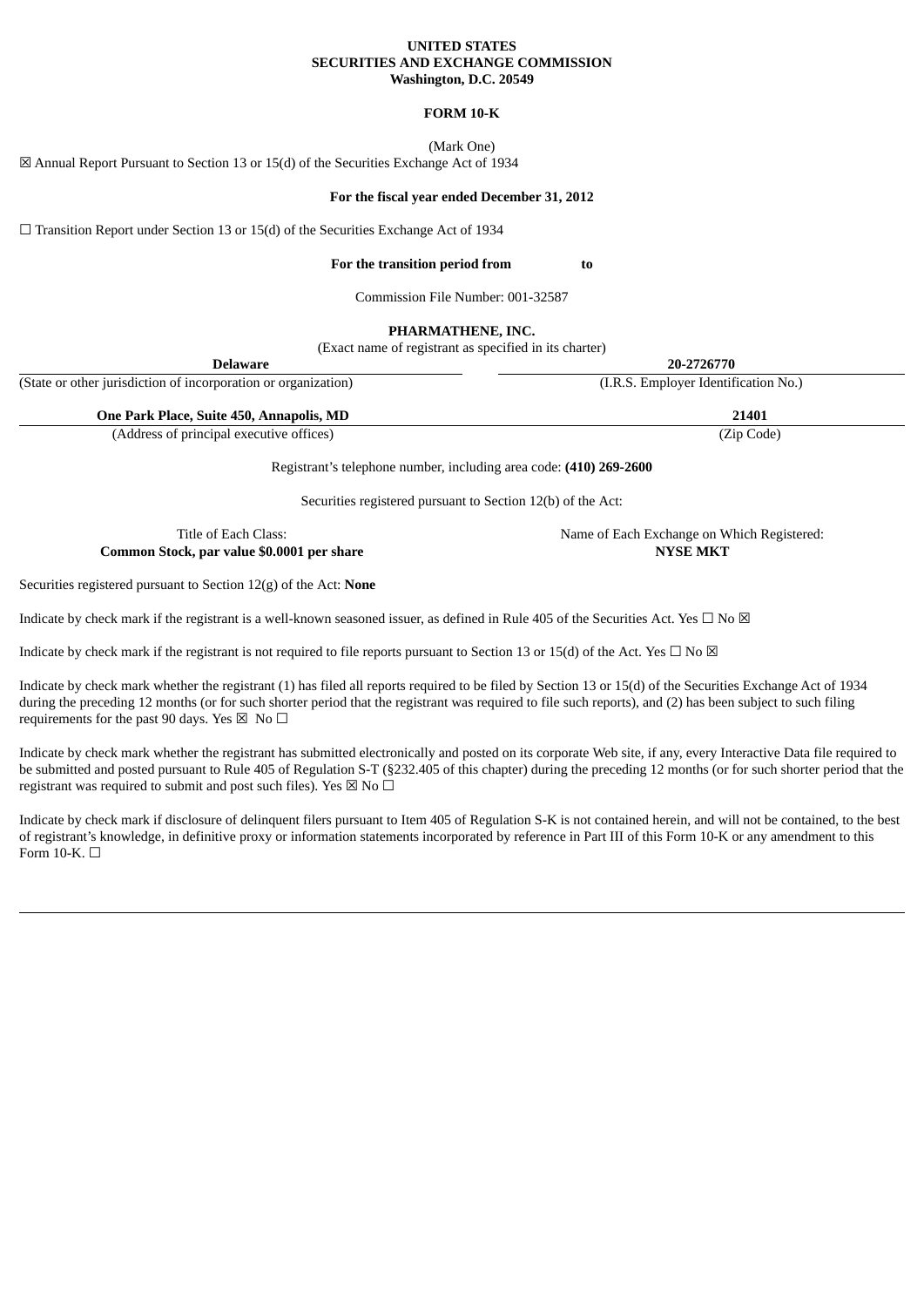**UNITED STATES**
**SECURITIES AND EXCHANGE COMMISSION**
**Washington, D.C. 20549**

**FORM 10-K**

(Mark One)

☒ Annual Report Pursuant to Section 13 or 15(d) of the Securities Exchange Act of 1934

**For the fiscal year ended December 31, 2012**

☐ Transition Report under Section 13 or 15(d) of the Securities Exchange Act of 1934

**For the transition period from to**

Commission File Number: 001-32587

**PHARMATHENE, INC.**
(Exact name of registrant as specified in its charter)

| **Delaware** | **20-2726770** |
|---|---|
| (State or other jurisdiction of incorporation or organization) | (I.R.S. Employer Identification No.) |
| **One Park Place, Suite 450, Annapolis, MD** | **21401** |
| (Address of principal executive offices) | (Zip Code) |

Registrant's telephone number, including area code: **(410) 269-2600**

Securities registered pursuant to Section 12(b) of the Act:

| Title of Each Class: | Name of Each Exchange on Which Registered: |
|---|---|
| **Common Stock, par value $0.0001 per share** | **NYSE MKT** |

Securities registered pursuant to Section 12(g) of the Act: **None**

Indicate by check mark if the registrant is a well-known seasoned issuer, as defined in Rule 405 of the Securities Act. Yes ☐ No ☒

Indicate by check mark if the registrant is not required to file reports pursuant to Section 13 or 15(d) of the Act. Yes ☐ No ☒

Indicate by check mark whether the registrant (1) has filed all reports required to be filed by Section 13 or 15(d) of the Securities Exchange Act of 1934 during the preceding 12 months (or for such shorter period that the registrant was required to file such reports), and (2) has been subject to such filing requirements for the past 90 days. Yes ☒ No ☐

Indicate by check mark whether the registrant has submitted electronically and posted on its corporate Web site, if any, every Interactive Data file required to be submitted and posted pursuant to Rule 405 of Regulation S-T (§232.405 of this chapter) during the preceding 12 months (or for such shorter period that the registrant was required to submit and post such files). Yes ☒ No ☐

Indicate by check mark if disclosure of delinquent filers pursuant to Item 405 of Regulation S-K is not contained herein, and will not be contained, to the best of registrant's knowledge, in definitive proxy or information statements incorporated by reference in Part III of this Form 10-K or any amendment to this Form 10-K. ☐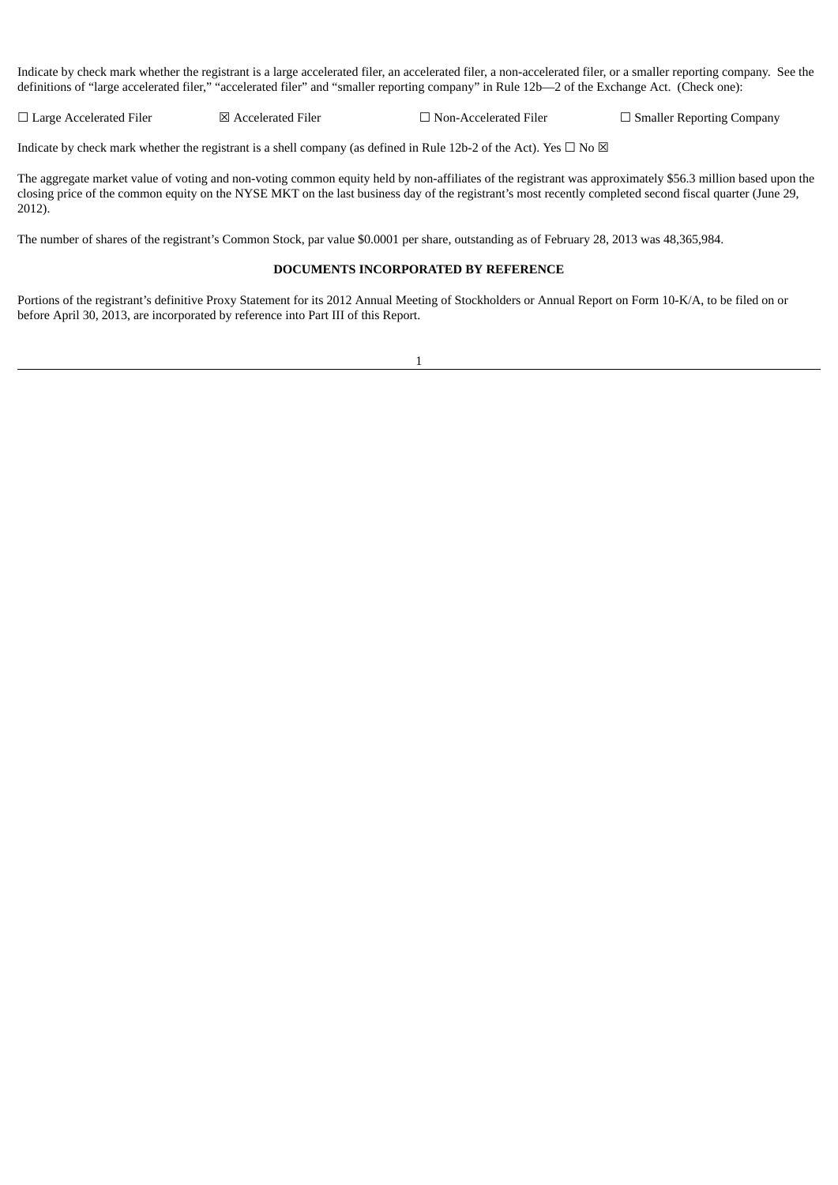Indicate by check mark whether the registrant is a large accelerated filer, an accelerated filer, a non-accelerated filer, or a smaller reporting company. See the definitions of “large accelerated filer,” “accelerated filer” and “smaller reporting company” in Rule 12b—2 of the Exchange Act. (Check one):

☐ Large Accelerated Filer ☒ Accelerated Filer ☐ Non-Accelerated Filer ☐ Smaller Reporting Company

Indicate by check mark whether the registrant is a shell company (as defined in Rule 12b-2 of the Act). Yes ☐ No ☒

The aggregate market value of voting and non-voting common equity held by non-affiliates of the registrant was approximately $56.3 million based upon the closing price of the common equity on the NYSE MKT on the last business day of the registrant’s most recently completed second fiscal quarter (June 29, 2012).

The number of shares of the registrant’s Common Stock, par value $0.0001 per share, outstanding as of February 28, 2013 was 48,365,984.

**DOCUMENTS INCORPORATED BY REFERENCE**

Portions of the registrant’s definitive Proxy Statement for its 2012 Annual Meeting of Stockholders or Annual Report on Form 10-K/A, to be filed on or before April 30, 2013, are incorporated by reference into Part III of this Report.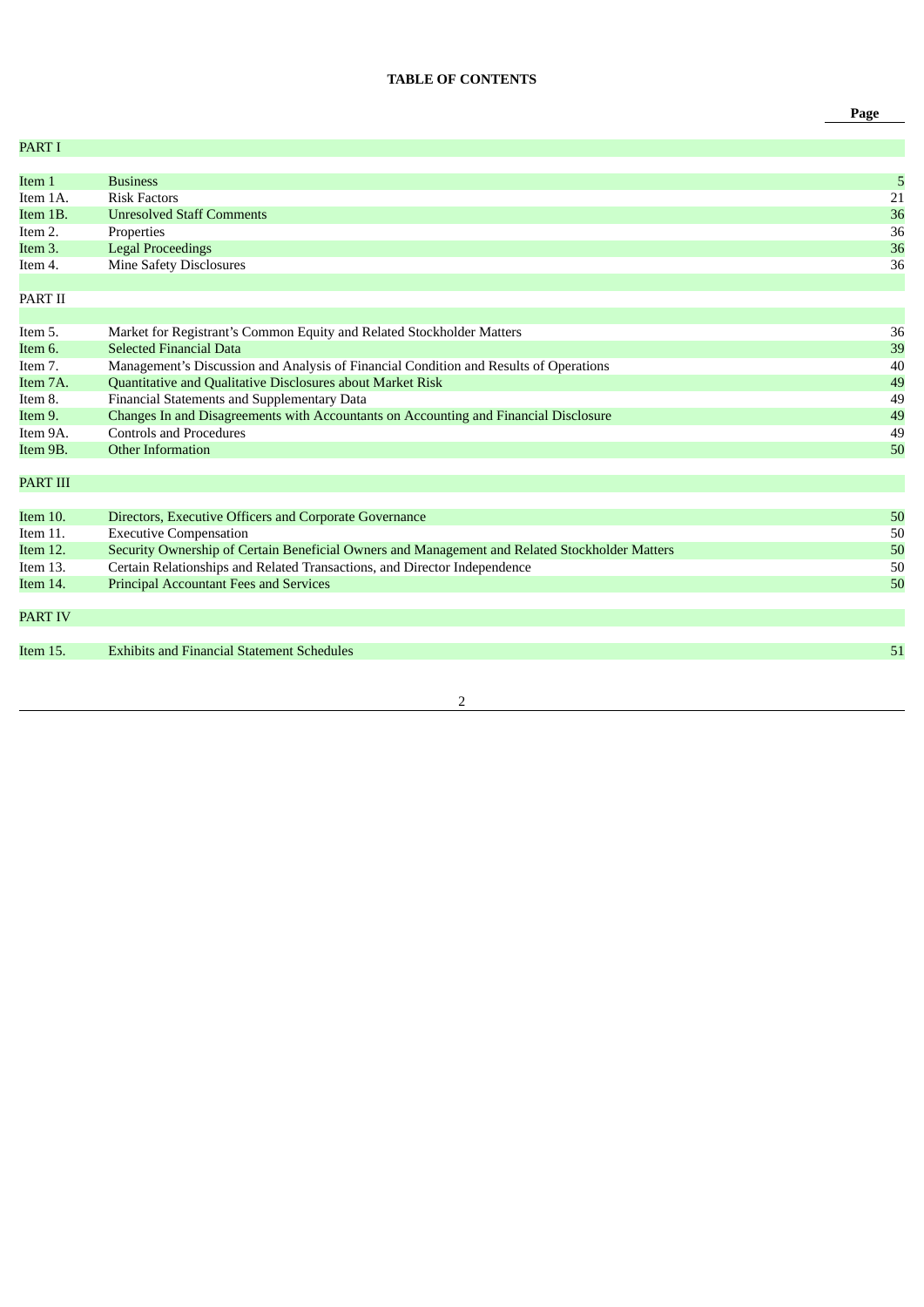**TABLE OF CONTENTS**

| | | Page |
|---|---|---|
| PART I | | |
| Item 1 | Business | 5 |
| Item 1A. | Risk Factors | 21 |
| Item 1B. | Unresolved Staff Comments | 36 |
| Item 2. | Properties | 36 |
| Item 3. | Legal Proceedings | 36 |
| Item 4. | Mine Safety Disclosures | 36 |
| PART II | | |
| Item 5. | Market for Registrant's Common Equity and Related Stockholder Matters | 36 |
| Item 6. | Selected Financial Data | 39 |
| Item 7. | Management's Discussion and Analysis of Financial Condition and Results of Operations | 40 |
| Item 7A. | Quantitative and Qualitative Disclosures about Market Risk | 49 |
| Item 8. | Financial Statements and Supplementary Data | 49 |
| Item 9. | Changes In and Disagreements with Accountants on Accounting and Financial Disclosure | 49 |
| Item 9A. | Controls and Procedures | 49 |
| Item 9B. | Other Information | 50 |
| PART III | | |
| Item 10. | Directors, Executive Officers and Corporate Governance | 50 |
| Item 11. | Executive Compensation | 50 |
| Item 12. | Security Ownership of Certain Beneficial Owners and Management and Related Stockholder Matters | 50 |
| Item 13. | Certain Relationships and Related Transactions, and Director Independence | 50 |
| Item 14. | Principal Accountant Fees and Services | 50 |
| PART IV | | |
| Item 15. | Exhibits and Financial Statement Schedules | 51 |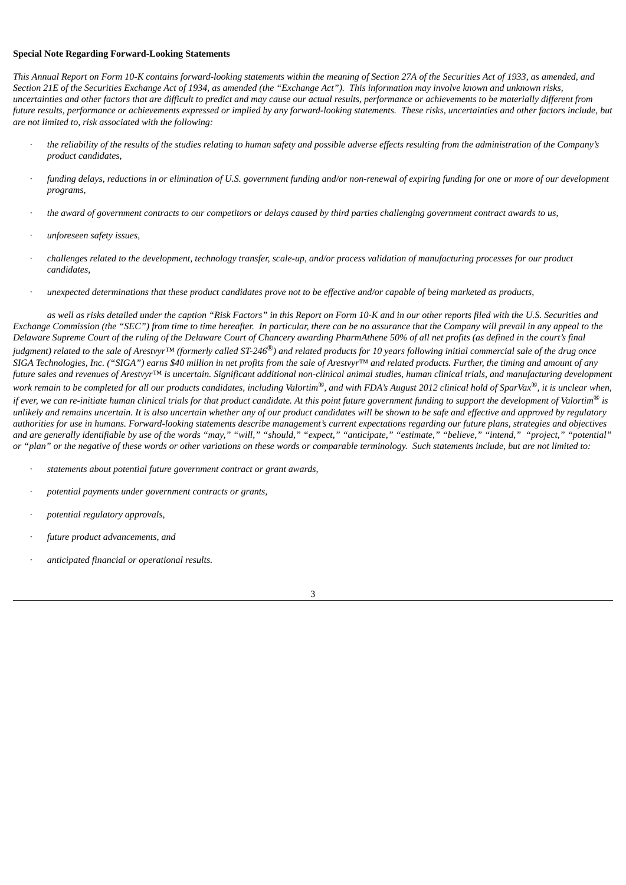**Special Note Regarding Forward-Looking Statements**

*This Annual Report on Form 10-K contains forward-looking statements within the meaning of Section 27A of the Securities Act of 1933, as amended, and Section 21E of the Securities Exchange Act of 1934, as amended (the "Exchange Act"). This information may involve known and unknown risks, uncertainties and other factors that are difficult to predict and may cause our actual results, performance or achievements to be materially different from future results, performance or achievements expressed or implied by any forward-looking statements. These risks, uncertainties and other factors include, but are not limited to, risk associated with the following:*

- *the reliability of the results of the studies relating to human safety and possible adverse effects resulting from the administration of the Company's product candidates,*
- *funding delays, reductions in or elimination of U.S. government funding and/or non-renewal of expiring funding for one or more of our development programs,*
- *the award of government contracts to our competitors or delays caused by third parties challenging government contract awards to us,*
- *unforeseen safety issues,*
- *challenges related to the development, technology transfer, scale-up, and/or process validation of manufacturing processes for our product candidates,*
- *unexpected determinations that these product candidates prove not to be effective and/or capable of being marketed as products,*

*as well as risks detailed under the caption "Risk Factors" in this Report on Form 10-K and in our other reports filed with the U.S. Securities and Exchange Commission (the "SEC") from time to time hereafter. In particular, there can be no assurance that the Company will prevail in any appeal to the Delaware Supreme Court of the ruling of the Delaware Court of Chancery awarding PharmAthene 50% of all net profits (as defined in the court's final judgment) related to the sale of Arestvyr™ (formerly called ST-246®) and related products for 10 years following initial commercial sale of the drug once SIGA Technologies, Inc. ("SIGA") earns $40 million in net profits from the sale of Arestvyr™ and related products. Further, the timing and amount of any future sales and revenues of Arestvyr™ is uncertain. Significant additional non-clinical animal studies, human clinical trials, and manufacturing development work remain to be completed for all our products candidates, including Valortim®, and with FDA's August 2012 clinical hold of SparVax®, it is unclear when, if ever, we can re-initiate human clinical trials for that product candidate. At this point future government funding to support the development of Valortim® is unlikely and remains uncertain. It is also uncertain whether any of our product candidates will be shown to be safe and effective and approved by regulatory authorities for use in humans. Forward-looking statements describe management's current expectations regarding our future plans, strategies and objectives and are generally identifiable by use of the words "may," "will," "should," "expect," "anticipate," "estimate," "believe," "intend," "project," "potential" or "plan" or the negative of these words or other variations on these words or comparable terminology. Such statements include, but are not limited to:*

- *statements about potential future government contract or grant awards,*
- *potential payments under government contracts or grants,*
- *potential regulatory approvals,*
- *future product advancements, and*
- *anticipated financial or operational results.*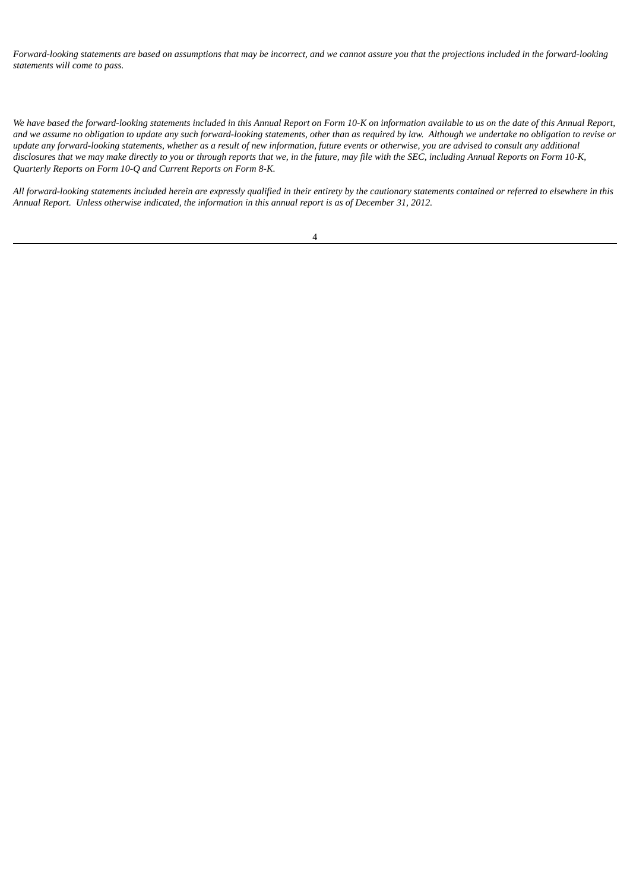*Forward-looking statements are based on assumptions that may be incorrect, and we cannot assure you that the projections included in the forward-looking statements will come to pass.*

*We have based the forward-looking statements included in this Annual Report on Form 10-K on information available to us on the date of this Annual Report, and we assume no obligation to update any such forward-looking statements, other than as required by law. Although we undertake no obligation to revise or update any forward-looking statements, whether as a result of new information, future events or otherwise, you are advised to consult any additional disclosures that we may make directly to you or through reports that we, in the future, may file with the SEC, including Annual Reports on Form 10-K, Quarterly Reports on Form 10-Q and Current Reports on Form 8-K.*

*All forward-looking statements included herein are expressly qualified in their entirety by the cautionary statements contained or referred to elsewhere in this Annual Report. Unless otherwise indicated, the information in this annual report is as of December 31, 2012.*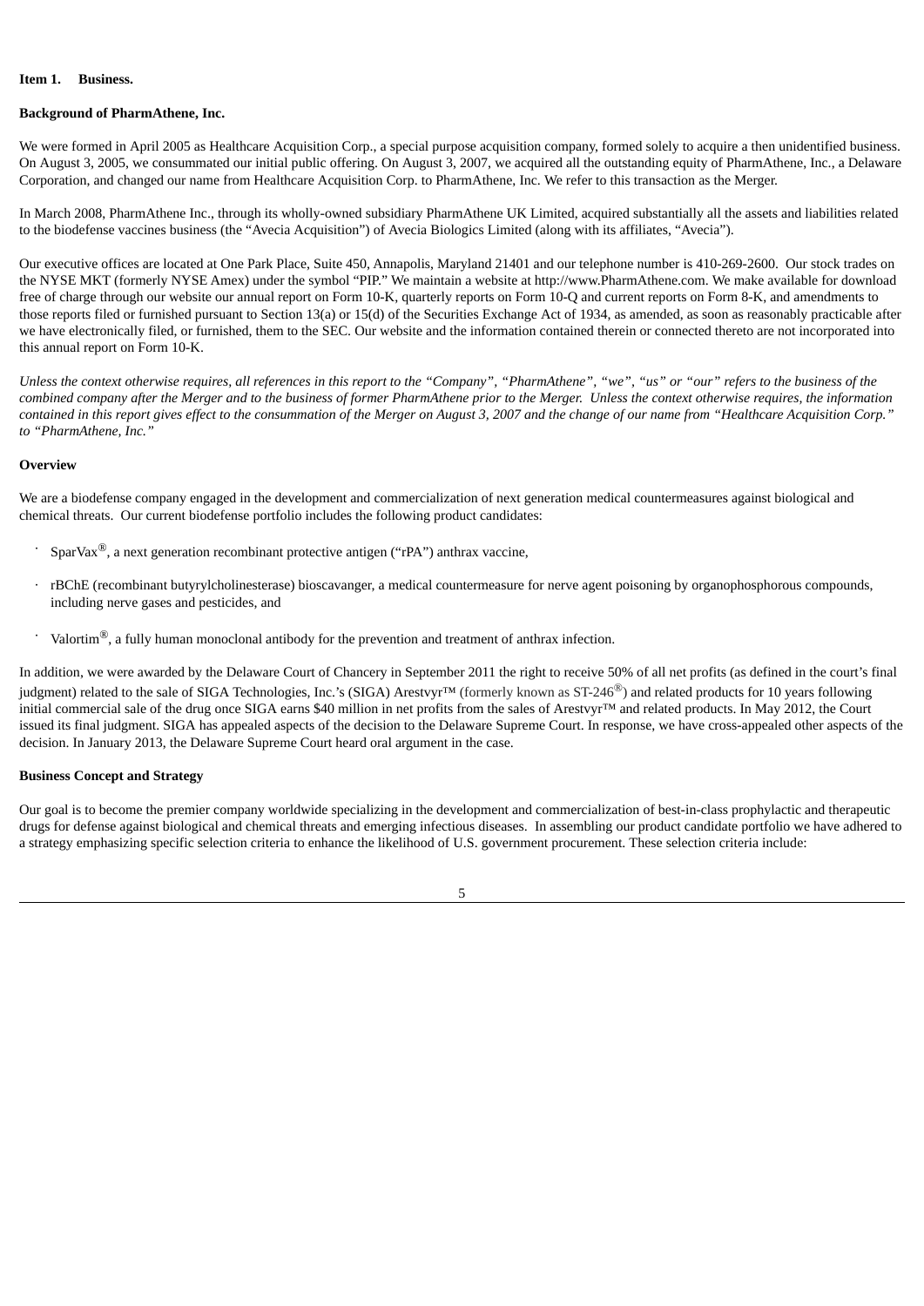**Item 1. Business.**

**Background of PharmAthene, Inc.**

We were formed in April 2005 as Healthcare Acquisition Corp., a special purpose acquisition company, formed solely to acquire a then unidentified business. On August 3, 2005, we consummated our initial public offering. On August 3, 2007, we acquired all the outstanding equity of PharmAthene, Inc., a Delaware Corporation, and changed our name from Healthcare Acquisition Corp. to PharmAthene, Inc. We refer to this transaction as the Merger.

In March 2008, PharmAthene Inc., through its wholly-owned subsidiary PharmAthene UK Limited, acquired substantially all the assets and liabilities related to the biodefense vaccines business (the "Avecia Acquisition") of Avecia Biologics Limited (along with its affiliates, "Avecia").

Our executive offices are located at One Park Place, Suite 450, Annapolis, Maryland 21401 and our telephone number is 410-269-2600. Our stock trades on the NYSE MKT (formerly NYSE Amex) under the symbol "PIP." We maintain a website at http://www.PharmAthene.com. We make available for download free of charge through our website our annual report on Form 10-K, quarterly reports on Form 10-Q and current reports on Form 8-K, and amendments to those reports filed or furnished pursuant to Section 13(a) or 15(d) of the Securities Exchange Act of 1934, as amended, as soon as reasonably practicable after we have electronically filed, or furnished, them to the SEC. Our website and the information contained therein or connected thereto are not incorporated into this annual report on Form 10-K.

*Unless the context otherwise requires, all references in this report to the "Company", "PharmAthene", "we", "us" or "our" refers to the business of the combined company after the Merger and to the business of former PharmAthene prior to the Merger. Unless the context otherwise requires, the information contained in this report gives effect to the consummation of the Merger on August 3, 2007 and the change of our name from "Healthcare Acquisition Corp." to "PharmAthene, Inc."*

**Overview**

We are a biodefense company engaged in the development and commercialization of next generation medical countermeasures against biological and chemical threats. Our current biodefense portfolio includes the following product candidates:

- SparVax®, a next generation recombinant protective antigen ("rPA") anthrax vaccine,
- rBChE (recombinant butyrylcholinesterase) bioscavanger, a medical countermeasure for nerve agent poisoning by organophosphorous compounds, including nerve gases and pesticides, and
- Valortim®, a fully human monoclonal antibody for the prevention and treatment of anthrax infection.

In addition, we were awarded by the Delaware Court of Chancery in September 2011 the right to receive 50% of all net profits (as defined in the court's final judgment) related to the sale of SIGA Technologies, Inc.'s (SIGA) Arestvyr™ (formerly known as ST-246®) and related products for 10 years following initial commercial sale of the drug once SIGA earns $40 million in net profits from the sales of Arestvyr™ and related products. In May 2012, the Court issued its final judgment. SIGA has appealed aspects of the decision to the Delaware Supreme Court. In response, we have cross-appealed other aspects of the decision. In January 2013, the Delaware Supreme Court heard oral argument in the case.

**Business Concept and Strategy**

Our goal is to become the premier company worldwide specializing in the development and commercialization of best-in-class prophylactic and therapeutic drugs for defense against biological and chemical threats and emerging infectious diseases. In assembling our product candidate portfolio we have adhered to a strategy emphasizing specific selection criteria to enhance the likelihood of U.S. government procurement. These selection criteria include: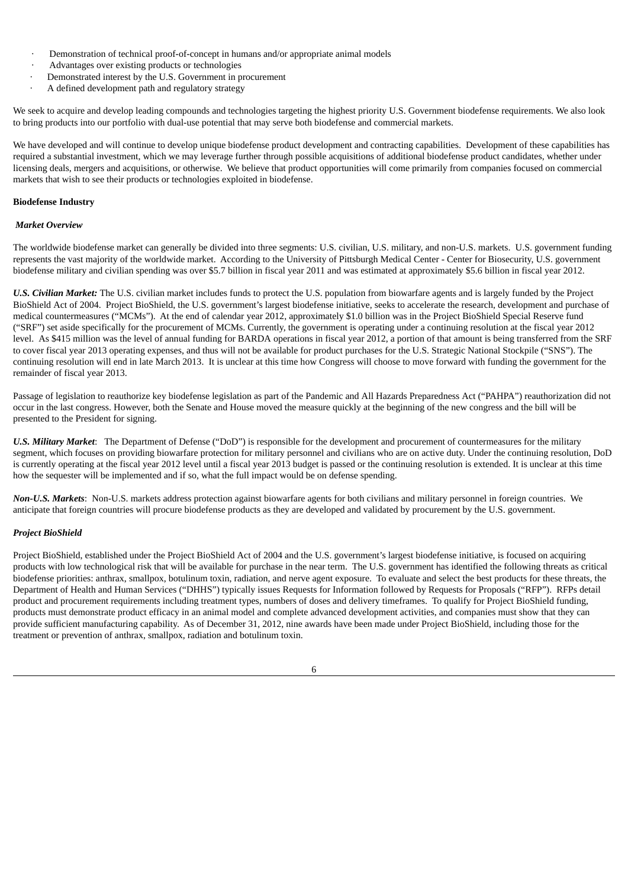- Demonstration of technical proof-of-concept in humans and/or appropriate animal models
- Advantages over existing products or technologies
- Demonstrated interest by the U.S. Government in procurement
- A defined development path and regulatory strategy

We seek to acquire and develop leading compounds and technologies targeting the highest priority U.S. Government biodefense requirements. We also look to bring products into our portfolio with dual-use potential that may serve both biodefense and commercial markets.

We have developed and will continue to develop unique biodefense product development and contracting capabilities. Development of these capabilities has required a substantial investment, which we may leverage further through possible acquisitions of additional biodefense product candidates, whether under licensing deals, mergers and acquisitions, or otherwise. We believe that product opportunities will come primarily from companies focused on commercial markets that wish to see their products or technologies exploited in biodefense.

**Biodefense Industry**

***Market Overview***

The worldwide biodefense market can generally be divided into three segments: U.S. civilian, U.S. military, and non-U.S. markets. U.S. government funding represents the vast majority of the worldwide market. According to the University of Pittsburgh Medical Center - Center for Biosecurity, U.S. government biodefense military and civilian spending was over $5.7 billion in fiscal year 2011 and was estimated at approximately $5.6 billion in fiscal year 2012.

***U.S. Civilian Market:*** The U.S. civilian market includes funds to protect the U.S. population from biowarfare agents and is largely funded by the Project BioShield Act of 2004. Project BioShield, the U.S. government's largest biodefense initiative, seeks to accelerate the research, development and purchase of medical countermeasures ("MCMs"). At the end of calendar year 2012, approximately $1.0 billion was in the Project BioShield Special Reserve fund ("SRF") set aside specifically for the procurement of MCMs. Currently, the government is operating under a continuing resolution at the fiscal year 2012 level. As $415 million was the level of annual funding for BARDA operations in fiscal year 2012, a portion of that amount is being transferred from the SRF to cover fiscal year 2013 operating expenses, and thus will not be available for product purchases for the U.S. Strategic National Stockpile ("SNS"). The continuing resolution will end in late March 2013. It is unclear at this time how Congress will choose to move forward with funding the government for the remainder of fiscal year 2013.

Passage of legislation to reauthorize key biodefense legislation as part of the Pandemic and All Hazards Preparedness Act ("PAHPA") reauthorization did not occur in the last congress. However, both the Senate and House moved the measure quickly at the beginning of the new congress and the bill will be presented to the President for signing.

***U.S. Military Market***: The Department of Defense ("DoD") is responsible for the development and procurement of countermeasures for the military segment, which focuses on providing biowarfare protection for military personnel and civilians who are on active duty. Under the continuing resolution, DoD is currently operating at the fiscal year 2012 level until a fiscal year 2013 budget is passed or the continuing resolution is extended. It is unclear at this time how the sequester will be implemented and if so, what the full impact would be on defense spending.

***Non-U.S. Markets***: Non-U.S. markets address protection against biowarfare agents for both civilians and military personnel in foreign countries. We anticipate that foreign countries will procure biodefense products as they are developed and validated by procurement by the U.S. government.

***Project BioShield***

Project BioShield, established under the Project BioShield Act of 2004 and the U.S. government's largest biodefense initiative, is focused on acquiring products with low technological risk that will be available for purchase in the near term. The U.S. government has identified the following threats as critical biodefense priorities: anthrax, smallpox, botulinum toxin, radiation, and nerve agent exposure. To evaluate and select the best products for these threats, the Department of Health and Human Services ("DHHS") typically issues Requests for Information followed by Requests for Proposals ("RFP"). RFPs detail product and procurement requirements including treatment types, numbers of doses and delivery timeframes. To qualify for Project BioShield funding, products must demonstrate product efficacy in an animal model and complete advanced development activities, and companies must show that they can provide sufficient manufacturing capability. As of December 31, 2012, nine awards have been made under Project BioShield, including those for the treatment or prevention of anthrax, smallpox, radiation and botulinum toxin.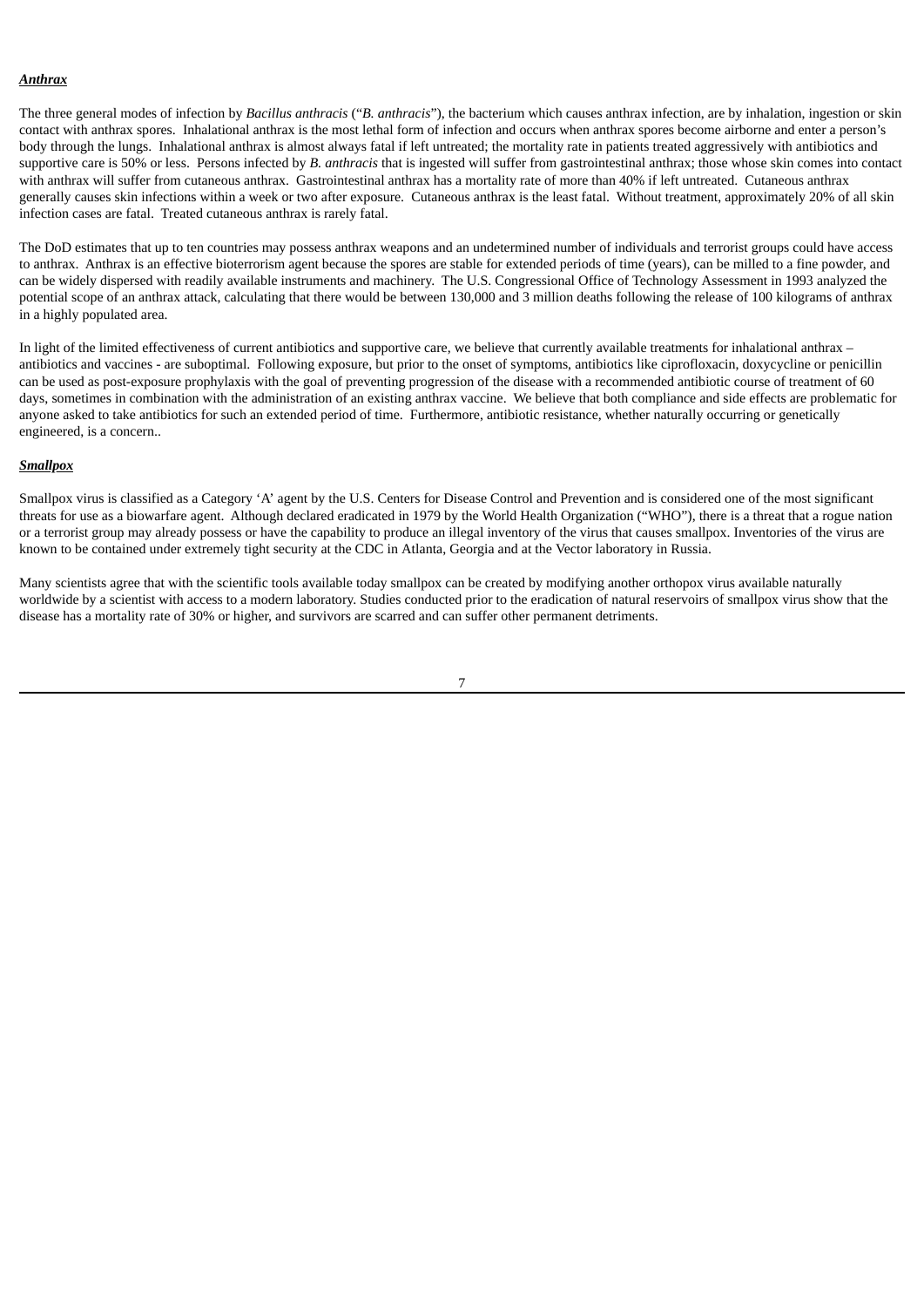***Anthrax***

The three general modes of infection by *Bacillus anthracis* ("*B. anthracis*"), the bacterium which causes anthrax infection, are by inhalation, ingestion or skin contact with anthrax spores. Inhalational anthrax is the most lethal form of infection and occurs when anthrax spores become airborne and enter a person's body through the lungs. Inhalational anthrax is almost always fatal if left untreated; the mortality rate in patients treated aggressively with antibiotics and supportive care is 50% or less. Persons infected by *B. anthracis* that is ingested will suffer from gastrointestinal anthrax; those whose skin comes into contact with anthrax will suffer from cutaneous anthrax. Gastrointestinal anthrax has a mortality rate of more than 40% if left untreated. Cutaneous anthrax generally causes skin infections within a week or two after exposure. Cutaneous anthrax is the least fatal. Without treatment, approximately 20% of all skin infection cases are fatal. Treated cutaneous anthrax is rarely fatal.

The DoD estimates that up to ten countries may possess anthrax weapons and an undetermined number of individuals and terrorist groups could have access to anthrax. Anthrax is an effective bioterrorism agent because the spores are stable for extended periods of time (years), can be milled to a fine powder, and can be widely dispersed with readily available instruments and machinery. The U.S. Congressional Office of Technology Assessment in 1993 analyzed the potential scope of an anthrax attack, calculating that there would be between 130,000 and 3 million deaths following the release of 100 kilograms of anthrax in a highly populated area.

In light of the limited effectiveness of current antibiotics and supportive care, we believe that currently available treatments for inhalational anthrax – antibiotics and vaccines - are suboptimal. Following exposure, but prior to the onset of symptoms, antibiotics like ciprofloxacin, doxycycline or penicillin can be used as post-exposure prophylaxis with the goal of preventing progression of the disease with a recommended antibiotic course of treatment of 60 days, sometimes in combination with the administration of an existing anthrax vaccine. We believe that both compliance and side effects are problematic for anyone asked to take antibiotics for such an extended period of time. Furthermore, antibiotic resistance, whether naturally occurring or genetically engineered, is a concern..

***Smallpox***

Smallpox virus is classified as a Category 'A' agent by the U.S. Centers for Disease Control and Prevention and is considered one of the most significant threats for use as a biowarfare agent. Although declared eradicated in 1979 by the World Health Organization ("WHO"), there is a threat that a rogue nation or a terrorist group may already possess or have the capability to produce an illegal inventory of the virus that causes smallpox. Inventories of the virus are known to be contained under extremely tight security at the CDC in Atlanta, Georgia and at the Vector laboratory in Russia.

Many scientists agree that with the scientific tools available today smallpox can be created by modifying another orthopox virus available naturally worldwide by a scientist with access to a modern laboratory. Studies conducted prior to the eradication of natural reservoirs of smallpox virus show that the disease has a mortality rate of 30% or higher, and survivors are scarred and can suffer other permanent detriments.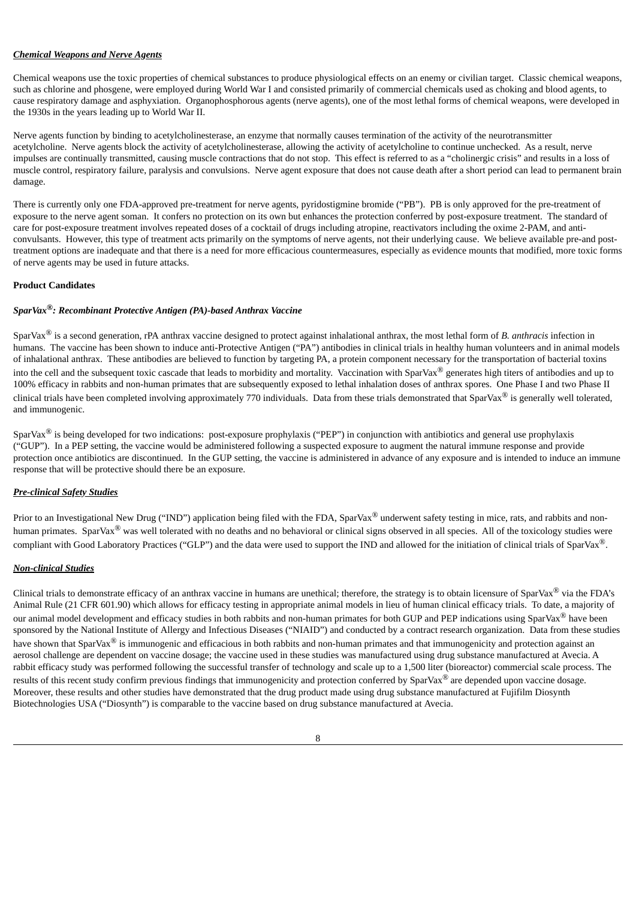***Chemical Weapons and Nerve Agents***

Chemical weapons use the toxic properties of chemical substances to produce physiological effects on an enemy or civilian target. Classic chemical weapons, such as chlorine and phosgene, were employed during World War I and consisted primarily of commercial chemicals used as choking and blood agents, to cause respiratory damage and asphyxiation. Organophosphorous agents (nerve agents), one of the most lethal forms of chemical weapons, were developed in the 1930s in the years leading up to World War II.

Nerve agents function by binding to acetylcholinesterase, an enzyme that normally causes termination of the activity of the neurotransmitter acetylcholine. Nerve agents block the activity of acetylcholinesterase, allowing the activity of acetylcholine to continue unchecked. As a result, nerve impulses are continually transmitted, causing muscle contractions that do not stop. This effect is referred to as a "cholinergic crisis" and results in a loss of muscle control, respiratory failure, paralysis and convulsions. Nerve agent exposure that does not cause death after a short period can lead to permanent brain damage.

There is currently only one FDA-approved pre-treatment for nerve agents, pyridostigmine bromide ("PB"). PB is only approved for the pre-treatment of exposure to the nerve agent soman. It confers no protection on its own but enhances the protection conferred by post-exposure treatment. The standard of care for post-exposure treatment involves repeated doses of a cocktail of drugs including atropine, reactivators including the oxime 2-PAM, and anti-convulsants. However, this type of treatment acts primarily on the symptoms of nerve agents, not their underlying cause. We believe available pre-and post-treatment options are inadequate and that there is a need for more efficacious countermeasures, especially as evidence mounts that modified, more toxic forms of nerve agents may be used in future attacks.

**Product Candidates**

***SparVax®: Recombinant Protective Antigen (PA)-based Anthrax Vaccine***

SparVax® is a second generation, rPA anthrax vaccine designed to protect against inhalational anthrax, the most lethal form of *B. anthracis* infection in humans. The vaccine has been shown to induce anti-Protective Antigen ("PA") antibodies in clinical trials in healthy human volunteers and in animal models of inhalational anthrax. These antibodies are believed to function by targeting PA, a protein component necessary for the transportation of bacterial toxins into the cell and the subsequent toxic cascade that leads to morbidity and mortality. Vaccination with SparVax® generates high titers of antibodies and up to 100% efficacy in rabbits and non-human primates that are subsequently exposed to lethal inhalation doses of anthrax spores. One Phase I and two Phase II clinical trials have been completed involving approximately 770 individuals. Data from these trials demonstrated that SparVax® is generally well tolerated, and immunogenic.

SparVax® is being developed for two indications: post-exposure prophylaxis ("PEP") in conjunction with antibiotics and general use prophylaxis ("GUP"). In a PEP setting, the vaccine would be administered following a suspected exposure to augment the natural immune response and provide protection once antibiotics are discontinued. In the GUP setting, the vaccine is administered in advance of any exposure and is intended to induce an immune response that will be protective should there be an exposure.

***Pre-clinical Safety Studies***

Prior to an Investigational New Drug ("IND") application being filed with the FDA, SparVax® underwent safety testing in mice, rats, and rabbits and non-human primates. SparVax® was well tolerated with no deaths and no behavioral or clinical signs observed in all species. All of the toxicology studies were compliant with Good Laboratory Practices ("GLP") and the data were used to support the IND and allowed for the initiation of clinical trials of SparVax®.

***Non-clinical Studies***

Clinical trials to demonstrate efficacy of an anthrax vaccine in humans are unethical; therefore, the strategy is to obtain licensure of SparVax® via the FDA's Animal Rule (21 CFR 601.90) which allows for efficacy testing in appropriate animal models in lieu of human clinical efficacy trials. To date, a majority of our animal model development and efficacy studies in both rabbits and non-human primates for both GUP and PEP indications using SparVax® have been sponsored by the National Institute of Allergy and Infectious Diseases ("NIAID") and conducted by a contract research organization. Data from these studies have shown that SparVax® is immunogenic and efficacious in both rabbits and non-human primates and that immunogenicity and protection against an aerosol challenge are dependent on vaccine dosage; the vaccine used in these studies was manufactured using drug substance manufactured at Avecia. A rabbit efficacy study was performed following the successful transfer of technology and scale up to a 1,500 liter (bioreactor) commercial scale process. The results of this recent study confirm previous findings that immunogenicity and protection conferred by SparVax® are depended upon vaccine dosage. Moreover, these results and other studies have demonstrated that the drug product made using drug substance manufactured at Fujifilm Diosynth Biotechnologies USA ("Diosynth") is comparable to the vaccine based on drug substance manufactured at Avecia.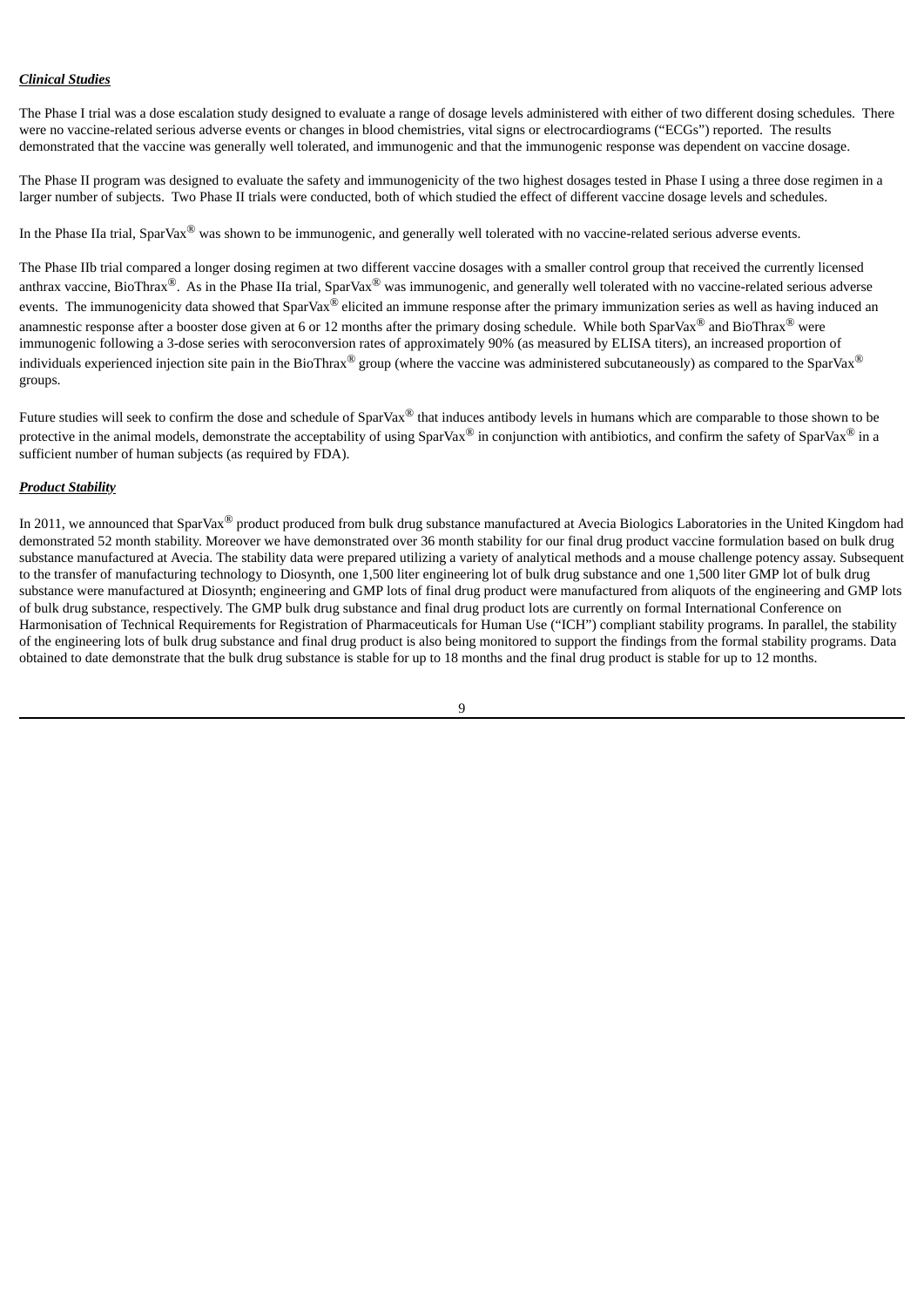***Clinical Studies***

The Phase I trial was a dose escalation study designed to evaluate a range of dosage levels administered with either of two different dosing schedules. There were no vaccine-related serious adverse events or changes in blood chemistries, vital signs or electrocardiograms (“ECGs”) reported. The results demonstrated that the vaccine was generally well tolerated, and immunogenic and that the immunogenic response was dependent on vaccine dosage.

The Phase II program was designed to evaluate the safety and immunogenicity of the two highest dosages tested in Phase I using a three dose regimen in a larger number of subjects. Two Phase II trials were conducted, both of which studied the effect of different vaccine dosage levels and schedules.

In the Phase IIa trial, SparVax® was shown to be immunogenic, and generally well tolerated with no vaccine-related serious adverse events.

The Phase IIb trial compared a longer dosing regimen at two different vaccine dosages with a smaller control group that received the currently licensed anthrax vaccine, BioThrax®. As in the Phase IIa trial, SparVax® was immunogenic, and generally well tolerated with no vaccine-related serious adverse events. The immunogenicity data showed that SparVax® elicited an immune response after the primary immunization series as well as having induced an anamnestic response after a booster dose given at 6 or 12 months after the primary dosing schedule. While both SparVax® and BioThrax® were immunogenic following a 3-dose series with seroconversion rates of approximately 90% (as measured by ELISA titers), an increased proportion of individuals experienced injection site pain in the BioThrax® group (where the vaccine was administered subcutaneously) as compared to the SparVax® groups.

Future studies will seek to confirm the dose and schedule of SparVax® that induces antibody levels in humans which are comparable to those shown to be protective in the animal models, demonstrate the acceptability of using SparVax® in conjunction with antibiotics, and confirm the safety of SparVax® in a sufficient number of human subjects (as required by FDA).

***Product Stability***

In 2011, we announced that SparVax® product produced from bulk drug substance manufactured at Avecia Biologics Laboratories in the United Kingdom had demonstrated 52 month stability. Moreover we have demonstrated over 36 month stability for our final drug product vaccine formulation based on bulk drug substance manufactured at Avecia. The stability data were prepared utilizing a variety of analytical methods and a mouse challenge potency assay. Subsequent to the transfer of manufacturing technology to Diosynth, one 1,500 liter engineering lot of bulk drug substance and one 1,500 liter GMP lot of bulk drug substance were manufactured at Diosynth; engineering and GMP lots of final drug product were manufactured from aliquots of the engineering and GMP lots of bulk drug substance, respectively. The GMP bulk drug substance and final drug product lots are currently on formal International Conference on Harmonisation of Technical Requirements for Registration of Pharmaceuticals for Human Use (“ICH”) compliant stability programs. In parallel, the stability of the engineering lots of bulk drug substance and final drug product is also being monitored to support the findings from the formal stability programs. Data obtained to date demonstrate that the bulk drug substance is stable for up to 18 months and the final drug product is stable for up to 12 months.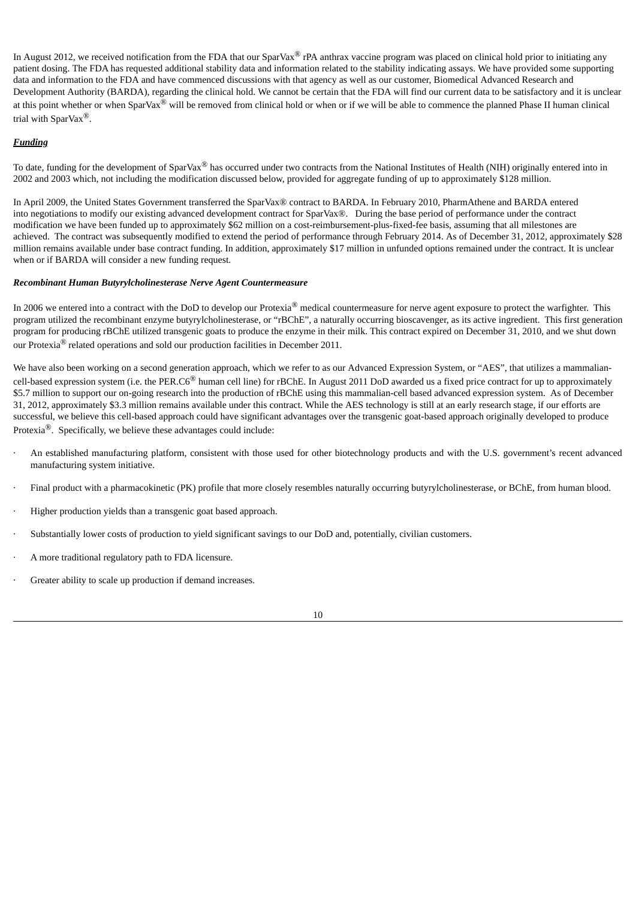In August 2012, we received notification from the FDA that our SparVax® rPA anthrax vaccine program was placed on clinical hold prior to initiating any patient dosing. The FDA has requested additional stability data and information related to the stability indicating assays. We have provided some supporting data and information to the FDA and have commenced discussions with that agency as well as our customer, Biomedical Advanced Research and Development Authority (BARDA), regarding the clinical hold. We cannot be certain that the FDA will find our current data to be satisfactory and it is unclear at this point whether or when SparVax® will be removed from clinical hold or when or if we will be able to commence the planned Phase II human clinical trial with SparVax®.

***Funding***

To date, funding for the development of SparVax® has occurred under two contracts from the National Institutes of Health (NIH) originally entered into in 2002 and 2003 which, not including the modification discussed below, provided for aggregate funding of up to approximately $128 million.

In April 2009, the United States Government transferred the SparVax® contract to BARDA. In February 2010, PharmAthene and BARDA entered into negotiations to modify our existing advanced development contract for SparVax®. During the base period of performance under the contract modification we have been funded up to approximately $62 million on a cost-reimbursement-plus-fixed-fee basis, assuming that all milestones are achieved. The contract was subsequently modified to extend the period of performance through February 2014. As of December 31, 2012, approximately $28 million remains available under base contract funding. In addition, approximately $17 million in unfunded options remained under the contract. It is unclear when or if BARDA will consider a new funding request.

***Recombinant Human Butyrylcholinesterase Nerve Agent Countermeasure***

In 2006 we entered into a contract with the DoD to develop our Protexia® medical countermeasure for nerve agent exposure to protect the warfighter. This program utilized the recombinant enzyme butyrylcholinesterase, or "rBChE", a naturally occurring bioscavenger, as its active ingredient. This first generation program for producing rBChE utilized transgenic goats to produce the enzyme in their milk. This contract expired on December 31, 2010, and we shut down our Protexia® related operations and sold our production facilities in December 2011.

We have also been working on a second generation approach, which we refer to as our Advanced Expression System, or "AES", that utilizes a mammalian-cell-based expression system (i.e. the PER.C6® human cell line) for rBChE. In August 2011 DoD awarded us a fixed price contract for up to approximately $5.7 million to support our on-going research into the production of rBChE using this mammalian-cell based advanced expression system. As of December 31, 2012, approximately $3.3 million remains available under this contract. While the AES technology is still at an early research stage, if our efforts are successful, we believe this cell-based approach could have significant advantages over the transgenic goat-based approach originally developed to produce Protexia®. Specifically, we believe these advantages could include:

- An established manufacturing platform, consistent with those used for other biotechnology products and with the U.S. government's recent advanced manufacturing system initiative.
- Final product with a pharmacokinetic (PK) profile that more closely resembles naturally occurring butyrylcholinesterase, or BChE, from human blood.
- Higher production yields than a transgenic goat based approach.
- Substantially lower costs of production to yield significant savings to our DoD and, potentially, civilian customers.
- A more traditional regulatory path to FDA licensure.
- Greater ability to scale up production if demand increases.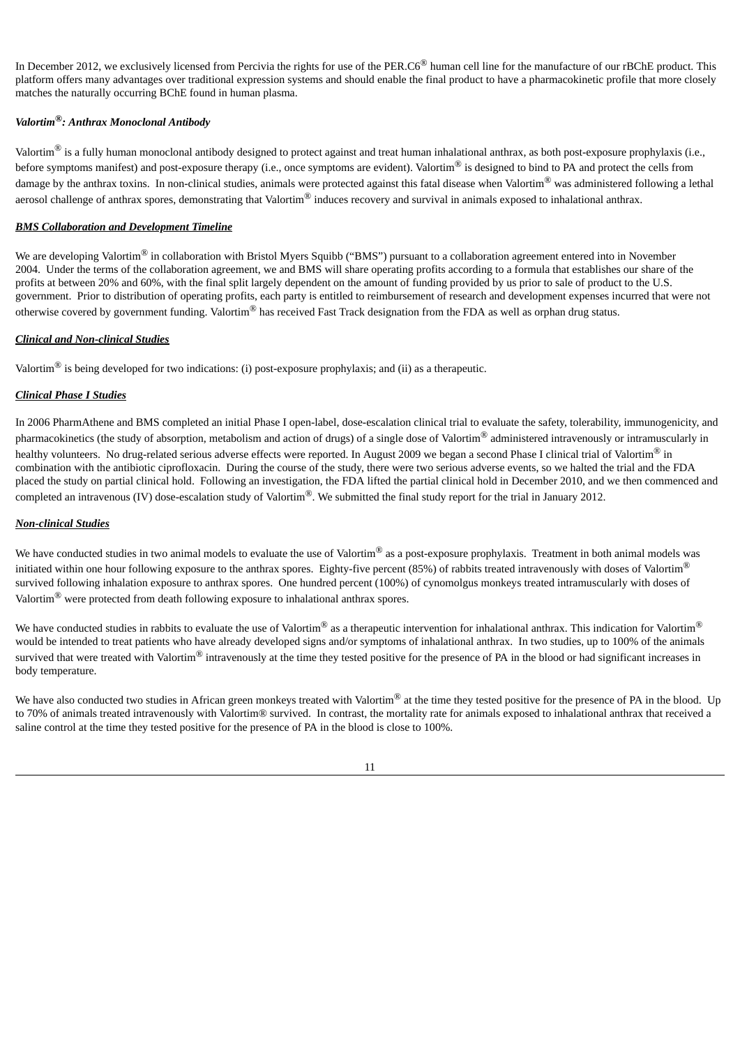In December 2012, we exclusively licensed from Percivia the rights for use of the PER.C6® human cell line for the manufacture of our rBChE product. This platform offers many advantages over traditional expression systems and should enable the final product to have a pharmacokinetic profile that more closely matches the naturally occurring BChE found in human plasma.

***Valortim®: Anthrax Monoclonal Antibody***

Valortim® is a fully human monoclonal antibody designed to protect against and treat human inhalational anthrax, as both post-exposure prophylaxis (i.e., before symptoms manifest) and post-exposure therapy (i.e., once symptoms are evident). Valortim® is designed to bind to PA and protect the cells from damage by the anthrax toxins. In non-clinical studies, animals were protected against this fatal disease when Valortim® was administered following a lethal aerosol challenge of anthrax spores, demonstrating that Valortim® induces recovery and survival in animals exposed to inhalational anthrax.

***BMS Collaboration and Development Timeline***

We are developing Valortim® in collaboration with Bristol Myers Squibb ("BMS") pursuant to a collaboration agreement entered into in November 2004. Under the terms of the collaboration agreement, we and BMS will share operating profits according to a formula that establishes our share of the profits at between 20% and 60%, with the final split largely dependent on the amount of funding provided by us prior to sale of product to the U.S. government. Prior to distribution of operating profits, each party is entitled to reimbursement of research and development expenses incurred that were not otherwise covered by government funding. Valortim® has received Fast Track designation from the FDA as well as orphan drug status.

***Clinical and Non-clinical Studies***

Valortim® is being developed for two indications: (i) post-exposure prophylaxis; and (ii) as a therapeutic.

***Clinical Phase I Studies***

In 2006 PharmAthene and BMS completed an initial Phase I open-label, dose-escalation clinical trial to evaluate the safety, tolerability, immunogenicity, and pharmacokinetics (the study of absorption, metabolism and action of drugs) of a single dose of Valortim® administered intravenously or intramuscularly in healthy volunteers. No drug-related serious adverse effects were reported. In August 2009 we began a second Phase I clinical trial of Valortim® in combination with the antibiotic ciprofloxacin. During the course of the study, there were two serious adverse events, so we halted the trial and the FDA placed the study on partial clinical hold. Following an investigation, the FDA lifted the partial clinical hold in December 2010, and we then commenced and completed an intravenous (IV) dose-escalation study of Valortim®. We submitted the final study report for the trial in January 2012.

***Non-clinical Studies***

We have conducted studies in two animal models to evaluate the use of Valortim® as a post-exposure prophylaxis. Treatment in both animal models was initiated within one hour following exposure to the anthrax spores. Eighty-five percent (85%) of rabbits treated intravenously with doses of Valortim® survived following inhalation exposure to anthrax spores. One hundred percent (100%) of cynomolgus monkeys treated intramuscularly with doses of Valortim® were protected from death following exposure to inhalational anthrax spores.

We have conducted studies in rabbits to evaluate the use of Valortim® as a therapeutic intervention for inhalational anthrax. This indication for Valortim® would be intended to treat patients who have already developed signs and/or symptoms of inhalational anthrax. In two studies, up to 100% of the animals survived that were treated with Valortim® intravenously at the time they tested positive for the presence of PA in the blood or had significant increases in body temperature.

We have also conducted two studies in African green monkeys treated with Valortim® at the time they tested positive for the presence of PA in the blood. Up to 70% of animals treated intravenously with Valortim® survived. In contrast, the mortality rate for animals exposed to inhalational anthrax that received a saline control at the time they tested positive for the presence of PA in the blood is close to 100%.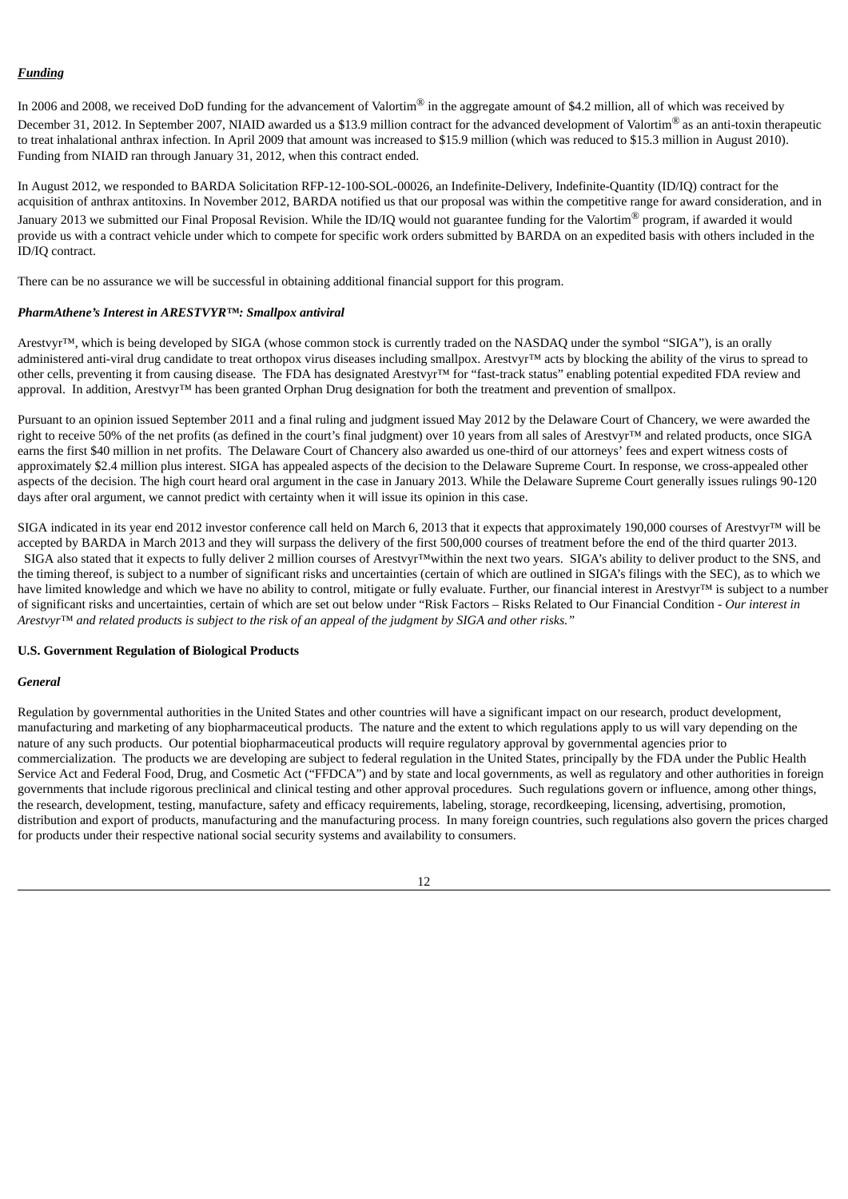***Funding***

In 2006 and 2008, we received DoD funding for the advancement of Valortim® in the aggregate amount of $4.2 million, all of which was received by December 31, 2012. In September 2007, NIAID awarded us a $13.9 million contract for the advanced development of Valortim® as an anti-toxin therapeutic to treat inhalational anthrax infection. In April 2009 that amount was increased to $15.9 million (which was reduced to $15.3 million in August 2010). Funding from NIAID ran through January 31, 2012, when this contract ended.

In August 2012, we responded to BARDA Solicitation RFP-12-100-SOL-00026, an Indefinite-Delivery, Indefinite-Quantity (ID/IQ) contract for the acquisition of anthrax antitoxins. In November 2012, BARDA notified us that our proposal was within the competitive range for award consideration, and in January 2013 we submitted our Final Proposal Revision. While the ID/IQ would not guarantee funding for the Valortim® program, if awarded it would provide us with a contract vehicle under which to compete for specific work orders submitted by BARDA on an expedited basis with others included in the ID/IQ contract.

There can be no assurance we will be successful in obtaining additional financial support for this program.

***PharmAthene's Interest in ARESTVYR™: Smallpox antiviral***

Arestvyr™, which is being developed by SIGA (whose common stock is currently traded on the NASDAQ under the symbol "SIGA"), is an orally administered anti-viral drug candidate to treat orthopox virus diseases including smallpox. Arestvyr™ acts by blocking the ability of the virus to spread to other cells, preventing it from causing disease. The FDA has designated Arestvyr™ for "fast-track status" enabling potential expedited FDA review and approval. In addition, Arestvyr™ has been granted Orphan Drug designation for both the treatment and prevention of smallpox.

Pursuant to an opinion issued September 2011 and a final ruling and judgment issued May 2012 by the Delaware Court of Chancery, we were awarded the right to receive 50% of the net profits (as defined in the court's final judgment) over 10 years from all sales of Arestvyr™ and related products, once SIGA earns the first $40 million in net profits. The Delaware Court of Chancery also awarded us one-third of our attorneys' fees and expert witness costs of approximately $2.4 million plus interest. SIGA has appealed aspects of the decision to the Delaware Supreme Court. In response, we cross-appealed other aspects of the decision. The high court heard oral argument in the case in January 2013. While the Delaware Supreme Court generally issues rulings 90-120 days after oral argument, we cannot predict with certainty when it will issue its opinion in this case.

SIGA indicated in its year end 2012 investor conference call held on March 6, 2013 that it expects that approximately 190,000 courses of Arestvyr™ will be accepted by BARDA in March 2013 and they will surpass the delivery of the first 500,000 courses of treatment before the end of the third quarter 2013. SIGA also stated that it expects to fully deliver 2 million courses of Arestvyr™within the next two years. SIGA's ability to deliver product to the SNS, and the timing thereof, is subject to a number of significant risks and uncertainties (certain of which are outlined in SIGA's filings with the SEC), as to which we have limited knowledge and which we have no ability to control, mitigate or fully evaluate. Further, our financial interest in Arestvyr™ is subject to a number of significant risks and uncertainties, certain of which are set out below under "Risk Factors – Risks Related to Our Financial Condition - *Our interest in Arestvyr™ and related products is subject to the risk of an appeal of the judgment by SIGA and other risks."*

**U.S. Government Regulation of Biological Products**

***General***

Regulation by governmental authorities in the United States and other countries will have a significant impact on our research, product development, manufacturing and marketing of any biopharmaceutical products. The nature and the extent to which regulations apply to us will vary depending on the nature of any such products. Our potential biopharmaceutical products will require regulatory approval by governmental agencies prior to commercialization. The products we are developing are subject to federal regulation in the United States, principally by the FDA under the Public Health Service Act and Federal Food, Drug, and Cosmetic Act ("FFDCA") and by state and local governments, as well as regulatory and other authorities in foreign governments that include rigorous preclinical and clinical testing and other approval procedures. Such regulations govern or influence, among other things, the research, development, testing, manufacture, safety and efficacy requirements, labeling, storage, recordkeeping, licensing, advertising, promotion, distribution and export of products, manufacturing and the manufacturing process. In many foreign countries, such regulations also govern the prices charged for products under their respective national social security systems and availability to consumers.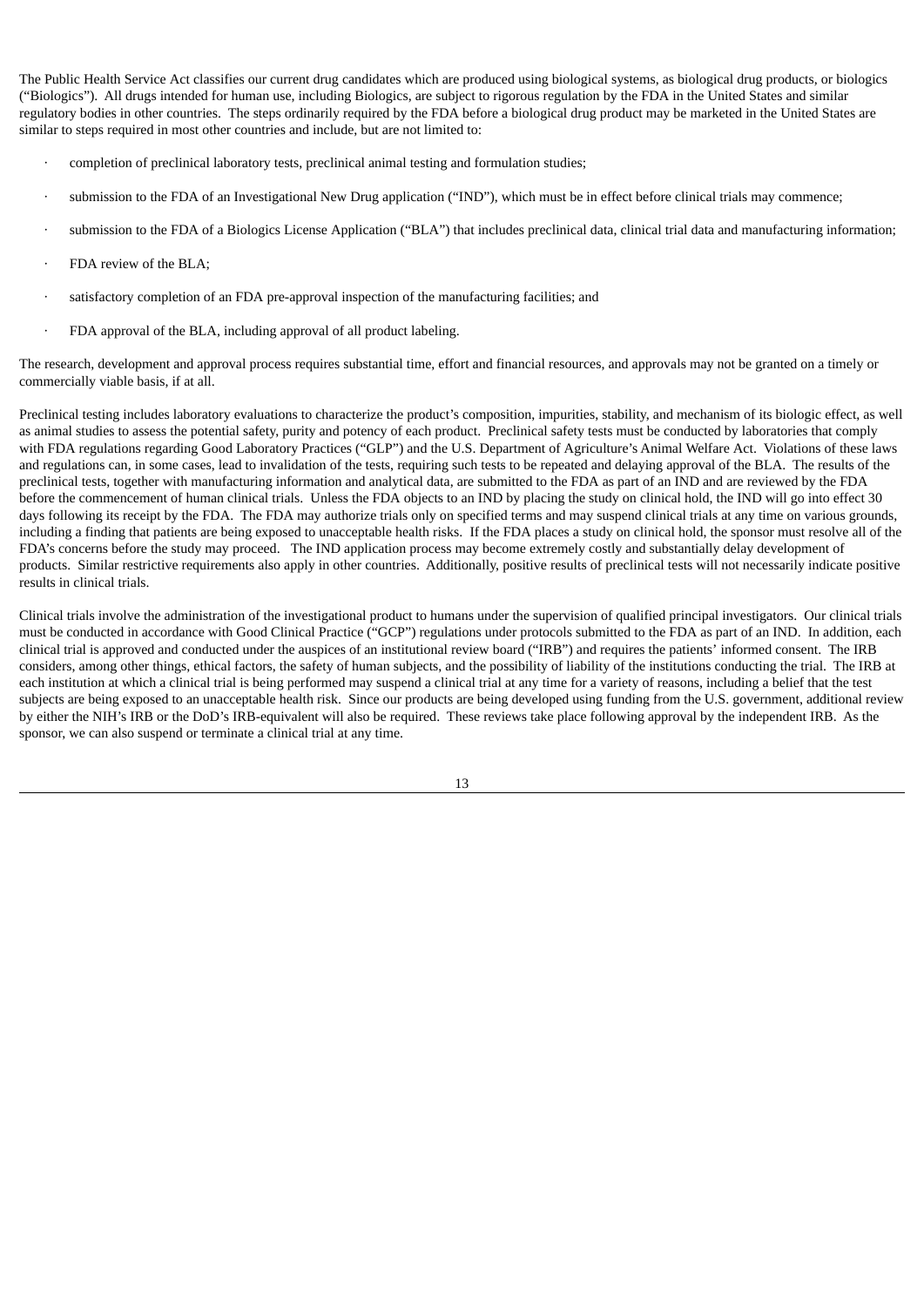The Public Health Service Act classifies our current drug candidates which are produced using biological systems, as biological drug products, or biologics ("Biologics"). All drugs intended for human use, including Biologics, are subject to rigorous regulation by the FDA in the United States and similar regulatory bodies in other countries. The steps ordinarily required by the FDA before a biological drug product may be marketed in the United States are similar to steps required in most other countries and include, but are not limited to:

- completion of preclinical laboratory tests, preclinical animal testing and formulation studies;
- submission to the FDA of an Investigational New Drug application ("IND"), which must be in effect before clinical trials may commence;
- submission to the FDA of a Biologics License Application ("BLA") that includes preclinical data, clinical trial data and manufacturing information;
- FDA review of the BLA;
- satisfactory completion of an FDA pre-approval inspection of the manufacturing facilities; and
- FDA approval of the BLA, including approval of all product labeling.

The research, development and approval process requires substantial time, effort and financial resources, and approvals may not be granted on a timely or commercially viable basis, if at all.

Preclinical testing includes laboratory evaluations to characterize the product's composition, impurities, stability, and mechanism of its biologic effect, as well as animal studies to assess the potential safety, purity and potency of each product. Preclinical safety tests must be conducted by laboratories that comply with FDA regulations regarding Good Laboratory Practices ("GLP") and the U.S. Department of Agriculture's Animal Welfare Act. Violations of these laws and regulations can, in some cases, lead to invalidation of the tests, requiring such tests to be repeated and delaying approval of the BLA. The results of the preclinical tests, together with manufacturing information and analytical data, are submitted to the FDA as part of an IND and are reviewed by the FDA before the commencement of human clinical trials. Unless the FDA objects to an IND by placing the study on clinical hold, the IND will go into effect 30 days following its receipt by the FDA. The FDA may authorize trials only on specified terms and may suspend clinical trials at any time on various grounds, including a finding that patients are being exposed to unacceptable health risks. If the FDA places a study on clinical hold, the sponsor must resolve all of the FDA's concerns before the study may proceed. The IND application process may become extremely costly and substantially delay development of products. Similar restrictive requirements also apply in other countries. Additionally, positive results of preclinical tests will not necessarily indicate positive results in clinical trials.

Clinical trials involve the administration of the investigational product to humans under the supervision of qualified principal investigators. Our clinical trials must be conducted in accordance with Good Clinical Practice ("GCP") regulations under protocols submitted to the FDA as part of an IND. In addition, each clinical trial is approved and conducted under the auspices of an institutional review board ("IRB") and requires the patients' informed consent. The IRB considers, among other things, ethical factors, the safety of human subjects, and the possibility of liability of the institutions conducting the trial. The IRB at each institution at which a clinical trial is being performed may suspend a clinical trial at any time for a variety of reasons, including a belief that the test subjects are being exposed to an unacceptable health risk. Since our products are being developed using funding from the U.S. government, additional review by either the NIH's IRB or the DoD's IRB-equivalent will also be required. These reviews take place following approval by the independent IRB. As the sponsor, we can also suspend or terminate a clinical trial at any time.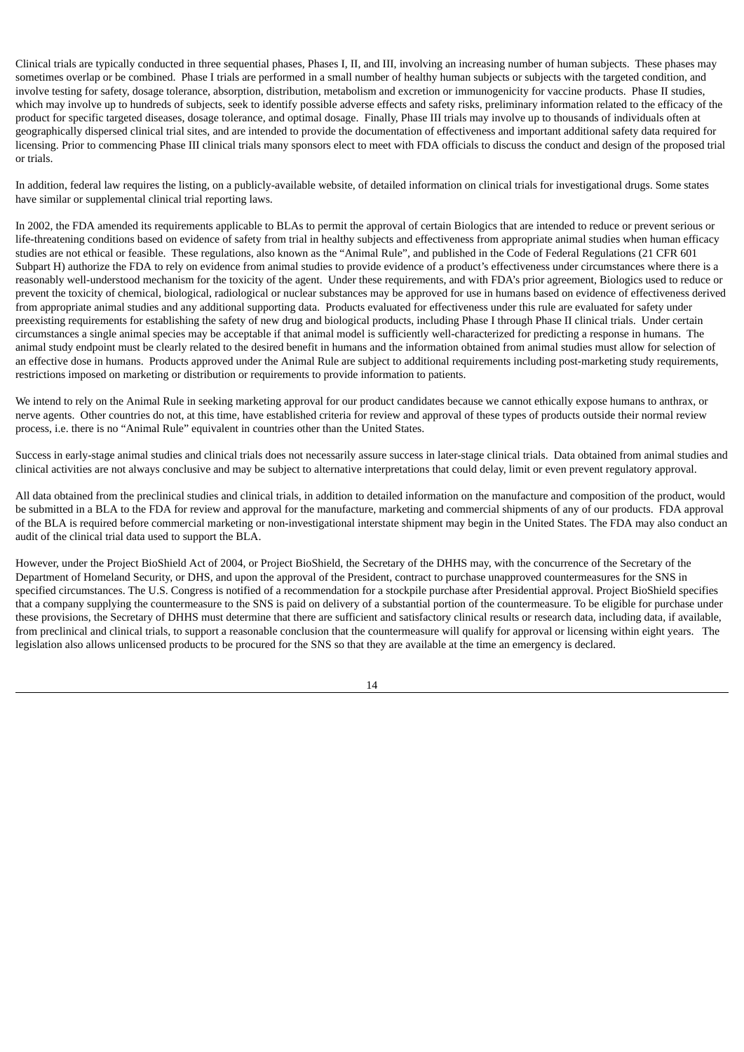Clinical trials are typically conducted in three sequential phases, Phases I, II, and III, involving an increasing number of human subjects. These phases may sometimes overlap or be combined. Phase I trials are performed in a small number of healthy human subjects or subjects with the targeted condition, and involve testing for safety, dosage tolerance, absorption, distribution, metabolism and excretion or immunogenicity for vaccine products. Phase II studies, which may involve up to hundreds of subjects, seek to identify possible adverse effects and safety risks, preliminary information related to the efficacy of the product for specific targeted diseases, dosage tolerance, and optimal dosage. Finally, Phase III trials may involve up to thousands of individuals often at geographically dispersed clinical trial sites, and are intended to provide the documentation of effectiveness and important additional safety data required for licensing. Prior to commencing Phase III clinical trials many sponsors elect to meet with FDA officials to discuss the conduct and design of the proposed trial or trials.

In addition, federal law requires the listing, on a publicly-available website, of detailed information on clinical trials for investigational drugs. Some states have similar or supplemental clinical trial reporting laws.

In 2002, the FDA amended its requirements applicable to BLAs to permit the approval of certain Biologics that are intended to reduce or prevent serious or life-threatening conditions based on evidence of safety from trial in healthy subjects and effectiveness from appropriate animal studies when human efficacy studies are not ethical or feasible. These regulations, also known as the "Animal Rule", and published in the Code of Federal Regulations (21 CFR 601 Subpart H) authorize the FDA to rely on evidence from animal studies to provide evidence of a product's effectiveness under circumstances where there is a reasonably well-understood mechanism for the toxicity of the agent. Under these requirements, and with FDA's prior agreement, Biologics used to reduce or prevent the toxicity of chemical, biological, radiological or nuclear substances may be approved for use in humans based on evidence of effectiveness derived from appropriate animal studies and any additional supporting data. Products evaluated for effectiveness under this rule are evaluated for safety under preexisting requirements for establishing the safety of new drug and biological products, including Phase I through Phase II clinical trials. Under certain circumstances a single animal species may be acceptable if that animal model is sufficiently well-characterized for predicting a response in humans. The animal study endpoint must be clearly related to the desired benefit in humans and the information obtained from animal studies must allow for selection of an effective dose in humans. Products approved under the Animal Rule are subject to additional requirements including post-marketing study requirements, restrictions imposed on marketing or distribution or requirements to provide information to patients.

We intend to rely on the Animal Rule in seeking marketing approval for our product candidates because we cannot ethically expose humans to anthrax, or nerve agents. Other countries do not, at this time, have established criteria for review and approval of these types of products outside their normal review process, i.e. there is no "Animal Rule" equivalent in countries other than the United States.

Success in early-stage animal studies and clinical trials does not necessarily assure success in later-stage clinical trials. Data obtained from animal studies and clinical activities are not always conclusive and may be subject to alternative interpretations that could delay, limit or even prevent regulatory approval.

All data obtained from the preclinical studies and clinical trials, in addition to detailed information on the manufacture and composition of the product, would be submitted in a BLA to the FDA for review and approval for the manufacture, marketing and commercial shipments of any of our products. FDA approval of the BLA is required before commercial marketing or non-investigational interstate shipment may begin in the United States. The FDA may also conduct an audit of the clinical trial data used to support the BLA.

However, under the Project BioShield Act of 2004, or Project BioShield, the Secretary of the DHHS may, with the concurrence of the Secretary of the Department of Homeland Security, or DHS, and upon the approval of the President, contract to purchase unapproved countermeasures for the SNS in specified circumstances. The U.S. Congress is notified of a recommendation for a stockpile purchase after Presidential approval. Project BioShield specifies that a company supplying the countermeasure to the SNS is paid on delivery of a substantial portion of the countermeasure. To be eligible for purchase under these provisions, the Secretary of DHHS must determine that there are sufficient and satisfactory clinical results or research data, including data, if available, from preclinical and clinical trials, to support a reasonable conclusion that the countermeasure will qualify for approval or licensing within eight years. The legislation also allows unlicensed products to be procured for the SNS so that they are available at the time an emergency is declared.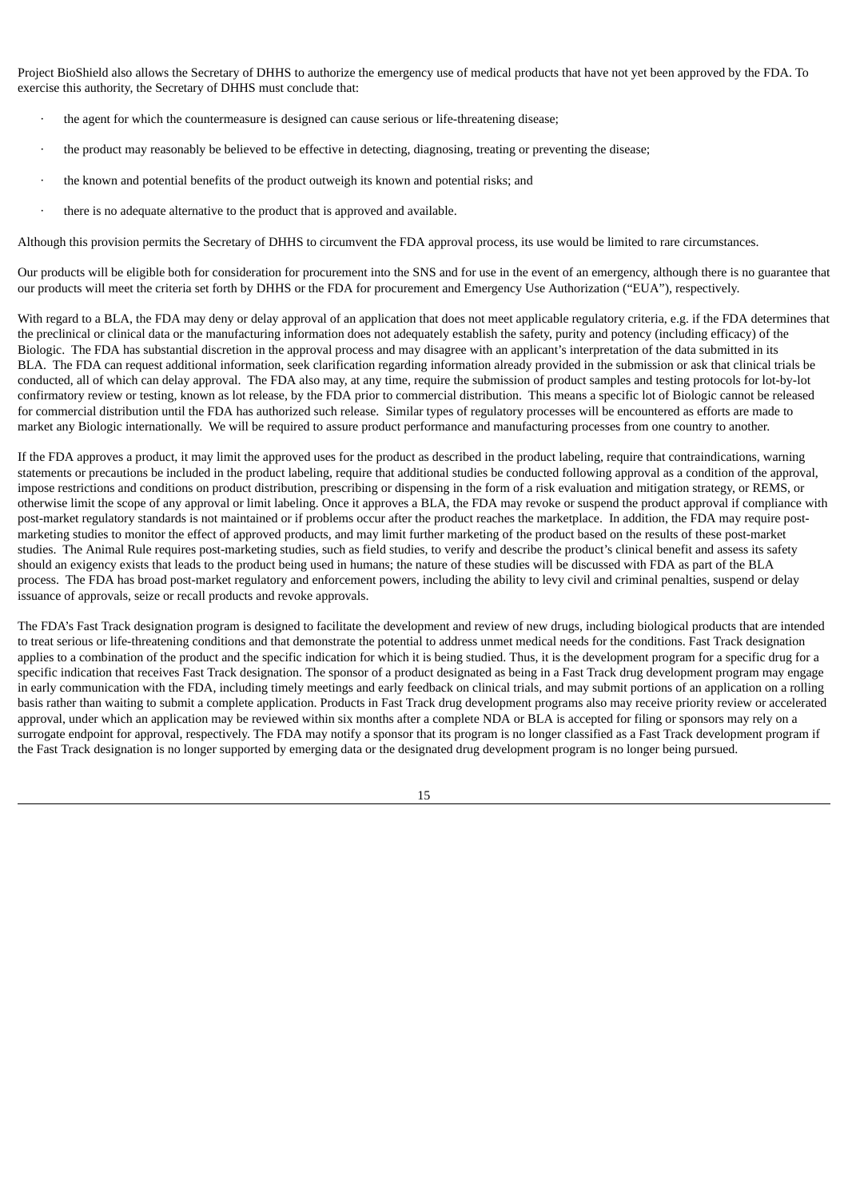Project BioShield also allows the Secretary of DHHS to authorize the emergency use of medical products that have not yet been approved by the FDA. To exercise this authority, the Secretary of DHHS must conclude that:

- the agent for which the countermeasure is designed can cause serious or life-threatening disease;
- the product may reasonably be believed to be effective in detecting, diagnosing, treating or preventing the disease;
- the known and potential benefits of the product outweigh its known and potential risks; and
- there is no adequate alternative to the product that is approved and available.

Although this provision permits the Secretary of DHHS to circumvent the FDA approval process, its use would be limited to rare circumstances.

Our products will be eligible both for consideration for procurement into the SNS and for use in the event of an emergency, although there is no guarantee that our products will meet the criteria set forth by DHHS or the FDA for procurement and Emergency Use Authorization ("EUA"), respectively.

With regard to a BLA, the FDA may deny or delay approval of an application that does not meet applicable regulatory criteria, e.g. if the FDA determines that the preclinical or clinical data or the manufacturing information does not adequately establish the safety, purity and potency (including efficacy) of the Biologic. The FDA has substantial discretion in the approval process and may disagree with an applicant's interpretation of the data submitted in its BLA. The FDA can request additional information, seek clarification regarding information already provided in the submission or ask that clinical trials be conducted, all of which can delay approval. The FDA also may, at any time, require the submission of product samples and testing protocols for lot-by-lot confirmatory review or testing, known as lot release, by the FDA prior to commercial distribution. This means a specific lot of Biologic cannot be released for commercial distribution until the FDA has authorized such release. Similar types of regulatory processes will be encountered as efforts are made to market any Biologic internationally. We will be required to assure product performance and manufacturing processes from one country to another.

If the FDA approves a product, it may limit the approved uses for the product as described in the product labeling, require that contraindications, warning statements or precautions be included in the product labeling, require that additional studies be conducted following approval as a condition of the approval, impose restrictions and conditions on product distribution, prescribing or dispensing in the form of a risk evaluation and mitigation strategy, or REMS, or otherwise limit the scope of any approval or limit labeling. Once it approves a BLA, the FDA may revoke or suspend the product approval if compliance with post-market regulatory standards is not maintained or if problems occur after the product reaches the marketplace. In addition, the FDA may require post-marketing studies to monitor the effect of approved products, and may limit further marketing of the product based on the results of these post-market studies. The Animal Rule requires post-marketing studies, such as field studies, to verify and describe the product's clinical benefit and assess its safety should an exigency exists that leads to the product being used in humans; the nature of these studies will be discussed with FDA as part of the BLA process. The FDA has broad post-market regulatory and enforcement powers, including the ability to levy civil and criminal penalties, suspend or delay issuance of approvals, seize or recall products and revoke approvals.

The FDA's Fast Track designation program is designed to facilitate the development and review of new drugs, including biological products that are intended to treat serious or life-threatening conditions and that demonstrate the potential to address unmet medical needs for the conditions. Fast Track designation applies to a combination of the product and the specific indication for which it is being studied. Thus, it is the development program for a specific drug for a specific indication that receives Fast Track designation. The sponsor of a product designated as being in a Fast Track drug development program may engage in early communication with the FDA, including timely meetings and early feedback on clinical trials, and may submit portions of an application on a rolling basis rather than waiting to submit a complete application. Products in Fast Track drug development programs also may receive priority review or accelerated approval, under which an application may be reviewed within six months after a complete NDA or BLA is accepted for filing or sponsors may rely on a surrogate endpoint for approval, respectively. The FDA may notify a sponsor that its program is no longer classified as a Fast Track development program if the Fast Track designation is no longer supported by emerging data or the designated drug development program is no longer being pursued.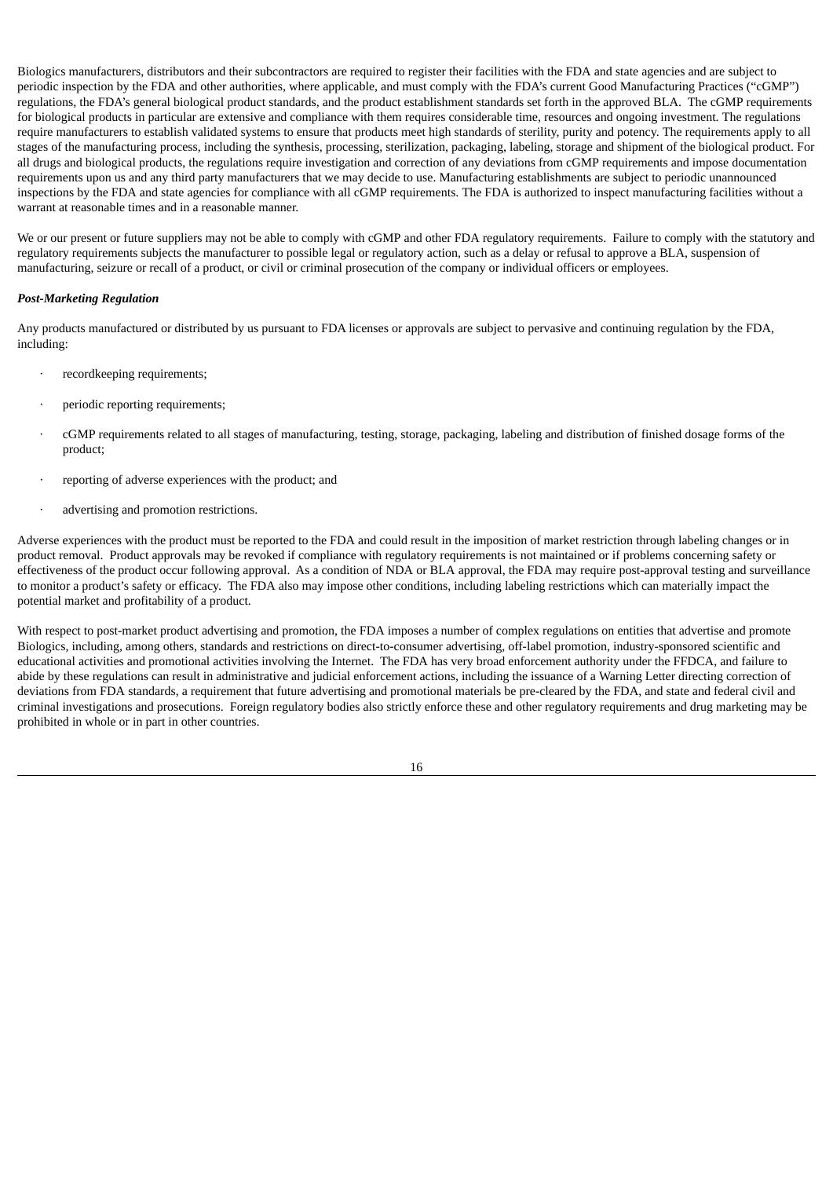Biologics manufacturers, distributors and their subcontractors are required to register their facilities with the FDA and state agencies and are subject to periodic inspection by the FDA and other authorities, where applicable, and must comply with the FDA's current Good Manufacturing Practices ("cGMP") regulations, the FDA's general biological product standards, and the product establishment standards set forth in the approved BLA.  The cGMP requirements for biological products in particular are extensive and compliance with them requires considerable time, resources and ongoing investment. The regulations require manufacturers to establish validated systems to ensure that products meet high standards of sterility, purity and potency. The requirements apply to all stages of the manufacturing process, including the synthesis, processing, sterilization, packaging, labeling, storage and shipment of the biological product. For all drugs and biological products, the regulations require investigation and correction of any deviations from cGMP requirements and impose documentation requirements upon us and any third party manufacturers that we may decide to use. Manufacturing establishments are subject to periodic unannounced inspections by the FDA and state agencies for compliance with all cGMP requirements. The FDA is authorized to inspect manufacturing facilities without a warrant at reasonable times and in a reasonable manner.

We or our present or future suppliers may not be able to comply with cGMP and other FDA regulatory requirements.  Failure to comply with the statutory and regulatory requirements subjects the manufacturer to possible legal or regulatory action, such as a delay or refusal to approve a BLA, suspension of manufacturing, seizure or recall of a product, or civil or criminal prosecution of the company or individual officers or employees.

***Post-Marketing Regulation***

Any products manufactured or distributed by us pursuant to FDA licenses or approvals are subject to pervasive and continuing regulation by the FDA, including:

- recordkeeping requirements;
- periodic reporting requirements;
- cGMP requirements related to all stages of manufacturing, testing, storage, packaging, labeling and distribution of finished dosage forms of the product;
- reporting of adverse experiences with the product; and
- advertising and promotion restrictions.

Adverse experiences with the product must be reported to the FDA and could result in the imposition of market restriction through labeling changes or in product removal.  Product approvals may be revoked if compliance with regulatory requirements is not maintained or if problems concerning safety or effectiveness of the product occur following approval.  As a condition of NDA or BLA approval, the FDA may require post-approval testing and surveillance to monitor a product's safety or efficacy.  The FDA also may impose other conditions, including labeling restrictions which can materially impact the potential market and profitability of a product.

With respect to post-market product advertising and promotion, the FDA imposes a number of complex regulations on entities that advertise and promote Biologics, including, among others, standards and restrictions on direct-to-consumer advertising, off-label promotion, industry-sponsored scientific and educational activities and promotional activities involving the Internet.  The FDA has very broad enforcement authority under the FFDCA, and failure to abide by these regulations can result in administrative and judicial enforcement actions, including the issuance of a Warning Letter directing correction of deviations from FDA standards, a requirement that future advertising and promotional materials be pre-cleared by the FDA, and state and federal civil and criminal investigations and prosecutions.  Foreign regulatory bodies also strictly enforce these and other regulatory requirements and drug marketing may be prohibited in whole or in part in other countries.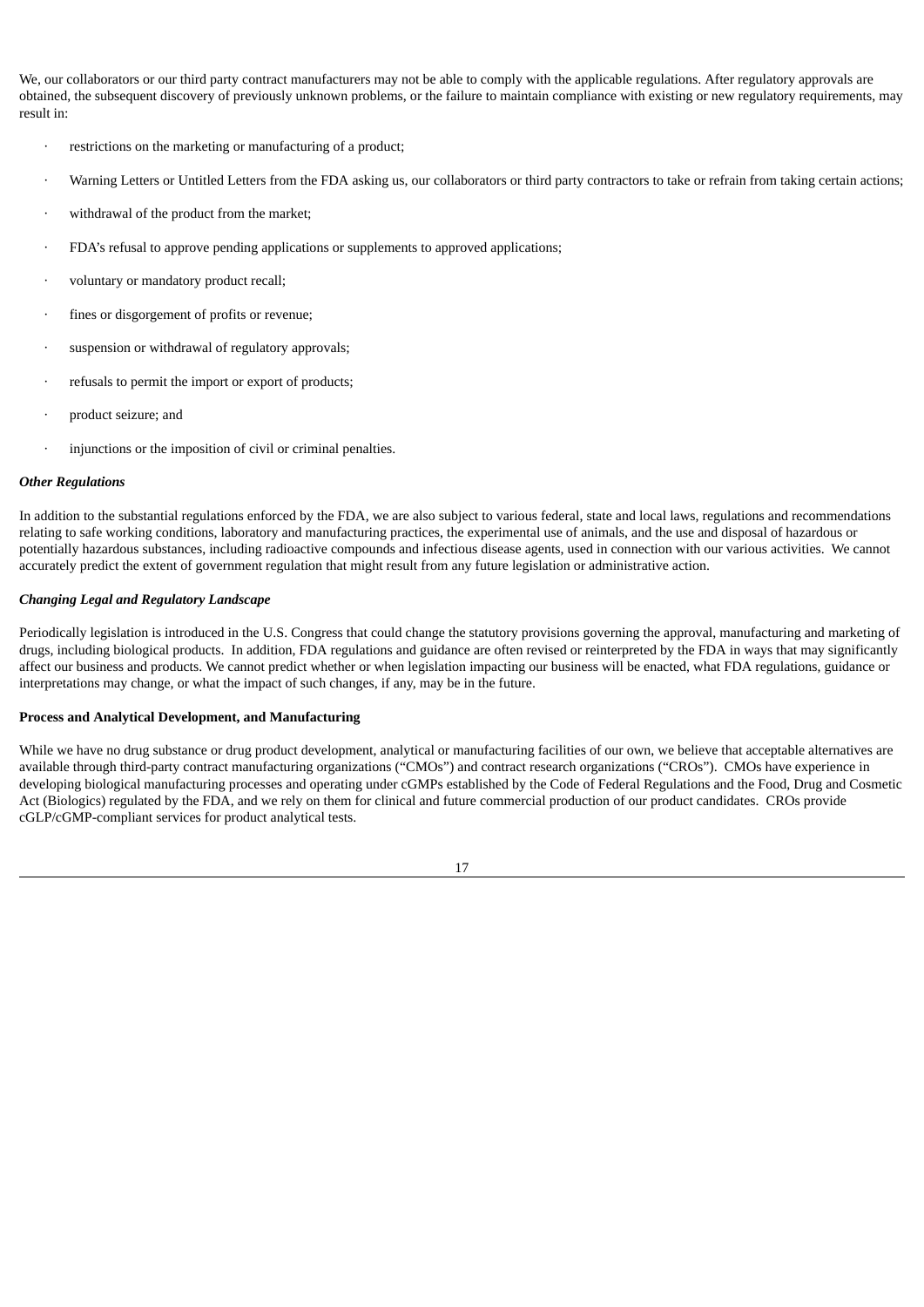We, our collaborators or our third party contract manufacturers may not be able to comply with the applicable regulations. After regulatory approvals are obtained, the subsequent discovery of previously unknown problems, or the failure to maintain compliance with existing or new regulatory requirements, may result in:

- restrictions on the marketing or manufacturing of a product;
- Warning Letters or Untitled Letters from the FDA asking us, our collaborators or third party contractors to take or refrain from taking certain actions;
- withdrawal of the product from the market;
- FDA's refusal to approve pending applications or supplements to approved applications;
- voluntary or mandatory product recall;
- fines or disgorgement of profits or revenue;
- suspension or withdrawal of regulatory approvals;
- refusals to permit the import or export of products;
- product seizure; and
- injunctions or the imposition of civil or criminal penalties.

***Other Regulations***

In addition to the substantial regulations enforced by the FDA, we are also subject to various federal, state and local laws, regulations and recommendations relating to safe working conditions, laboratory and manufacturing practices, the experimental use of animals, and the use and disposal of hazardous or potentially hazardous substances, including radioactive compounds and infectious disease agents, used in connection with our various activities. We cannot accurately predict the extent of government regulation that might result from any future legislation or administrative action.

***Changing Legal and Regulatory Landscape***

Periodically legislation is introduced in the U.S. Congress that could change the statutory provisions governing the approval, manufacturing and marketing of drugs, including biological products. In addition, FDA regulations and guidance are often revised or reinterpreted by the FDA in ways that may significantly affect our business and products. We cannot predict whether or when legislation impacting our business will be enacted, what FDA regulations, guidance or interpretations may change, or what the impact of such changes, if any, may be in the future.

**Process and Analytical Development, and Manufacturing**

While we have no drug substance or drug product development, analytical or manufacturing facilities of our own, we believe that acceptable alternatives are available through third-party contract manufacturing organizations ("CMOs") and contract research organizations ("CROs"). CMOs have experience in developing biological manufacturing processes and operating under cGMPs established by the Code of Federal Regulations and the Food, Drug and Cosmetic Act (Biologics) regulated by the FDA, and we rely on them for clinical and future commercial production of our product candidates. CROs provide cGLP/cGMP-compliant services for product analytical tests.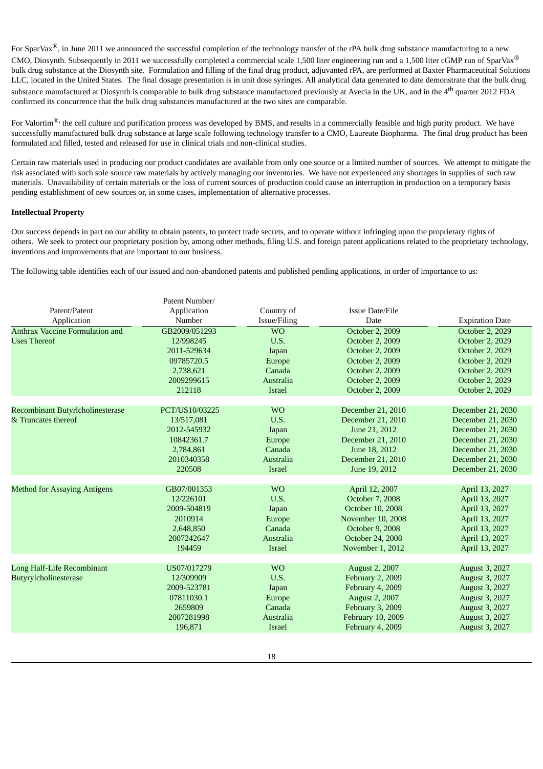For SparVax®, in June 2011 we announced the successful completion of the technology transfer of the rPA bulk drug substance manufacturing to a new CMO, Diosynth. Subsequently in 2011 we successfully completed a commercial scale 1,500 liter engineering run and a 1,500 liter cGMP run of SparVax® bulk drug substance at the Diosynth site. Formulation and filling of the final drug product, adjuvanted rPA, are performed at Baxter Pharmaceutical Solutions LLC, located in the United States. The final dosage presentation is in unit dose syringes. All analytical data generated to date demonstrate that the bulk drug substance manufactured at Diosynth is comparable to bulk drug substance manufactured previously at Avecia in the UK, and in the 4th quarter 2012 FDA confirmed its concurrence that the bulk drug substances manufactured at the two sites are comparable.

For Valortim®, the cell culture and purification process was developed by BMS, and results in a commercially feasible and high purity product. We have successfully manufactured bulk drug substance at large scale following technology transfer to a CMO, Laureate Biopharma. The final drug product has been formulated and filled, tested and released for use in clinical trials and non-clinical studies.

Certain raw materials used in producing our product candidates are available from only one source or a limited number of sources. We attempt to mitigate the risk associated with such sole source raw materials by actively managing our inventories. We have not experienced any shortages in supplies of such raw materials. Unavailability of certain materials or the loss of current sources of production could cause an interruption in production on a temporary basis pending establishment of new sources or, in some cases, implementation of alternative processes.

**Intellectual Property**

Our success depends in part on our ability to obtain patents, to protect trade secrets, and to operate without infringing upon the proprietary rights of others. We seek to protect our proprietary position by, among other methods, filing U.S. and foreign patent applications related to the proprietary technology, inventions and improvements that are important to our business.

The following table identifies each of our issued and non-abandoned patents and published pending applications, in order of importance to us:

| Patent/Patent Application | Patent Number/ Application Number | Country of Issue/Filing | Issue Date/File Date | Expiration Date |
|---|---|---|---|---|
| Anthrax Vaccine Formulation and Uses Thereof | GB2009/051293 | WO | October 2, 2009 | October 2, 2029 |
| | 12/998245 | U.S. | October 2, 2009 | October 2, 2029 |
| | 2011-529634 | Japan | October 2, 2009 | October 2, 2029 |
| | 09785720.5 | Europe | October 2, 2009 | October 2, 2029 |
| | 2,738,621 | Canada | October 2, 2009 | October 2, 2029 |
| | 2009299615 | Australia | October 2, 2009 | October 2, 2029 |
| | 212118 | Israel | October 2, 2009 | October 2, 2029 |
| Recombinant Butyrlcholinesterase & Truncates thereof | PCT/US10/03225 | WO | December 21, 2010 | December 21, 2030 |
| | 13/517,081 | U.S. | December 21, 2010 | December 21, 2030 |
| | 2012-545932 | Japan | June 21, 2012 | December 21, 2030 |
| | 10842361.7 | Europe | December 21, 2010 | December 21, 2030 |
| | 2,784,861 | Canada | June 18, 2012 | December 21, 2030 |
| | 2010340358 | Australia | December 21, 2010 | December 21, 2030 |
| | 220508 | Israel | June 19, 2012 | December 21, 2030 |
| Method for Assaying Antigens | GB07/001353 | WO | April 12, 2007 | April 13, 2027 |
| | 12/226101 | U.S. | October 7, 2008 | April 13, 2027 |
| | 2009-504819 | Japan | October 10, 2008 | April 13, 2027 |
| | 2010914 | Europe | November 10, 2008 | April 13, 2027 |
| | 2,648,850 | Canada | October 9, 2008 | April 13, 2027 |
| | 2007242647 | Australia | October 24, 2008 | April 13, 2027 |
| | 194459 | Israel | November 1, 2012 | April 13, 2027 |
| Long Half-Life Recombinant Butyrylcholinesterase | US07/017279 | WO | August 2, 2007 | August 3, 2027 |
| | 12/309909 | U.S. | February 2, 2009 | August 3, 2027 |
| | 2009-523781 | Japan | February 4, 2009 | August 3, 2027 |
| | 07811030.1 | Europe | August 2, 2007 | August 3, 2027 |
| | 2659809 | Canada | February 3, 2009 | August 3, 2027 |
| | 2007281998 | Australia | February 10, 2009 | August 3, 2027 |
| | 196,871 | Israel | February 4, 2009 | August 3, 2027 |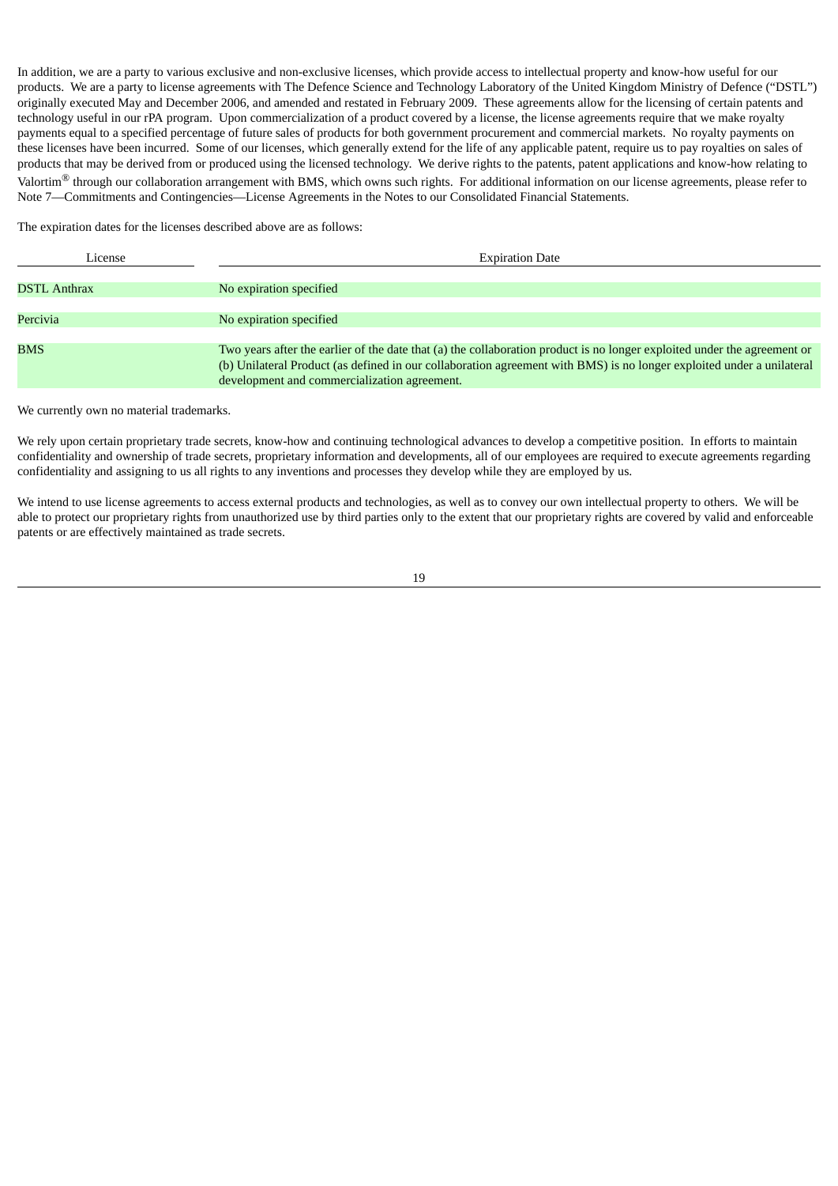In addition, we are a party to various exclusive and non-exclusive licenses, which provide access to intellectual property and know-how useful for our products. We are a party to license agreements with The Defence Science and Technology Laboratory of the United Kingdom Ministry of Defence ("DSTL") originally executed May and December 2006, and amended and restated in February 2009. These agreements allow for the licensing of certain patents and technology useful in our rPA program. Upon commercialization of a product covered by a license, the license agreements require that we make royalty payments equal to a specified percentage of future sales of products for both government procurement and commercial markets. No royalty payments on these licenses have been incurred. Some of our licenses, which generally extend for the life of any applicable patent, require us to pay royalties on sales of products that may be derived from or produced using the licensed technology. We derive rights to the patents, patent applications and know-how relating to Valortim® through our collaboration arrangement with BMS, which owns such rights. For additional information on our license agreements, please refer to Note 7—Commitments and Contingencies—License Agreements in the Notes to our Consolidated Financial Statements.

The expiration dates for the licenses described above are as follows:

| License | Expiration Date |
|---|---|
| DSTL Anthrax | No expiration specified |
| Percivia | No expiration specified |
| BMS | Two years after the earlier of the date that (a) the collaboration product is no longer exploited under the agreement or (b) Unilateral Product (as defined in our collaboration agreement with BMS) is no longer exploited under a unilateral development and commercialization agreement. |

We currently own no material trademarks.

We rely upon certain proprietary trade secrets, know-how and continuing technological advances to develop a competitive position. In efforts to maintain confidentiality and ownership of trade secrets, proprietary information and developments, all of our employees are required to execute agreements regarding confidentiality and assigning to us all rights to any inventions and processes they develop while they are employed by us.

We intend to use license agreements to access external products and technologies, as well as to convey our own intellectual property to others. We will be able to protect our proprietary rights from unauthorized use by third parties only to the extent that our proprietary rights are covered by valid and enforceable patents or are effectively maintained as trade secrets.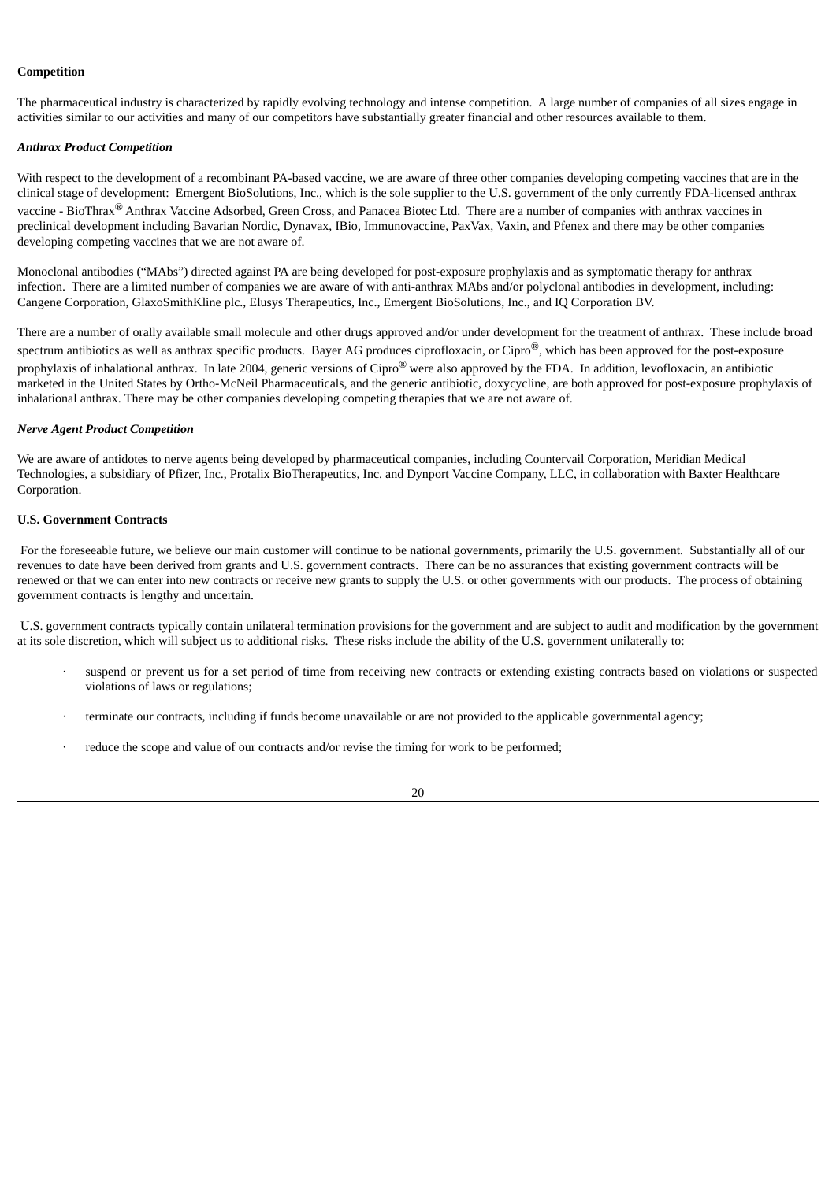**Competition**

The pharmaceutical industry is characterized by rapidly evolving technology and intense competition. A large number of companies of all sizes engage in activities similar to our activities and many of our competitors have substantially greater financial and other resources available to them.

***Anthrax Product Competition***

With respect to the development of a recombinant PA-based vaccine, we are aware of three other companies developing competing vaccines that are in the clinical stage of development: Emergent BioSolutions, Inc., which is the sole supplier to the U.S. government of the only currently FDA-licensed anthrax vaccine - BioThrax® Anthrax Vaccine Adsorbed, Green Cross, and Panacea Biotec Ltd. There are a number of companies with anthrax vaccines in preclinical development including Bavarian Nordic, Dynavax, IBio, Immunovaccine, PaxVax, Vaxin, and Pfenex and there may be other companies developing competing vaccines that we are not aware of.

Monoclonal antibodies ("MAbs") directed against PA are being developed for post-exposure prophylaxis and as symptomatic therapy for anthrax infection. There are a limited number of companies we are aware of with anti-anthrax MAbs and/or polyclonal antibodies in development, including: Cangene Corporation, GlaxoSmithKline plc., Elusys Therapeutics, Inc., Emergent BioSolutions, Inc., and IQ Corporation BV.

There are a number of orally available small molecule and other drugs approved and/or under development for the treatment of anthrax. These include broad spectrum antibiotics as well as anthrax specific products. Bayer AG produces ciprofloxacin, or Cipro®, which has been approved for the post-exposure prophylaxis of inhalational anthrax. In late 2004, generic versions of Cipro® were also approved by the FDA. In addition, levofloxacin, an antibiotic marketed in the United States by Ortho-McNeil Pharmaceuticals, and the generic antibiotic, doxycycline, are both approved for post-exposure prophylaxis of inhalational anthrax. There may be other companies developing competing therapies that we are not aware of.

***Nerve Agent Product Competition***

We are aware of antidotes to nerve agents being developed by pharmaceutical companies, including Countervail Corporation, Meridian Medical Technologies, a subsidiary of Pfizer, Inc., Protalix BioTherapeutics, Inc. and Dynport Vaccine Company, LLC, in collaboration with Baxter Healthcare Corporation.

**U.S. Government Contracts**

For the foreseeable future, we believe our main customer will continue to be national governments, primarily the U.S. government. Substantially all of our revenues to date have been derived from grants and U.S. government contracts. There can be no assurances that existing government contracts will be renewed or that we can enter into new contracts or receive new grants to supply the U.S. or other governments with our products. The process of obtaining government contracts is lengthy and uncertain.

U.S. government contracts typically contain unilateral termination provisions for the government and are subject to audit and modification by the government at its sole discretion, which will subject us to additional risks. These risks include the ability of the U.S. government unilaterally to:

- suspend or prevent us for a set period of time from receiving new contracts or extending existing contracts based on violations or suspected violations of laws or regulations;
- terminate our contracts, including if funds become unavailable or are not provided to the applicable governmental agency;
- reduce the scope and value of our contracts and/or revise the timing for work to be performed;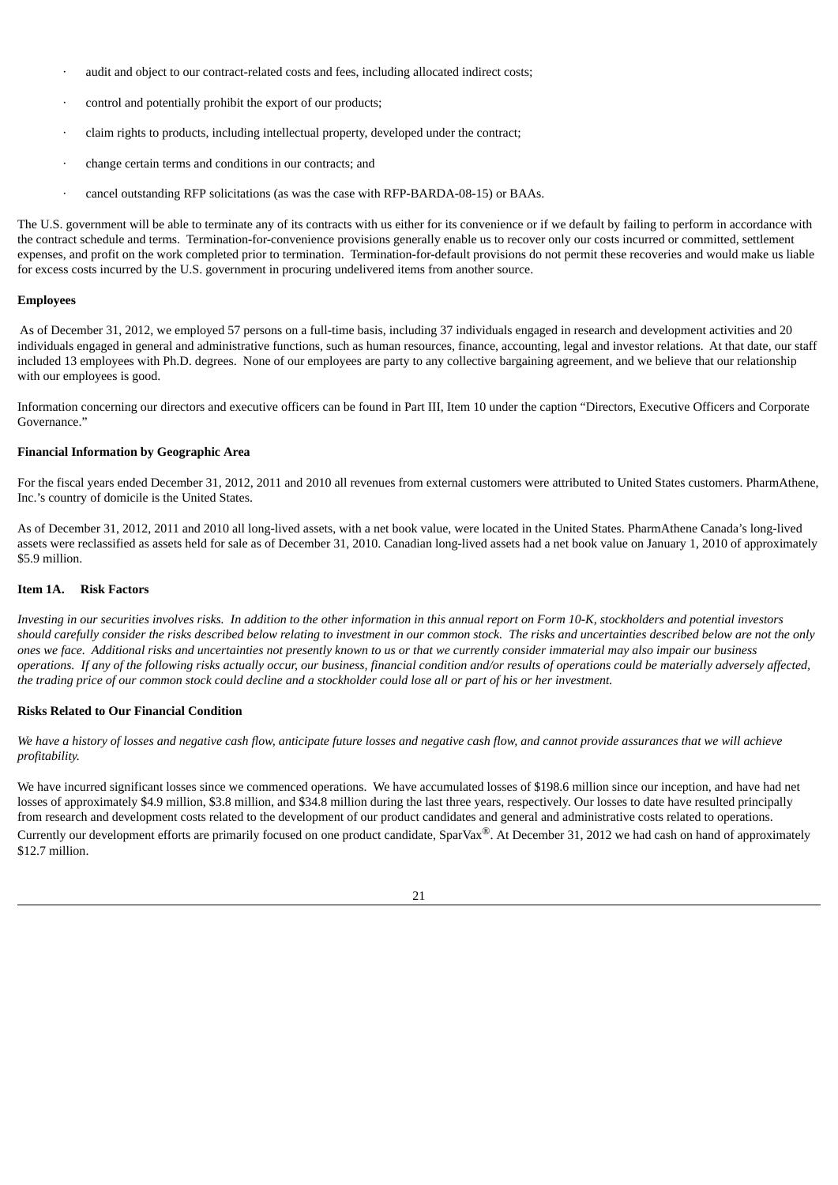- audit and object to our contract-related costs and fees, including allocated indirect costs;
- control and potentially prohibit the export of our products;
- claim rights to products, including intellectual property, developed under the contract;
- change certain terms and conditions in our contracts; and
- cancel outstanding RFP solicitations (as was the case with RFP-BARDA-08-15) or BAAs.

The U.S. government will be able to terminate any of its contracts with us either for its convenience or if we default by failing to perform in accordance with the contract schedule and terms. Termination-for-convenience provisions generally enable us to recover only our costs incurred or committed, settlement expenses, and profit on the work completed prior to termination. Termination-for-default provisions do not permit these recoveries and would make us liable for excess costs incurred by the U.S. government in procuring undelivered items from another source.

**Employees**

As of December 31, 2012, we employed 57 persons on a full-time basis, including 37 individuals engaged in research and development activities and 20 individuals engaged in general and administrative functions, such as human resources, finance, accounting, legal and investor relations. At that date, our staff included 13 employees with Ph.D. degrees. None of our employees are party to any collective bargaining agreement, and we believe that our relationship with our employees is good.

Information concerning our directors and executive officers can be found in Part III, Item 10 under the caption "Directors, Executive Officers and Corporate Governance."

**Financial Information by Geographic Area**

For the fiscal years ended December 31, 2012, 2011 and 2010 all revenues from external customers were attributed to United States customers. PharmAthene, Inc.'s country of domicile is the United States.

As of December 31, 2012, 2011 and 2010 all long-lived assets, with a net book value, were located in the United States. PharmAthene Canada's long-lived assets were reclassified as assets held for sale as of December 31, 2010. Canadian long-lived assets had a net book value on January 1, 2010 of approximately \$5.9 million.

## Item 1A. Risk Factors

*Investing in our securities involves risks. In addition to the other information in this annual report on Form 10-K, stockholders and potential investors should carefully consider the risks described below relating to investment in our common stock. The risks and uncertainties described below are not the only ones we face. Additional risks and uncertainties not presently known to us or that we currently consider immaterial may also impair our business operations. If any of the following risks actually occur, our business, financial condition and/or results of operations could be materially adversely affected, the trading price of our common stock could decline and a stockholder could lose all or part of his or her investment.*

**Risks Related to Our Financial Condition**

*We have a history of losses and negative cash flow, anticipate future losses and negative cash flow, and cannot provide assurances that we will achieve profitability.*

We have incurred significant losses since we commenced operations. We have accumulated losses of \$198.6 million since our inception, and have had net losses of approximately \$4.9 million, \$3.8 million, and \$34.8 million during the last three years, respectively. Our losses to date have resulted principally from research and development costs related to the development of our product candidates and general and administrative costs related to operations. Currently our development efforts are primarily focused on one product candidate, SparVax®. At December 31, 2012 we had cash on hand of approximately \$12.7 million.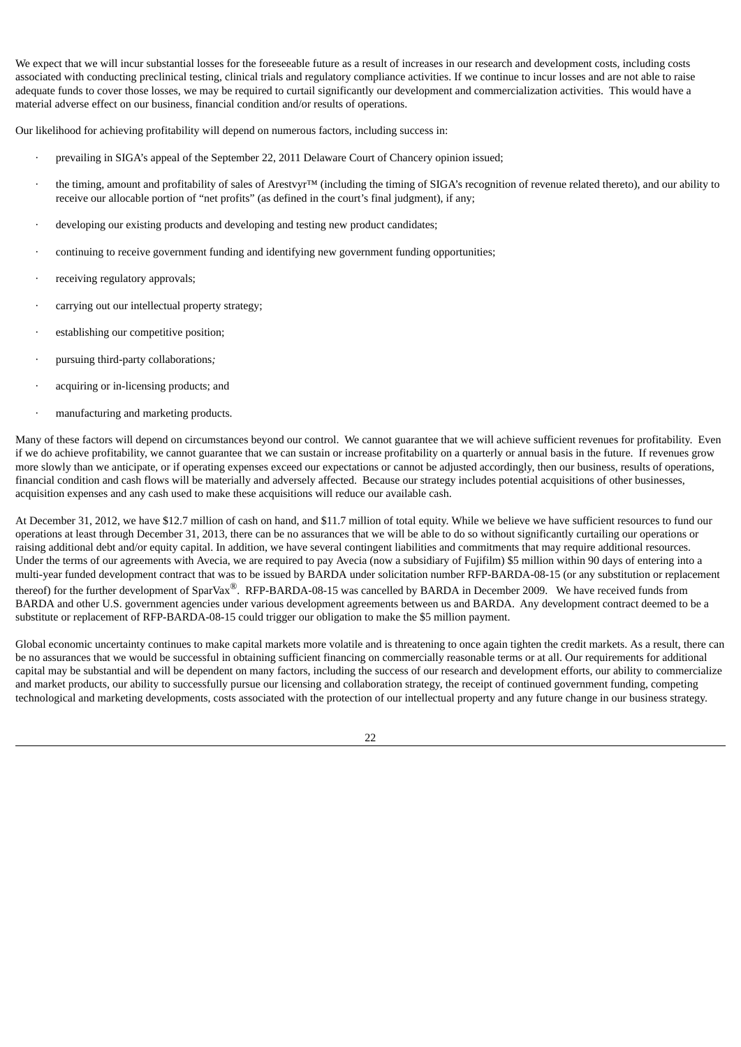We expect that we will incur substantial losses for the foreseeable future as a result of increases in our research and development costs, including costs associated with conducting preclinical testing, clinical trials and regulatory compliance activities. If we continue to incur losses and are not able to raise adequate funds to cover those losses, we may be required to curtail significantly our development and commercialization activities. This would have a material adverse effect on our business, financial condition and/or results of operations.

Our likelihood for achieving profitability will depend on numerous factors, including success in:

- prevailing in SIGA's appeal of the September 22, 2011 Delaware Court of Chancery opinion issued;
- the timing, amount and profitability of sales of Arestvyr™ (including the timing of SIGA's recognition of revenue related thereto), and our ability to receive our allocable portion of "net profits" (as defined in the court's final judgment), if any;
- developing our existing products and developing and testing new product candidates;
- continuing to receive government funding and identifying new government funding opportunities;
- receiving regulatory approvals;
- carrying out our intellectual property strategy;
- establishing our competitive position;
- pursuing third-party collaborations;
- acquiring or in-licensing products; and
- manufacturing and marketing products.

Many of these factors will depend on circumstances beyond our control. We cannot guarantee that we will achieve sufficient revenues for profitability. Even if we do achieve profitability, we cannot guarantee that we can sustain or increase profitability on a quarterly or annual basis in the future. If revenues grow more slowly than we anticipate, or if operating expenses exceed our expectations or cannot be adjusted accordingly, then our business, results of operations, financial condition and cash flows will be materially and adversely affected. Because our strategy includes potential acquisitions of other businesses, acquisition expenses and any cash used to make these acquisitions will reduce our available cash.

At December 31, 2012, we have $12.7 million of cash on hand, and $11.7 million of total equity. While we believe we have sufficient resources to fund our operations at least through December 31, 2013, there can be no assurances that we will be able to do so without significantly curtailing our operations or raising additional debt and/or equity capital. In addition, we have several contingent liabilities and commitments that may require additional resources. Under the terms of our agreements with Avecia, we are required to pay Avecia (now a subsidiary of Fujifilm) $5 million within 90 days of entering into a multi-year funded development contract that was to be issued by BARDA under solicitation number RFP-BARDA-08-15 (or any substitution or replacement thereof) for the further development of SparVax®. RFP-BARDA-08-15 was cancelled by BARDA in December 2009. We have received funds from BARDA and other U.S. government agencies under various development agreements between us and BARDA. Any development contract deemed to be a substitute or replacement of RFP-BARDA-08-15 could trigger our obligation to make the $5 million payment.

Global economic uncertainty continues to make capital markets more volatile and is threatening to once again tighten the credit markets. As a result, there can be no assurances that we would be successful in obtaining sufficient financing on commercially reasonable terms or at all. Our requirements for additional capital may be substantial and will be dependent on many factors, including the success of our research and development efforts, our ability to commercialize and market products, our ability to successfully pursue our licensing and collaboration strategy, the receipt of continued government funding, competing technological and marketing developments, costs associated with the protection of our intellectual property and any future change in our business strategy.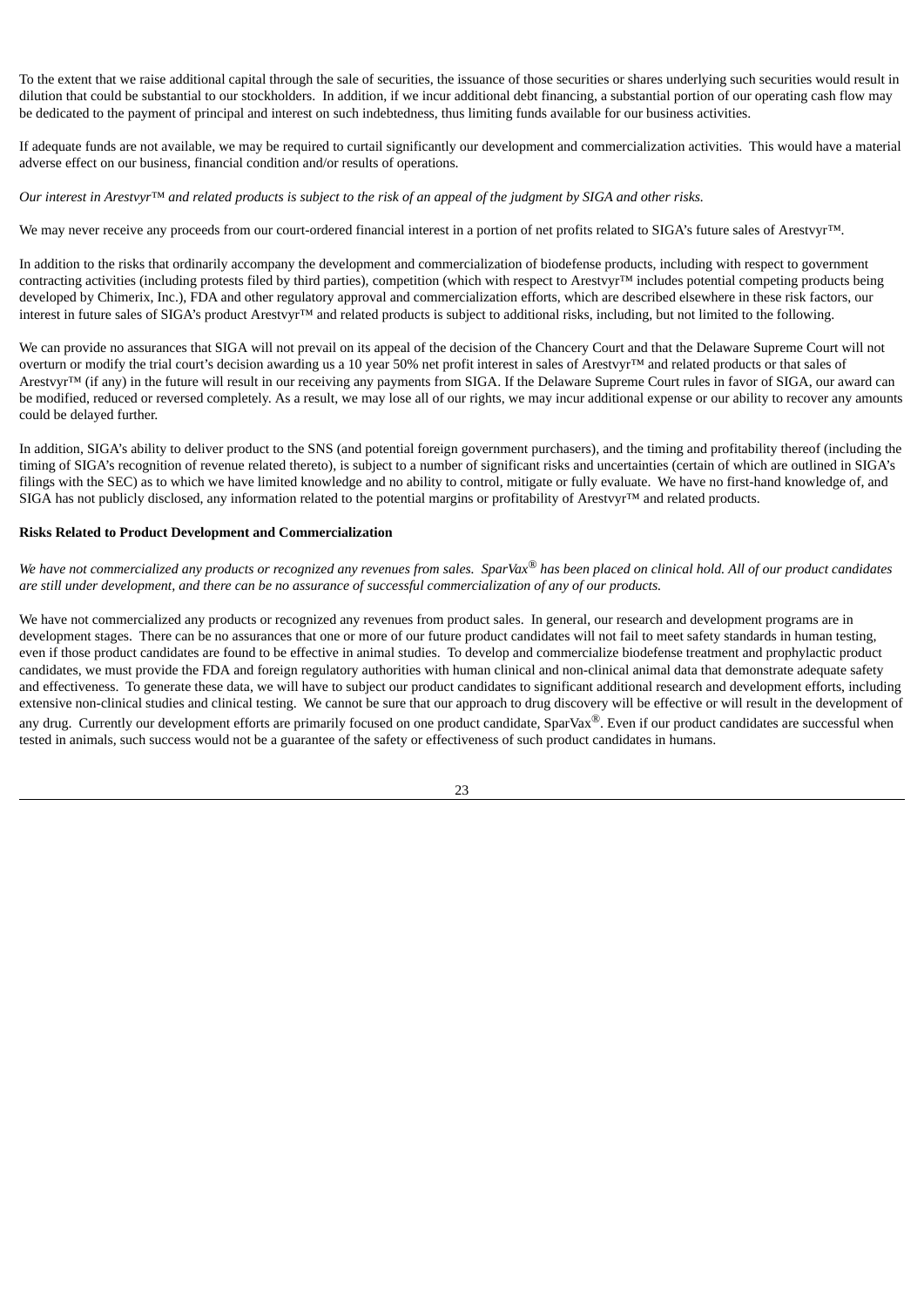To the extent that we raise additional capital through the sale of securities, the issuance of those securities or shares underlying such securities would result in dilution that could be substantial to our stockholders. In addition, if we incur additional debt financing, a substantial portion of our operating cash flow may be dedicated to the payment of principal and interest on such indebtedness, thus limiting funds available for our business activities.

If adequate funds are not available, we may be required to curtail significantly our development and commercialization activities. This would have a material adverse effect on our business, financial condition and/or results of operations.

*Our interest in Arestvyr™ and related products is subject to the risk of an appeal of the judgment by SIGA and other risks.*

We may never receive any proceeds from our court-ordered financial interest in a portion of net profits related to SIGA's future sales of Arestvyr™.

In addition to the risks that ordinarily accompany the development and commercialization of biodefense products, including with respect to government contracting activities (including protests filed by third parties), competition (which with respect to Arestvyr™ includes potential competing products being developed by Chimerix, Inc.), FDA and other regulatory approval and commercialization efforts, which are described elsewhere in these risk factors, our interest in future sales of SIGA's product Arestvyr™ and related products is subject to additional risks, including, but not limited to the following.

We can provide no assurances that SIGA will not prevail on its appeal of the decision of the Chancery Court and that the Delaware Supreme Court will not overturn or modify the trial court's decision awarding us a 10 year 50% net profit interest in sales of Arestvyr™ and related products or that sales of Arestvyr™ (if any) in the future will result in our receiving any payments from SIGA. If the Delaware Supreme Court rules in favor of SIGA, our award can be modified, reduced or reversed completely. As a result, we may lose all of our rights, we may incur additional expense or our ability to recover any amounts could be delayed further.

In addition, SIGA's ability to deliver product to the SNS (and potential foreign government purchasers), and the timing and profitability thereof (including the timing of SIGA's recognition of revenue related thereto), is subject to a number of significant risks and uncertainties (certain of which are outlined in SIGA's filings with the SEC) as to which we have limited knowledge and no ability to control, mitigate or fully evaluate. We have no first-hand knowledge of, and SIGA has not publicly disclosed, any information related to the potential margins or profitability of Arestvyr™ and related products.

**Risks Related to Product Development and Commercialization**

*We have not commercialized any products or recognized any revenues from sales. SparVax® has been placed on clinical hold. All of our product candidates are still under development, and there can be no assurance of successful commercialization of any of our products.*

We have not commercialized any products or recognized any revenues from product sales. In general, our research and development programs are in development stages. There can be no assurances that one or more of our future product candidates will not fail to meet safety standards in human testing, even if those product candidates are found to be effective in animal studies. To develop and commercialize biodefense treatment and prophylactic product candidates, we must provide the FDA and foreign regulatory authorities with human clinical and non-clinical animal data that demonstrate adequate safety and effectiveness. To generate these data, we will have to subject our product candidates to significant additional research and development efforts, including extensive non-clinical studies and clinical testing. We cannot be sure that our approach to drug discovery will be effective or will result in the development of any drug. Currently our development efforts are primarily focused on one product candidate, SparVax®. Even if our product candidates are successful when tested in animals, such success would not be a guarantee of the safety or effectiveness of such product candidates in humans.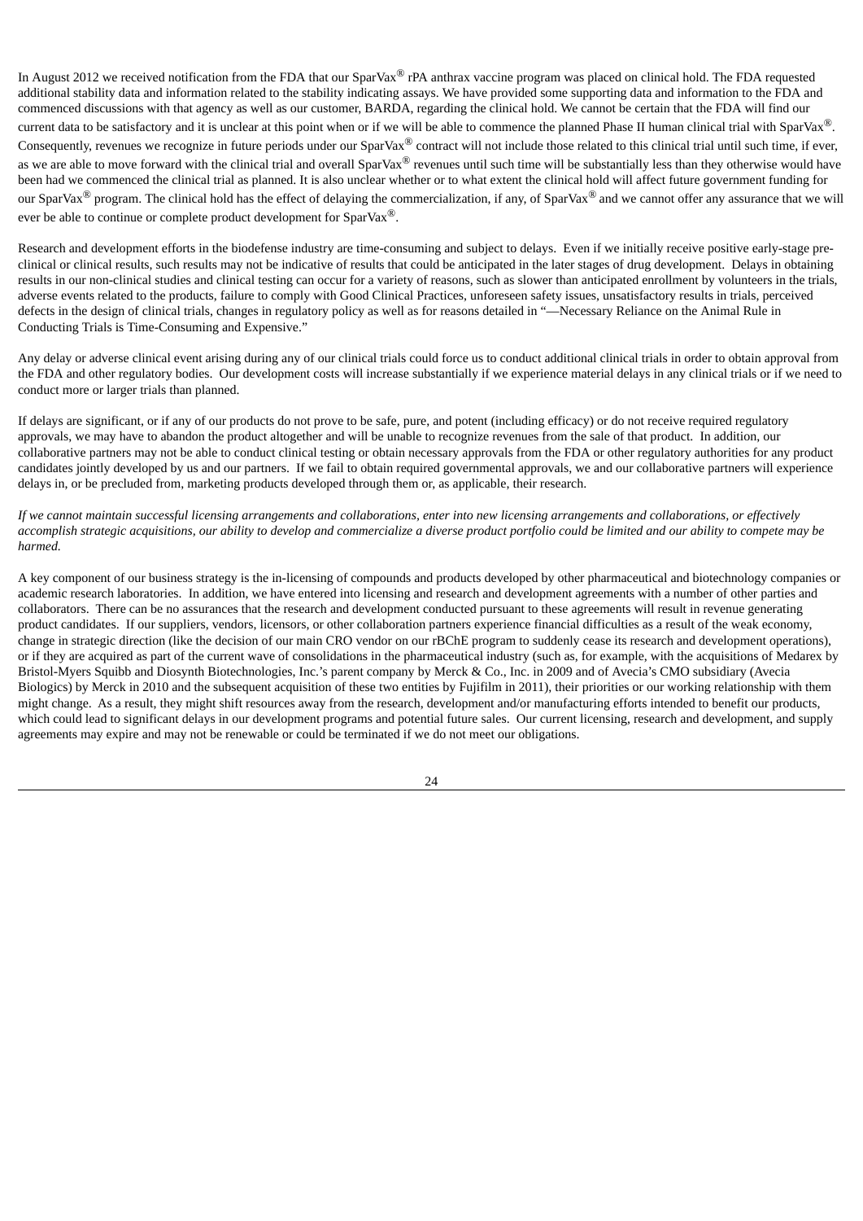In August 2012 we received notification from the FDA that our SparVax® rPA anthrax vaccine program was placed on clinical hold. The FDA requested additional stability data and information related to the stability indicating assays. We have provided some supporting data and information to the FDA and commenced discussions with that agency as well as our customer, BARDA, regarding the clinical hold. We cannot be certain that the FDA will find our current data to be satisfactory and it is unclear at this point when or if we will be able to commence the planned Phase II human clinical trial with SparVax®. Consequently, revenues we recognize in future periods under our SparVax® contract will not include those related to this clinical trial until such time, if ever, as we are able to move forward with the clinical trial and overall SparVax® revenues until such time will be substantially less than they otherwise would have been had we commenced the clinical trial as planned. It is also unclear whether or to what extent the clinical hold will affect future government funding for our SparVax® program. The clinical hold has the effect of delaying the commercialization, if any, of SparVax® and we cannot offer any assurance that we will ever be able to continue or complete product development for SparVax®.

Research and development efforts in the biodefense industry are time-consuming and subject to delays. Even if we initially receive positive early-stage pre-clinical or clinical results, such results may not be indicative of results that could be anticipated in the later stages of drug development. Delays in obtaining results in our non-clinical studies and clinical testing can occur for a variety of reasons, such as slower than anticipated enrollment by volunteers in the trials, adverse events related to the products, failure to comply with Good Clinical Practices, unforeseen safety issues, unsatisfactory results in trials, perceived defects in the design of clinical trials, changes in regulatory policy as well as for reasons detailed in "—Necessary Reliance on the Animal Rule in Conducting Trials is Time-Consuming and Expensive."

Any delay or adverse clinical event arising during any of our clinical trials could force us to conduct additional clinical trials in order to obtain approval from the FDA and other regulatory bodies. Our development costs will increase substantially if we experience material delays in any clinical trials or if we need to conduct more or larger trials than planned.

If delays are significant, or if any of our products do not prove to be safe, pure, and potent (including efficacy) or do not receive required regulatory approvals, we may have to abandon the product altogether and will be unable to recognize revenues from the sale of that product. In addition, our collaborative partners may not be able to conduct clinical testing or obtain necessary approvals from the FDA or other regulatory authorities for any product candidates jointly developed by us and our partners. If we fail to obtain required governmental approvals, we and our collaborative partners will experience delays in, or be precluded from, marketing products developed through them or, as applicable, their research.

*If we cannot maintain successful licensing arrangements and collaborations, enter into new licensing arrangements and collaborations, or effectively accomplish strategic acquisitions, our ability to develop and commercialize a diverse product portfolio could be limited and our ability to compete may be harmed.*

A key component of our business strategy is the in-licensing of compounds and products developed by other pharmaceutical and biotechnology companies or academic research laboratories. In addition, we have entered into licensing and research and development agreements with a number of other parties and collaborators. There can be no assurances that the research and development conducted pursuant to these agreements will result in revenue generating product candidates. If our suppliers, vendors, licensors, or other collaboration partners experience financial difficulties as a result of the weak economy, change in strategic direction (like the decision of our main CRO vendor on our rBChE program to suddenly cease its research and development operations), or if they are acquired as part of the current wave of consolidations in the pharmaceutical industry (such as, for example, with the acquisitions of Medarex by Bristol-Myers Squibb and Diosynth Biotechnologies, Inc.'s parent company by Merck & Co., Inc. in 2009 and of Avecia's CMO subsidiary (Avecia Biologics) by Merck in 2010 and the subsequent acquisition of these two entities by Fujifilm in 2011), their priorities or our working relationship with them might change. As a result, they might shift resources away from the research, development and/or manufacturing efforts intended to benefit our products, which could lead to significant delays in our development programs and potential future sales. Our current licensing, research and development, and supply agreements may expire and may not be renewable or could be terminated if we do not meet our obligations.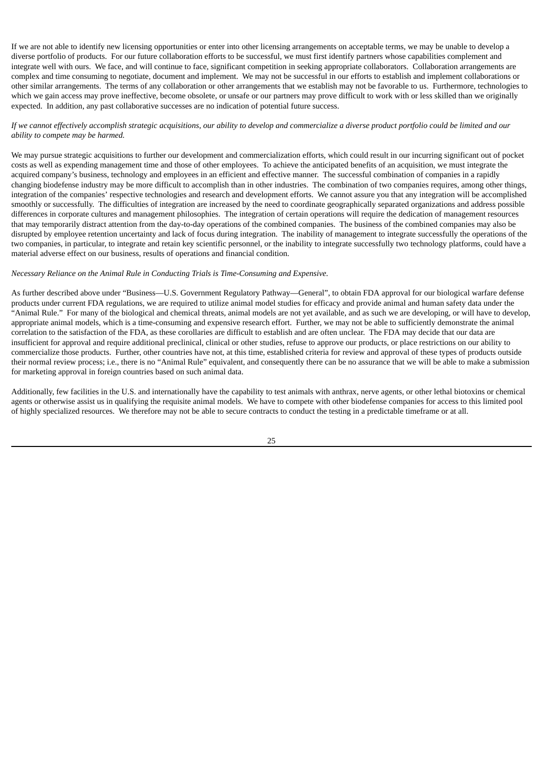If we are not able to identify new licensing opportunities or enter into other licensing arrangements on acceptable terms, we may be unable to develop a diverse portfolio of products. For our future collaboration efforts to be successful, we must first identify partners whose capabilities complement and integrate well with ours. We face, and will continue to face, significant competition in seeking appropriate collaborators. Collaboration arrangements are complex and time consuming to negotiate, document and implement. We may not be successful in our efforts to establish and implement collaborations or other similar arrangements. The terms of any collaboration or other arrangements that we establish may not be favorable to us. Furthermore, technologies to which we gain access may prove ineffective, become obsolete, or unsafe or our partners may prove difficult to work with or less skilled than we originally expected. In addition, any past collaborative successes are no indication of potential future success.

*If we cannot effectively accomplish strategic acquisitions, our ability to develop and commercialize a diverse product portfolio could be limited and our ability to compete may be harmed.*

We may pursue strategic acquisitions to further our development and commercialization efforts, which could result in our incurring significant out of pocket costs as well as expending management time and those of other employees. To achieve the anticipated benefits of an acquisition, we must integrate the acquired company's business, technology and employees in an efficient and effective manner. The successful combination of companies in a rapidly changing biodefense industry may be more difficult to accomplish than in other industries. The combination of two companies requires, among other things, integration of the companies' respective technologies and research and development efforts. We cannot assure you that any integration will be accomplished smoothly or successfully. The difficulties of integration are increased by the need to coordinate geographically separated organizations and address possible differences in corporate cultures and management philosophies. The integration of certain operations will require the dedication of management resources that may temporarily distract attention from the day-to-day operations of the combined companies. The business of the combined companies may also be disrupted by employee retention uncertainty and lack of focus during integration. The inability of management to integrate successfully the operations of the two companies, in particular, to integrate and retain key scientific personnel, or the inability to integrate successfully two technology platforms, could have a material adverse effect on our business, results of operations and financial condition.

*Necessary Reliance on the Animal Rule in Conducting Trials is Time-Consuming and Expensive.*

As further described above under "Business—U.S. Government Regulatory Pathway—General", to obtain FDA approval for our biological warfare defense products under current FDA regulations, we are required to utilize animal model studies for efficacy and provide animal and human safety data under the "Animal Rule." For many of the biological and chemical threats, animal models are not yet available, and as such we are developing, or will have to develop, appropriate animal models, which is a time-consuming and expensive research effort. Further, we may not be able to sufficiently demonstrate the animal correlation to the satisfaction of the FDA, as these corollaries are difficult to establish and are often unclear. The FDA may decide that our data are insufficient for approval and require additional preclinical, clinical or other studies, refuse to approve our products, or place restrictions on our ability to commercialize those products. Further, other countries have not, at this time, established criteria for review and approval of these types of products outside their normal review process; i.e., there is no "Animal Rule" equivalent, and consequently there can be no assurance that we will be able to make a submission for marketing approval in foreign countries based on such animal data.

Additionally, few facilities in the U.S. and internationally have the capability to test animals with anthrax, nerve agents, or other lethal biotoxins or chemical agents or otherwise assist us in qualifying the requisite animal models. We have to compete with other biodefense companies for access to this limited pool of highly specialized resources. We therefore may not be able to secure contracts to conduct the testing in a predictable timeframe or at all.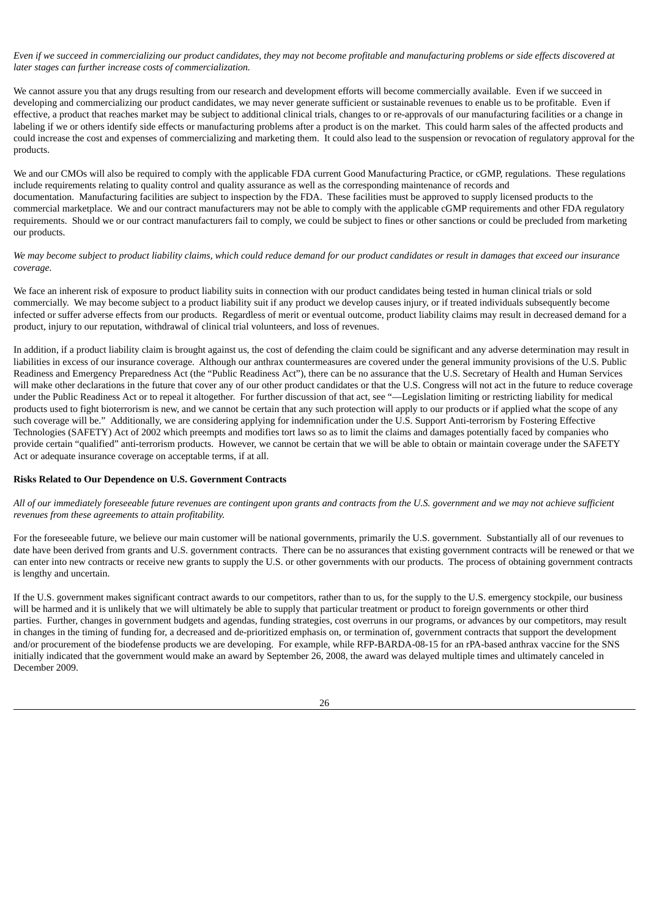*Even if we succeed in commercializing our product candidates, they may not become profitable and manufacturing problems or side effects discovered at later stages can further increase costs of commercialization.*

We cannot assure you that any drugs resulting from our research and development efforts will become commercially available. Even if we succeed in developing and commercializing our product candidates, we may never generate sufficient or sustainable revenues to enable us to be profitable. Even if effective, a product that reaches market may be subject to additional clinical trials, changes to or re-approvals of our manufacturing facilities or a change in labeling if we or others identify side effects or manufacturing problems after a product is on the market. This could harm sales of the affected products and could increase the cost and expenses of commercializing and marketing them. It could also lead to the suspension or revocation of regulatory approval for the products.

We and our CMOs will also be required to comply with the applicable FDA current Good Manufacturing Practice, or cGMP, regulations. These regulations include requirements relating to quality control and quality assurance as well as the corresponding maintenance of records and documentation. Manufacturing facilities are subject to inspection by the FDA. These facilities must be approved to supply licensed products to the commercial marketplace. We and our contract manufacturers may not be able to comply with the applicable cGMP requirements and other FDA regulatory requirements. Should we or our contract manufacturers fail to comply, we could be subject to fines or other sanctions or could be precluded from marketing our products.

*We may become subject to product liability claims, which could reduce demand for our product candidates or result in damages that exceed our insurance coverage.*

We face an inherent risk of exposure to product liability suits in connection with our product candidates being tested in human clinical trials or sold commercially. We may become subject to a product liability suit if any product we develop causes injury, or if treated individuals subsequently become infected or suffer adverse effects from our products. Regardless of merit or eventual outcome, product liability claims may result in decreased demand for a product, injury to our reputation, withdrawal of clinical trial volunteers, and loss of revenues.

In addition, if a product liability claim is brought against us, the cost of defending the claim could be significant and any adverse determination may result in liabilities in excess of our insurance coverage. Although our anthrax countermeasures are covered under the general immunity provisions of the U.S. Public Readiness and Emergency Preparedness Act (the "Public Readiness Act"), there can be no assurance that the U.S. Secretary of Health and Human Services will make other declarations in the future that cover any of our other product candidates or that the U.S. Congress will not act in the future to reduce coverage under the Public Readiness Act or to repeal it altogether. For further discussion of that act, see "—Legislation limiting or restricting liability for medical products used to fight bioterrorism is new, and we cannot be certain that any such protection will apply to our products or if applied what the scope of any such coverage will be." Additionally, we are considering applying for indemnification under the U.S. Support Anti-terrorism by Fostering Effective Technologies (SAFETY) Act of 2002 which preempts and modifies tort laws so as to limit the claims and damages potentially faced by companies who provide certain "qualified" anti-terrorism products. However, we cannot be certain that we will be able to obtain or maintain coverage under the SAFETY Act or adequate insurance coverage on acceptable terms, if at all.

**Risks Related to Our Dependence on U.S. Government Contracts**

*All of our immediately foreseeable future revenues are contingent upon grants and contracts from the U.S. government and we may not achieve sufficient revenues from these agreements to attain profitability.*

For the foreseeable future, we believe our main customer will be national governments, primarily the U.S. government. Substantially all of our revenues to date have been derived from grants and U.S. government contracts. There can be no assurances that existing government contracts will be renewed or that we can enter into new contracts or receive new grants to supply the U.S. or other governments with our products. The process of obtaining government contracts is lengthy and uncertain.

If the U.S. government makes significant contract awards to our competitors, rather than to us, for the supply to the U.S. emergency stockpile, our business will be harmed and it is unlikely that we will ultimately be able to supply that particular treatment or product to foreign governments or other third parties. Further, changes in government budgets and agendas, funding strategies, cost overruns in our programs, or advances by our competitors, may result in changes in the timing of funding for, a decreased and de-prioritized emphasis on, or termination of, government contracts that support the development and/or procurement of the biodefense products we are developing. For example, while RFP-BARDA-08-15 for an rPA-based anthrax vaccine for the SNS initially indicated that the government would make an award by September 26, 2008, the award was delayed multiple times and ultimately canceled in December 2009.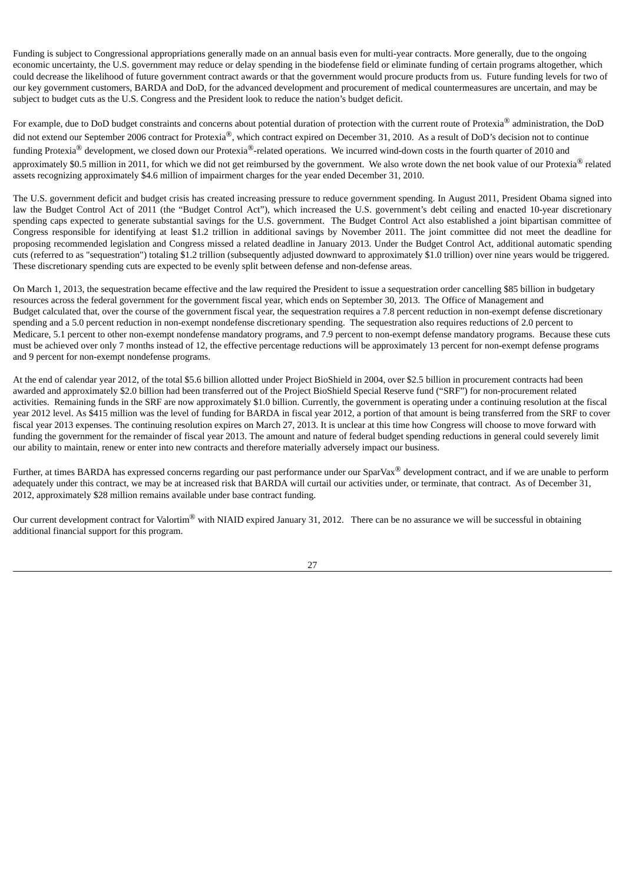Funding is subject to Congressional appropriations generally made on an annual basis even for multi-year contracts. More generally, due to the ongoing economic uncertainty, the U.S. government may reduce or delay spending in the biodefense field or eliminate funding of certain programs altogether, which could decrease the likelihood of future government contract awards or that the government would procure products from us. Future funding levels for two of our key government customers, BARDA and DoD, for the advanced development and procurement of medical countermeasures are uncertain, and may be subject to budget cuts as the U.S. Congress and the President look to reduce the nation's budget deficit.

For example, due to DoD budget constraints and concerns about potential duration of protection with the current route of Protexia® administration, the DoD did not extend our September 2006 contract for Protexia®, which contract expired on December 31, 2010. As a result of DoD's decision not to continue funding Protexia® development, we closed down our Protexia®-related operations. We incurred wind-down costs in the fourth quarter of 2010 and approximately $0.5 million in 2011, for which we did not get reimbursed by the government. We also wrote down the net book value of our Protexia® related assets recognizing approximately $4.6 million of impairment charges for the year ended December 31, 2010.

The U.S. government deficit and budget crisis has created increasing pressure to reduce government spending. In August 2011, President Obama signed into law the Budget Control Act of 2011 (the "Budget Control Act"), which increased the U.S. government's debt ceiling and enacted 10-year discretionary spending caps expected to generate substantial savings for the U.S. government. The Budget Control Act also established a joint bipartisan committee of Congress responsible for identifying at least $1.2 trillion in additional savings by November 2011. The joint committee did not meet the deadline for proposing recommended legislation and Congress missed a related deadline in January 2013. Under the Budget Control Act, additional automatic spending cuts (referred to as "sequestration") totaling $1.2 trillion (subsequently adjusted downward to approximately $1.0 trillion) over nine years would be triggered. These discretionary spending cuts are expected to be evenly split between defense and non-defense areas.

On March 1, 2013, the sequestration became effective and the law required the President to issue a sequestration order cancelling $85 billion in budgetary resources across the federal government for the government fiscal year, which ends on September 30, 2013. The Office of Management and Budget calculated that, over the course of the government fiscal year, the sequestration requires a 7.8 percent reduction in non-exempt defense discretionary spending and a 5.0 percent reduction in non-exempt nondefense discretionary spending. The sequestration also requires reductions of 2.0 percent to Medicare, 5.1 percent to other non-exempt nondefense mandatory programs, and 7.9 percent to non-exempt defense mandatory programs. Because these cuts must be achieved over only 7 months instead of 12, the effective percentage reductions will be approximately 13 percent for non-exempt defense programs and 9 percent for non-exempt nondefense programs.

At the end of calendar year 2012, of the total $5.6 billion allotted under Project BioShield in 2004, over $2.5 billion in procurement contracts had been awarded and approximately $2.0 billion had been transferred out of the Project BioShield Special Reserve fund ("SRF") for non-procurement related activities. Remaining funds in the SRF are now approximately $1.0 billion. Currently, the government is operating under a continuing resolution at the fiscal year 2012 level. As $415 million was the level of funding for BARDA in fiscal year 2012, a portion of that amount is being transferred from the SRF to cover fiscal year 2013 expenses. The continuing resolution expires on March 27, 2013. It is unclear at this time how Congress will choose to move forward with funding the government for the remainder of fiscal year 2013. The amount and nature of federal budget spending reductions in general could severely limit our ability to maintain, renew or enter into new contracts and therefore materially adversely impact our business.

Further, at times BARDA has expressed concerns regarding our past performance under our SparVax® development contract, and if we are unable to perform adequately under this contract, we may be at increased risk that BARDA will curtail our activities under, or terminate, that contract. As of December 31, 2012, approximately $28 million remains available under base contract funding.

Our current development contract for Valortim® with NIAID expired January 31, 2012. There can be no assurance we will be successful in obtaining additional financial support for this program.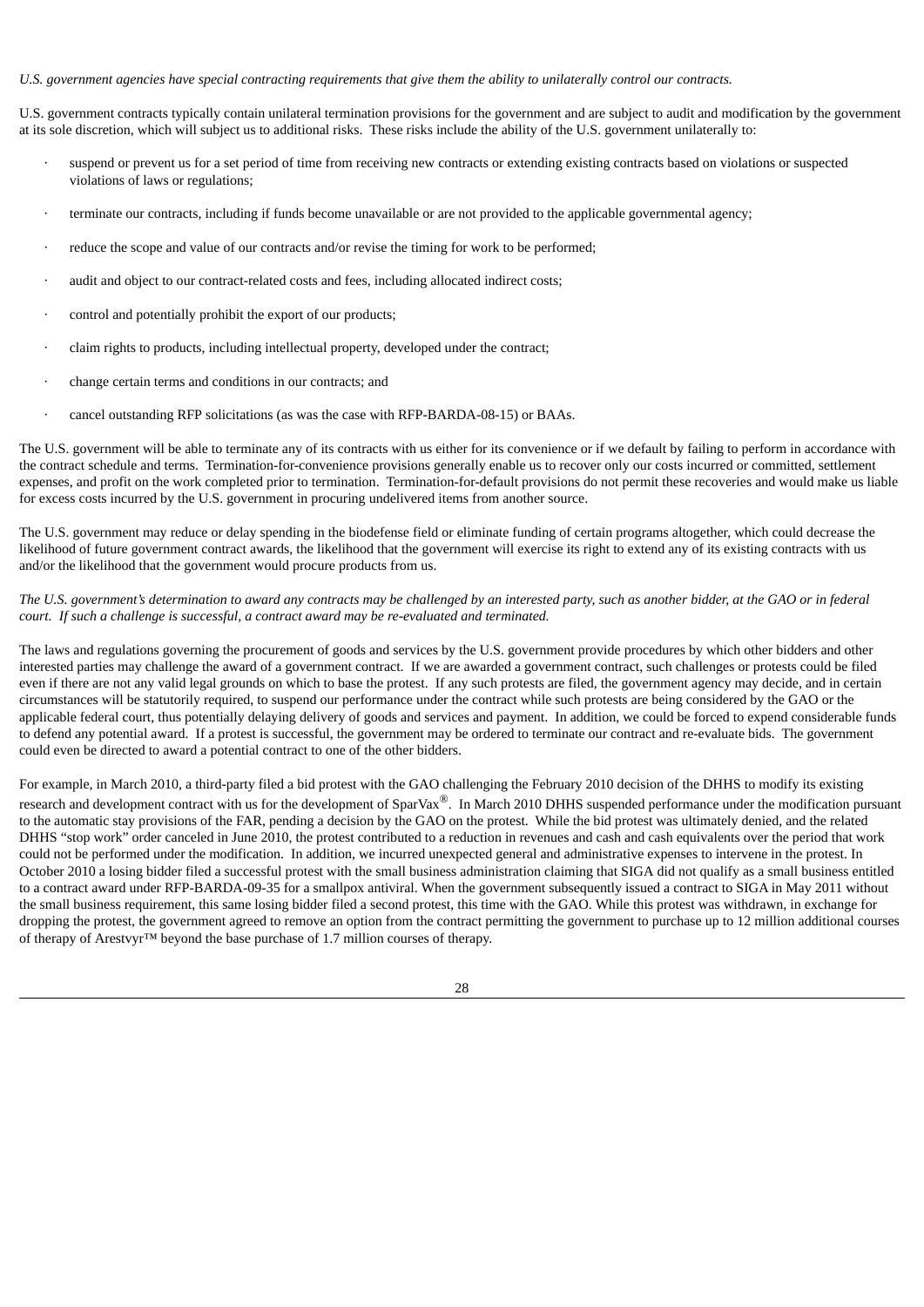*U.S. government agencies have special contracting requirements that give them the ability to unilaterally control our contracts.*

U.S. government contracts typically contain unilateral termination provisions for the government and are subject to audit and modification by the government at its sole discretion, which will subject us to additional risks. These risks include the ability of the U.S. government unilaterally to:

- suspend or prevent us for a set period of time from receiving new contracts or extending existing contracts based on violations or suspected violations of laws or regulations;
- terminate our contracts, including if funds become unavailable or are not provided to the applicable governmental agency;
- reduce the scope and value of our contracts and/or revise the timing for work to be performed;
- audit and object to our contract-related costs and fees, including allocated indirect costs;
- control and potentially prohibit the export of our products;
- claim rights to products, including intellectual property, developed under the contract;
- change certain terms and conditions in our contracts; and
- cancel outstanding RFP solicitations (as was the case with RFP-BARDA-08-15) or BAAs.

The U.S. government will be able to terminate any of its contracts with us either for its convenience or if we default by failing to perform in accordance with the contract schedule and terms. Termination-for-convenience provisions generally enable us to recover only our costs incurred or committed, settlement expenses, and profit on the work completed prior to termination. Termination-for-default provisions do not permit these recoveries and would make us liable for excess costs incurred by the U.S. government in procuring undelivered items from another source.

The U.S. government may reduce or delay spending in the biodefense field or eliminate funding of certain programs altogether, which could decrease the likelihood of future government contract awards, the likelihood that the government will exercise its right to extend any of its existing contracts with us and/or the likelihood that the government would procure products from us.

*The U.S. government's determination to award any contracts may be challenged by an interested party, such as another bidder, at the GAO or in federal court. If such a challenge is successful, a contract award may be re-evaluated and terminated.*

The laws and regulations governing the procurement of goods and services by the U.S. government provide procedures by which other bidders and other interested parties may challenge the award of a government contract. If we are awarded a government contract, such challenges or protests could be filed even if there are not any valid legal grounds on which to base the protest. If any such protests are filed, the government agency may decide, and in certain circumstances will be statutorily required, to suspend our performance under the contract while such protests are being considered by the GAO or the applicable federal court, thus potentially delaying delivery of goods and services and payment. In addition, we could be forced to expend considerable funds to defend any potential award. If a protest is successful, the government may be ordered to terminate our contract and re-evaluate bids. The government could even be directed to award a potential contract to one of the other bidders.

For example, in March 2010, a third-party filed a bid protest with the GAO challenging the February 2010 decision of the DHHS to modify its existing research and development contract with us for the development of SparVax®. In March 2010 DHHS suspended performance under the modification pursuant to the automatic stay provisions of the FAR, pending a decision by the GAO on the protest. While the bid protest was ultimately denied, and the related DHHS "stop work" order canceled in June 2010, the protest contributed to a reduction in revenues and cash and cash equivalents over the period that work could not be performed under the modification. In addition, we incurred unexpected general and administrative expenses to intervene in the protest. In October 2010 a losing bidder filed a successful protest with the small business administration claiming that SIGA did not qualify as a small business entitled to a contract award under RFP-BARDA-09-35 for a smallpox antiviral. When the government subsequently issued a contract to SIGA in May 2011 without the small business requirement, this same losing bidder filed a second protest, this time with the GAO. While this protest was withdrawn, in exchange for dropping the protest, the government agreed to remove an option from the contract permitting the government to purchase up to 12 million additional courses of therapy of Arestvyr™ beyond the base purchase of 1.7 million courses of therapy.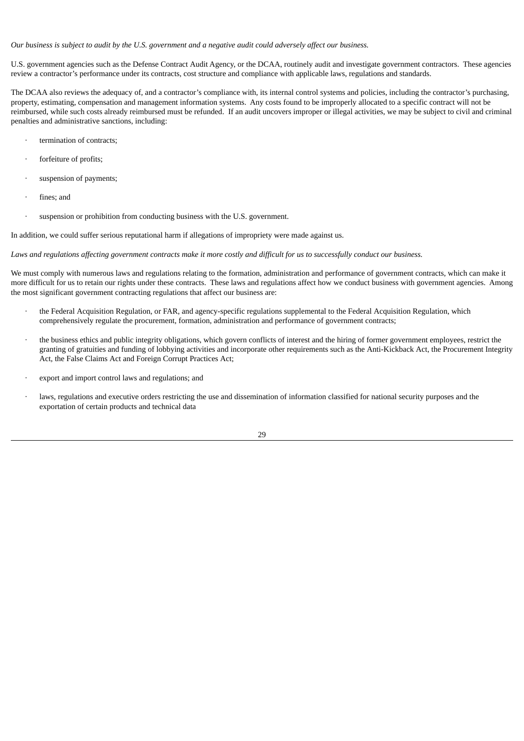*Our business is subject to audit by the U.S. government and a negative audit could adversely affect our business.*

U.S. government agencies such as the Defense Contract Audit Agency, or the DCAA, routinely audit and investigate government contractors. These agencies review a contractor's performance under its contracts, cost structure and compliance with applicable laws, regulations and standards.

The DCAA also reviews the adequacy of, and a contractor's compliance with, its internal control systems and policies, including the contractor's purchasing, property, estimating, compensation and management information systems. Any costs found to be improperly allocated to a specific contract will not be reimbursed, while such costs already reimbursed must be refunded. If an audit uncovers improper or illegal activities, we may be subject to civil and criminal penalties and administrative sanctions, including:

- termination of contracts;
- forfeiture of profits;
- suspension of payments;
- fines; and
- suspension or prohibition from conducting business with the U.S. government.

In addition, we could suffer serious reputational harm if allegations of impropriety were made against us.

*Laws and regulations affecting government contracts make it more costly and difficult for us to successfully conduct our business.*

We must comply with numerous laws and regulations relating to the formation, administration and performance of government contracts, which can make it more difficult for us to retain our rights under these contracts. These laws and regulations affect how we conduct business with government agencies. Among the most significant government contracting regulations that affect our business are:

- the Federal Acquisition Regulation, or FAR, and agency-specific regulations supplemental to the Federal Acquisition Regulation, which comprehensively regulate the procurement, formation, administration and performance of government contracts;
- the business ethics and public integrity obligations, which govern conflicts of interest and the hiring of former government employees, restrict the granting of gratuities and funding of lobbying activities and incorporate other requirements such as the Anti-Kickback Act, the Procurement Integrity Act, the False Claims Act and Foreign Corrupt Practices Act;
- export and import control laws and regulations; and
- laws, regulations and executive orders restricting the use and dissemination of information classified for national security purposes and the exportation of certain products and technical data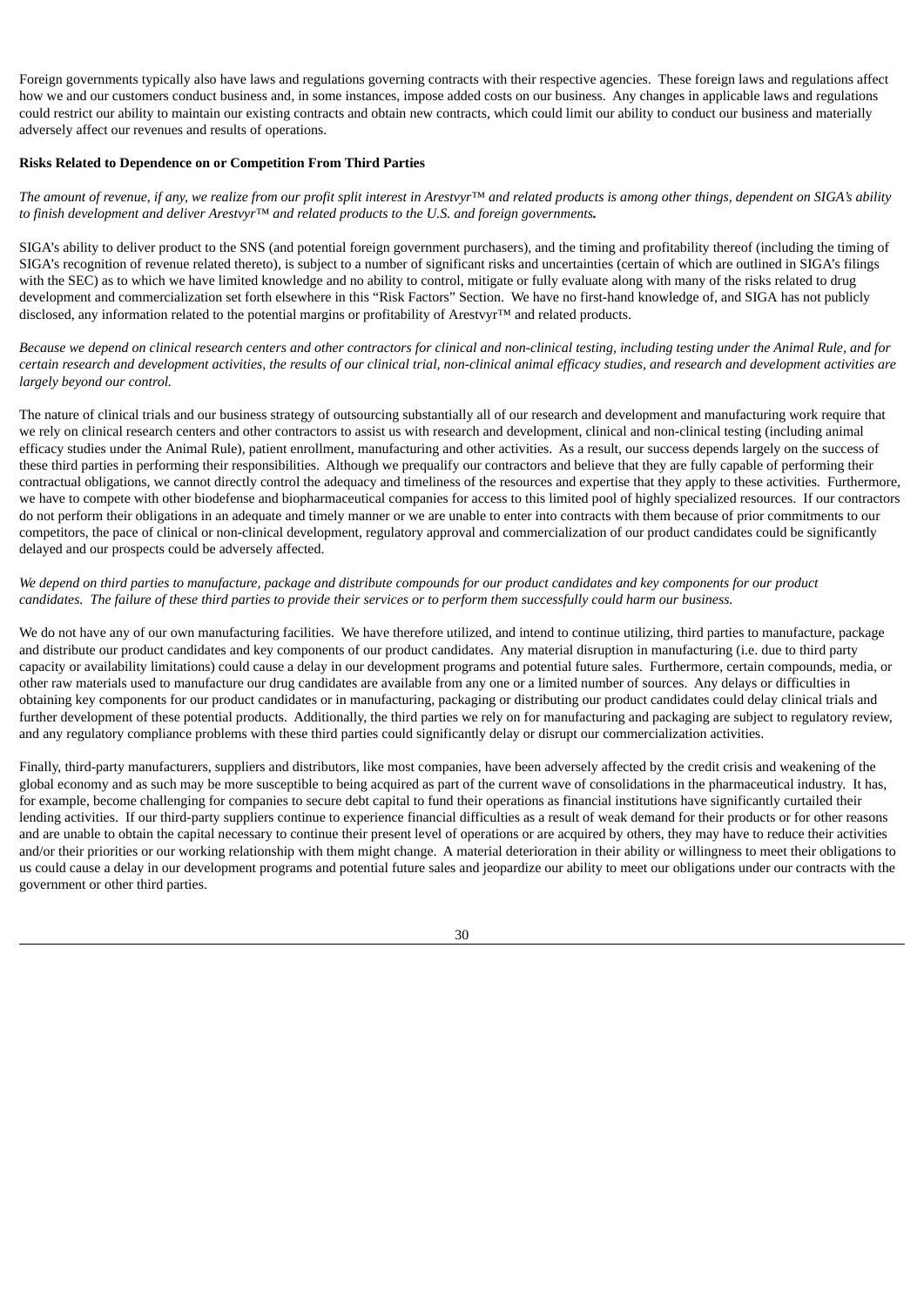Foreign governments typically also have laws and regulations governing contracts with their respective agencies. These foreign laws and regulations affect how we and our customers conduct business and, in some instances, impose added costs on our business. Any changes in applicable laws and regulations could restrict our ability to maintain our existing contracts and obtain new contracts, which could limit our ability to conduct our business and materially adversely affect our revenues and results of operations.

**Risks Related to Dependence on or Competition From Third Parties**

*The amount of revenue, if any, we realize from our profit split interest in Arestvyr™ and related products is among other things, dependent on SIGA's ability to finish development and deliver Arestvyr™ and related products to the U.S. and foreign governments.*

SIGA's ability to deliver product to the SNS (and potential foreign government purchasers), and the timing and profitability thereof (including the timing of SIGA's recognition of revenue related thereto), is subject to a number of significant risks and uncertainties (certain of which are outlined in SIGA's filings with the SEC) as to which we have limited knowledge and no ability to control, mitigate or fully evaluate along with many of the risks related to drug development and commercialization set forth elsewhere in this "Risk Factors" Section. We have no first-hand knowledge of, and SIGA has not publicly disclosed, any information related to the potential margins or profitability of Arestvyr™ and related products.

*Because we depend on clinical research centers and other contractors for clinical and non-clinical testing, including testing under the Animal Rule, and for certain research and development activities, the results of our clinical trial, non-clinical animal efficacy studies, and research and development activities are largely beyond our control.*

The nature of clinical trials and our business strategy of outsourcing substantially all of our research and development and manufacturing work require that we rely on clinical research centers and other contractors to assist us with research and development, clinical and non-clinical testing (including animal efficacy studies under the Animal Rule), patient enrollment, manufacturing and other activities. As a result, our success depends largely on the success of these third parties in performing their responsibilities. Although we prequalify our contractors and believe that they are fully capable of performing their contractual obligations, we cannot directly control the adequacy and timeliness of the resources and expertise that they apply to these activities. Furthermore, we have to compete with other biodefense and biopharmaceutical companies for access to this limited pool of highly specialized resources. If our contractors do not perform their obligations in an adequate and timely manner or we are unable to enter into contracts with them because of prior commitments to our competitors, the pace of clinical or non-clinical development, regulatory approval and commercialization of our product candidates could be significantly delayed and our prospects could be adversely affected.

*We depend on third parties to manufacture, package and distribute compounds for our product candidates and key components for our product candidates. The failure of these third parties to provide their services or to perform them successfully could harm our business.*

We do not have any of our own manufacturing facilities. We have therefore utilized, and intend to continue utilizing, third parties to manufacture, package and distribute our product candidates and key components of our product candidates. Any material disruption in manufacturing (i.e. due to third party capacity or availability limitations) could cause a delay in our development programs and potential future sales. Furthermore, certain compounds, media, or other raw materials used to manufacture our drug candidates are available from any one or a limited number of sources. Any delays or difficulties in obtaining key components for our product candidates or in manufacturing, packaging or distributing our product candidates could delay clinical trials and further development of these potential products. Additionally, the third parties we rely on for manufacturing and packaging are subject to regulatory review, and any regulatory compliance problems with these third parties could significantly delay or disrupt our commercialization activities.

Finally, third-party manufacturers, suppliers and distributors, like most companies, have been adversely affected by the credit crisis and weakening of the global economy and as such may be more susceptible to being acquired as part of the current wave of consolidations in the pharmaceutical industry. It has, for example, become challenging for companies to secure debt capital to fund their operations as financial institutions have significantly curtailed their lending activities. If our third-party suppliers continue to experience financial difficulties as a result of weak demand for their products or for other reasons and are unable to obtain the capital necessary to continue their present level of operations or are acquired by others, they may have to reduce their activities and/or their priorities or our working relationship with them might change. A material deterioration in their ability or willingness to meet their obligations to us could cause a delay in our development programs and potential future sales and jeopardize our ability to meet our obligations under our contracts with the government or other third parties.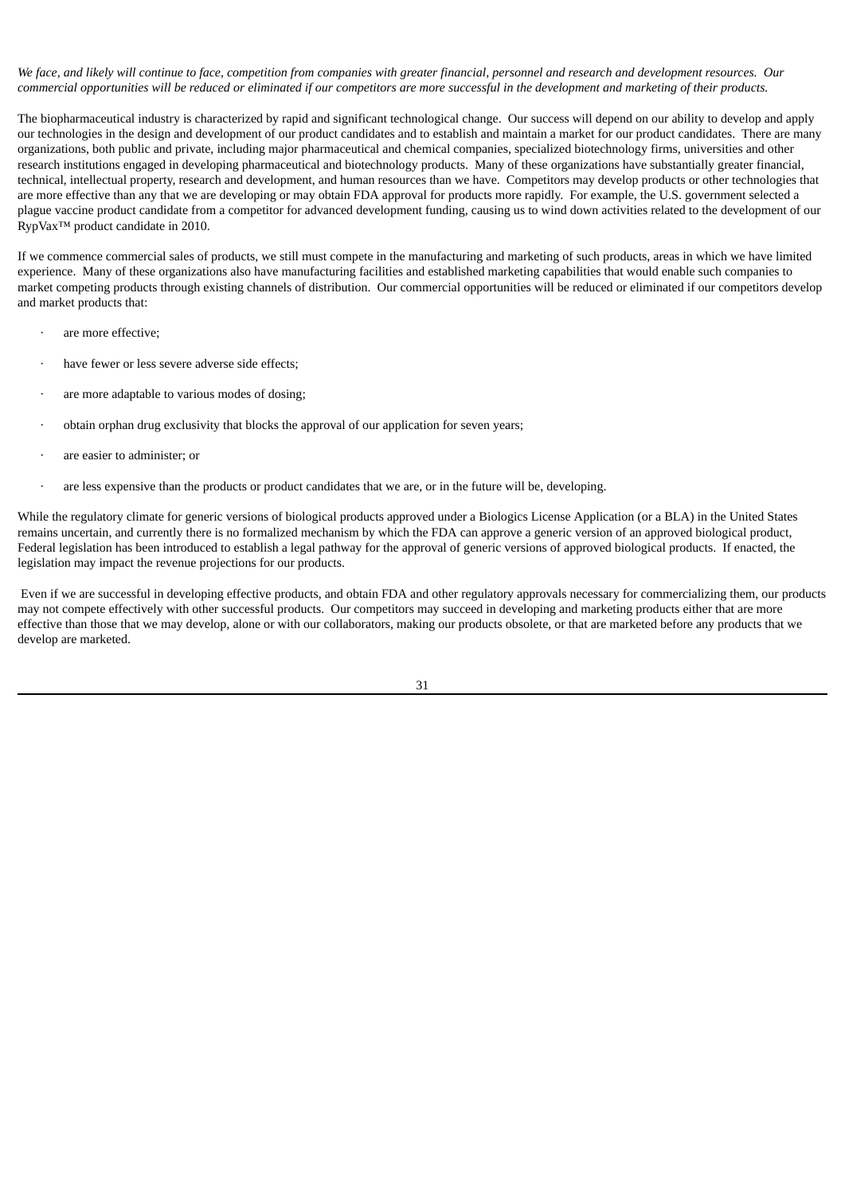*We face, and likely will continue to face, competition from companies with greater financial, personnel and research and development resources. Our commercial opportunities will be reduced or eliminated if our competitors are more successful in the development and marketing of their products.*

The biopharmaceutical industry is characterized by rapid and significant technological change. Our success will depend on our ability to develop and apply our technologies in the design and development of our product candidates and to establish and maintain a market for our product candidates. There are many organizations, both public and private, including major pharmaceutical and chemical companies, specialized biotechnology firms, universities and other research institutions engaged in developing pharmaceutical and biotechnology products. Many of these organizations have substantially greater financial, technical, intellectual property, research and development, and human resources than we have. Competitors may develop products or other technologies that are more effective than any that we are developing or may obtain FDA approval for products more rapidly. For example, the U.S. government selected a plague vaccine product candidate from a competitor for advanced development funding, causing us to wind down activities related to the development of our RypVax™ product candidate in 2010.

If we commence commercial sales of products, we still must compete in the manufacturing and marketing of such products, areas in which we have limited experience. Many of these organizations also have manufacturing facilities and established marketing capabilities that would enable such companies to market competing products through existing channels of distribution. Our commercial opportunities will be reduced or eliminated if our competitors develop and market products that:

- are more effective;
- have fewer or less severe adverse side effects;
- are more adaptable to various modes of dosing;
- obtain orphan drug exclusivity that blocks the approval of our application for seven years;
- are easier to administer; or
- are less expensive than the products or product candidates that we are, or in the future will be, developing.

While the regulatory climate for generic versions of biological products approved under a Biologics License Application (or a BLA) in the United States remains uncertain, and currently there is no formalized mechanism by which the FDA can approve a generic version of an approved biological product, Federal legislation has been introduced to establish a legal pathway for the approval of generic versions of approved biological products. If enacted, the legislation may impact the revenue projections for our products.

Even if we are successful in developing effective products, and obtain FDA and other regulatory approvals necessary for commercializing them, our products may not compete effectively with other successful products. Our competitors may succeed in developing and marketing products either that are more effective than those that we may develop, alone or with our collaborators, making our products obsolete, or that are marketed before any products that we develop are marketed.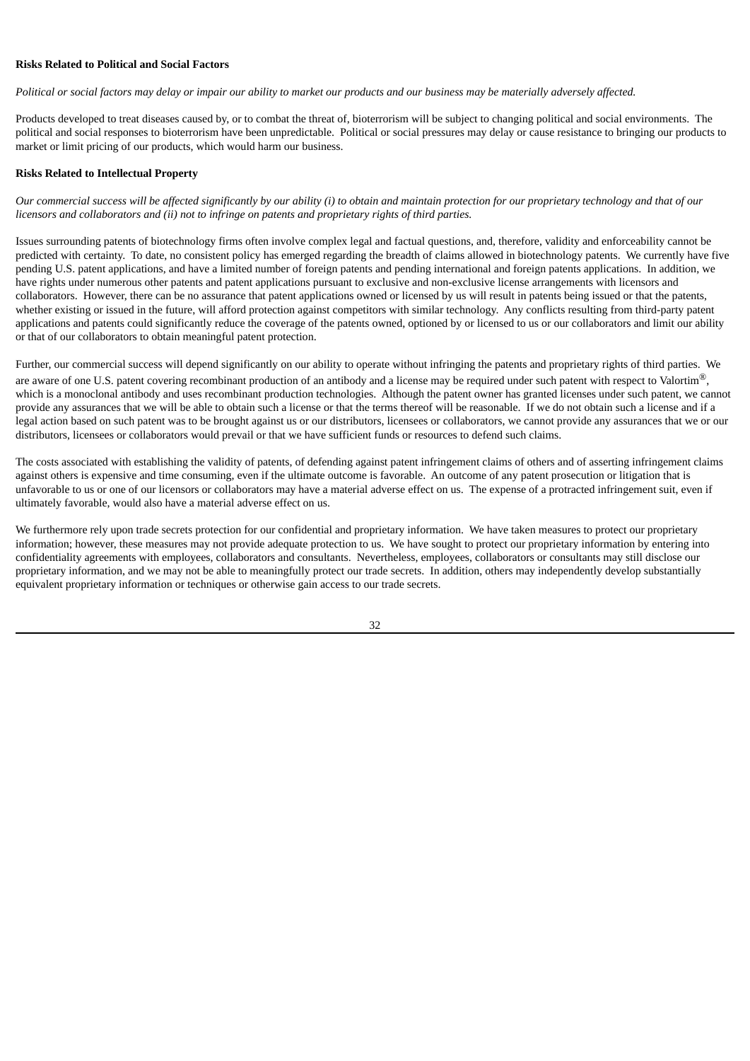**Risks Related to Political and Social Factors**

*Political or social factors may delay or impair our ability to market our products and our business may be materially adversely affected.*

Products developed to treat diseases caused by, or to combat the threat of, bioterrorism will be subject to changing political and social environments. The political and social responses to bioterrorism have been unpredictable. Political or social pressures may delay or cause resistance to bringing our products to market or limit pricing of our products, which would harm our business.

**Risks Related to Intellectual Property**

*Our commercial success will be affected significantly by our ability (i) to obtain and maintain protection for our proprietary technology and that of our licensors and collaborators and (ii) not to infringe on patents and proprietary rights of third parties.*

Issues surrounding patents of biotechnology firms often involve complex legal and factual questions, and, therefore, validity and enforceability cannot be predicted with certainty. To date, no consistent policy has emerged regarding the breadth of claims allowed in biotechnology patents. We currently have five pending U.S. patent applications, and have a limited number of foreign patents and pending international and foreign patents applications. In addition, we have rights under numerous other patents and patent applications pursuant to exclusive and non-exclusive license arrangements with licensors and collaborators. However, there can be no assurance that patent applications owned or licensed by us will result in patents being issued or that the patents, whether existing or issued in the future, will afford protection against competitors with similar technology. Any conflicts resulting from third-party patent applications and patents could significantly reduce the coverage of the patents owned, optioned by or licensed to us or our collaborators and limit our ability or that of our collaborators to obtain meaningful patent protection.

Further, our commercial success will depend significantly on our ability to operate without infringing the patents and proprietary rights of third parties. We are aware of one U.S. patent covering recombinant production of an antibody and a license may be required under such patent with respect to Valortim®, which is a monoclonal antibody and uses recombinant production technologies. Although the patent owner has granted licenses under such patent, we cannot provide any assurances that we will be able to obtain such a license or that the terms thereof will be reasonable. If we do not obtain such a license and if a legal action based on such patent was to be brought against us or our distributors, licensees or collaborators, we cannot provide any assurances that we or our distributors, licensees or collaborators would prevail or that we have sufficient funds or resources to defend such claims.

The costs associated with establishing the validity of patents, of defending against patent infringement claims of others and of asserting infringement claims against others is expensive and time consuming, even if the ultimate outcome is favorable. An outcome of any patent prosecution or litigation that is unfavorable to us or one of our licensors or collaborators may have a material adverse effect on us. The expense of a protracted infringement suit, even if ultimately favorable, would also have a material adverse effect on us.

We furthermore rely upon trade secrets protection for our confidential and proprietary information. We have taken measures to protect our proprietary information; however, these measures may not provide adequate protection to us. We have sought to protect our proprietary information by entering into confidentiality agreements with employees, collaborators and consultants. Nevertheless, employees, collaborators or consultants may still disclose our proprietary information, and we may not be able to meaningfully protect our trade secrets. In addition, others may independently develop substantially equivalent proprietary information or techniques or otherwise gain access to our trade secrets.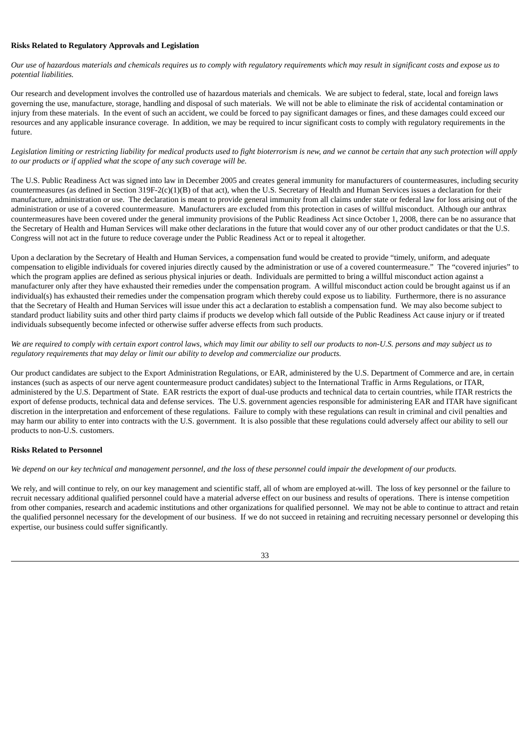**Risks Related to Regulatory Approvals and Legislation**

*Our use of hazardous materials and chemicals requires us to comply with regulatory requirements which may result in significant costs and expose us to potential liabilities.*

Our research and development involves the controlled use of hazardous materials and chemicals. We are subject to federal, state, local and foreign laws governing the use, manufacture, storage, handling and disposal of such materials. We will not be able to eliminate the risk of accidental contamination or injury from these materials. In the event of such an accident, we could be forced to pay significant damages or fines, and these damages could exceed our resources and any applicable insurance coverage. In addition, we may be required to incur significant costs to comply with regulatory requirements in the future.

*Legislation limiting or restricting liability for medical products used to fight bioterrorism is new, and we cannot be certain that any such protection will apply to our products or if applied what the scope of any such coverage will be.*

The U.S. Public Readiness Act was signed into law in December 2005 and creates general immunity for manufacturers of countermeasures, including security countermeasures (as defined in Section 319F-2(c)(1)(B) of that act), when the U.S. Secretary of Health and Human Services issues a declaration for their manufacture, administration or use. The declaration is meant to provide general immunity from all claims under state or federal law for loss arising out of the administration or use of a covered countermeasure. Manufacturers are excluded from this protection in cases of willful misconduct. Although our anthrax countermeasures have been covered under the general immunity provisions of the Public Readiness Act since October 1, 2008, there can be no assurance that the Secretary of Health and Human Services will make other declarations in the future that would cover any of our other product candidates or that the U.S. Congress will not act in the future to reduce coverage under the Public Readiness Act or to repeal it altogether.

Upon a declaration by the Secretary of Health and Human Services, a compensation fund would be created to provide "timely, uniform, and adequate compensation to eligible individuals for covered injuries directly caused by the administration or use of a covered countermeasure." The "covered injuries" to which the program applies are defined as serious physical injuries or death. Individuals are permitted to bring a willful misconduct action against a manufacturer only after they have exhausted their remedies under the compensation program. A willful misconduct action could be brought against us if an individual(s) has exhausted their remedies under the compensation program which thereby could expose us to liability. Furthermore, there is no assurance that the Secretary of Health and Human Services will issue under this act a declaration to establish a compensation fund. We may also become subject to standard product liability suits and other third party claims if products we develop which fall outside of the Public Readiness Act cause injury or if treated individuals subsequently become infected or otherwise suffer adverse effects from such products.

*We are required to comply with certain export control laws, which may limit our ability to sell our products to non-U.S. persons and may subject us to regulatory requirements that may delay or limit our ability to develop and commercialize our products.*

Our product candidates are subject to the Export Administration Regulations, or EAR, administered by the U.S. Department of Commerce and are, in certain instances (such as aspects of our nerve agent countermeasure product candidates) subject to the International Traffic in Arms Regulations, or ITAR, administered by the U.S. Department of State. EAR restricts the export of dual-use products and technical data to certain countries, while ITAR restricts the export of defense products, technical data and defense services. The U.S. government agencies responsible for administering EAR and ITAR have significant discretion in the interpretation and enforcement of these regulations. Failure to comply with these regulations can result in criminal and civil penalties and may harm our ability to enter into contracts with the U.S. government. It is also possible that these regulations could adversely affect our ability to sell our products to non-U.S. customers.

**Risks Related to Personnel**

*We depend on our key technical and management personnel, and the loss of these personnel could impair the development of our products.*

We rely, and will continue to rely, on our key management and scientific staff, all of whom are employed at-will. The loss of key personnel or the failure to recruit necessary additional qualified personnel could have a material adverse effect on our business and results of operations. There is intense competition from other companies, research and academic institutions and other organizations for qualified personnel. We may not be able to continue to attract and retain the qualified personnel necessary for the development of our business. If we do not succeed in retaining and recruiting necessary personnel or developing this expertise, our business could suffer significantly.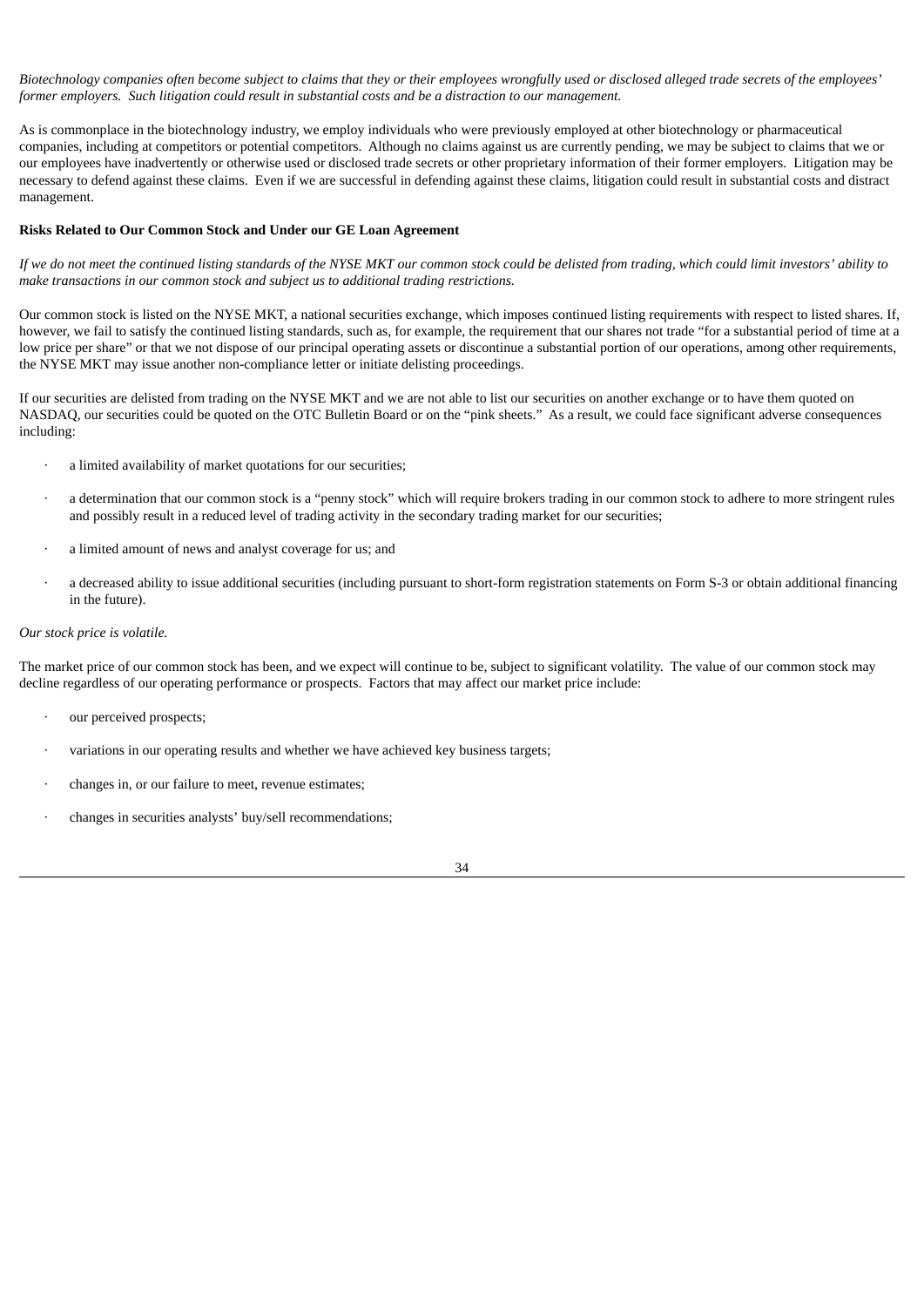*Biotechnology companies often become subject to claims that they or their employees wrongfully used or disclosed alleged trade secrets of the employees' former employers. Such litigation could result in substantial costs and be a distraction to our management.*

As is commonplace in the biotechnology industry, we employ individuals who were previously employed at other biotechnology or pharmaceutical companies, including at competitors or potential competitors. Although no claims against us are currently pending, we may be subject to claims that we or our employees have inadvertently or otherwise used or disclosed trade secrets or other proprietary information of their former employers. Litigation may be necessary to defend against these claims. Even if we are successful in defending against these claims, litigation could result in substantial costs and distract management.

**Risks Related to Our Common Stock and Under our GE Loan Agreement**

*If we do not meet the continued listing standards of the NYSE MKT our common stock could be delisted from trading, which could limit investors' ability to make transactions in our common stock and subject us to additional trading restrictions.*

Our common stock is listed on the NYSE MKT, a national securities exchange, which imposes continued listing requirements with respect to listed shares. If, however, we fail to satisfy the continued listing standards, such as, for example, the requirement that our shares not trade "for a substantial period of time at a low price per share" or that we not dispose of our principal operating assets or discontinue a substantial portion of our operations, among other requirements, the NYSE MKT may issue another non-compliance letter or initiate delisting proceedings.

If our securities are delisted from trading on the NYSE MKT and we are not able to list our securities on another exchange or to have them quoted on NASDAQ, our securities could be quoted on the OTC Bulletin Board or on the "pink sheets." As a result, we could face significant adverse consequences including:

- a limited availability of market quotations for our securities;
- a determination that our common stock is a "penny stock" which will require brokers trading in our common stock to adhere to more stringent rules and possibly result in a reduced level of trading activity in the secondary trading market for our securities;
- a limited amount of news and analyst coverage for us; and
- a decreased ability to issue additional securities (including pursuant to short-form registration statements on Form S-3 or obtain additional financing in the future).

*Our stock price is volatile.*

The market price of our common stock has been, and we expect will continue to be, subject to significant volatility. The value of our common stock may decline regardless of our operating performance or prospects. Factors that may affect our market price include:

- our perceived prospects;
- variations in our operating results and whether we have achieved key business targets;
- changes in, or our failure to meet, revenue estimates;
- changes in securities analysts' buy/sell recommendations;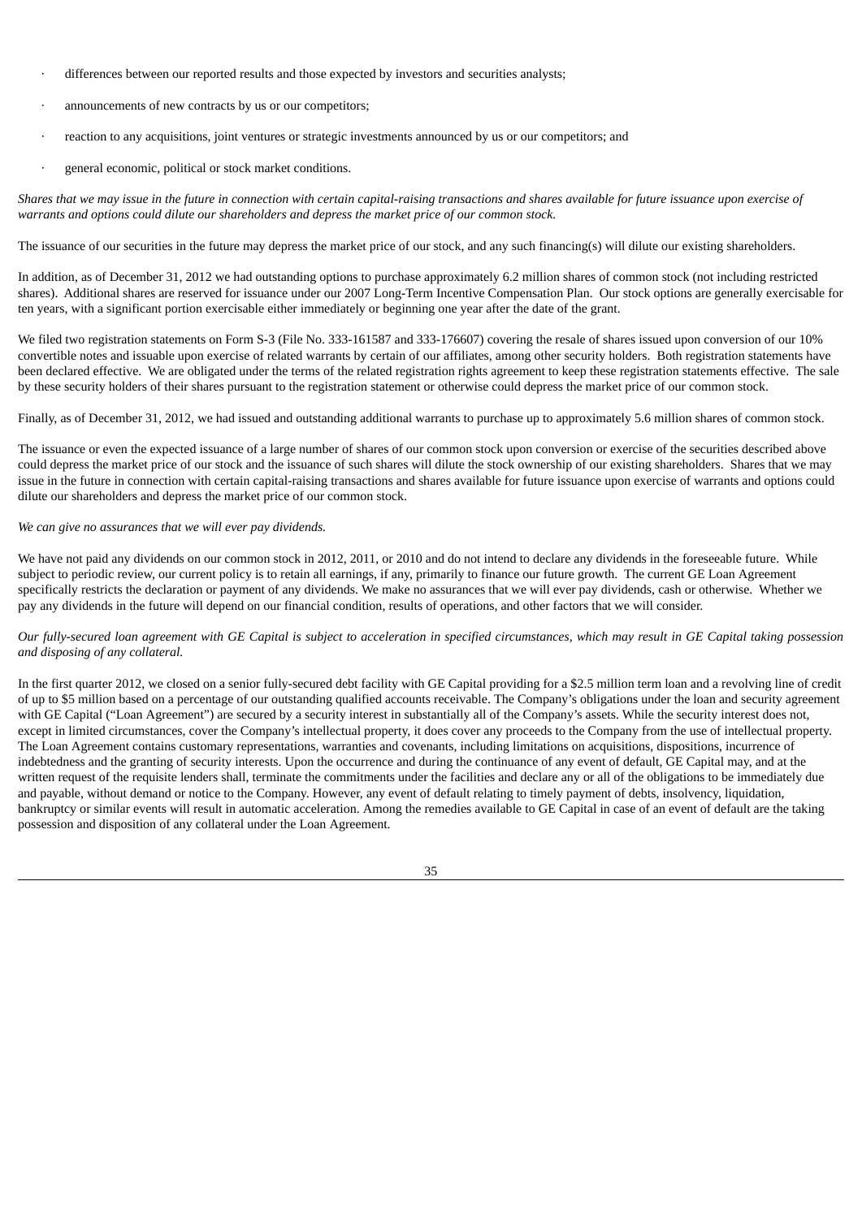- differences between our reported results and those expected by investors and securities analysts;
- announcements of new contracts by us or our competitors;
- reaction to any acquisitions, joint ventures or strategic investments announced by us or our competitors; and
- general economic, political or stock market conditions.

*Shares that we may issue in the future in connection with certain capital-raising transactions and shares available for future issuance upon exercise of warrants and options could dilute our shareholders and depress the market price of our common stock.*

The issuance of our securities in the future may depress the market price of our stock, and any such financing(s) will dilute our existing shareholders.

In addition, as of December 31, 2012 we had outstanding options to purchase approximately 6.2 million shares of common stock (not including restricted shares). Additional shares are reserved for issuance under our 2007 Long-Term Incentive Compensation Plan. Our stock options are generally exercisable for ten years, with a significant portion exercisable either immediately or beginning one year after the date of the grant.

We filed two registration statements on Form S-3 (File No. 333-161587 and 333-176607) covering the resale of shares issued upon conversion of our 10% convertible notes and issuable upon exercise of related warrants by certain of our affiliates, among other security holders. Both registration statements have been declared effective. We are obligated under the terms of the related registration rights agreement to keep these registration statements effective. The sale by these security holders of their shares pursuant to the registration statement or otherwise could depress the market price of our common stock.

Finally, as of December 31, 2012, we had issued and outstanding additional warrants to purchase up to approximately 5.6 million shares of common stock.

The issuance or even the expected issuance of a large number of shares of our common stock upon conversion or exercise of the securities described above could depress the market price of our stock and the issuance of such shares will dilute the stock ownership of our existing shareholders. Shares that we may issue in the future in connection with certain capital-raising transactions and shares available for future issuance upon exercise of warrants and options could dilute our shareholders and depress the market price of our common stock.

*We can give no assurances that we will ever pay dividends.*

We have not paid any dividends on our common stock in 2012, 2011, or 2010 and do not intend to declare any dividends in the foreseeable future. While subject to periodic review, our current policy is to retain all earnings, if any, primarily to finance our future growth. The current GE Loan Agreement specifically restricts the declaration or payment of any dividends. We make no assurances that we will ever pay dividends, cash or otherwise. Whether we pay any dividends in the future will depend on our financial condition, results of operations, and other factors that we will consider.

*Our fully-secured loan agreement with GE Capital is subject to acceleration in specified circumstances, which may result in GE Capital taking possession and disposing of any collateral.*

In the first quarter 2012, we closed on a senior fully-secured debt facility with GE Capital providing for a $2.5 million term loan and a revolving line of credit of up to $5 million based on a percentage of our outstanding qualified accounts receivable. The Company's obligations under the loan and security agreement with GE Capital ("Loan Agreement") are secured by a security interest in substantially all of the Company's assets. While the security interest does not, except in limited circumstances, cover the Company's intellectual property, it does cover any proceeds to the Company from the use of intellectual property. The Loan Agreement contains customary representations, warranties and covenants, including limitations on acquisitions, dispositions, incurrence of indebtedness and the granting of security interests. Upon the occurrence and during the continuance of any event of default, GE Capital may, and at the written request of the requisite lenders shall, terminate the commitments under the facilities and declare any or all of the obligations to be immediately due and payable, without demand or notice to the Company. However, any event of default relating to timely payment of debts, insolvency, liquidation, bankruptcy or similar events will result in automatic acceleration. Among the remedies available to GE Capital in case of an event of default are the taking possession and disposition of any collateral under the Loan Agreement.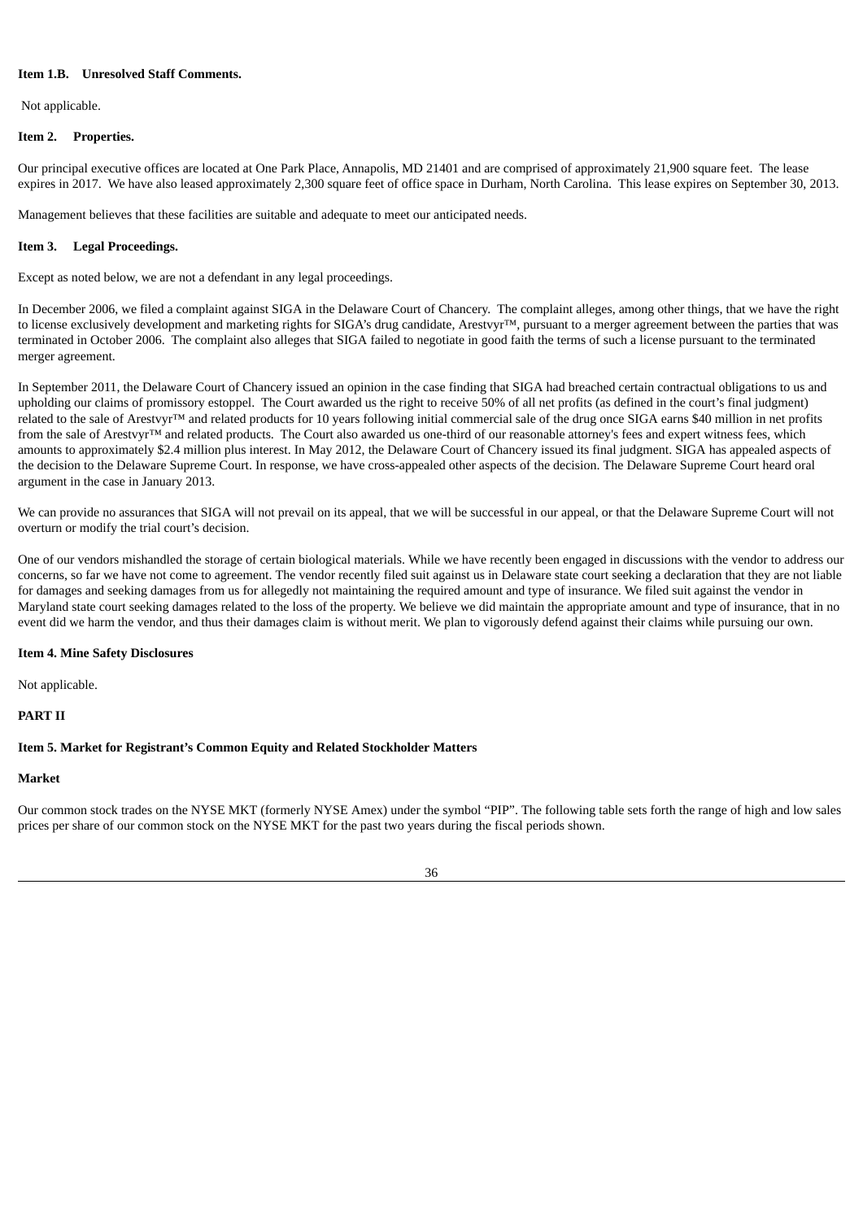**Item 1.B. Unresolved Staff Comments.**

Not applicable.

**Item 2. Properties.**

Our principal executive offices are located at One Park Place, Annapolis, MD 21401 and are comprised of approximately 21,900 square feet. The lease expires in 2017. We have also leased approximately 2,300 square feet of office space in Durham, North Carolina. This lease expires on September 30, 2013.

Management believes that these facilities are suitable and adequate to meet our anticipated needs.

**Item 3. Legal Proceedings.**

Except as noted below, we are not a defendant in any legal proceedings.

In December 2006, we filed a complaint against SIGA in the Delaware Court of Chancery. The complaint alleges, among other things, that we have the right to license exclusively development and marketing rights for SIGA's drug candidate, Arestvyr™, pursuant to a merger agreement between the parties that was terminated in October 2006. The complaint also alleges that SIGA failed to negotiate in good faith the terms of such a license pursuant to the terminated merger agreement.

In September 2011, the Delaware Court of Chancery issued an opinion in the case finding that SIGA had breached certain contractual obligations to us and upholding our claims of promissory estoppel. The Court awarded us the right to receive 50% of all net profits (as defined in the court's final judgment) related to the sale of Arestvyr™ and related products for 10 years following initial commercial sale of the drug once SIGA earns $40 million in net profits from the sale of Arestvyr™ and related products. The Court also awarded us one-third of our reasonable attorney's fees and expert witness fees, which amounts to approximately $2.4 million plus interest. In May 2012, the Delaware Court of Chancery issued its final judgment. SIGA has appealed aspects of the decision to the Delaware Supreme Court. In response, we have cross-appealed other aspects of the decision. The Delaware Supreme Court heard oral argument in the case in January 2013.

We can provide no assurances that SIGA will not prevail on its appeal, that we will be successful in our appeal, or that the Delaware Supreme Court will not overturn or modify the trial court's decision.

One of our vendors mishandled the storage of certain biological materials. While we have recently been engaged in discussions with the vendor to address our concerns, so far we have not come to agreement. The vendor recently filed suit against us in Delaware state court seeking a declaration that they are not liable for damages and seeking damages from us for allegedly not maintaining the required amount and type of insurance. We filed suit against the vendor in Maryland state court seeking damages related to the loss of the property. We believe we did maintain the appropriate amount and type of insurance, that in no event did we harm the vendor, and thus their damages claim is without merit. We plan to vigorously defend against their claims while pursuing our own.

**Item 4. Mine Safety Disclosures**

Not applicable.

**PART II**

**Item 5. Market for Registrant's Common Equity and Related Stockholder Matters**

**Market**

Our common stock trades on the NYSE MKT (formerly NYSE Amex) under the symbol "PIP". The following table sets forth the range of high and low sales prices per share of our common stock on the NYSE MKT for the past two years during the fiscal periods shown.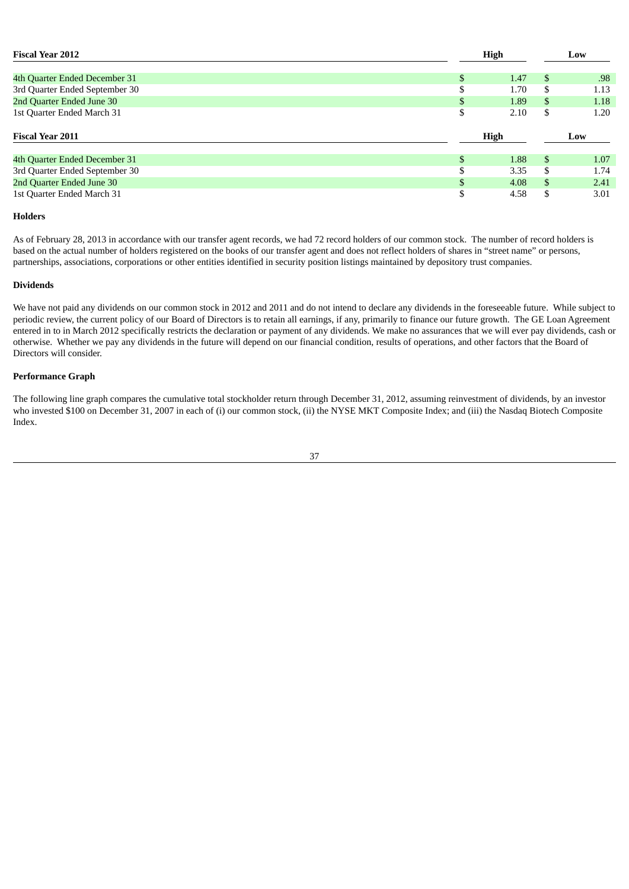| Fiscal Year 2012 | High | Low |
| --- | --- | --- |
| 4th Quarter Ended December 31 | $ 1.47 | $ .98 |
| 3rd Quarter Ended September 30 | $ 1.70 | $ 1.13 |
| 2nd Quarter Ended June 30 | $ 1.89 | $ 1.18 |
| 1st Quarter Ended March 31 | $ 2.10 | $ 1.20 |

| Fiscal Year 2011 | High | Low |
| --- | --- | --- |
| 4th Quarter Ended December 31 | $ 1.88 | $ 1.07 |
| 3rd Quarter Ended September 30 | $ 3.35 | $ 1.74 |
| 2nd Quarter Ended June 30 | $ 4.08 | $ 2.41 |
| 1st Quarter Ended March 31 | $ 4.58 | $ 3.01 |

**Holders**

As of February 28, 2013 in accordance with our transfer agent records, we had 72 record holders of our common stock. The number of record holders is based on the actual number of holders registered on the books of our transfer agent and does not reflect holders of shares in "street name" or persons, partnerships, associations, corporations or other entities identified in security position listings maintained by depository trust companies.

**Dividends**

We have not paid any dividends on our common stock in 2012 and 2011 and do not intend to declare any dividends in the foreseeable future. While subject to periodic review, the current policy of our Board of Directors is to retain all earnings, if any, primarily to finance our future growth. The GE Loan Agreement entered in to in March 2012 specifically restricts the declaration or payment of any dividends. We make no assurances that we will ever pay dividends, cash or otherwise. Whether we pay any dividends in the future will depend on our financial condition, results of operations, and other factors that the Board of Directors will consider.

**Performance Graph**

The following line graph compares the cumulative total stockholder return through December 31, 2012, assuming reinvestment of dividends, by an investor who invested $100 on December 31, 2007 in each of (i) our common stock, (ii) the NYSE MKT Composite Index; and (iii) the Nasdaq Biotech Composite Index.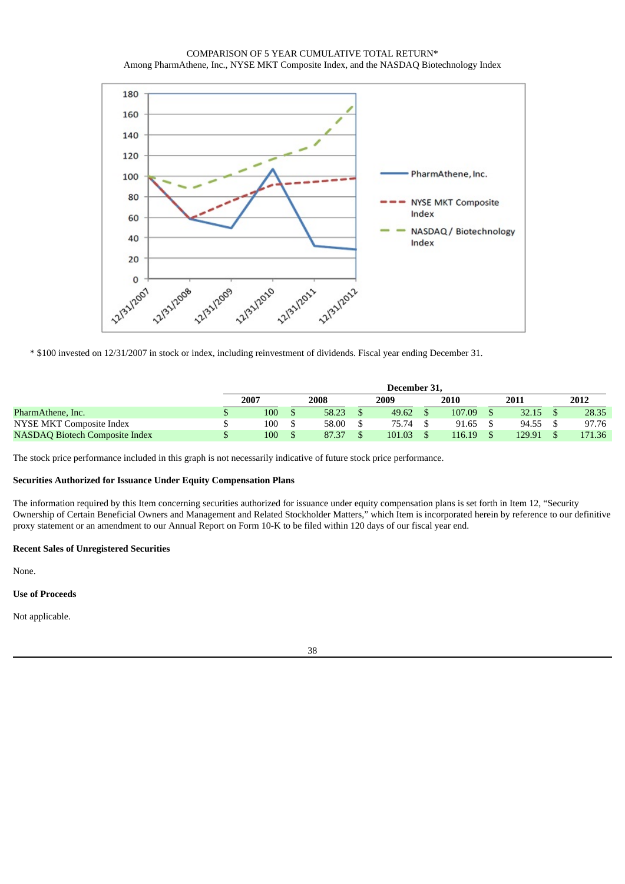COMPARISON OF 5 YEAR CUMULATIVE TOTAL RETURN*
Among PharmAthene, Inc., NYSE MKT Composite Index, and the NASDAQ Biotechnology Index

\* $100 invested on 12/31/2007 in stock or index, including reinvestment of dividends. Fiscal year ending December 31.

| | December 31, | | | | | |
|---|---|---|---|---|---|---|
| | 2007 | 2008 | 2009 | 2010 | 2011 | 2012 |
| PharmAthene, Inc. | $ 100 | $ 58.23 | $ 49.62 | $ 107.09 | $ 32.15 | $ 28.35 |
| NYSE MKT Composite Index | $ 100 | $ 58.00 | $ 75.74 | $ 91.65 | $ 94.55 | $ 97.76 |
| NASDAQ Biotech Composite Index | $ 100 | $ 87.37 | $ 101.03 | $ 116.19 | $ 129.91 | $ 171.36 |

The stock price performance included in this graph is not necessarily indicative of future stock price performance.

**Securities Authorized for Issuance Under Equity Compensation Plans**

The information required by this Item concerning securities authorized for issuance under equity compensation plans is set forth in Item 12, "Security Ownership of Certain Beneficial Owners and Management and Related Stockholder Matters," which Item is incorporated herein by reference to our definitive proxy statement or an amendment to our Annual Report on Form 10-K to be filed within 120 days of our fiscal year end.

**Recent Sales of Unregistered Securities**

None.

**Use of Proceeds**

Not applicable.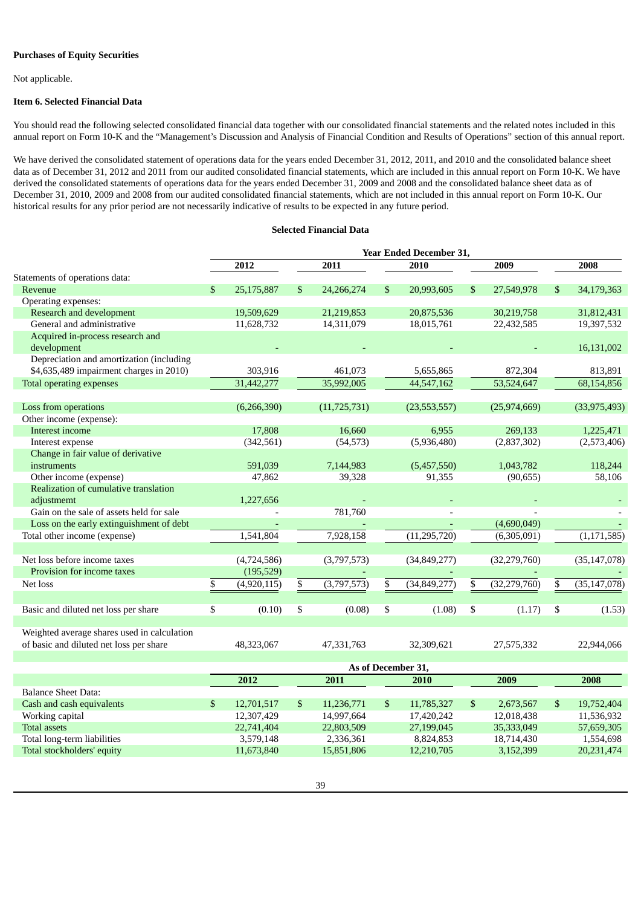**Purchases of Equity Securities**

Not applicable.

**Item 6. Selected Financial Data**

You should read the following selected consolidated financial data together with our consolidated financial statements and the related notes included in this annual report on Form 10-K and the "Management's Discussion and Analysis of Financial Condition and Results of Operations" section of this annual report.

We have derived the consolidated statement of operations data for the years ended December 31, 2012, 2011, and 2010 and the consolidated balance sheet data as of December 31, 2012 and 2011 from our audited consolidated financial statements, which are included in this annual report on Form 10-K. We have derived the consolidated statements of operations data for the years ended December 31, 2009 and 2008 and the consolidated balance sheet data as of December 31, 2010, 2009 and 2008 from our audited consolidated financial statements, which are not included in this annual report on Form 10-K. Our historical results for any prior period are not necessarily indicative of results to be expected in any future period.

**Selected Financial Data**

| | Year Ended December 31, | | | | |
|---|---|---|---|---|---|
| | 2012 | 2011 | 2010 | 2009 | 2008 |
| Statements of operations data: | | | | | |
| Revenue | $ 25,175,887 | $ 24,266,274 | $ 20,993,605 | $ 27,549,978 | $ 34,179,363 |
| Operating expenses: | | | | | |
| Research and development | 19,509,629 | 21,219,853 | 20,875,536 | 30,219,758 | 31,812,431 |
| General and administrative | 11,628,732 | 14,311,079 | 18,015,761 | 22,432,585 | 19,397,532 |
| Acquired in-process research and development | - | - | - | - | 16,131,002 |
| Depreciation and amortization (including $4,635,489 impairment charges in 2010) | 303,916 | 461,073 | 5,655,865 | 872,304 | 813,891 |
| Total operating expenses | 31,442,277 | 35,992,005 | 44,547,162 | 53,524,647 | 68,154,856 |
| Loss from operations | (6,266,390) | (11,725,731) | (23,553,557) | (25,974,669) | (33,975,493) |
| Other income (expense): | | | | | |
| Interest income | 17,808 | 16,660 | 6,955 | 269,133 | 1,225,471 |
| Interest expense | (342,561) | (54,573) | (5,936,480) | (2,837,302) | (2,573,406) |
| Change in fair value of derivative instruments | 591,039 | 7,144,983 | (5,457,550) | 1,043,782 | 118,244 |
| Other income (expense) | 47,862 | 39,328 | 91,355 | (90,655) | 58,106 |
| Realization of cumulative translation adjustmemt | 1,227,656 | - | - | - | - |
| Gain on the sale of assets held for sale | - | 781,760 | - | - | - |
| Loss on the early extinguishment of debt | - | - | - | (4,690,049) | - |
| Total other income (expense) | 1,541,804 | 7,928,158 | (11,295,720) | (6,305,091) | (1,171,585) |
| Net loss before income taxes | (4,724,586) | (3,797,573) | (34,849,277) | (32,279,760) | (35,147,078) |
| Provision for income taxes | (195,529) | - | - | - | - |
| Net loss | $ (4,920,115) | $ (3,797,573) | $ (34,849,277) | $ (32,279,760) | $ (35,147,078) |
| Basic and diluted net loss per share | $ (0.10) | $ (0.08) | $ (1.08) | $ (1.17) | $ (1.53) |
| Weighted average shares used in calculation of basic and diluted net loss per share | 48,323,067 | 47,331,763 | 32,309,621 | 27,575,332 | 22,944,066 |

| | As of December 31, | | | | |
|---|---|---|---|---|---|
| | 2012 | 2011 | 2010 | 2009 | 2008 |
| Balance Sheet Data: | | | | | |
| Cash and cash equivalents | $ 12,701,517 | $ 11,236,771 | $ 11,785,327 | $ 2,673,567 | $ 19,752,404 |
| Working capital | 12,307,429 | 14,997,664 | 17,420,242 | 12,018,438 | 11,536,932 |
| Total assets | 22,741,404 | 22,803,509 | 27,199,045 | 35,333,049 | 57,659,305 |
| Total long-term liabilities | 3,579,148 | 2,336,361 | 8,824,853 | 18,714,430 | 1,554,698 |
| Total stockholders' equity | 11,673,840 | 15,851,806 | 12,210,705 | 3,152,399 | 20,231,474 |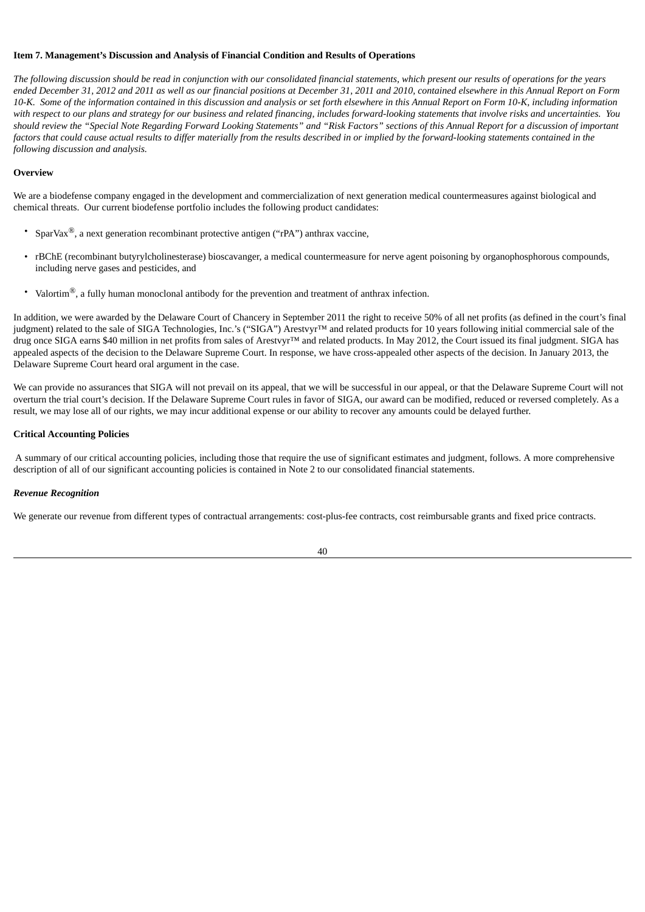**Item 7. Management's Discussion and Analysis of Financial Condition and Results of Operations**

*The following discussion should be read in conjunction with our consolidated financial statements, which present our results of operations for the years ended December 31, 2012 and 2011 as well as our financial positions at December 31, 2011 and 2010, contained elsewhere in this Annual Report on Form 10-K. Some of the information contained in this discussion and analysis or set forth elsewhere in this Annual Report on Form 10-K, including information with respect to our plans and strategy for our business and related financing, includes forward-looking statements that involve risks and uncertainties. You should review the "Special Note Regarding Forward Looking Statements" and "Risk Factors" sections of this Annual Report for a discussion of important factors that could cause actual results to differ materially from the results described in or implied by the forward-looking statements contained in the following discussion and analysis.*

**Overview**

We are a biodefense company engaged in the development and commercialization of next generation medical countermeasures against biological and chemical threats. Our current biodefense portfolio includes the following product candidates:

- SparVax®, a next generation recombinant protective antigen ("rPA") anthrax vaccine,
- rBChE (recombinant butyrylcholinesterase) bioscavanger, a medical countermeasure for nerve agent poisoning by organophosphorous compounds, including nerve gases and pesticides, and
- Valortim®, a fully human monoclonal antibody for the prevention and treatment of anthrax infection.

In addition, we were awarded by the Delaware Court of Chancery in September 2011 the right to receive 50% of all net profits (as defined in the court's final judgment) related to the sale of SIGA Technologies, Inc.'s ("SIGA") Arestvyr™ and related products for 10 years following initial commercial sale of the drug once SIGA earns $40 million in net profits from sales of Arestvyr™ and related products. In May 2012, the Court issued its final judgment. SIGA has appealed aspects of the decision to the Delaware Supreme Court. In response, we have cross-appealed other aspects of the decision. In January 2013, the Delaware Supreme Court heard oral argument in the case.

We can provide no assurances that SIGA will not prevail on its appeal, that we will be successful in our appeal, or that the Delaware Supreme Court will not overturn the trial court's decision. If the Delaware Supreme Court rules in favor of SIGA, our award can be modified, reduced or reversed completely. As a result, we may lose all of our rights, we may incur additional expense or our ability to recover any amounts could be delayed further.

**Critical Accounting Policies**

A summary of our critical accounting policies, including those that require the use of significant estimates and judgment, follows. A more comprehensive description of all of our significant accounting policies is contained in Note 2 to our consolidated financial statements.

***Revenue Recognition***

We generate our revenue from different types of contractual arrangements: cost-plus-fee contracts, cost reimbursable grants and fixed price contracts.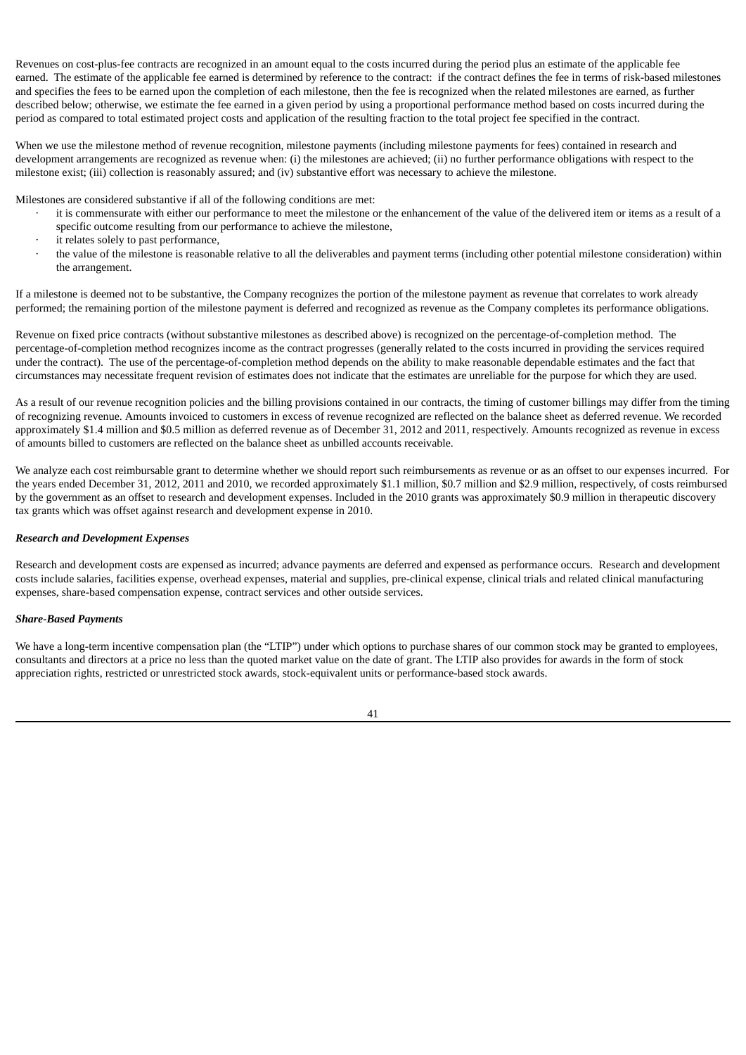Revenues on cost-plus-fee contracts are recognized in an amount equal to the costs incurred during the period plus an estimate of the applicable fee earned. The estimate of the applicable fee earned is determined by reference to the contract: if the contract defines the fee in terms of risk-based milestones and specifies the fees to be earned upon the completion of each milestone, then the fee is recognized when the related milestones are earned, as further described below; otherwise, we estimate the fee earned in a given period by using a proportional performance method based on costs incurred during the period as compared to total estimated project costs and application of the resulting fraction to the total project fee specified in the contract.

When we use the milestone method of revenue recognition, milestone payments (including milestone payments for fees) contained in research and development arrangements are recognized as revenue when: (i) the milestones are achieved; (ii) no further performance obligations with respect to the milestone exist; (iii) collection is reasonably assured; and (iv) substantive effort was necessary to achieve the milestone.

Milestones are considered substantive if all of the following conditions are met:

- it is commensurate with either our performance to meet the milestone or the enhancement of the value of the delivered item or items as a result of a specific outcome resulting from our performance to achieve the milestone,
- it relates solely to past performance,
- the value of the milestone is reasonable relative to all the deliverables and payment terms (including other potential milestone consideration) within the arrangement.

If a milestone is deemed not to be substantive, the Company recognizes the portion of the milestone payment as revenue that correlates to work already performed; the remaining portion of the milestone payment is deferred and recognized as revenue as the Company completes its performance obligations.

Revenue on fixed price contracts (without substantive milestones as described above) is recognized on the percentage-of-completion method. The percentage-of-completion method recognizes income as the contract progresses (generally related to the costs incurred in providing the services required under the contract). The use of the percentage-of-completion method depends on the ability to make reasonable dependable estimates and the fact that circumstances may necessitate frequent revision of estimates does not indicate that the estimates are unreliable for the purpose for which they are used.

As a result of our revenue recognition policies and the billing provisions contained in our contracts, the timing of customer billings may differ from the timing of recognizing revenue. Amounts invoiced to customers in excess of revenue recognized are reflected on the balance sheet as deferred revenue. We recorded approximately $1.4 million and $0.5 million as deferred revenue as of December 31, 2012 and 2011, respectively. Amounts recognized as revenue in excess of amounts billed to customers are reflected on the balance sheet as unbilled accounts receivable.

We analyze each cost reimbursable grant to determine whether we should report such reimbursements as revenue or as an offset to our expenses incurred. For the years ended December 31, 2012, 2011 and 2010, we recorded approximately $1.1 million, $0.7 million and $2.9 million, respectively, of costs reimbursed by the government as an offset to research and development expenses. Included in the 2010 grants was approximately $0.9 million in therapeutic discovery tax grants which was offset against research and development expense in 2010.

***Research and Development Expenses***

Research and development costs are expensed as incurred; advance payments are deferred and expensed as performance occurs. Research and development costs include salaries, facilities expense, overhead expenses, material and supplies, pre-clinical expense, clinical trials and related clinical manufacturing expenses, share-based compensation expense, contract services and other outside services.

***Share-Based Payments***

We have a long-term incentive compensation plan (the "LTIP") under which options to purchase shares of our common stock may be granted to employees, consultants and directors at a price no less than the quoted market value on the date of grant. The LTIP also provides for awards in the form of stock appreciation rights, restricted or unrestricted stock awards, stock-equivalent units or performance-based stock awards.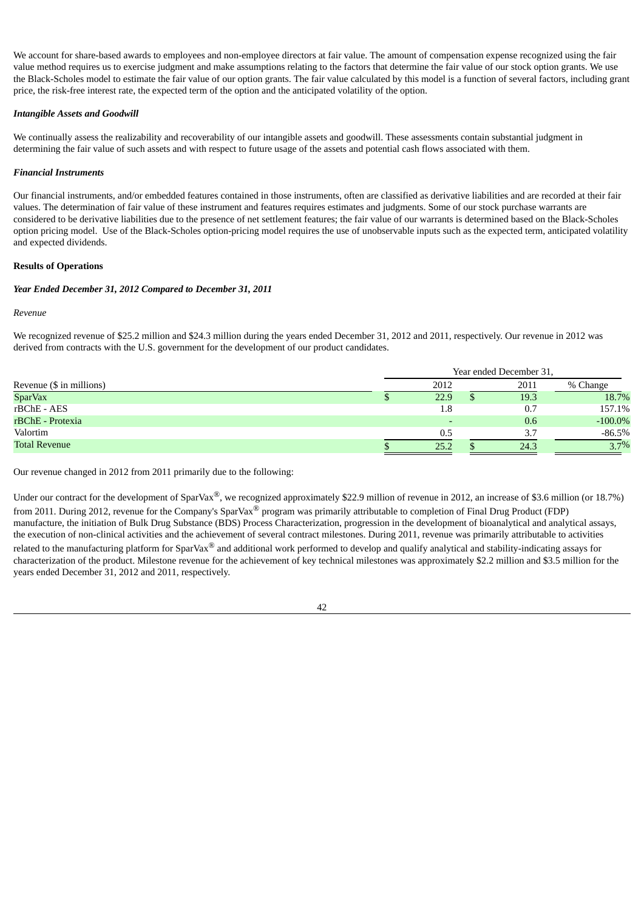We account for share-based awards to employees and non-employee directors at fair value. The amount of compensation expense recognized using the fair value method requires us to exercise judgment and make assumptions relating to the factors that determine the fair value of our stock option grants. We use the Black-Scholes model to estimate the fair value of our option grants. The fair value calculated by this model is a function of several factors, including grant price, the risk-free interest rate, the expected term of the option and the anticipated volatility of the option.

***Intangible Assets and Goodwill***

We continually assess the realizability and recoverability of our intangible assets and goodwill. These assessments contain substantial judgment in determining the fair value of such assets and with respect to future usage of the assets and potential cash flows associated with them.

***Financial Instruments***

Our financial instruments, and/or embedded features contained in those instruments, often are classified as derivative liabilities and are recorded at their fair values. The determination of fair value of these instrument and features requires estimates and judgments. Some of our stock purchase warrants are considered to be derivative liabilities due to the presence of net settlement features; the fair value of our warrants is determined based on the Black-Scholes option pricing model. Use of the Black-Scholes option-pricing model requires the use of unobservable inputs such as the expected term, anticipated volatility and expected dividends.

**Results of Operations**

***Year Ended December 31, 2012 Compared to December 31, 2011***

*Revenue*

We recognized revenue of $25.2 million and $24.3 million during the years ended December 31, 2012 and 2011, respectively. Our revenue in 2012 was derived from contracts with the U.S. government for the development of our product candidates.

| | Year ended December 31, | | |
|---|---|---|---|
| Revenue ($ in millions) | 2012 | 2011 | % Change |
| SparVax | $ 22.9 | $ 19.3 | 18.7% |
| rBChE - AES | 1.8 | 0.7 | 157.1% |
| rBChE - Protexia | - | 0.6 | -100.0% |
| Valortim | 0.5 | 3.7 | -86.5% |
| Total Revenue | $ 25.2 | $ 24.3 | 3.7% |

Our revenue changed in 2012 from 2011 primarily due to the following:

Under our contract for the development of SparVax®, we recognized approximately $22.9 million of revenue in 2012, an increase of $3.6 million (or 18.7%) from 2011. During 2012, revenue for the Company's SparVax® program was primarily attributable to completion of Final Drug Product (FDP) manufacture, the initiation of Bulk Drug Substance (BDS) Process Characterization, progression in the development of bioanalytical and analytical assays, the execution of non-clinical activities and the achievement of several contract milestones. During 2011, revenue was primarily attributable to activities related to the manufacturing platform for SparVax® and additional work performed to develop and qualify analytical and stability-indicating assays for characterization of the product. Milestone revenue for the achievement of key technical milestones was approximately $2.2 million and $3.5 million for the years ended December 31, 2012 and 2011, respectively.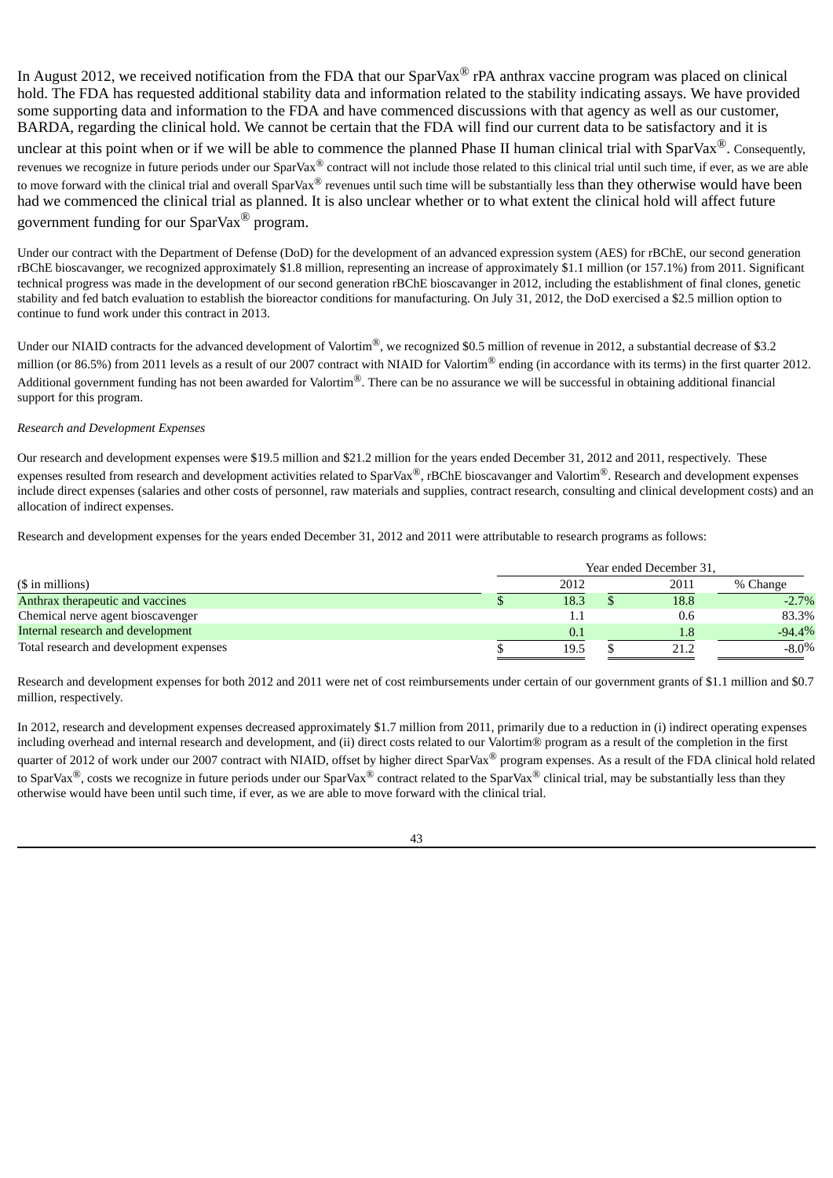In August 2012, we received notification from the FDA that our SparVax® rPA anthrax vaccine program was placed on clinical hold. The FDA has requested additional stability data and information related to the stability indicating assays. We have provided some supporting data and information to the FDA and have commenced discussions with that agency as well as our customer, BARDA, regarding the clinical hold. We cannot be certain that the FDA will find our current data to be satisfactory and it is unclear at this point when or if we will be able to commence the planned Phase II human clinical trial with SparVax®. Consequently, revenues we recognize in future periods under our SparVax® contract will not include those related to this clinical trial until such time, if ever, as we are able to move forward with the clinical trial and overall SparVax® revenues until such time will be substantially less than they otherwise would have been had we commenced the clinical trial as planned. It is also unclear whether or to what extent the clinical hold will affect future government funding for our SparVax® program.

Under our contract with the Department of Defense (DoD) for the development of an advanced expression system (AES) for rBChE, our second generation rBChE bioscavanger, we recognized approximately $1.8 million, representing an increase of approximately $1.1 million (or 157.1%) from 2011. Significant technical progress was made in the development of our second generation rBChE bioscavanger in 2012, including the establishment of final clones, genetic stability and fed batch evaluation to establish the bioreactor conditions for manufacturing. On July 31, 2012, the DoD exercised a $2.5 million option to continue to fund work under this contract in 2013.

Under our NIAID contracts for the advanced development of Valortim®, we recognized $0.5 million of revenue in 2012, a substantial decrease of $3.2 million (or 86.5%) from 2011 levels as a result of our 2007 contract with NIAID for Valortim® ending (in accordance with its terms) in the first quarter 2012. Additional government funding has not been awarded for Valortim®. There can be no assurance we will be successful in obtaining additional financial support for this program.

*Research and Development Expenses*

Our research and development expenses were $19.5 million and $21.2 million for the years ended December 31, 2012 and 2011, respectively. These expenses resulted from research and development activities related to SparVax®, rBChE bioscavanger and Valortim®. Research and development expenses include direct expenses (salaries and other costs of personnel, raw materials and supplies, contract research, consulting and clinical development costs) and an allocation of indirect expenses.

Research and development expenses for the years ended December 31, 2012 and 2011 were attributable to research programs as follows:

| ($ in millions) | Year ended December 31, 2012 | 2011 | % Change |
|---|---|---|---|
| Anthrax therapeutic and vaccines | $ 18.3 | $ 18.8 | -2.7% |
| Chemical nerve agent bioscavenger | 1.1 | 0.6 | 83.3% |
| Internal research and development | 0.1 | 1.8 | -94.4% |
| Total research and development expenses | $ 19.5 | $ 21.2 | -8.0% |

Research and development expenses for both 2012 and 2011 were net of cost reimbursements under certain of our government grants of $1.1 million and $0.7 million, respectively.

In 2012, research and development expenses decreased approximately $1.7 million from 2011, primarily due to a reduction in (i) indirect operating expenses including overhead and internal research and development, and (ii) direct costs related to our Valortim® program as a result of the completion in the first quarter of 2012 of work under our 2007 contract with NIAID, offset by higher direct SparVax® program expenses. As a result of the FDA clinical hold related to SparVax®, costs we recognize in future periods under our SparVax® contract related to the SparVax® clinical trial, may be substantially less than they otherwise would have been until such time, if ever, as we are able to move forward with the clinical trial.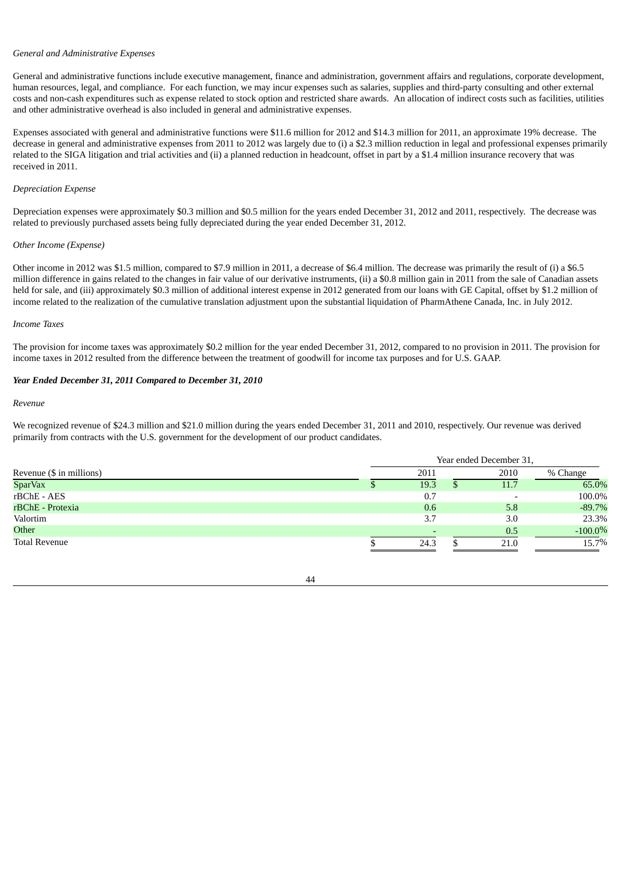*General and Administrative Expenses*

General and administrative functions include executive management, finance and administration, government affairs and regulations, corporate development, human resources, legal, and compliance. For each function, we may incur expenses such as salaries, supplies and third-party consulting and other external costs and non-cash expenditures such as expense related to stock option and restricted share awards. An allocation of indirect costs such as facilities, utilities and other administrative overhead is also included in general and administrative expenses.

Expenses associated with general and administrative functions were $11.6 million for 2012 and $14.3 million for 2011, an approximate 19% decrease. The decrease in general and administrative expenses from 2011 to 2012 was largely due to (i) a $2.3 million reduction in legal and professional expenses primarily related to the SIGA litigation and trial activities and (ii) a planned reduction in headcount, offset in part by a $1.4 million insurance recovery that was received in 2011.

*Depreciation Expense*

Depreciation expenses were approximately $0.3 million and $0.5 million for the years ended December 31, 2012 and 2011, respectively. The decrease was related to previously purchased assets being fully depreciated during the year ended December 31, 2012.

*Other Income (Expense)*

Other income in 2012 was $1.5 million, compared to $7.9 million in 2011, a decrease of $6.4 million. The decrease was primarily the result of (i) a $6.5 million difference in gains related to the changes in fair value of our derivative instruments, (ii) a $0.8 million gain in 2011 from the sale of Canadian assets held for sale, and (iii) approximately $0.3 million of additional interest expense in 2012 generated from our loans with GE Capital, offset by $1.2 million of income related to the realization of the cumulative translation adjustment upon the substantial liquidation of PharmAthene Canada, Inc. in July 2012.

*Income Taxes*

The provision for income taxes was approximately $0.2 million for the year ended December 31, 2012, compared to no provision in 2011. The provision for income taxes in 2012 resulted from the difference between the treatment of goodwill for income tax purposes and for U.S. GAAP.

***Year Ended December 31, 2011 Compared to December 31, 2010***

*Revenue*

We recognized revenue of $24.3 million and $21.0 million during the years ended December 31, 2011 and 2010, respectively. Our revenue was derived primarily from contracts with the U.S. government for the development of our product candidates.

| | Year ended December 31, | | |
|---|---|---|---|
| Revenue ($ in millions) | 2011 | 2010 | % Change |
| SparVax | $ 19.3 | $ 11.7 | 65.0% |
| rBChE - AES | 0.7 | - | 100.0% |
| rBChE - Protexia | 0.6 | 5.8 | -89.7% |
| Valortim | 3.7 | 3.0 | 23.3% |
| Other | - | 0.5 | -100.0% |
| Total Revenue | $ 24.3 | $ 21.0 | 15.7% |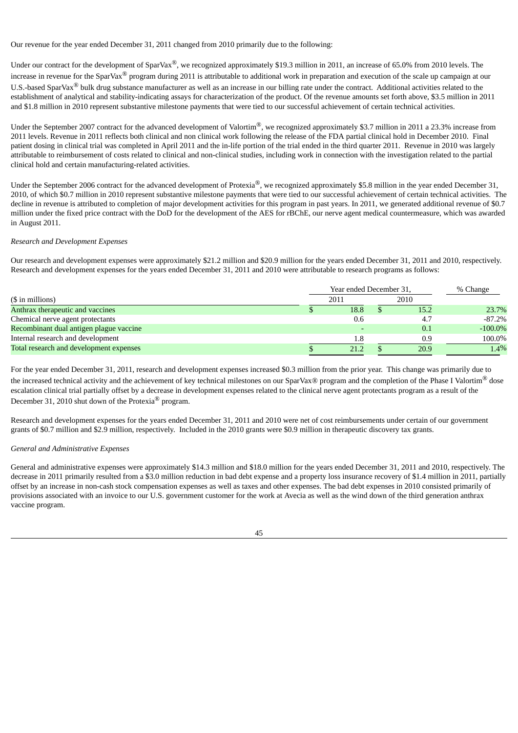Our revenue for the year ended December 31, 2011 changed from 2010 primarily due to the following:

Under our contract for the development of SparVax®, we recognized approximately $19.3 million in 2011, an increase of 65.0% from 2010 levels. The increase in revenue for the SparVax® program during 2011 is attributable to additional work in preparation and execution of the scale up campaign at our U.S.-based SparVax® bulk drug substance manufacturer as well as an increase in our billing rate under the contract. Additional activities related to the establishment of analytical and stability-indicating assays for characterization of the product. Of the revenue amounts set forth above, $3.5 million in 2011 and $1.8 million in 2010 represent substantive milestone payments that were tied to our successful achievement of certain technical activities.

Under the September 2007 contract for the advanced development of Valortim®, we recognized approximately $3.7 million in 2011 a 23.3% increase from 2011 levels. Revenue in 2011 reflects both clinical and non clinical work following the release of the FDA partial clinical hold in December 2010. Final patient dosing in clinical trial was completed in April 2011 and the in-life portion of the trial ended in the third quarter 2011. Revenue in 2010 was largely attributable to reimbursement of costs related to clinical and non-clinical studies, including work in connection with the investigation related to the partial clinical hold and certain manufacturing-related activities.

Under the September 2006 contract for the advanced development of Protexia®, we recognized approximately $5.8 million in the year ended December 31, 2010, of which $0.7 million in 2010 represent substantive milestone payments that were tied to our successful achievement of certain technical activities. The decline in revenue is attributed to completion of major development activities for this program in past years. In 2011, we generated additional revenue of $0.7 million under the fixed price contract with the DoD for the development of the AES for rBChE, our nerve agent medical countermeasure, which was awarded in August 2011.

*Research and Development Expenses*

Our research and development expenses were approximately $21.2 million and $20.9 million for the years ended December 31, 2011 and 2010, respectively. Research and development expenses for the years ended December 31, 2011 and 2010 were attributable to research programs as follows:

| ($ in millions) | Year ended December 31, 2011 | Year ended December 31, 2010 | % Change |
|---|---|---|---|
| Anthrax therapeutic and vaccines | $ 18.8 | $ 15.2 | 23.7% |
| Chemical nerve agent protectants | 0.6 | 4.7 | -87.2% |
| Recombinant dual antigen plague vaccine | - | 0.1 | -100.0% |
| Internal research and development | 1.8 | 0.9 | 100.0% |
| Total research and development expenses | $ 21.2 | $ 20.9 | 1.4% |

For the year ended December 31, 2011, research and development expenses increased $0.3 million from the prior year. This change was primarily due to the increased technical activity and the achievement of key technical milestones on our SparVax® program and the completion of the Phase I Valortim® dose escalation clinical trial partially offset by a decrease in development expenses related to the clinical nerve agent protectants program as a result of the December 31, 2010 shut down of the Protexia® program.

Research and development expenses for the years ended December 31, 2011 and 2010 were net of cost reimbursements under certain of our government grants of $0.7 million and $2.9 million, respectively. Included in the 2010 grants were $0.9 million in therapeutic discovery tax grants.

*General and Administrative Expenses*

General and administrative expenses were approximately $14.3 million and $18.0 million for the years ended December 31, 2011 and 2010, respectively. The decrease in 2011 primarily resulted from a $3.0 million reduction in bad debt expense and a property loss insurance recovery of $1.4 million in 2011, partially offset by an increase in non-cash stock compensation expenses as well as taxes and other expenses. The bad debt expenses in 2010 consisted primarily of provisions associated with an invoice to our U.S. government customer for the work at Avecia as well as the wind down of the third generation anthrax vaccine program.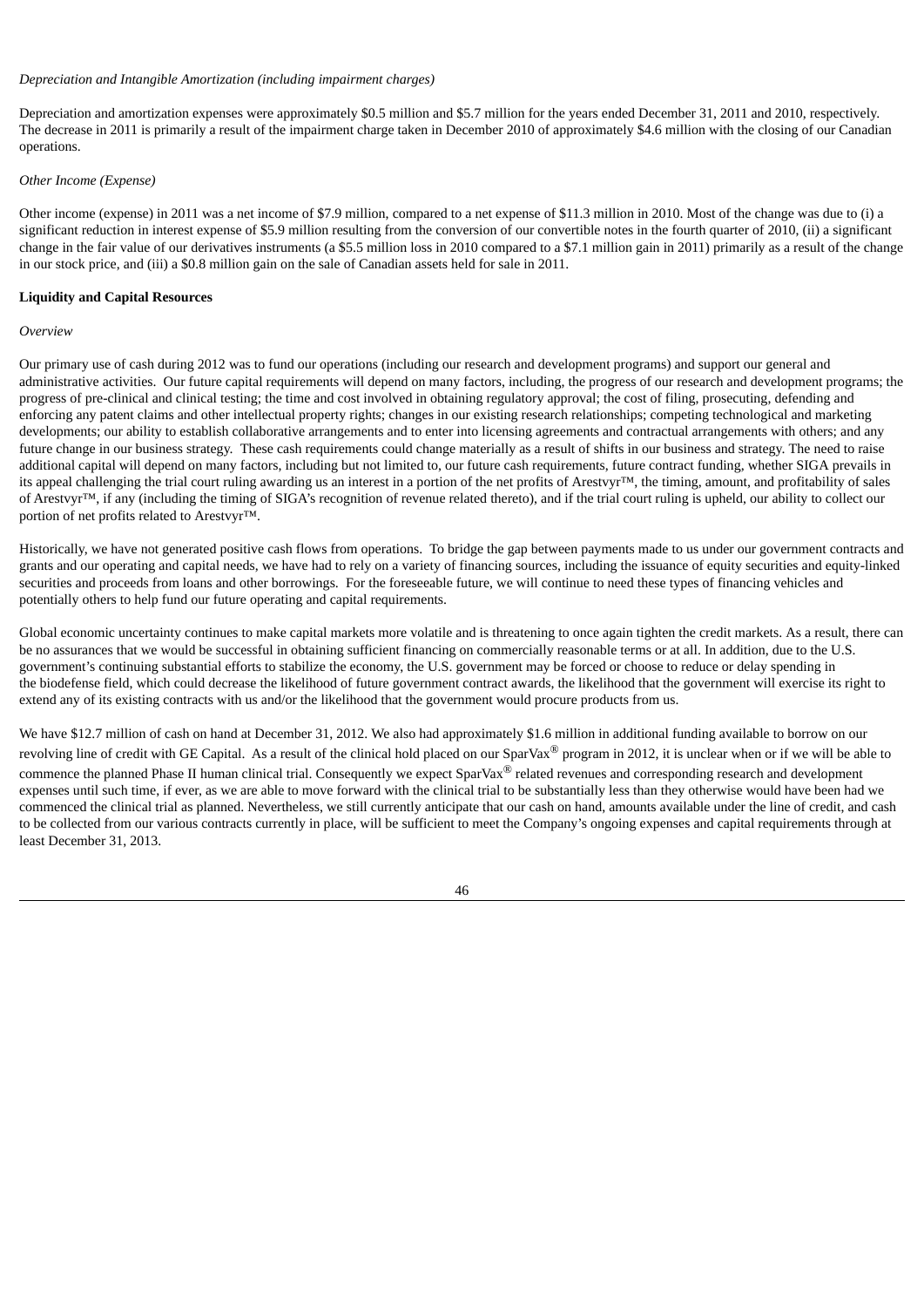*Depreciation and Intangible Amortization (including impairment charges)*

Depreciation and amortization expenses were approximately \$0.5 million and \$5.7 million for the years ended December 31, 2011 and 2010, respectively. The decrease in 2011 is primarily a result of the impairment charge taken in December 2010 of approximately \$4.6 million with the closing of our Canadian operations.

*Other Income (Expense)*

Other income (expense) in 2011 was a net income of \$7.9 million, compared to a net expense of \$11.3 million in 2010. Most of the change was due to (i) a significant reduction in interest expense of \$5.9 million resulting from the conversion of our convertible notes in the fourth quarter of 2010, (ii) a significant change in the fair value of our derivatives instruments (a \$5.5 million loss in 2010 compared to a \$7.1 million gain in 2011) primarily as a result of the change in our stock price, and (iii) a \$0.8 million gain on the sale of Canadian assets held for sale in 2011.

**Liquidity and Capital Resources**

*Overview*

Our primary use of cash during 2012 was to fund our operations (including our research and development programs) and support our general and administrative activities. Our future capital requirements will depend on many factors, including, the progress of our research and development programs; the progress of pre-clinical and clinical testing; the time and cost involved in obtaining regulatory approval; the cost of filing, prosecuting, defending and enforcing any patent claims and other intellectual property rights; changes in our existing research relationships; competing technological and marketing developments; our ability to establish collaborative arrangements and to enter into licensing agreements and contractual arrangements with others; and any future change in our business strategy. These cash requirements could change materially as a result of shifts in our business and strategy. The need to raise additional capital will depend on many factors, including but not limited to, our future cash requirements, future contract funding, whether SIGA prevails in its appeal challenging the trial court ruling awarding us an interest in a portion of the net profits of Arestvyr™, the timing, amount, and profitability of sales of Arestvyr™, if any (including the timing of SIGA's recognition of revenue related thereto), and if the trial court ruling is upheld, our ability to collect our portion of net profits related to Arestvyr™.

Historically, we have not generated positive cash flows from operations. To bridge the gap between payments made to us under our government contracts and grants and our operating and capital needs, we have had to rely on a variety of financing sources, including the issuance of equity securities and equity-linked securities and proceeds from loans and other borrowings. For the foreseeable future, we will continue to need these types of financing vehicles and potentially others to help fund our future operating and capital requirements.

Global economic uncertainty continues to make capital markets more volatile and is threatening to once again tighten the credit markets. As a result, there can be no assurances that we would be successful in obtaining sufficient financing on commercially reasonable terms or at all. In addition, due to the U.S. government's continuing substantial efforts to stabilize the economy, the U.S. government may be forced or choose to reduce or delay spending in the biodefense field, which could decrease the likelihood of future government contract awards, the likelihood that the government will exercise its right to extend any of its existing contracts with us and/or the likelihood that the government would procure products from us.

We have \$12.7 million of cash on hand at December 31, 2012. We also had approximately \$1.6 million in additional funding available to borrow on our revolving line of credit with GE Capital. As a result of the clinical hold placed on our SparVax® program in 2012, it is unclear when or if we will be able to commence the planned Phase II human clinical trial. Consequently we expect SparVax® related revenues and corresponding research and development expenses until such time, if ever, as we are able to move forward with the clinical trial to be substantially less than they otherwise would have been had we commenced the clinical trial as planned. Nevertheless, we still currently anticipate that our cash on hand, amounts available under the line of credit, and cash to be collected from our various contracts currently in place, will be sufficient to meet the Company's ongoing expenses and capital requirements through at least December 31, 2013.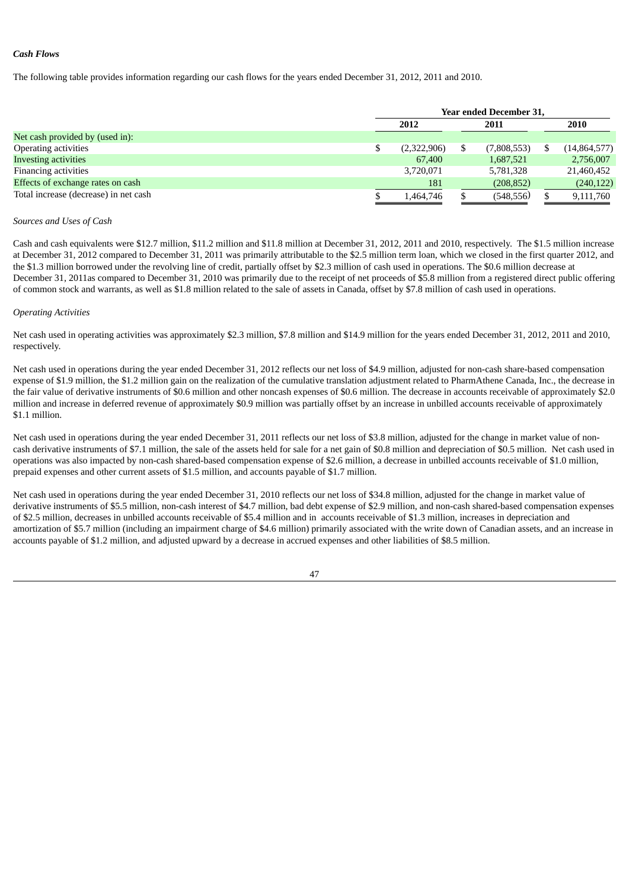### *Cash Flows*

The following table provides information regarding our cash flows for the years ended December 31, 2012, 2011 and 2010.

| | Year ended December 31, | | |
|---|---|---|---|
| | 2012 | 2011 | 2010 |
| Net cash provided by (used in): | | | |
| Operating activities | $ (2,322,906) | $ (7,808,553) | $ (14,864,577) |
| Investing activities | 67,400 | 1,687,521 | 2,756,007 |
| Financing activities | 3,720,071 | 5,781,328 | 21,460,452 |
| Effects of exchange rates on cash | 181 | (208,852) | (240,122) |
| Total increase (decrease) in net cash | $ 1,464,746 | $ (548,556) | $ 9,111,760 |

*Sources and Uses of Cash*

Cash and cash equivalents were $12.7 million, $11.2 million and $11.8 million at December 31, 2012, 2011 and 2010, respectively. The $1.5 million increase at December 31, 2012 compared to December 31, 2011 was primarily attributable to the $2.5 million term loan, which we closed in the first quarter 2012, and the $1.3 million borrowed under the revolving line of credit, partially offset by $2.3 million of cash used in operations. The $0.6 million decrease at December 31, 2011as as compared to December 31, 2010 was primarily due to the receipt of net proceeds of $5.8 million from a registered direct public offering of common stock and warrants, as well as $1.8 million related to the sale of assets in Canada, offset by $7.8 million of cash used in operations.

*Operating Activities*

Net cash used in operating activities was approximately $2.3 million, $7.8 million and $14.9 million for the years ended December 31, 2012, 2011 and 2010, respectively.

Net cash used in operations during the year ended December 31, 2012 reflects our net loss of $4.9 million, adjusted for non-cash share-based compensation expense of $1.9 million, the $1.2 million gain on the realization of the cumulative translation adjustment related to PharmAthene Canada, Inc., the decrease in the fair value of derivative instruments of $0.6 million and other noncash expenses of $0.6 million. The decrease in accounts receivable of approximately $2.0 million and increase in deferred revenue of approximately $0.9 million was partially offset by an increase in unbilled accounts receivable of approximately $1.1 million.

Net cash used in operations during the year ended December 31, 2011 reflects our net loss of $3.8 million, adjusted for the change in market value of non-cash derivative instruments of $7.1 million, the sale of the assets held for sale for a net gain of $0.8 million and depreciation of $0.5 million. Net cash used in operations was also impacted by non-cash shared-based compensation expense of $2.6 million, a decrease in unbilled accounts receivable of $1.0 million, prepaid expenses and other current assets of $1.5 million, and accounts payable of $1.7 million.

Net cash used in operations during the year ended December 31, 2010 reflects our net loss of $34.8 million, adjusted for the change in market value of derivative instruments of $5.5 million, non-cash interest of $4.7 million, bad debt expense of $2.9 million, and non-cash shared-based compensation expenses of $2.5 million, decreases in unbilled accounts receivable of $5.4 million and in accounts receivable of $1.3 million, increases in depreciation and amortization of $5.7 million (including an impairment charge of $4.6 million) primarily associated with the write down of Canadian assets, and an increase in accounts payable of $1.2 million, and adjusted upward by a decrease in accrued expenses and other liabilities of $8.5 million.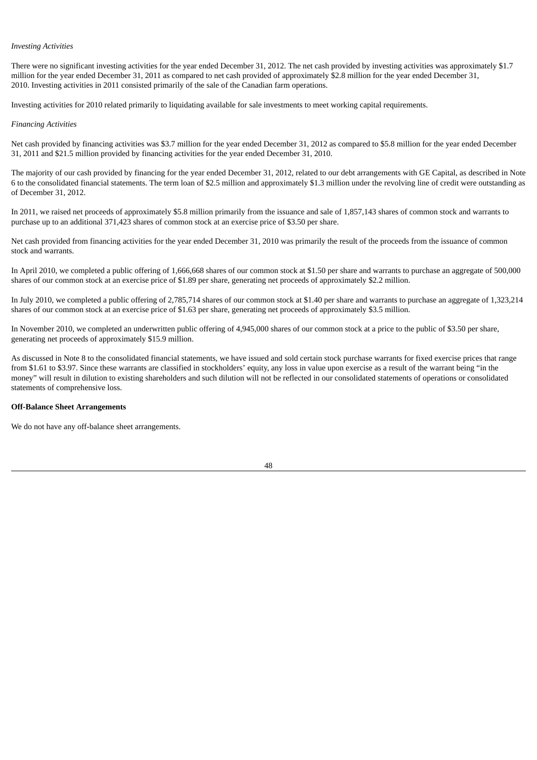*Investing Activities*

There were no significant investing activities for the year ended December 31, 2012. The net cash provided by investing activities was approximately $1.7 million for the year ended December 31, 2011 as compared to net cash provided of approximately $2.8 million for the year ended December 31, 2010. Investing activities in 2011 consisted primarily of the sale of the Canadian farm operations.

Investing activities for 2010 related primarily to liquidating available for sale investments to meet working capital requirements.

*Financing Activities*

Net cash provided by financing activities was $3.7 million for the year ended December 31, 2012 as compared to $5.8 million for the year ended December 31, 2011 and $21.5 million provided by financing activities for the year ended December 31, 2010.

The majority of our cash provided by financing for the year ended December 31, 2012, related to our debt arrangements with GE Capital, as described in Note 6 to the consolidated financial statements. The term loan of $2.5 million and approximately $1.3 million under the revolving line of credit were outstanding as of December 31, 2012.

In 2011, we raised net proceeds of approximately $5.8 million primarily from the issuance and sale of 1,857,143 shares of common stock and warrants to purchase up to an additional 371,423 shares of common stock at an exercise price of $3.50 per share.

Net cash provided from financing activities for the year ended December 31, 2010 was primarily the result of the proceeds from the issuance of common stock and warrants.

In April 2010, we completed a public offering of 1,666,668 shares of our common stock at $1.50 per share and warrants to purchase an aggregate of 500,000 shares of our common stock at an exercise price of $1.89 per share, generating net proceeds of approximately $2.2 million.

In July 2010, we completed a public offering of 2,785,714 shares of our common stock at $1.40 per share and warrants to purchase an aggregate of 1,323,214 shares of our common stock at an exercise price of $1.63 per share, generating net proceeds of approximately $3.5 million.

In November 2010, we completed an underwritten public offering of 4,945,000 shares of our common stock at a price to the public of $3.50 per share, generating net proceeds of approximately $15.9 million.

As discussed in Note 8 to the consolidated financial statements, we have issued and sold certain stock purchase warrants for fixed exercise prices that range from $1.61 to $3.97. Since these warrants are classified in stockholders' equity, any loss in value upon exercise as a result of the warrant being "in the money" will result in dilution to existing shareholders and such dilution will not be reflected in our consolidated statements of operations or consolidated statements of comprehensive loss.

**Off-Balance Sheet Arrangements**

We do not have any off-balance sheet arrangements.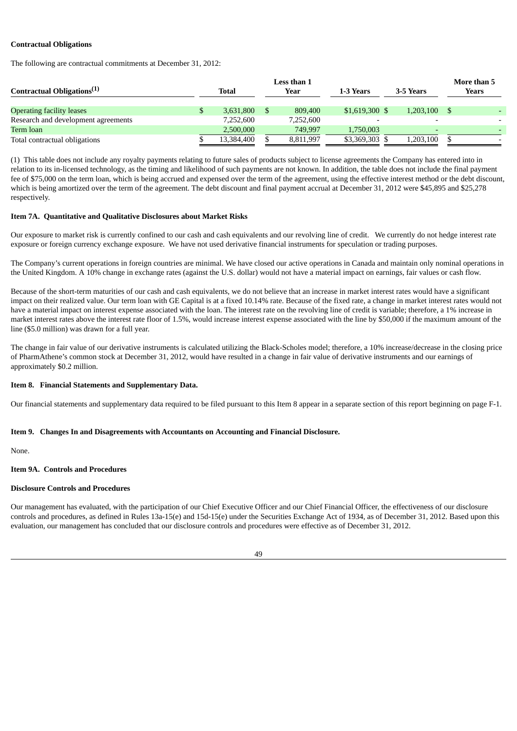**Contractual Obligations**

The following are contractual commitments at December 31, 2012:

| Contractual Obligations[1] | Total | Less than 1 Year | 1-3 Years | 3-5 Years | More than 5 Years |
|---|---|---|---|---|---|
| Operating facility leases | $ 3,631,800 | $ 809,400 | $1,619,300 | $ 1,203,100 | $ - |
| Research and development agreements | 7,252,600 | 7,252,600 | - | - | - |
| Term loan | 2,500,000 | 749,997 | 1,750,003 | - | - |
| Total contractual obligations | $ 13,384,400 | $ 8,811,997 | $3,369,303 | $ 1,203,100 | $ - |

(1) This table does not include any royalty payments relating to future sales of products subject to license agreements the Company has entered into in relation to its in-licensed technology, as the timing and likelihood of such payments are not known. In addition, the table does not include the final payment fee of $75,000 on the term loan, which is being accrued and expensed over the term of the agreement, using the effective interest method or the debt discount, which is being amortized over the term of the agreement. The debt discount and final payment accrual at December 31, 2012 were $45,895 and $25,278 respectively.

**Item 7A. Quantitative and Qualitative Disclosures about Market Risks**

Our exposure to market risk is currently confined to our cash and cash equivalents and our revolving line of credit. We currently do not hedge interest rate exposure or foreign currency exchange exposure. We have not used derivative financial instruments for speculation or trading purposes.

The Company's current operations in foreign countries are minimal. We have closed our active operations in Canada and maintain only nominal operations in the United Kingdom. A 10% change in exchange rates (against the U.S. dollar) would not have a material impact on earnings, fair values or cash flow.

Because of the short-term maturities of our cash and cash equivalents, we do not believe that an increase in market interest rates would have a significant impact on their realized value. Our term loan with GE Capital is at a fixed 10.14% rate. Because of the fixed rate, a change in market interest rates would not have a material impact on interest expense associated with the loan. The interest rate on the revolving line of credit is variable; therefore, a 1% increase in market interest rates above the interest rate floor of 1.5%, would increase interest expense associated with the line by $50,000 if the maximum amount of the line ($5.0 million) was drawn for a full year.

The change in fair value of our derivative instruments is calculated utilizing the Black-Scholes model; therefore, a 10% increase/decrease in the closing price of PharmAthene's common stock at December 31, 2012, would have resulted in a change in fair value of derivative instruments and our earnings of approximately $0.2 million.

**Item 8. Financial Statements and Supplementary Data.**

Our financial statements and supplementary data required to be filed pursuant to this Item 8 appear in a separate section of this report beginning on page F-1.

**Item 9. Changes In and Disagreements with Accountants on Accounting and Financial Disclosure.**

None.

**Item 9A. Controls and Procedures**

**Disclosure Controls and Procedures**

Our management has evaluated, with the participation of our Chief Executive Officer and our Chief Financial Officer, the effectiveness of our disclosure controls and procedures, as defined in Rules 13a-15(e) and 15d-15(e) under the Securities Exchange Act of 1934, as of December 31, 2012. Based upon this evaluation, our management has concluded that our disclosure controls and procedures were effective as of December 31, 2012.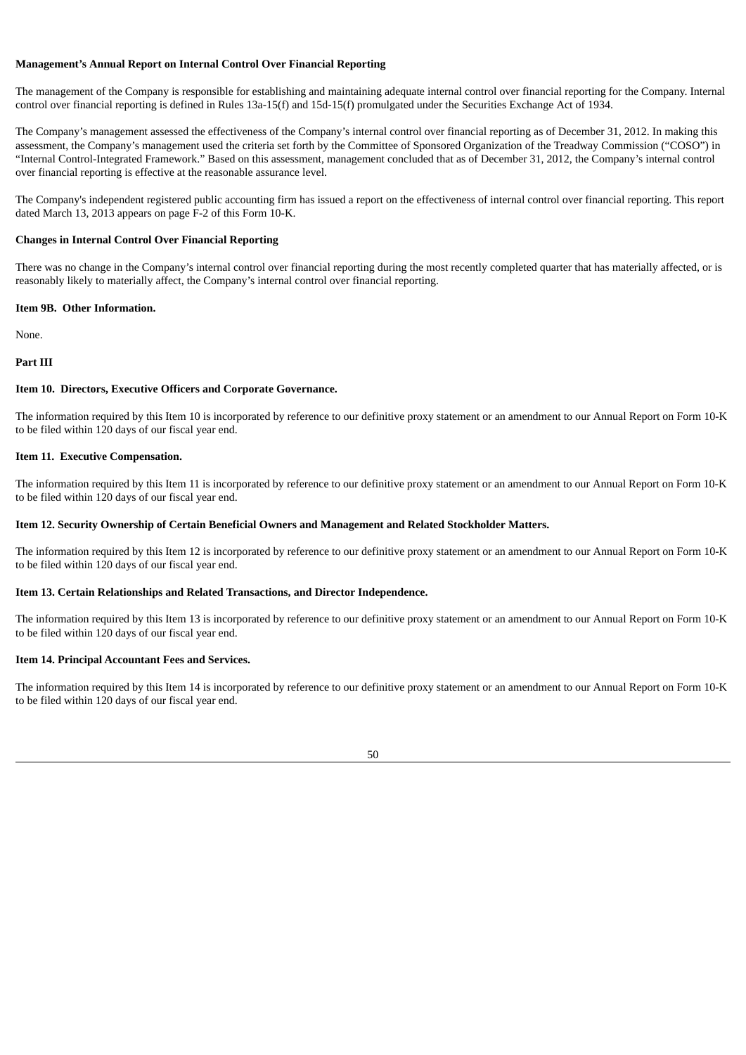**Management's Annual Report on Internal Control Over Financial Reporting**

The management of the Company is responsible for establishing and maintaining adequate internal control over financial reporting for the Company. Internal control over financial reporting is defined in Rules 13a-15(f) and 15d-15(f) promulgated under the Securities Exchange Act of 1934.

The Company's management assessed the effectiveness of the Company's internal control over financial reporting as of December 31, 2012. In making this assessment, the Company's management used the criteria set forth by the Committee of Sponsored Organization of the Treadway Commission ("COSO") in "Internal Control-Integrated Framework." Based on this assessment, management concluded that as of December 31, 2012, the Company's internal control over financial reporting is effective at the reasonable assurance level.

The Company's independent registered public accounting firm has issued a report on the effectiveness of internal control over financial reporting. This report dated March 13, 2013 appears on page F-2 of this Form 10-K.

**Changes in Internal Control Over Financial Reporting**

There was no change in the Company's internal control over financial reporting during the most recently completed quarter that has materially affected, or is reasonably likely to materially affect, the Company's internal control over financial reporting.

**Item 9B. Other Information.**

None.

**Part III**

**Item 10. Directors, Executive Officers and Corporate Governance.**

The information required by this Item 10 is incorporated by reference to our definitive proxy statement or an amendment to our Annual Report on Form 10-K to be filed within 120 days of our fiscal year end.

**Item 11. Executive Compensation.**

The information required by this Item 11 is incorporated by reference to our definitive proxy statement or an amendment to our Annual Report on Form 10-K to be filed within 120 days of our fiscal year end.

**Item 12. Security Ownership of Certain Beneficial Owners and Management and Related Stockholder Matters.**

The information required by this Item 12 is incorporated by reference to our definitive proxy statement or an amendment to our Annual Report on Form 10-K to be filed within 120 days of our fiscal year end.

**Item 13. Certain Relationships and Related Transactions, and Director Independence.**

The information required by this Item 13 is incorporated by reference to our definitive proxy statement or an amendment to our Annual Report on Form 10-K to be filed within 120 days of our fiscal year end.

**Item 14. Principal Accountant Fees and Services.**

The information required by this Item 14 is incorporated by reference to our definitive proxy statement or an amendment to our Annual Report on Form 10-K to be filed within 120 days of our fiscal year end.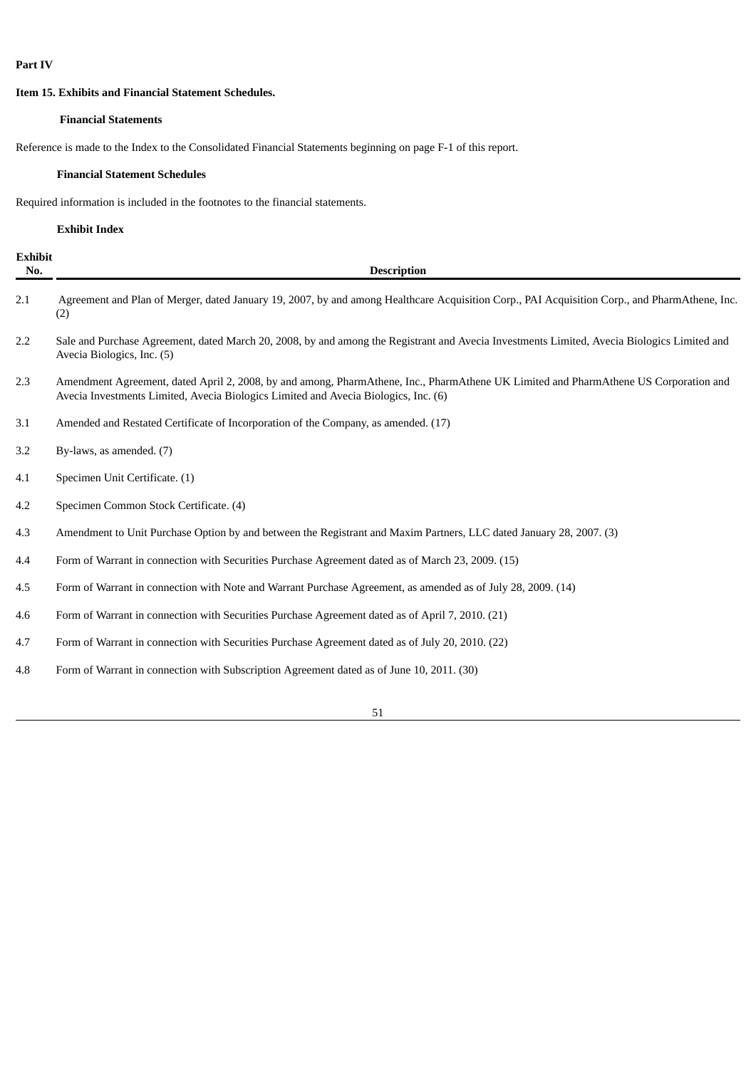**Part IV**

**Item 15. Exhibits and Financial Statement Schedules.**

**Financial Statements**

Reference is made to the Index to the Consolidated Financial Statements beginning on page F-1 of this report.

**Financial Statement Schedules**

Required information is included in the footnotes to the financial statements.

**Exhibit Index**

| Exhibit No. | Description |
|---|---|
| 2.1 | Agreement and Plan of Merger, dated January 19, 2007, by and among Healthcare Acquisition Corp., PAI Acquisition Corp., and PharmAthene, Inc. (2) |
| 2.2 | Sale and Purchase Agreement, dated March 20, 2008, by and among the Registrant and Avecia Investments Limited, Avecia Biologics Limited and Avecia Biologics, Inc. (5) |
| 2.3 | Amendment Agreement, dated April 2, 2008, by and among, PharmAthene, Inc., PharmAthene UK Limited and PharmAthene US Corporation and Avecia Investments Limited, Avecia Biologics Limited and Avecia Biologics, Inc. (6) |
| 3.1 | Amended and Restated Certificate of Incorporation of the Company, as amended. (17) |
| 3.2 | By-laws, as amended. (7) |
| 4.1 | Specimen Unit Certificate. (1) |
| 4.2 | Specimen Common Stock Certificate. (4) |
| 4.3 | Amendment to Unit Purchase Option by and between the Registrant and Maxim Partners, LLC dated January 28, 2007. (3) |
| 4.4 | Form of Warrant in connection with Securities Purchase Agreement dated as of March 23, 2009. (15) |
| 4.5 | Form of Warrant in connection with Note and Warrant Purchase Agreement, as amended as of July 28, 2009. (14) |
| 4.6 | Form of Warrant in connection with Securities Purchase Agreement dated as of April 7, 2010. (21) |
| 4.7 | Form of Warrant in connection with Securities Purchase Agreement dated as of July 20, 2010. (22) |
| 4.8 | Form of Warrant in connection with Subscription Agreement dated as of June 10, 2011. (30) |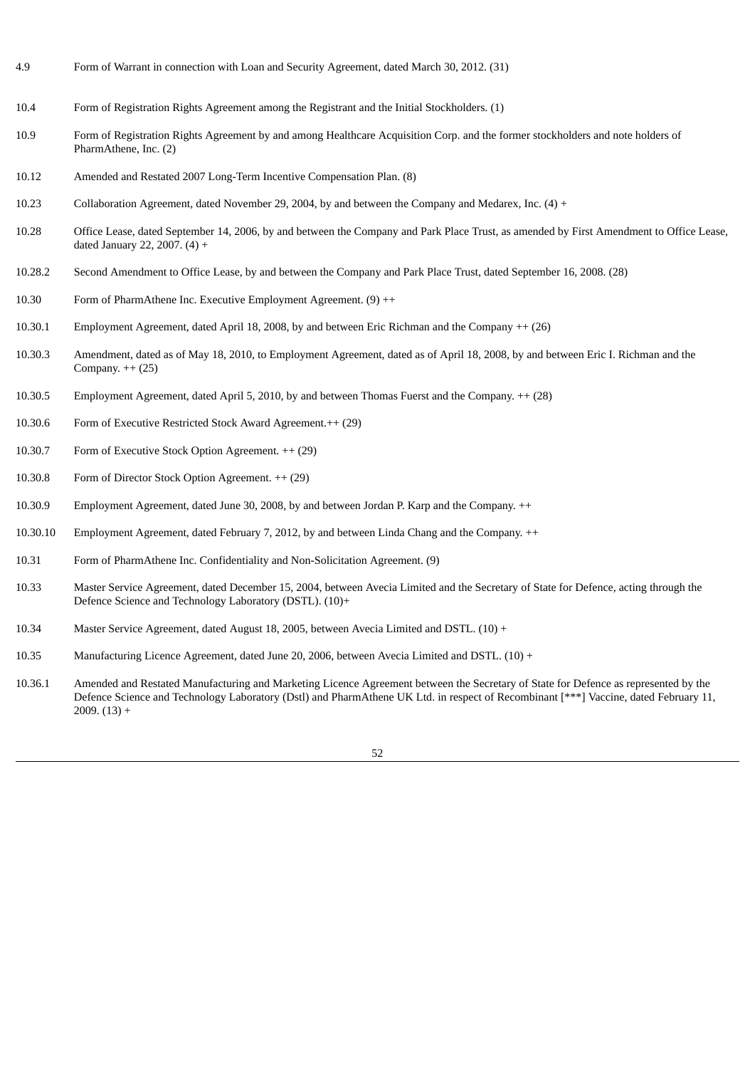| | |
|---|---|
| 4.9 | Form of Warrant in connection with Loan and Security Agreement, dated March 30, 2012. (31) |
| 10.4 | Form of Registration Rights Agreement among the Registrant and the Initial Stockholders. (1) |
| 10.9 | Form of Registration Rights Agreement by and among Healthcare Acquisition Corp. and the former stockholders and note holders of PharmAthene, Inc. (2) |
| 10.12 | Amended and Restated 2007 Long-Term Incentive Compensation Plan. (8) |
| 10.23 | Collaboration Agreement, dated November 29, 2004, by and between the Company and Medarex, Inc. (4) + |
| 10.28 | Office Lease, dated September 14, 2006, by and between the Company and Park Place Trust, as amended by First Amendment to Office Lease, dated January 22, 2007. (4) + |
| 10.28.2 | Second Amendment to Office Lease, by and between the Company and Park Place Trust, dated September 16, 2008. (28) |
| 10.30 | Form of PharmAthene Inc. Executive Employment Agreement. (9) ++ |
| 10.30.1 | Employment Agreement, dated April 18, 2008, by and between Eric Richman and the Company ++ (26) |
| 10.30.3 | Amendment, dated as of May 18, 2010, to Employment Agreement, dated as of April 18, 2008, by and between Eric I. Richman and the Company. ++ (25) |
| 10.30.5 | Employment Agreement, dated April 5, 2010, by and between Thomas Fuerst and the Company. ++ (28) |
| 10.30.6 | Form of Executive Restricted Stock Award Agreement.++ (29) |
| 10.30.7 | Form of Executive Stock Option Agreement. ++ (29) |
| 10.30.8 | Form of Director Stock Option Agreement. ++ (29) |
| 10.30.9 | Employment Agreement, dated June 30, 2008, by and between Jordan P. Karp and the Company. ++ |
| 10.30.10 | Employment Agreement, dated February 7, 2012, by and between Linda Chang and the Company. ++ |
| 10.31 | Form of PharmAthene Inc. Confidentiality and Non-Solicitation Agreement. (9) |
| 10.33 | Master Service Agreement, dated December 15, 2004, between Avecia Limited and the Secretary of State for Defence, acting through the Defence Science and Technology Laboratory (DSTL). (10)+ |
| 10.34 | Master Service Agreement, dated August 18, 2005, between Avecia Limited and DSTL. (10) + |
| 10.35 | Manufacturing Licence Agreement, dated June 20, 2006, between Avecia Limited and DSTL. (10) + |
| 10.36.1 | Amended and Restated Manufacturing and Marketing Licence Agreement between the Secretary of State for Defence as represented by the Defence Science and Technology Laboratory (Dstl) and PharmAthene UK Ltd. in respect of Recombinant [***] Vaccine, dated February 11, 2009. (13) + |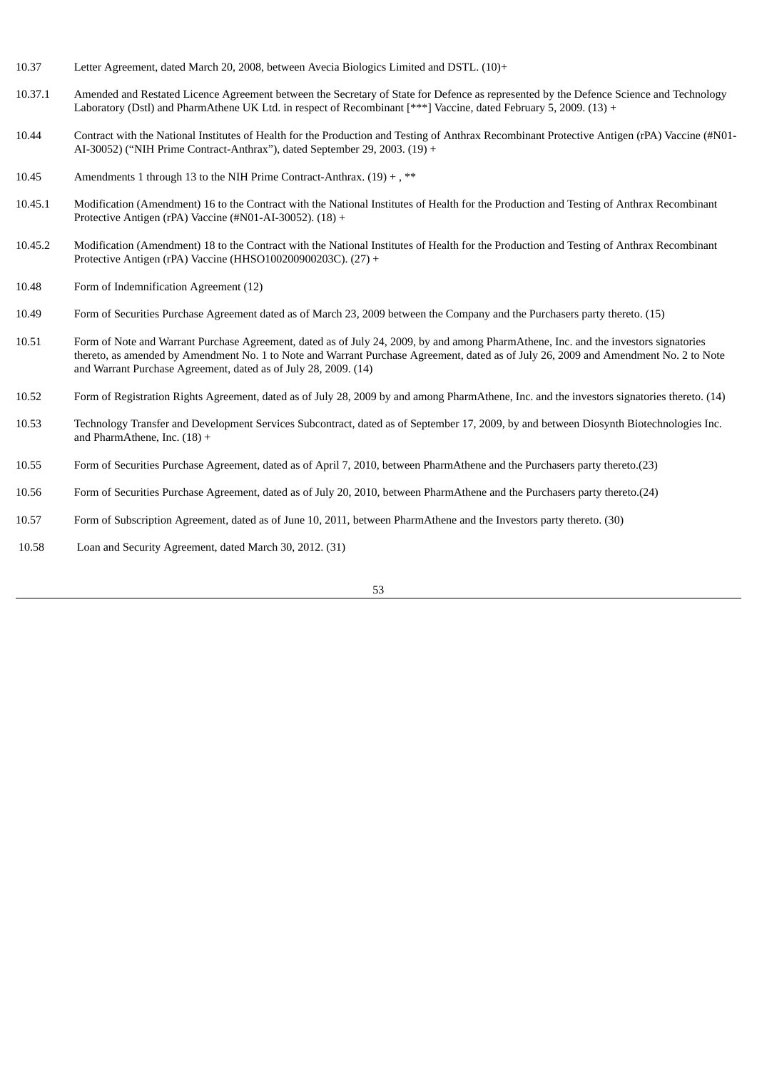| | |
|---|---|
| 10.37 | Letter Agreement, dated March 20, 2008, between Avecia Biologics Limited and DSTL. (10)+ |
| 10.37.1 | Amended and Restated Licence Agreement between the Secretary of State for Defence as represented by the Defence Science and Technology Laboratory (Dstl) and PharmAthene UK Ltd. in respect of Recombinant [***] Vaccine, dated February 5, 2009. (13) + |
| 10.44 | Contract with the National Institutes of Health for the Production and Testing of Anthrax Recombinant Protective Antigen (rPA) Vaccine (#N01-AI-30052) ("NIH Prime Contract-Anthrax"), dated September 29, 2003. (19) + |
| 10.45 | Amendments 1 through 13 to the NIH Prime Contract-Anthrax. (19) + , ** |
| 10.45.1 | Modification (Amendment) 16 to the Contract with the National Institutes of Health for the Production and Testing of Anthrax Recombinant Protective Antigen (rPA) Vaccine (#N01-AI-30052). (18) + |
| 10.45.2 | Modification (Amendment) 18 to the Contract with the National Institutes of Health for the Production and Testing of Anthrax Recombinant Protective Antigen (rPA) Vaccine (HHSO100200900203C). (27) + |
| 10.48 | Form of Indemnification Agreement (12) |
| 10.49 | Form of Securities Purchase Agreement dated as of March 23, 2009 between the Company and the Purchasers party thereto. (15) |
| 10.51 | Form of Note and Warrant Purchase Agreement, dated as of July 24, 2009, by and among PharmAthene, Inc. and the investors signatories thereto, as amended by Amendment No. 1 to Note and Warrant Purchase Agreement, dated as of July 26, 2009 and Amendment No. 2 to Note and Warrant Purchase Agreement, dated as of July 28, 2009. (14) |
| 10.52 | Form of Registration Rights Agreement, dated as of July 28, 2009 by and among PharmAthene, Inc. and the investors signatories thereto. (14) |
| 10.53 | Technology Transfer and Development Services Subcontract, dated as of September 17, 2009, by and between Diosynth Biotechnologies Inc. and PharmAthene, Inc. (18) + |
| 10.55 | Form of Securities Purchase Agreement, dated as of April 7, 2010, between PharmAthene and the Purchasers party thereto.(23) |
| 10.56 | Form of Securities Purchase Agreement, dated as of July 20, 2010, between PharmAthene and the Purchasers party thereto.(24) |
| 10.57 | Form of Subscription Agreement, dated as of June 10, 2011, between PharmAthene and the Investors party thereto. (30) |
| 10.58 | Loan and Security Agreement, dated March 30, 2012. (31) |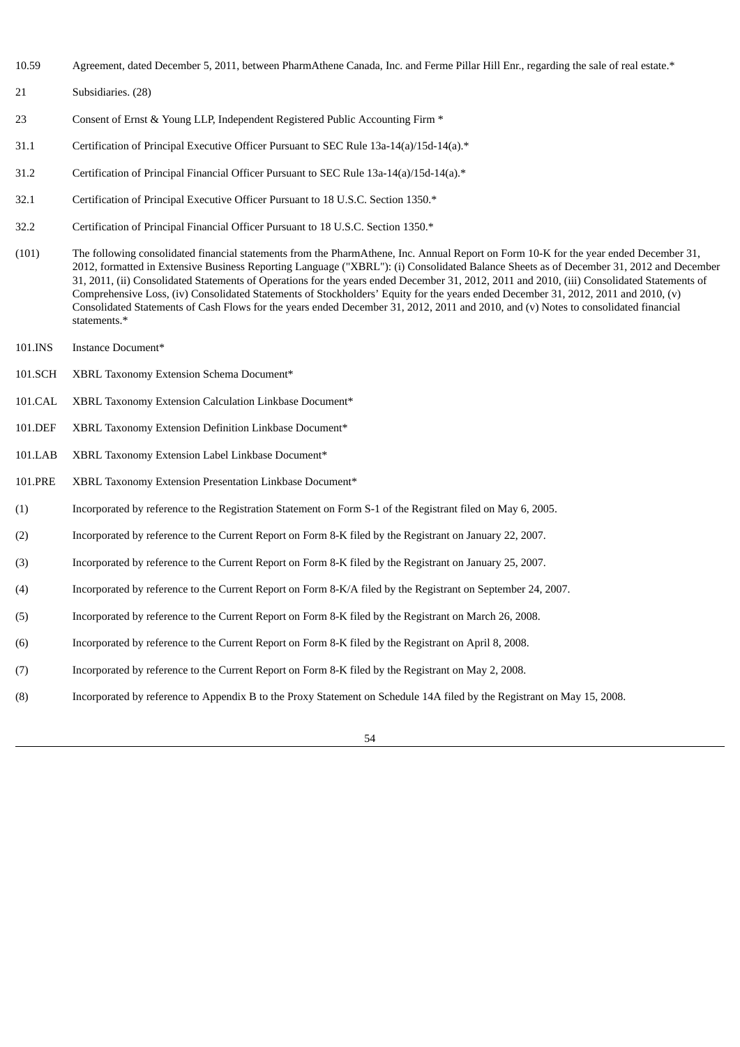| | |
|---|---|
| 10.59 | Agreement, dated December 5, 2011, between PharmAthene Canada, Inc. and Ferme Pillar Hill Enr., regarding the sale of real estate.* |
| 21 | Subsidiaries. (28) |
| 23 | Consent of Ernst & Young LLP, Independent Registered Public Accounting Firm * |
| 31.1 | Certification of Principal Executive Officer Pursuant to SEC Rule 13a-14(a)/15d-14(a).* |
| 31.2 | Certification of Principal Financial Officer Pursuant to SEC Rule 13a-14(a)/15d-14(a).* |
| 32.1 | Certification of Principal Executive Officer Pursuant to 18 U.S.C. Section 1350.* |
| 32.2 | Certification of Principal Financial Officer Pursuant to 18 U.S.C. Section 1350.* |
| (101) | The following consolidated financial statements from the PharmAthene, Inc. Annual Report on Form 10-K for the year ended December 31, 2012, formatted in Extensive Business Reporting Language ("XBRL"): (i) Consolidated Balance Sheets as of December 31, 2012 and December 31, 2011, (ii) Consolidated Statements of Operations for the years ended December 31, 2012, 2011 and 2010, (iii) Consolidated Statements of Comprehensive Loss, (iv) Consolidated Statements of Stockholders' Equity for the years ended December 31, 2012, 2011 and 2010, (v) Consolidated Statements of Cash Flows for the years ended December 31, 2012, 2011 and 2010, and (v) Notes to consolidated financial statements.* |
| 101.INS | Instance Document* |
| 101.SCH | XBRL Taxonomy Extension Schema Document* |
| 101.CAL | XBRL Taxonomy Extension Calculation Linkbase Document* |
| 101.DEF | XBRL Taxonomy Extension Definition Linkbase Document* |
| 101.LAB | XBRL Taxonomy Extension Label Linkbase Document* |
| 101.PRE | XBRL Taxonomy Extension Presentation Linkbase Document* |
| (1) | Incorporated by reference to the Registration Statement on Form S-1 of the Registrant filed on May 6, 2005. |
| (2) | Incorporated by reference to the Current Report on Form 8-K filed by the Registrant on January 22, 2007. |
| (3) | Incorporated by reference to the Current Report on Form 8-K filed by the Registrant on January 25, 2007. |
| (4) | Incorporated by reference to the Current Report on Form 8-K/A filed by the Registrant on September 24, 2007. |
| (5) | Incorporated by reference to the Current Report on Form 8-K filed by the Registrant on March 26, 2008. |
| (6) | Incorporated by reference to the Current Report on Form 8-K filed by the Registrant on April 8, 2008. |
| (7) | Incorporated by reference to the Current Report on Form 8-K filed by the Registrant on May 2, 2008. |
| (8) | Incorporated by reference to Appendix B to the Proxy Statement on Schedule 14A filed by the Registrant on May 15, 2008. |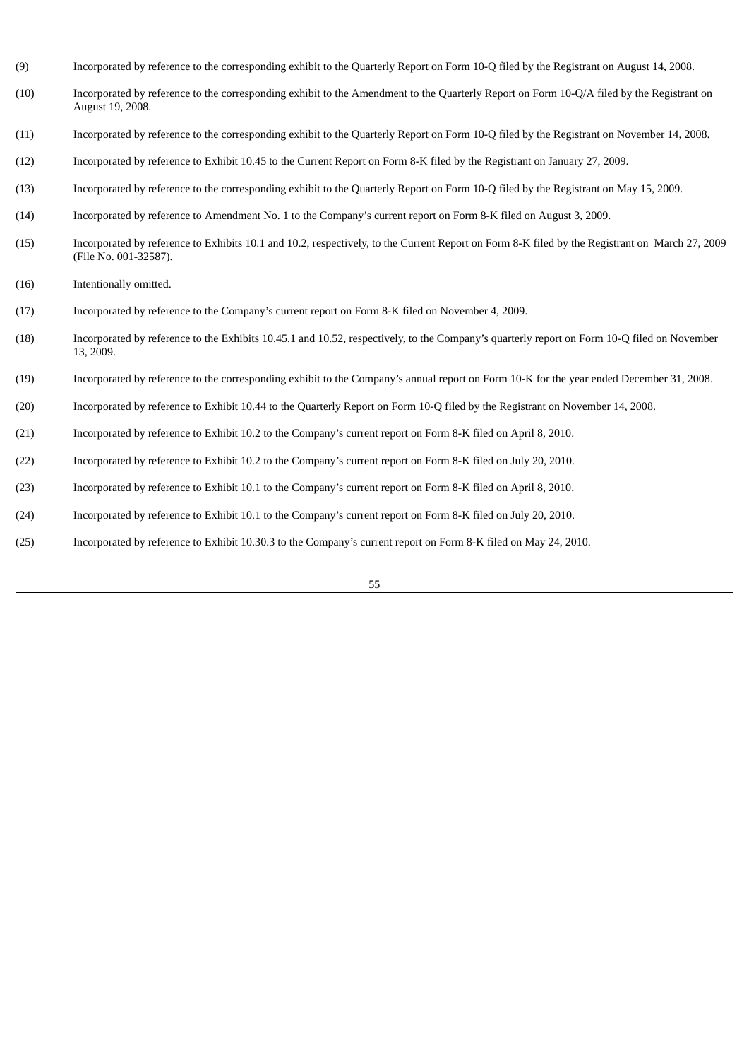(9) Incorporated by reference to the corresponding exhibit to the Quarterly Report on Form 10-Q filed by the Registrant on August 14, 2008.

(10) Incorporated by reference to the corresponding exhibit to the Amendment to the Quarterly Report on Form 10-Q/A filed by the Registrant on August 19, 2008.

(11) Incorporated by reference to the corresponding exhibit to the Quarterly Report on Form 10-Q filed by the Registrant on November 14, 2008.

(12) Incorporated by reference to Exhibit 10.45 to the Current Report on Form 8-K filed by the Registrant on January 27, 2009.

(13) Incorporated by reference to the corresponding exhibit to the Quarterly Report on Form 10-Q filed by the Registrant on May 15, 2009.

(14) Incorporated by reference to Amendment No. 1 to the Company's current report on Form 8-K filed on August 3, 2009.

(15) Incorporated by reference to Exhibits 10.1 and 10.2, respectively, to the Current Report on Form 8-K filed by the Registrant on March 27, 2009 (File No. 001-32587).

(16) Intentionally omitted.

(17) Incorporated by reference to the Company's current report on Form 8-K filed on November 4, 2009.

(18) Incorporated by reference to the Exhibits 10.45.1 and 10.52, respectively, to the Company's quarterly report on Form 10-Q filed on November 13, 2009.

(19) Incorporated by reference to the corresponding exhibit to the Company's annual report on Form 10-K for the year ended December 31, 2008.

(20) Incorporated by reference to Exhibit 10.44 to the Quarterly Report on Form 10-Q filed by the Registrant on November 14, 2008.

(21) Incorporated by reference to Exhibit 10.2 to the Company's current report on Form 8-K filed on April 8, 2010.

(22) Incorporated by reference to Exhibit 10.2 to the Company's current report on Form 8-K filed on July 20, 2010.

(23) Incorporated by reference to Exhibit 10.1 to the Company's current report on Form 8-K filed on April 8, 2010.

(24) Incorporated by reference to Exhibit 10.1 to the Company's current report on Form 8-K filed on July 20, 2010.

(25) Incorporated by reference to Exhibit 10.30.3 to the Company's current report on Form 8-K filed on May 24, 2010.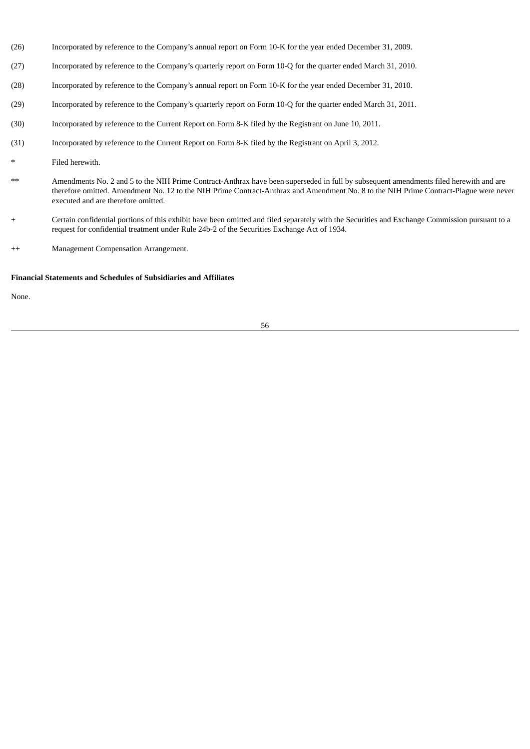(26) Incorporated by reference to the Company's annual report on Form 10-K for the year ended December 31, 2009.

(27) Incorporated by reference to the Company's quarterly report on Form 10-Q for the quarter ended March 31, 2010.

(28) Incorporated by reference to the Company's annual report on Form 10-K for the year ended December 31, 2010.

(29) Incorporated by reference to the Company's quarterly report on Form 10-Q for the quarter ended March 31, 2011.

(30) Incorporated by reference to the Current Report on Form 8-K filed by the Registrant on June 10, 2011.

(31) Incorporated by reference to the Current Report on Form 8-K filed by the Registrant on April 3, 2012.

\* Filed herewith.

\*\* Amendments No. 2 and 5 to the NIH Prime Contract-Anthrax have been superseded in full by subsequent amendments filed herewith and are therefore omitted. Amendment No. 12 to the NIH Prime Contract-Anthrax and Amendment No. 8 to the NIH Prime Contract-Plague were never executed and are therefore omitted.

\+ Certain confidential portions of this exhibit have been omitted and filed separately with the Securities and Exchange Commission pursuant to a request for confidential treatment under Rule 24b-2 of the Securities Exchange Act of 1934.

++ Management Compensation Arrangement.

**Financial Statements and Schedules of Subsidiaries and Affiliates**

None.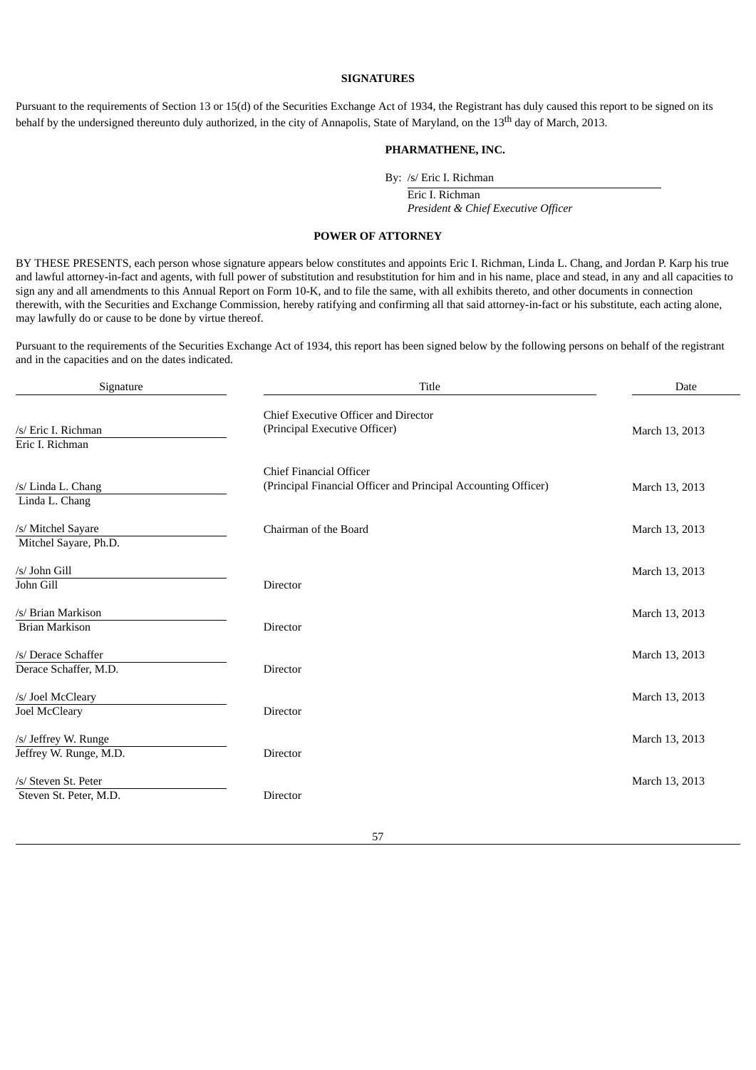## SIGNATURES

Pursuant to the requirements of Section 13 or 15(d) of the Securities Exchange Act of 1934, the Registrant has duly caused this report to be signed on its behalf by the undersigned thereunto duly authorized, in the city of Annapolis, State of Maryland, on the 13th day of March, 2013.

**PHARMATHENE, INC.**

By: /s/ Eric I. Richman
Eric I. Richman
*President & Chief Executive Officer*

## POWER OF ATTORNEY

BY THESE PRESENTS, each person whose signature appears below constitutes and appoints Eric I. Richman, Linda L. Chang, and Jordan P. Karp his true and lawful attorney-in-fact and agents, with full power of substitution and resubstitution for him and in his name, place and stead, in any and all capacities to sign any and all amendments to this Annual Report on Form 10-K, and to file the same, with all exhibits thereto, and other documents in connection therewith, with the Securities and Exchange Commission, hereby ratifying and confirming all that said attorney-in-fact or his substitute, each acting alone, may lawfully do or cause to be done by virtue thereof.

Pursuant to the requirements of the Securities Exchange Act of 1934, this report has been signed below by the following persons on behalf of the registrant and in the capacities and on the dates indicated.

| Signature | Title | Date |
|---|---|---|
| /s/ Eric I. Richman<br>Eric I. Richman | Chief Executive Officer and Director<br>(Principal Executive Officer) | March 13, 2013 |
| /s/ Linda L. Chang<br>Linda L. Chang | Chief Financial Officer<br>(Principal Financial Officer and Principal Accounting Officer) | March 13, 2013 |
| /s/ Mitchel Sayare<br>Mitchel Sayare, Ph.D. | Chairman of the Board | March 13, 2013 |
| /s/ John Gill<br>John Gill | Director | March 13, 2013 |
| /s/ Brian Markison<br>Brian Markison | Director | March 13, 2013 |
| /s/ Derace Schaffer<br>Derace Schaffer, M.D. | Director | March 13, 2013 |
| /s/ Joel McCleary<br>Joel McCleary | Director | March 13, 2013 |
| /s/ Jeffrey W. Runge<br>Jeffrey W. Runge, M.D. | Director | March 13, 2013 |
| /s/ Steven St. Peter<br>Steven St. Peter, M.D. | Director | March 13, 2013 |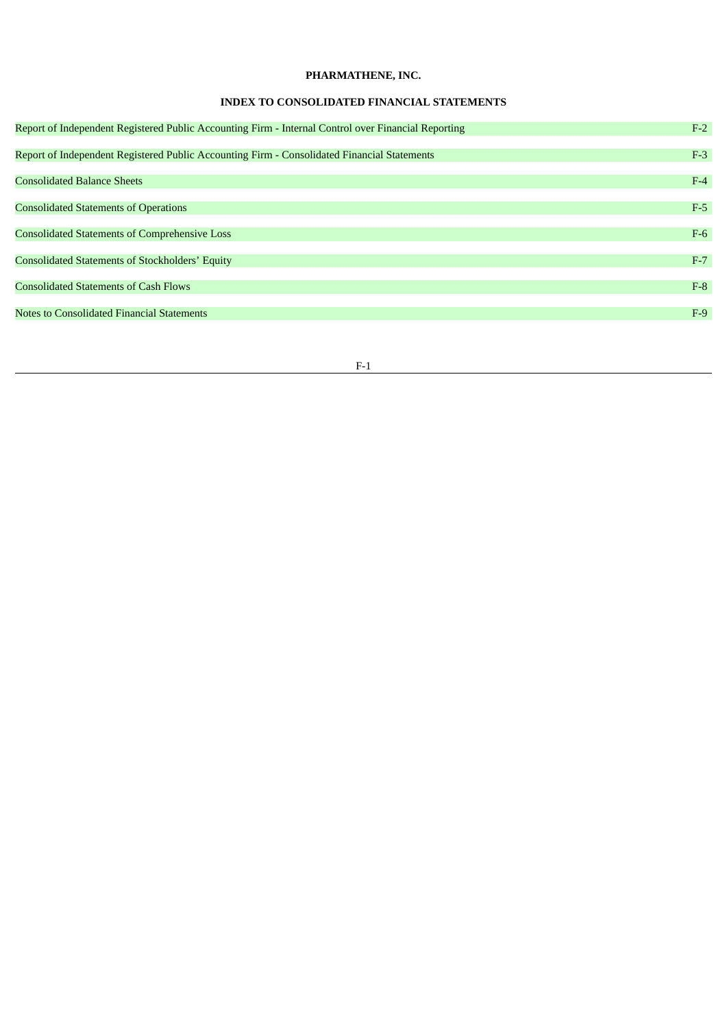**PHARMATHENE, INC.**

**INDEX TO CONSOLIDATED FINANCIAL STATEMENTS**

| | |
|---|---|
| Report of Independent Registered Public Accounting Firm - Internal Control over Financial Reporting | F-2 |
| Report of Independent Registered Public Accounting Firm - Consolidated Financial Statements | F-3 |
| Consolidated Balance Sheets | F-4 |
| Consolidated Statements of Operations | F-5 |
| Consolidated Statements of Comprehensive Loss | F-6 |
| Consolidated Statements of Stockholders’ Equity | F-7 |
| Consolidated Statements of Cash Flows | F-8 |
| Notes to Consolidated Financial Statements | F-9 |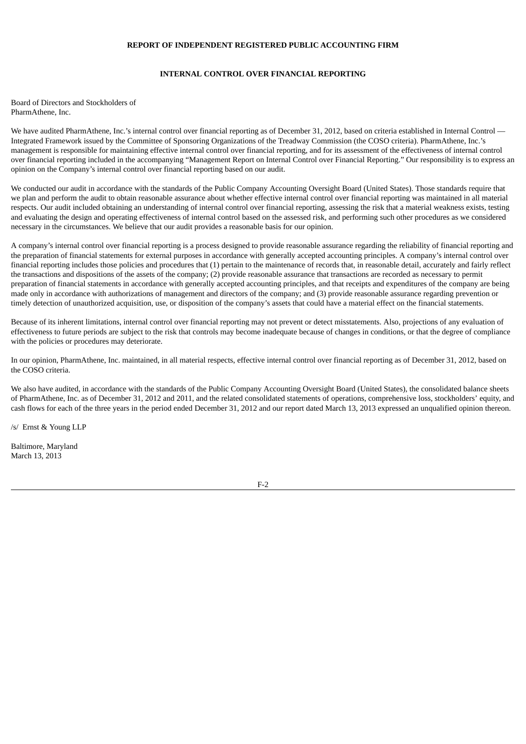**REPORT OF INDEPENDENT REGISTERED PUBLIC ACCOUNTING FIRM**

**INTERNAL CONTROL OVER FINANCIAL REPORTING**

Board of Directors and Stockholders of
PharmAthene, Inc.

We have audited PharmAthene, Inc.'s internal control over financial reporting as of December 31, 2012, based on criteria established in Internal Control — Integrated Framework issued by the Committee of Sponsoring Organizations of the Treadway Commission (the COSO criteria). PharmAthene, Inc.'s management is responsible for maintaining effective internal control over financial reporting, and for its assessment of the effectiveness of internal control over financial reporting included in the accompanying "Management Report on Internal Control over Financial Reporting." Our responsibility is to express an opinion on the Company's internal control over financial reporting based on our audit.

We conducted our audit in accordance with the standards of the Public Company Accounting Oversight Board (United States). Those standards require that we plan and perform the audit to obtain reasonable assurance about whether effective internal control over financial reporting was maintained in all material respects. Our audit included obtaining an understanding of internal control over financial reporting, assessing the risk that a material weakness exists, testing and evaluating the design and operating effectiveness of internal control based on the assessed risk, and performing such other procedures as we considered necessary in the circumstances. We believe that our audit provides a reasonable basis for our opinion.

A company's internal control over financial reporting is a process designed to provide reasonable assurance regarding the reliability of financial reporting and the preparation of financial statements for external purposes in accordance with generally accepted accounting principles. A company's internal control over financial reporting includes those policies and procedures that (1) pertain to the maintenance of records that, in reasonable detail, accurately and fairly reflect the transactions and dispositions of the assets of the company; (2) provide reasonable assurance that transactions are recorded as necessary to permit preparation of financial statements in accordance with generally accepted accounting principles, and that receipts and expenditures of the company are being made only in accordance with authorizations of management and directors of the company; and (3) provide reasonable assurance regarding prevention or timely detection of unauthorized acquisition, use, or disposition of the company's assets that could have a material effect on the financial statements.

Because of its inherent limitations, internal control over financial reporting may not prevent or detect misstatements. Also, projections of any evaluation of effectiveness to future periods are subject to the risk that controls may become inadequate because of changes in conditions, or that the degree of compliance with the policies or procedures may deteriorate.

In our opinion, PharmAthene, Inc. maintained, in all material respects, effective internal control over financial reporting as of December 31, 2012, based on the COSO criteria.

We also have audited, in accordance with the standards of the Public Company Accounting Oversight Board (United States), the consolidated balance sheets of PharmAthene, Inc. as of December 31, 2012 and 2011, and the related consolidated statements of operations, comprehensive loss, stockholders' equity, and cash flows for each of the three years in the period ended December 31, 2012 and our report dated March 13, 2013 expressed an unqualified opinion thereon.

/s/ Ernst & Young LLP

Baltimore, Maryland
March 13, 2013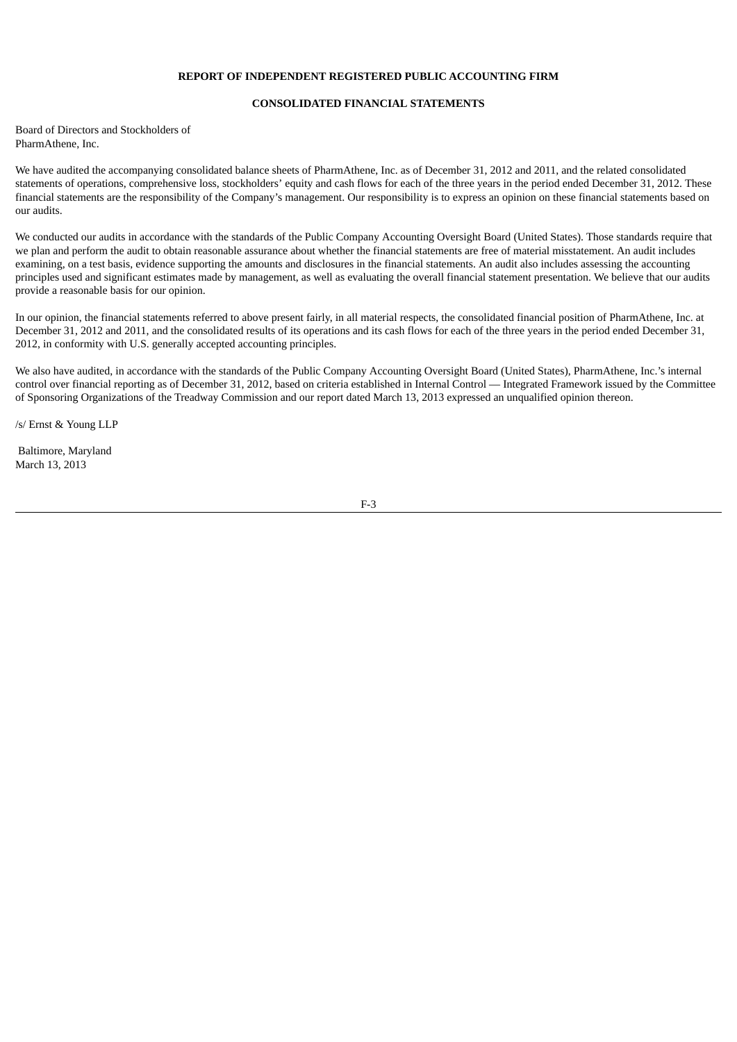**REPORT OF INDEPENDENT REGISTERED PUBLIC ACCOUNTING FIRM**

**CONSOLIDATED FINANCIAL STATEMENTS**

Board of Directors and Stockholders of
PharmAthene, Inc.

We have audited the accompanying consolidated balance sheets of PharmAthene, Inc. as of December 31, 2012 and 2011, and the related consolidated statements of operations, comprehensive loss, stockholders' equity and cash flows for each of the three years in the period ended December 31, 2012. These financial statements are the responsibility of the Company's management. Our responsibility is to express an opinion on these financial statements based on our audits.

We conducted our audits in accordance with the standards of the Public Company Accounting Oversight Board (United States). Those standards require that we plan and perform the audit to obtain reasonable assurance about whether the financial statements are free of material misstatement. An audit includes examining, on a test basis, evidence supporting the amounts and disclosures in the financial statements. An audit also includes assessing the accounting principles used and significant estimates made by management, as well as evaluating the overall financial statement presentation. We believe that our audits provide a reasonable basis for our opinion.

In our opinion, the financial statements referred to above present fairly, in all material respects, the consolidated financial position of PharmAthene, Inc. at December 31, 2012 and 2011, and the consolidated results of its operations and its cash flows for each of the three years in the period ended December 31, 2012, in conformity with U.S. generally accepted accounting principles.

We also have audited, in accordance with the standards of the Public Company Accounting Oversight Board (United States), PharmAthene, Inc.'s internal control over financial reporting as of December 31, 2012, based on criteria established in Internal Control — Integrated Framework issued by the Committee of Sponsoring Organizations of the Treadway Commission and our report dated March 13, 2013 expressed an unqualified opinion thereon.

/s/ Ernst & Young LLP

Baltimore, Maryland
March 13, 2013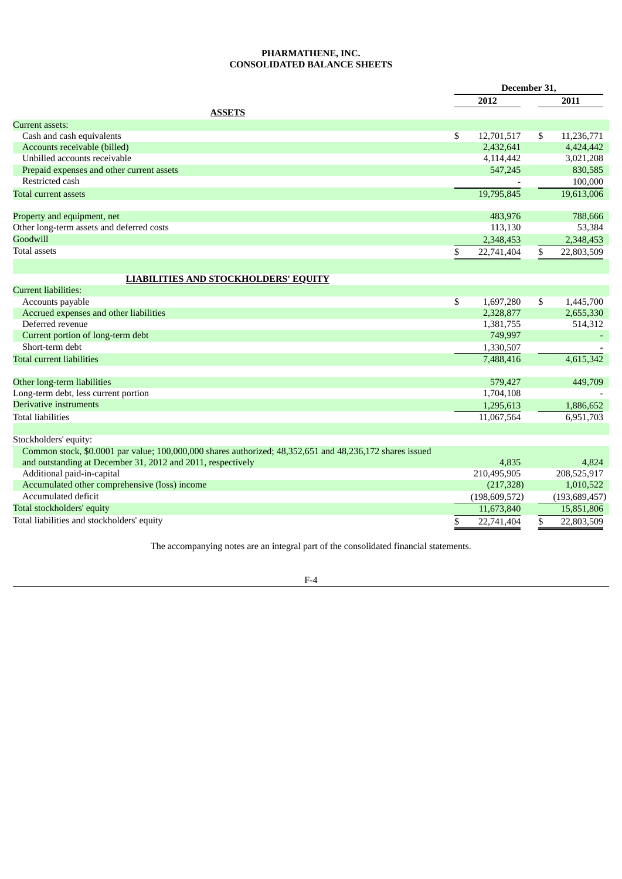# PHARMATHENE, INC.
## CONSOLIDATED BALANCE SHEETS

| | December 31, 2012 | December 31, 2011 |
|---|---|---|
| **ASSETS** | | |
| Current assets: | | |
| Cash and cash equivalents | $ 12,701,517 | $ 11,236,771 |
| Accounts receivable (billed) | 2,432,641 | 4,424,442 |
| Unbilled accounts receivable | 4,114,442 | 3,021,208 |
| Prepaid expenses and other current assets | 547,245 | 830,585 |
| Restricted cash | - | 100,000 |
| Total current assets | 19,795,845 | 19,613,006 |
| | | |
| Property and equipment, net | 483,976 | 788,666 |
| Other long-term assets and deferred costs | 113,130 | 53,384 |
| Goodwill | 2,348,453 | 2,348,453 |
| Total assets | $ 22,741,404 | $ 22,803,509 |
| | | |
| **LIABILITIES AND STOCKHOLDERS' EQUITY** | | |
| Current liabilities: | | |
| Accounts payable | $ 1,697,280 | $ 1,445,700 |
| Accrued expenses and other liabilities | 2,328,877 | 2,655,330 |
| Deferred revenue | 1,381,755 | 514,312 |
| Current portion of long-term debt | 749,997 | - |
| Short-term debt | 1,330,507 | - |
| Total current liabilities | 7,488,416 | 4,615,342 |
| | | |
| Other long-term liabilities | 579,427 | 449,709 |
| Long-term debt, less current portion | 1,704,108 | - |
| Derivative instruments | 1,295,613 | 1,886,652 |
| Total liabilities | 11,067,564 | 6,951,703 |
| | | |
| Stockholders' equity: | | |
| Common stock, $0.0001 par value; 100,000,000 shares authorized; 48,352,651 and 48,236,172 shares issued and outstanding at December 31, 2012 and 2011, respectively | 4,835 | 4,824 |
| Additional paid-in-capital | 210,495,905 | 208,525,917 |
| Accumulated other comprehensive (loss) income | (217,328) | 1,010,522 |
| Accumulated deficit | (198,609,572) | (193,689,457) |
| Total stockholders' equity | 11,673,840 | 15,851,806 |
| Total liabilities and stockholders' equity | $ 22,741,404 | $ 22,803,509 |

The accompanying notes are an integral part of the consolidated financial statements.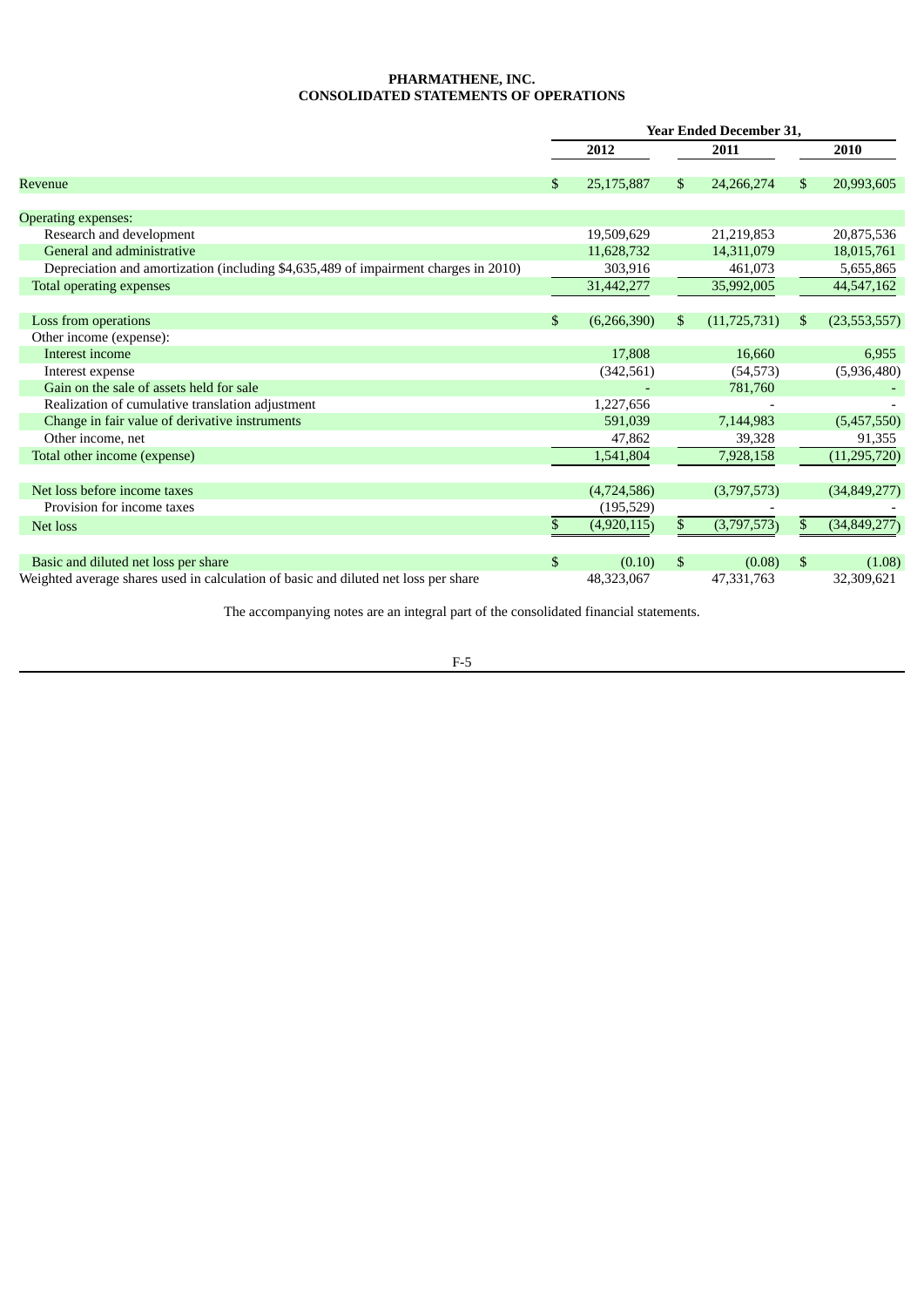**PHARMATHENE, INC.**
**CONSOLIDATED STATEMENTS OF OPERATIONS**

| | Year Ended December 31, | | |
|---|---|---|---|
| | 2012 | 2011 | 2010 |
| Revenue | $ 25,175,887 | $ 24,266,274 | $ 20,993,605 |
| Operating expenses: | | | |
| Research and development | 19,509,629 | 21,219,853 | 20,875,536 |
| General and administrative | 11,628,732 | 14,311,079 | 18,015,761 |
| Depreciation and amortization (including $4,635,489 of impairment charges in 2010) | 303,916 | 461,073 | 5,655,865 |
| Total operating expenses | 31,442,277 | 35,992,005 | 44,547,162 |
| Loss from operations | $ (6,266,390) | $ (11,725,731) | $ (23,553,557) |
| Other income (expense): | | | |
| Interest income | 17,808 | 16,660 | 6,955 |
| Interest expense | (342,561) | (54,573) | (5,936,480) |
| Gain on the sale of assets held for sale | - | 781,760 | - |
| Realization of cumulative translation adjustment | 1,227,656 | - | - |
| Change in fair value of derivative instruments | 591,039 | 7,144,983 | (5,457,550) |
| Other income, net | 47,862 | 39,328 | 91,355 |
| Total other income (expense) | 1,541,804 | 7,928,158 | (11,295,720) |
| Net loss before income taxes | (4,724,586) | (3,797,573) | (34,849,277) |
| Provision for income taxes | (195,529) | - | - |
| Net loss | $ (4,920,115) | $ (3,797,573) | $ (34,849,277) |
| Basic and diluted net loss per share | $ (0.10) | $ (0.08) | $ (1.08) |
| Weighted average shares used in calculation of basic and diluted net loss per share | 48,323,067 | 47,331,763 | 32,309,621 |

The accompanying notes are an integral part of the consolidated financial statements.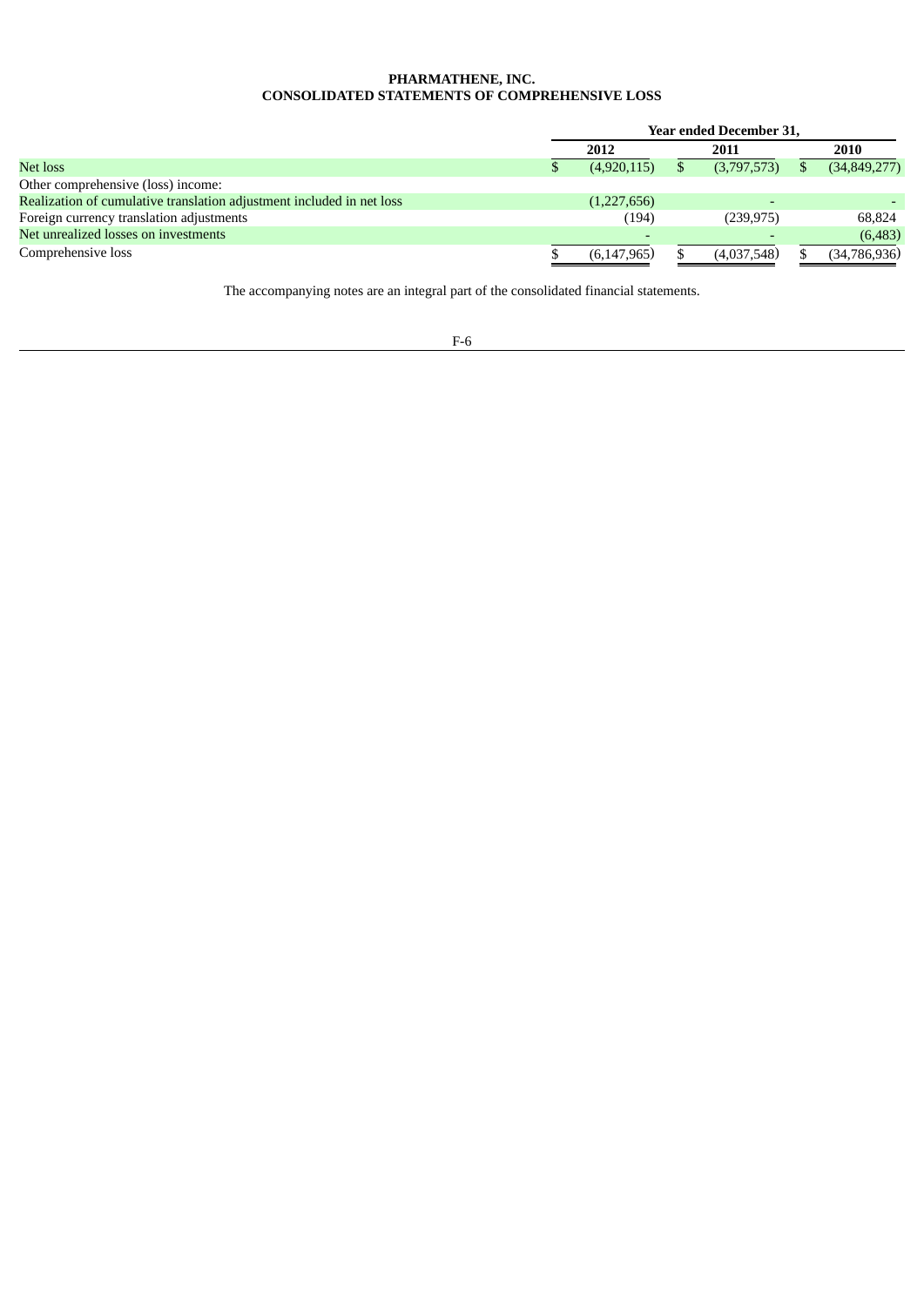**PHARMATHENE, INC.**
**CONSOLIDATED STATEMENTS OF COMPREHENSIVE LOSS**

| | Year ended December 31, | | |
|---|---|---|---|
| | 2012 | 2011 | 2010 |
| Net loss | $ (4,920,115) | $ (3,797,573) | $ (34,849,277) |
| Other comprehensive (loss) income: | | | |
| Realization of cumulative translation adjustment included in net loss | (1,227,656) | - | - |
| Foreign currency translation adjustments | (194) | (239,975) | 68,824 |
| Net unrealized losses on investments | - | - | (6,483) |
| Comprehensive loss | $ (6,147,965) | $ (4,037,548) | $ (34,786,936) |

The accompanying notes are an integral part of the consolidated financial statements.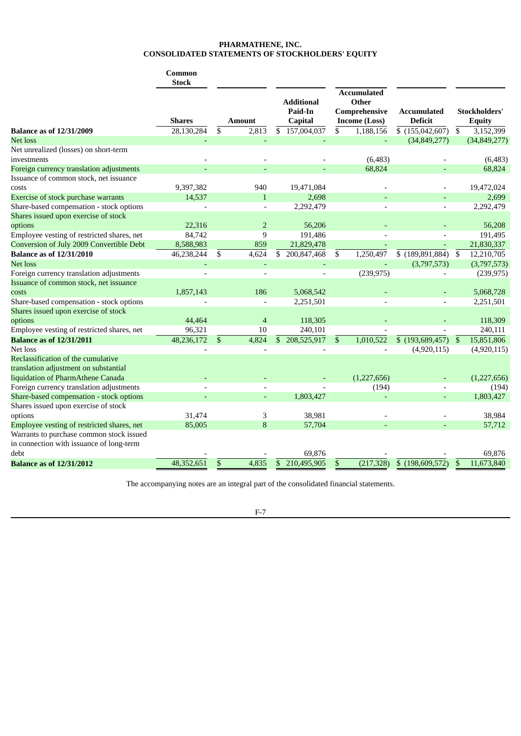# PHARMATHENE, INC.
## CONSOLIDATED STATEMENTS OF STOCKHOLDERS' EQUITY

| | Common Stock | | | | | |
|---|---|---|---|---|---|---|
| | Shares | Amount | Additional Paid-In Capital | Accumulated Other Comprehensive Income (Loss) | Accumulated Deficit | Stockholders' Equity |
| **Balance as of 12/31/2009** | 28,130,284 | $ 2,813 | $ 157,004,037 | $ 1,188,156 | $ (155,042,607) | $ 3,152,399 |
| Net loss | - | - | - | - | (34,849,277) | (34,849,277) |
| Net unrealized (losses) on short-term investments | - | - | - | (6,483) | - | (6,483) |
| Foreign currency translation adjustments | - | - | - | 68,824 | - | 68,824 |
| Issuance of common stock, net issuance costs | 9,397,382 | 940 | 19,471,084 | - | - | 19,472,024 |
| Exercise of stock purchase warrants | 14,537 | 1 | 2,698 | - | - | 2,699 |
| Share-based compensation - stock options | - | - | 2,292,479 | - | - | 2,292,479 |
| Shares issued upon exercise of stock options | 22,316 | 2 | 56,206 | - | - | 56,208 |
| Employee vesting of restricted shares, net | 84,742 | 9 | 191,486 | - | - | 191,495 |
| Conversion of July 2009 Convertible Debt | 8,588,983 | 859 | 21,829,478 | - | - | 21,830,337 |
| **Balance as of 12/31/2010** | 46,238,244 | $ 4,624 | $ 200,847,468 | $ 1,250,497 | $ (189,891,884) | $ 12,210,705 |
| Net loss | - | - | - | - | (3,797,573) | (3,797,573) |
| Foreign currency translation adjustments | - | - | - | (239,975) | - | (239,975) |
| Issuance of common stock, net issuance costs | 1,857,143 | 186 | 5,068,542 | - | - | 5,068,728 |
| Share-based compensation - stock options | - | - | 2,251,501 | - | - | 2,251,501 |
| Shares issued upon exercise of stock options | 44,464 | 4 | 118,305 | - | - | 118,309 |
| Employee vesting of restricted shares, net | 96,321 | 10 | 240,101 | - | - | 240,111 |
| **Balance as of 12/31/2011** | 48,236,172 | $ 4,824 | $ 208,525,917 | $ 1,010,522 | $ (193,689,457) | $ 15,851,806 |
| Net loss | - | - | - | - | (4,920,115) | (4,920,115) |
| Reclassification of the cumulative translation adjustment on substantial liquidation of PharmAthene Canada | - | - | - | (1,227,656) | - | (1,227,656) |
| Foreign currency translation adjustments | - | - | - | (194) | - | (194) |
| Share-based compensation - stock options | - | - | 1,803,427 | - | - | 1,803,427 |
| Shares issued upon exercise of stock options | 31,474 | 3 | 38,981 | - | - | 38,984 |
| Employee vesting of restricted shares, net | 85,005 | 8 | 57,704 | - | - | 57,712 |
| Warrants to purchase common stock issued in connection with issuance of long-term debt | - | - | 69,876 | - | - | 69,876 |
| **Balance as of 12/31/2012** | 48,352,651 | $ 4,835 | $ 210,495,905 | $ (217,328) | $ (198,609,572) | $ 11,673,840 |

The accompanying notes are an integral part of the consolidated financial statements.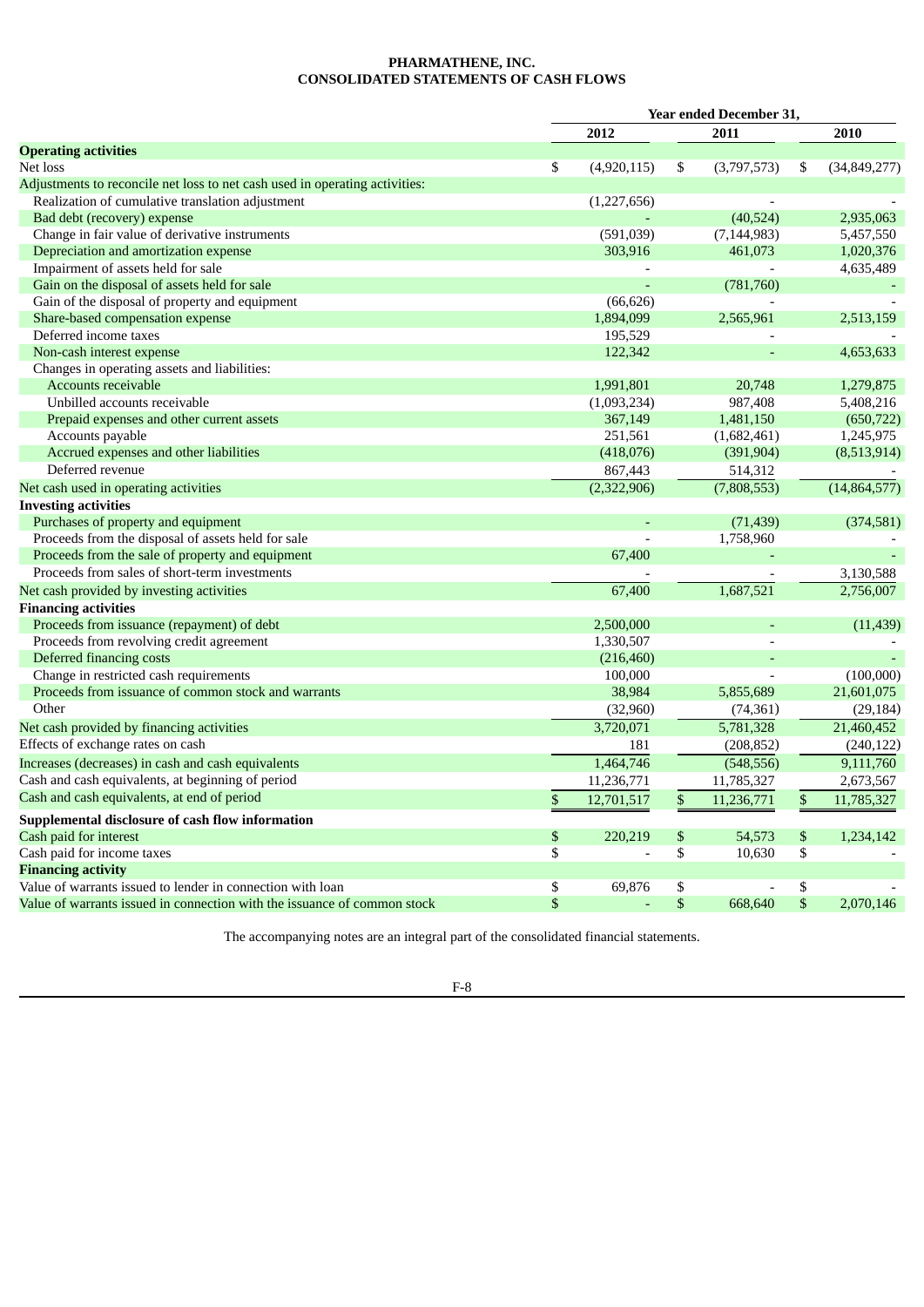**PHARMATHENE, INC.**
**CONSOLIDATED STATEMENTS OF CASH FLOWS**

| | Year ended December 31, | | |
|---|---|---|---|
| | 2012 | 2011 | 2010 |
| **Operating activities** | | | |
| Net loss | $ (4,920,115) | $ (3,797,573) | $ (34,849,277) |
| Adjustments to reconcile net loss to net cash used in operating activities: | | | |
| Realization of cumulative translation adjustment | (1,227,656) | - | - |
| Bad debt (recovery) expense | - | (40,524) | 2,935,063 |
| Change in fair value of derivative instruments | (591,039) | (7,144,983) | 5,457,550 |
| Depreciation and amortization expense | 303,916 | 461,073 | 1,020,376 |
| Impairment of assets held for sale | - | - | 4,635,489 |
| Gain on the disposal of assets held for sale | - | (781,760) | - |
| Gain of the disposal of property and equipment | (66,626) | - | - |
| Share-based compensation expense | 1,894,099 | 2,565,961 | 2,513,159 |
| Deferred income taxes | 195,529 | - | - |
| Non-cash interest expense | 122,342 | - | 4,653,633 |
| Changes in operating assets and liabilities: | | | |
| Accounts receivable | 1,991,801 | 20,748 | 1,279,875 |
| Unbilled accounts receivable | (1,093,234) | 987,408 | 5,408,216 |
| Prepaid expenses and other current assets | 367,149 | 1,481,150 | (650,722) |
| Accounts payable | 251,561 | (1,682,461) | 1,245,975 |
| Accrued expenses and other liabilities | (418,076) | (391,904) | (8,513,914) |
| Deferred revenue | 867,443 | 514,312 | - |
| Net cash used in operating activities | (2,322,906) | (7,808,553) | (14,864,577) |
| **Investing activities** | | | |
| Purchases of property and equipment | - | (71,439) | (374,581) |
| Proceeds from the disposal of assets held for sale | - | 1,758,960 | - |
| Proceeds from the sale of property and equipment | 67,400 | - | - |
| Proceeds from sales of short-term investments | - | - | 3,130,588 |
| Net cash provided by investing activities | 67,400 | 1,687,521 | 2,756,007 |
| **Financing activities** | | | |
| Proceeds from issuance (repayment) of debt | 2,500,000 | - | (11,439) |
| Proceeds from revolving credit agreement | 1,330,507 | - | - |
| Deferred financing costs | (216,460) | - | - |
| Change in restricted cash requirements | 100,000 | - | (100,000) |
| Proceeds from issuance of common stock and warrants | 38,984 | 5,855,689 | 21,601,075 |
| Other | (32,960) | (74,361) | (29,184) |
| Net cash provided by financing activities | 3,720,071 | 5,781,328 | 21,460,452 |
| Effects of exchange rates on cash | 181 | (208,852) | (240,122) |
| Increases (decreases) in cash and cash equivalents | 1,464,746 | (548,556) | 9,111,760 |
| Cash and cash equivalents, at beginning of period | 11,236,771 | 11,785,327 | 2,673,567 |
| Cash and cash equivalents, at end of period | $ 12,701,517 | $ 11,236,771 | $ 11,785,327 |
| **Supplemental disclosure of cash flow information** | | | |
| Cash paid for interest | $ 220,219 | $ 54,573 | $ 1,234,142 |
| Cash paid for income taxes | $ - | $ 10,630 | $ - |
| **Financing activity** | | | |
| Value of warrants issued to lender in connection with loan | $ 69,876 | $ - | $ - |
| Value of warrants issued in connection with the issuance of common stock | $ - | $ 668,640 | $ 2,070,146 |

The accompanying notes are an integral part of the consolidated financial statements.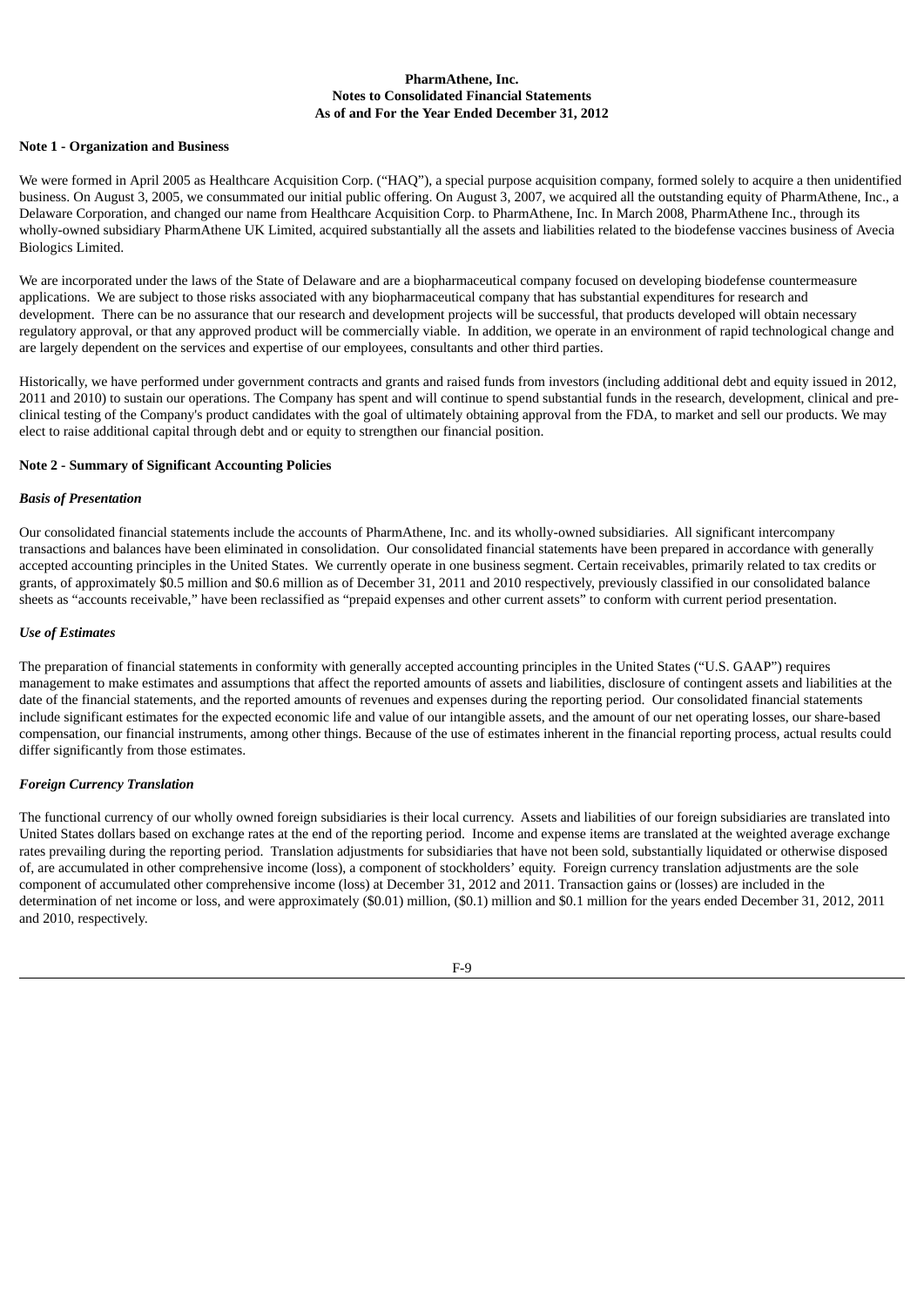**PharmAthene, Inc.**
**Notes to Consolidated Financial Statements**
**As of and For the Year Ended December 31, 2012**

**Note 1 - Organization and Business**

We were formed in April 2005 as Healthcare Acquisition Corp. ("HAQ"), a special purpose acquisition company, formed solely to acquire a then unidentified business. On August 3, 2005, we consummated our initial public offering. On August 3, 2007, we acquired all the outstanding equity of PharmAthene, Inc., a Delaware Corporation, and changed our name from Healthcare Acquisition Corp. to PharmAthene, Inc. In March 2008, PharmAthene Inc., through its wholly-owned subsidiary PharmAthene UK Limited, acquired substantially all the assets and liabilities related to the biodefense vaccines business of Avecia Biologics Limited.

We are incorporated under the laws of the State of Delaware and are a biopharmaceutical company focused on developing biodefense countermeasure applications. We are subject to those risks associated with any biopharmaceutical company that has substantial expenditures for research and development. There can be no assurance that our research and development projects will be successful, that products developed will obtain necessary regulatory approval, or that any approved product will be commercially viable. In addition, we operate in an environment of rapid technological change and are largely dependent on the services and expertise of our employees, consultants and other third parties.

Historically, we have performed under government contracts and grants and raised funds from investors (including additional debt and equity issued in 2012, 2011 and 2010) to sustain our operations. The Company has spent and will continue to spend substantial funds in the research, development, clinical and pre-clinical testing of the Company's product candidates with the goal of ultimately obtaining approval from the FDA, to market and sell our products. We may elect to raise additional capital through debt and or equity to strengthen our financial position.

**Note 2 - Summary of Significant Accounting Policies**

***Basis of Presentation***

Our consolidated financial statements include the accounts of PharmAthene, Inc. and its wholly-owned subsidiaries. All significant intercompany transactions and balances have been eliminated in consolidation. Our consolidated financial statements have been prepared in accordance with generally accepted accounting principles in the United States. We currently operate in one business segment. Certain receivables, primarily related to tax credits or grants, of approximately \$0.5 million and \$0.6 million as of December 31, 2011 and 2010 respectively, previously classified in our consolidated balance sheets as "accounts receivable," have been reclassified as "prepaid expenses and other current assets" to conform with current period presentation.

***Use of Estimates***

The preparation of financial statements in conformity with generally accepted accounting principles in the United States ("U.S. GAAP") requires management to make estimates and assumptions that affect the reported amounts of assets and liabilities, disclosure of contingent assets and liabilities at the date of the financial statements, and the reported amounts of revenues and expenses during the reporting period. Our consolidated financial statements include significant estimates for the expected economic life and value of our intangible assets, and the amount of our net operating losses, our share-based compensation, our financial instruments, among other things. Because of the use of estimates inherent in the financial reporting process, actual results could differ significantly from those estimates.

***Foreign Currency Translation***

The functional currency of our wholly owned foreign subsidiaries is their local currency. Assets and liabilities of our foreign subsidiaries are translated into United States dollars based on exchange rates at the end of the reporting period. Income and expense items are translated at the weighted average exchange rates prevailing during the reporting period. Translation adjustments for subsidiaries that have not been sold, substantially liquidated or otherwise disposed of, are accumulated in other comprehensive income (loss), a component of stockholders' equity. Foreign currency translation adjustments are the sole component of accumulated other comprehensive income (loss) at December 31, 2012 and 2011. Transaction gains or (losses) are included in the determination of net income or loss, and were approximately (\$0.01) million, (\$0.1) million and \$0.1 million for the years ended December 31, 2012, 2011 and 2010, respectively.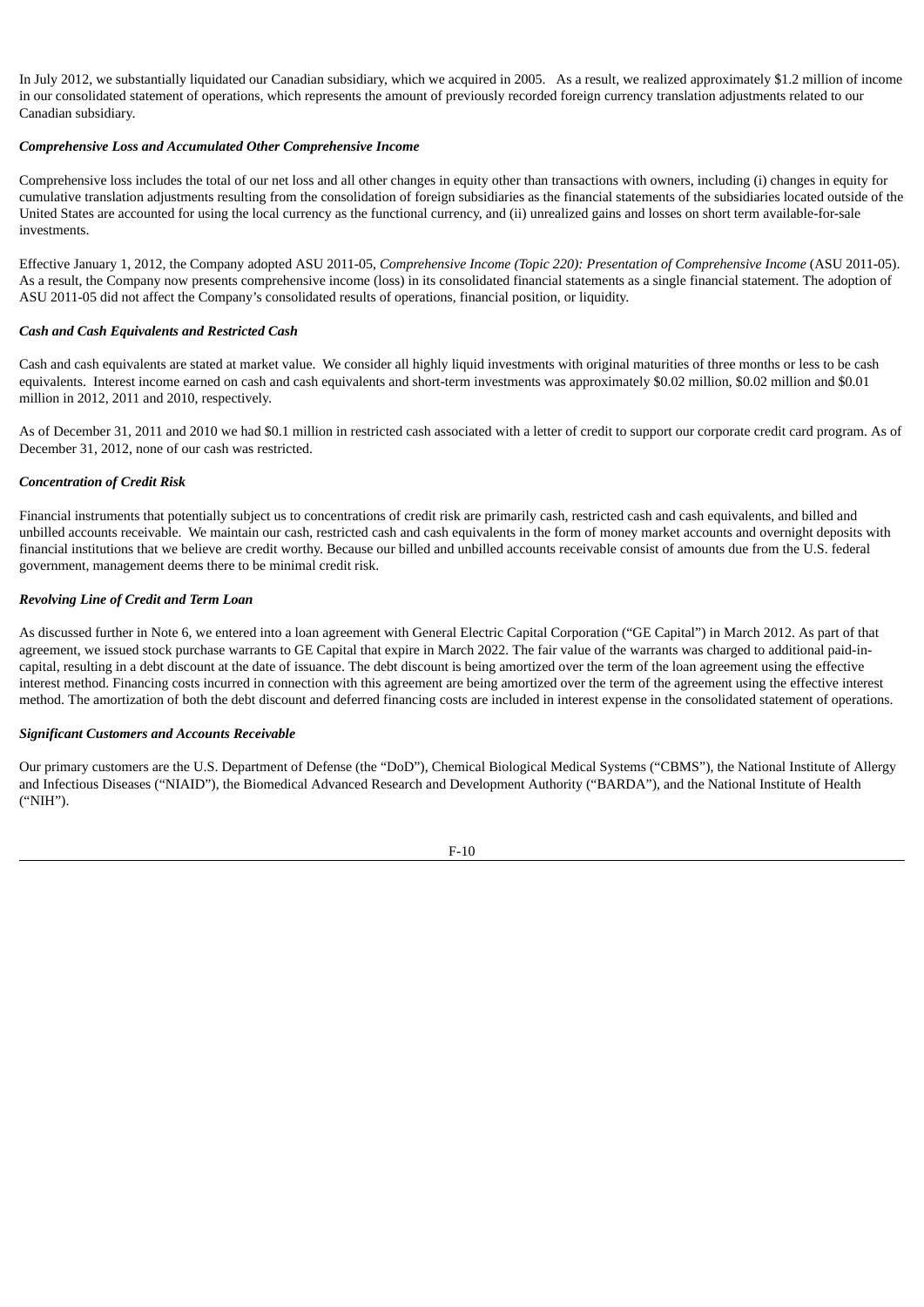In July 2012, we substantially liquidated our Canadian subsidiary, which we acquired in 2005. As a result, we realized approximately $1.2 million of income in our consolidated statement of operations, which represents the amount of previously recorded foreign currency translation adjustments related to our Canadian subsidiary.

***Comprehensive Loss and Accumulated Other Comprehensive Income***

Comprehensive loss includes the total of our net loss and all other changes in equity other than transactions with owners, including (i) changes in equity for cumulative translation adjustments resulting from the consolidation of foreign subsidiaries as the financial statements of the subsidiaries located outside of the United States are accounted for using the local currency as the functional currency, and (ii) unrealized gains and losses on short term available-for-sale investments.

Effective January 1, 2012, the Company adopted ASU 2011-05, *Comprehensive Income (Topic 220): Presentation of Comprehensive Income* (ASU 2011-05). As a result, the Company now presents comprehensive income (loss) in its consolidated financial statements as a single financial statement. The adoption of ASU 2011-05 did not affect the Company's consolidated results of operations, financial position, or liquidity.

***Cash and Cash Equivalents and Restricted Cash***

Cash and cash equivalents are stated at market value. We consider all highly liquid investments with original maturities of three months or less to be cash equivalents. Interest income earned on cash and cash equivalents and short-term investments was approximately $0.02 million, $0.02 million and $0.01 million in 2012, 2011 and 2010, respectively.

As of December 31, 2011 and 2010 we had $0.1 million in restricted cash associated with a letter of credit to support our corporate credit card program. As of December 31, 2012, none of our cash was restricted.

***Concentration of Credit Risk***

Financial instruments that potentially subject us to concentrations of credit risk are primarily cash, restricted cash and cash equivalents, and billed and unbilled accounts receivable. We maintain our cash, restricted cash and cash equivalents in the form of money market accounts and overnight deposits with financial institutions that we believe are credit worthy. Because our billed and unbilled accounts receivable consist of amounts due from the U.S. federal government, management deems there to be minimal credit risk.

***Revolving Line of Credit and Term Loan***

As discussed further in Note 6, we entered into a loan agreement with General Electric Capital Corporation ("GE Capital") in March 2012. As part of that agreement, we issued stock purchase warrants to GE Capital that expire in March 2022. The fair value of the warrants was charged to additional paid-in-capital, resulting in a debt discount at the date of issuance. The debt discount is being amortized over the term of the loan agreement using the effective interest method. Financing costs incurred in connection with this agreement are being amortized over the term of the agreement using the effective interest method. The amortization of both the debt discount and deferred financing costs are included in interest expense in the consolidated statement of operations.

***Significant Customers and Accounts Receivable***

Our primary customers are the U.S. Department of Defense (the "DoD"), Chemical Biological Medical Systems ("CBMS"), the National Institute of Allergy and Infectious Diseases ("NIAID"), the Biomedical Advanced Research and Development Authority ("BARDA"), and the National Institute of Health ("NIH").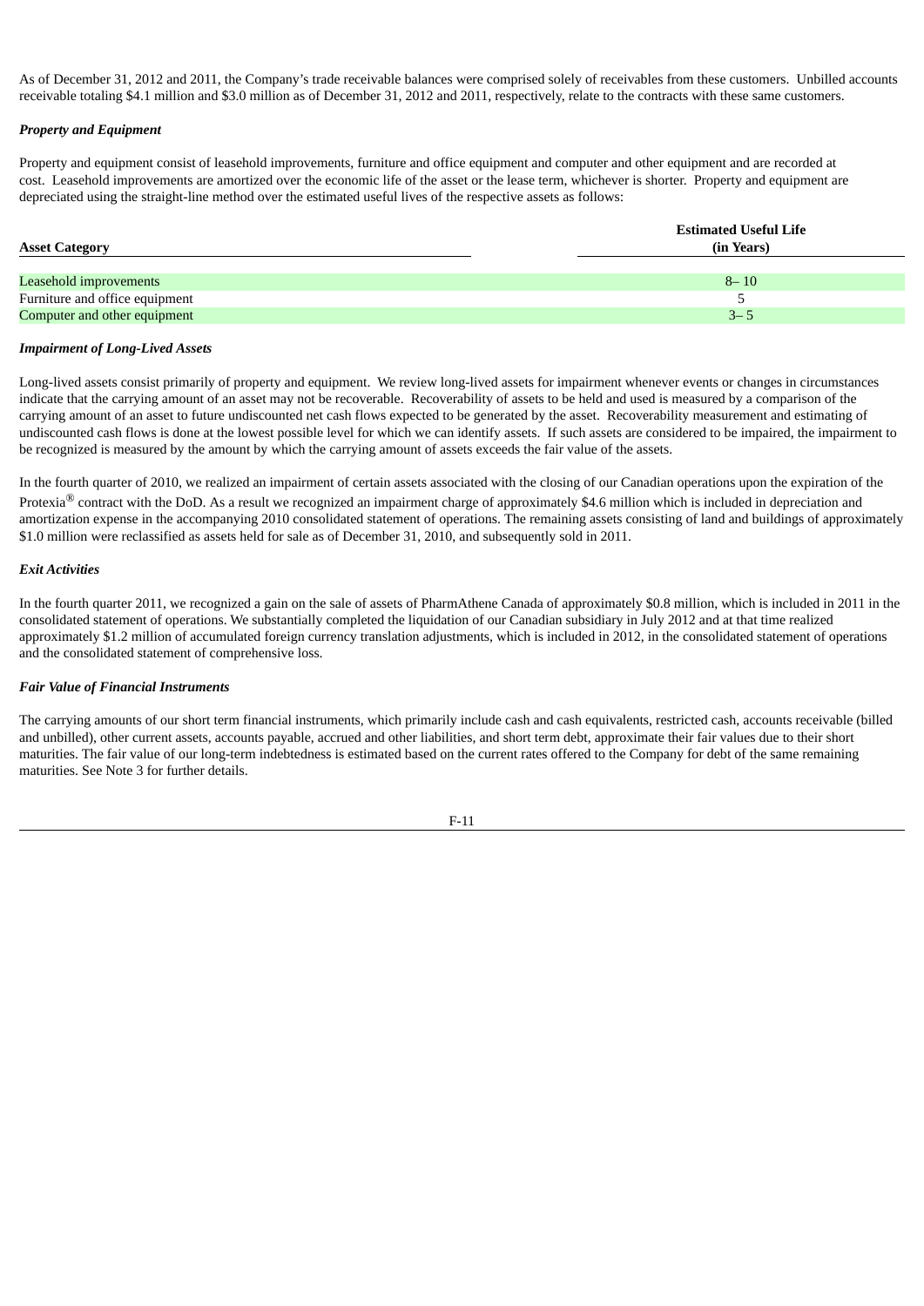As of December 31, 2012 and 2011, the Company's trade receivable balances were comprised solely of receivables from these customers. Unbilled accounts receivable totaling $4.1 million and $3.0 million as of December 31, 2012 and 2011, respectively, relate to the contracts with these same customers.

***Property and Equipment***

Property and equipment consist of leasehold improvements, furniture and office equipment and computer and other equipment and are recorded at cost. Leasehold improvements are amortized over the economic life of the asset or the lease term, whichever is shorter. Property and equipment are depreciated using the straight-line method over the estimated useful lives of the respective assets as follows:

| Asset Category | Estimated Useful Life (in Years) |
|---|---|
| Leasehold improvements | 8– 10 |
| Furniture and office equipment | 5 |
| Computer and other equipment | 3– 5 |

***Impairment of Long-Lived Assets***

Long-lived assets consist primarily of property and equipment. We review long-lived assets for impairment whenever events or changes in circumstances indicate that the carrying amount of an asset may not be recoverable. Recoverability of assets to be held and used is measured by a comparison of the carrying amount of an asset to future undiscounted net cash flows expected to be generated by the asset. Recoverability measurement and estimating of undiscounted cash flows is done at the lowest possible level for which we can identify assets. If such assets are considered to be impaired, the impairment to be recognized is measured by the amount by which the carrying amount of assets exceeds the fair value of the assets.

In the fourth quarter of 2010, we realized an impairment of certain assets associated with the closing of our Canadian operations upon the expiration of the Protexia® contract with the DoD. As a result we recognized an impairment charge of approximately $4.6 million which is included in depreciation and amortization expense in the accompanying 2010 consolidated statement of operations. The remaining assets consisting of land and buildings of approximately $1.0 million were reclassified as assets held for sale as of December 31, 2010, and subsequently sold in 2011.

***Exit Activities***

In the fourth quarter 2011, we recognized a gain on the sale of assets of PharmAthene Canada of approximately $0.8 million, which is included in 2011 in the consolidated statement of operations. We substantially completed the liquidation of our Canadian subsidiary in July 2012 and at that time realized approximately $1.2 million of accumulated foreign currency translation adjustments, which is included in 2012, in the consolidated statement of operations and the consolidated statement of comprehensive loss.

***Fair Value of Financial Instruments***

The carrying amounts of our short term financial instruments, which primarily include cash and cash equivalents, restricted cash, accounts receivable (billed and unbilled), other current assets, accounts payable, accrued and other liabilities, and short term debt, approximate their fair values due to their short maturities. The fair value of our long-term indebtedness is estimated based on the current rates offered to the Company for debt of the same remaining maturities. See Note 3 for further details.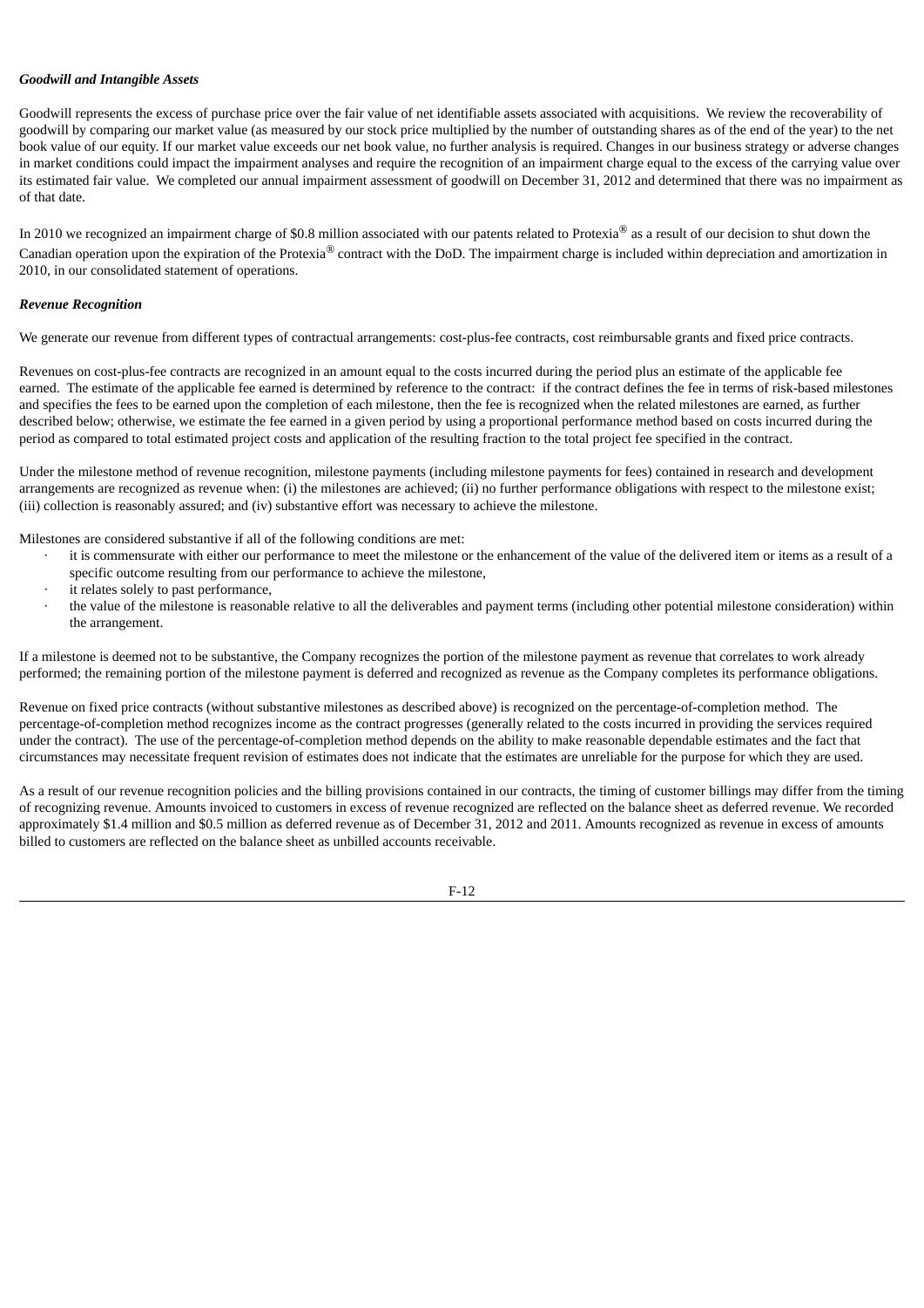***Goodwill and Intangible Assets***

Goodwill represents the excess of purchase price over the fair value of net identifiable assets associated with acquisitions. We review the recoverability of goodwill by comparing our market value (as measured by our stock price multiplied by the number of outstanding shares as of the end of the year) to the net book value of our equity. If our market value exceeds our net book value, no further analysis is required. Changes in our business strategy or adverse changes in market conditions could impact the impairment analyses and require the recognition of an impairment charge equal to the excess of the carrying value over its estimated fair value. We completed our annual impairment assessment of goodwill on December 31, 2012 and determined that there was no impairment as of that date.

In 2010 we recognized an impairment charge of $0.8 million associated with our patents related to Protexia® as a result of our decision to shut down the Canadian operation upon the expiration of the Protexia® contract with the DoD. The impairment charge is included within depreciation and amortization in 2010, in our consolidated statement of operations.

***Revenue Recognition***

We generate our revenue from different types of contractual arrangements: cost-plus-fee contracts, cost reimbursable grants and fixed price contracts.

Revenues on cost-plus-fee contracts are recognized in an amount equal to the costs incurred during the period plus an estimate of the applicable fee earned. The estimate of the applicable fee earned is determined by reference to the contract: if the contract defines the fee in terms of risk-based milestones and specifies the fees to be earned upon the completion of each milestone, then the fee is recognized when the related milestones are earned, as further described below; otherwise, we estimate the fee earned in a given period by using a proportional performance method based on costs incurred during the period as compared to total estimated project costs and application of the resulting fraction to the total project fee specified in the contract.

Under the milestone method of revenue recognition, milestone payments (including milestone payments for fees) contained in research and development arrangements are recognized as revenue when: (i) the milestones are achieved; (ii) no further performance obligations with respect to the milestone exist; (iii) collection is reasonably assured; and (iv) substantive effort was necessary to achieve the milestone.

Milestones are considered substantive if all of the following conditions are met:

- it is commensurate with either our performance to meet the milestone or the enhancement of the value of the delivered item or items as a result of a specific outcome resulting from our performance to achieve the milestone,
- it relates solely to past performance,
- the value of the milestone is reasonable relative to all the deliverables and payment terms (including other potential milestone consideration) within the arrangement.

If a milestone is deemed not to be substantive, the Company recognizes the portion of the milestone payment as revenue that correlates to work already performed; the remaining portion of the milestone payment is deferred and recognized as revenue as the Company completes its performance obligations.

Revenue on fixed price contracts (without substantive milestones as described above) is recognized on the percentage-of-completion method. The percentage-of-completion method recognizes income as the contract progresses (generally related to the costs incurred in providing the services required under the contract). The use of the percentage-of-completion method depends on the ability to make reasonable dependable estimates and the fact that circumstances may necessitate frequent revision of estimates does not indicate that the estimates are unreliable for the purpose for which they are used.

As a result of our revenue recognition policies and the billing provisions contained in our contracts, the timing of customer billings may differ from the timing of recognizing revenue. Amounts invoiced to customers in excess of revenue recognized are reflected on the balance sheet as deferred revenue. We recorded approximately $1.4 million and $0.5 million as deferred revenue as of December 31, 2012 and 2011. Amounts recognized as revenue in excess of amounts billed to customers are reflected on the balance sheet as unbilled accounts receivable.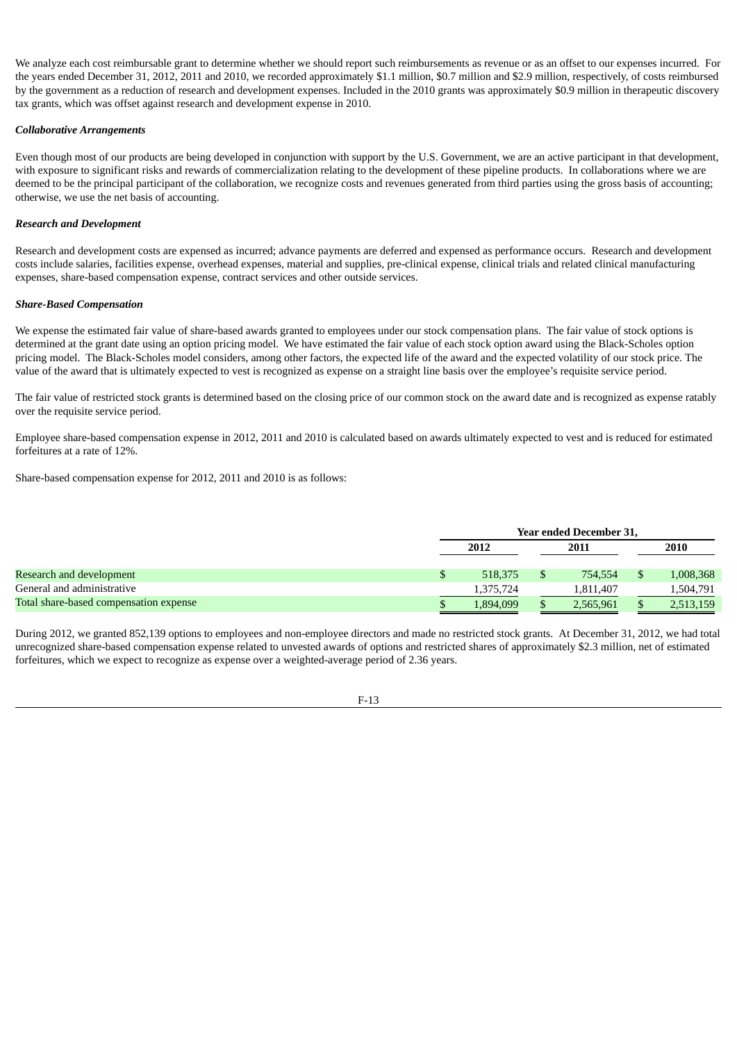We analyze each cost reimbursable grant to determine whether we should report such reimbursements as revenue or as an offset to our expenses incurred. For the years ended December 31, 2012, 2011 and 2010, we recorded approximately $1.1 million, $0.7 million and $2.9 million, respectively, of costs reimbursed by the government as a reduction of research and development expenses. Included in the 2010 grants was approximately $0.9 million in therapeutic discovery tax grants, which was offset against research and development expense in 2010.

***Collaborative Arrangements***

Even though most of our products are being developed in conjunction with support by the U.S. Government, we are an active participant in that development, with exposure to significant risks and rewards of commercialization relating to the development of these pipeline products. In collaborations where we are deemed to be the principal participant of the collaboration, we recognize costs and revenues generated from third parties using the gross basis of accounting; otherwise, we use the net basis of accounting.

***Research and Development***

Research and development costs are expensed as incurred; advance payments are deferred and expensed as performance occurs. Research and development costs include salaries, facilities expense, overhead expenses, material and supplies, pre-clinical expense, clinical trials and related clinical manufacturing expenses, share-based compensation expense, contract services and other outside services.

***Share-Based Compensation***

We expense the estimated fair value of share-based awards granted to employees under our stock compensation plans. The fair value of stock options is determined at the grant date using an option pricing model. We have estimated the fair value of each stock option award using the Black-Scholes option pricing model. The Black-Scholes model considers, among other factors, the expected life of the award and the expected volatility of our stock price. The value of the award that is ultimately expected to vest is recognized as expense on a straight line basis over the employee's requisite service period.

The fair value of restricted stock grants is determined based on the closing price of our common stock on the award date and is recognized as expense ratably over the requisite service period.

Employee share-based compensation expense in 2012, 2011 and 2010 is calculated based on awards ultimately expected to vest and is reduced for estimated forfeitures at a rate of 12%.

Share-based compensation expense for 2012, 2011 and 2010 is as follows:

| | Year ended December 31, | | |
|---|---|---|---|
| | 2012 | 2011 | 2010 |
| Research and development | $ 518,375 | $ 754,554 | $ 1,008,368 |
| General and administrative | 1,375,724 | 1,811,407 | 1,504,791 |
| Total share-based compensation expense | $ 1,894,099 | $ 2,565,961 | $ 2,513,159 |

During 2012, we granted 852,139 options to employees and non-employee directors and made no restricted stock grants. At December 31, 2012, we had total unrecognized share-based compensation expense related to unvested awards of options and restricted shares of approximately $2.3 million, net of estimated forfeitures, which we expect to recognize as expense over a weighted-average period of 2.36 years.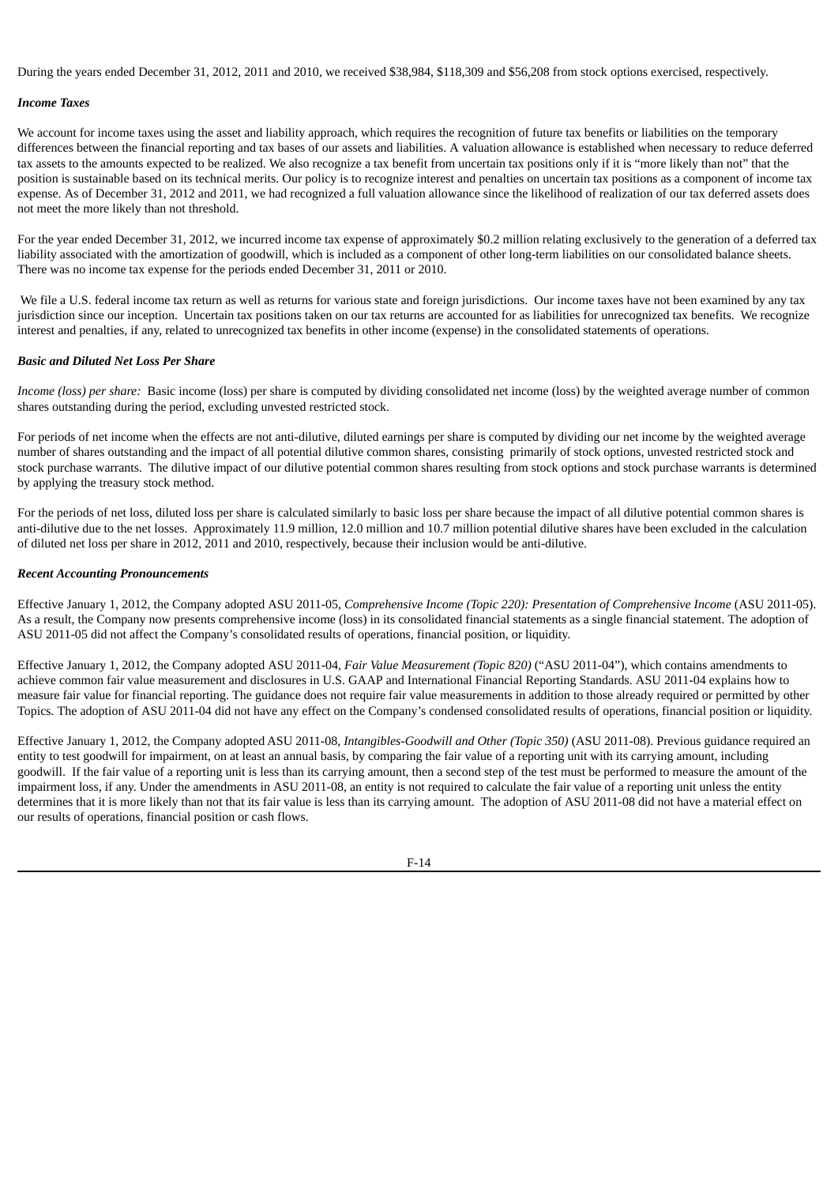During the years ended December 31, 2012, 2011 and 2010, we received $38,984, $118,309 and $56,208 from stock options exercised, respectively.

***Income Taxes***

We account for income taxes using the asset and liability approach, which requires the recognition of future tax benefits or liabilities on the temporary differences between the financial reporting and tax bases of our assets and liabilities. A valuation allowance is established when necessary to reduce deferred tax assets to the amounts expected to be realized. We also recognize a tax benefit from uncertain tax positions only if it is "more likely than not" that the position is sustainable based on its technical merits. Our policy is to recognize interest and penalties on uncertain tax positions as a component of income tax expense. As of December 31, 2012 and 2011, we had recognized a full valuation allowance since the likelihood of realization of our tax deferred assets does not meet the more likely than not threshold.

For the year ended December 31, 2012, we incurred income tax expense of approximately $0.2 million relating exclusively to the generation of a deferred tax liability associated with the amortization of goodwill, which is included as a component of other long-term liabilities on our consolidated balance sheets. There was no income tax expense for the periods ended December 31, 2011 or 2010.

We file a U.S. federal income tax return as well as returns for various state and foreign jurisdictions. Our income taxes have not been examined by any tax jurisdiction since our inception. Uncertain tax positions taken on our tax returns are accounted for as liabilities for unrecognized tax benefits. We recognize interest and penalties, if any, related to unrecognized tax benefits in other income (expense) in the consolidated statements of operations.

***Basic and Diluted Net Loss Per Share***

*Income (loss) per share:* Basic income (loss) per share is computed by dividing consolidated net income (loss) by the weighted average number of common shares outstanding during the period, excluding unvested restricted stock.

For periods of net income when the effects are not anti-dilutive, diluted earnings per share is computed by dividing our net income by the weighted average number of shares outstanding and the impact of all potential dilutive common shares, consisting primarily of stock options, unvested restricted stock and stock purchase warrants. The dilutive impact of our dilutive potential common shares resulting from stock options and stock purchase warrants is determined by applying the treasury stock method.

For the periods of net loss, diluted loss per share is calculated similarly to basic loss per share because the impact of all dilutive potential common shares is anti-dilutive due to the net losses. Approximately 11.9 million, 12.0 million and 10.7 million potential dilutive shares have been excluded in the calculation of diluted net loss per share in 2012, 2011 and 2010, respectively, because their inclusion would be anti-dilutive.

***Recent Accounting Pronouncements***

Effective January 1, 2012, the Company adopted ASU 2011-05, *Comprehensive Income (Topic 220): Presentation of Comprehensive Income* (ASU 2011-05). As a result, the Company now presents comprehensive income (loss) in its consolidated financial statements as a single financial statement. The adoption of ASU 2011-05 did not affect the Company's consolidated results of operations, financial position, or liquidity.

Effective January 1, 2012, the Company adopted ASU 2011-04, *Fair Value Measurement (Topic 820)* ("ASU 2011-04"), which contains amendments to achieve common fair value measurement and disclosures in U.S. GAAP and International Financial Reporting Standards. ASU 2011-04 explains how to measure fair value for financial reporting. The guidance does not require fair value measurements in addition to those already required or permitted by other Topics. The adoption of ASU 2011-04 did not have any effect on the Company's condensed consolidated results of operations, financial position or liquidity.

Effective January 1, 2012, the Company adopted ASU 2011-08, *Intangibles-Goodwill and Other (Topic 350)* (ASU 2011-08). Previous guidance required an entity to test goodwill for impairment, on at least an annual basis, by comparing the fair value of a reporting unit with its carrying amount, including goodwill. If the fair value of a reporting unit is less than its carrying amount, then a second step of the test must be performed to measure the amount of the impairment loss, if any. Under the amendments in ASU 2011-08, an entity is not required to calculate the fair value of a reporting unit unless the entity determines that it is more likely than not that its fair value is less than its carrying amount. The adoption of ASU 2011-08 did not have a material effect on our results of operations, financial position or cash flows.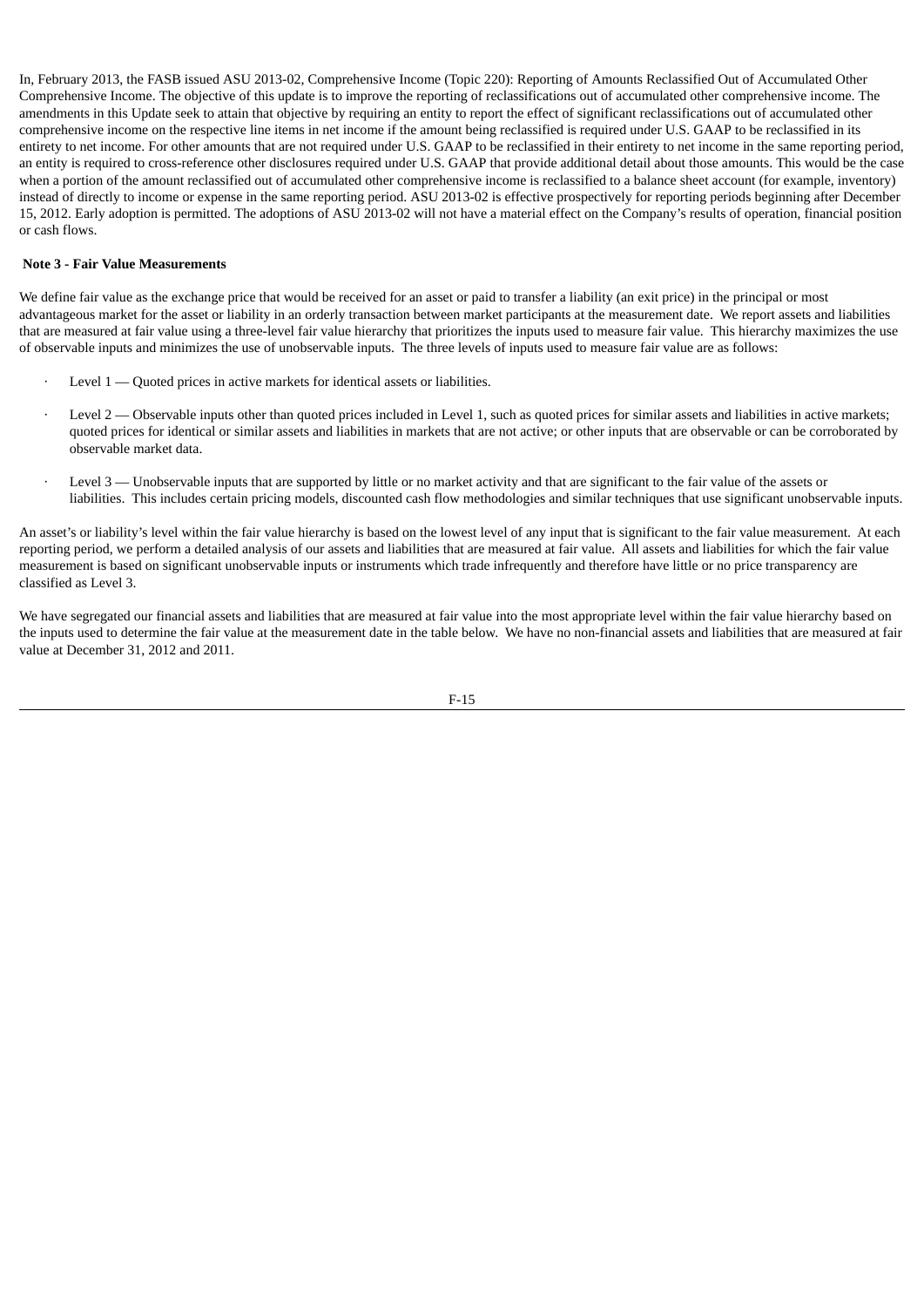In, February 2013, the FASB issued ASU 2013-02, Comprehensive Income (Topic 220): Reporting of Amounts Reclassified Out of Accumulated Other Comprehensive Income. The objective of this update is to improve the reporting of reclassifications out of accumulated other comprehensive income. The amendments in this Update seek to attain that objective by requiring an entity to report the effect of significant reclassifications out of accumulated other comprehensive income on the respective line items in net income if the amount being reclassified is required under U.S. GAAP to be reclassified in its entirety to net income. For other amounts that are not required under U.S. GAAP to be reclassified in their entirety to net income in the same reporting period, an entity is required to cross-reference other disclosures required under U.S. GAAP that provide additional detail about those amounts. This would be the case when a portion of the amount reclassified out of accumulated other comprehensive income is reclassified to a balance sheet account (for example, inventory) instead of directly to income or expense in the same reporting period. ASU 2013-02 is effective prospectively for reporting periods beginning after December 15, 2012. Early adoption is permitted. The adoptions of ASU 2013-02 will not have a material effect on the Company's results of operation, financial position or cash flows.

**Note 3 - Fair Value Measurements**

We define fair value as the exchange price that would be received for an asset or paid to transfer a liability (an exit price) in the principal or most advantageous market for the asset or liability in an orderly transaction between market participants at the measurement date. We report assets and liabilities that are measured at fair value using a three-level fair value hierarchy that prioritizes the inputs used to measure fair value. This hierarchy maximizes the use of observable inputs and minimizes the use of unobservable inputs. The three levels of inputs used to measure fair value are as follows:

- Level 1 — Quoted prices in active markets for identical assets or liabilities.
- Level 2 — Observable inputs other than quoted prices included in Level 1, such as quoted prices for similar assets and liabilities in active markets; quoted prices for identical or similar assets and liabilities in markets that are not active; or other inputs that are observable or can be corroborated by observable market data.
- Level 3 — Unobservable inputs that are supported by little or no market activity and that are significant to the fair value of the assets or liabilities. This includes certain pricing models, discounted cash flow methodologies and similar techniques that use significant unobservable inputs.

An asset's or liability's level within the fair value hierarchy is based on the lowest level of any input that is significant to the fair value measurement. At each reporting period, we perform a detailed analysis of our assets and liabilities that are measured at fair value. All assets and liabilities for which the fair value measurement is based on significant unobservable inputs or instruments which trade infrequently and therefore have little or no price transparency are classified as Level 3.

We have segregated our financial assets and liabilities that are measured at fair value into the most appropriate level within the fair value hierarchy based on the inputs used to determine the fair value at the measurement date in the table below. We have no non-financial assets and liabilities that are measured at fair value at December 31, 2012 and 2011.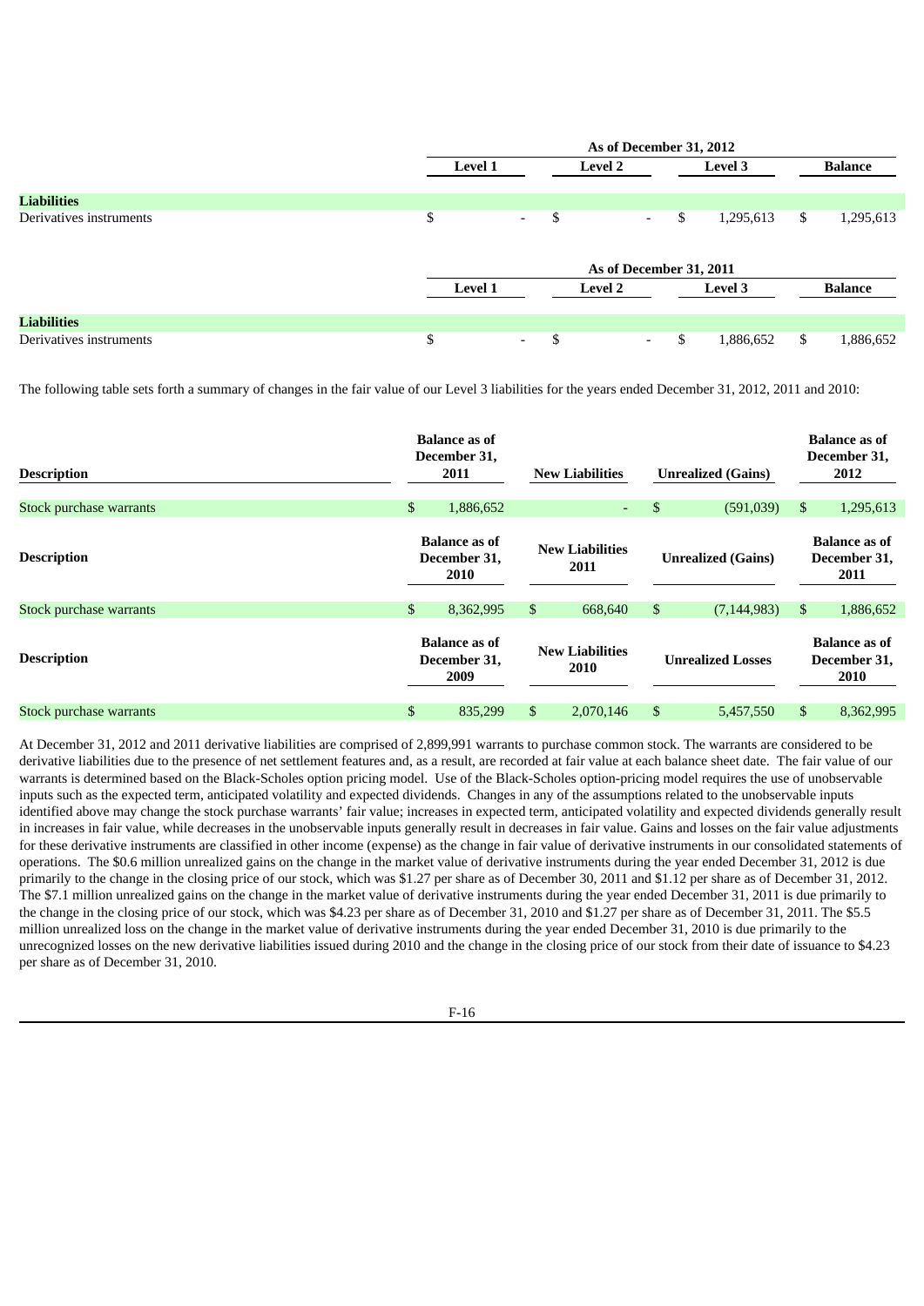| | As of December 31, 2012 | | | |
|---|---|---|---|---|
| | Level 1 | Level 2 | Level 3 | Balance |
| **Liabilities** | | | | |
| Derivatives instruments | $ - | $ - | $ 1,295,613 | $ 1,295,613 |

| | As of December 31, 2011 | | | |
|---|---|---|---|---|
| | Level 1 | Level 2 | Level 3 | Balance |
| **Liabilities** | | | | |
| Derivatives instruments | $ - | $ - | $ 1,886,652 | $ 1,886,652 |

The following table sets forth a summary of changes in the fair value of our Level 3 liabilities for the years ended December 31, 2012, 2011 and 2010:

| Description | Balance as of December 31, 2011 | New Liabilities | Unrealized (Gains) | Balance as of December 31, 2012 |
|---|---|---|---|---|
| Stock purchase warrants | $ 1,886,652 | - | $ (591,039) | $ 1,295,613 |

| Description | Balance as of December 31, 2010 | New Liabilities 2011 | Unrealized (Gains) | Balance as of December 31, 2011 |
|---|---|---|---|---|
| Stock purchase warrants | $ 8,362,995 | $ 668,640 | $ (7,144,983) | $ 1,886,652 |

| Description | Balance as of December 31, 2009 | New Liabilities 2010 | Unrealized Losses | Balance as of December 31, 2010 |
|---|---|---|---|---|
| Stock purchase warrants | $ 835,299 | $ 2,070,146 | $ 5,457,550 | $ 8,362,995 |

At December 31, 2012 and 2011 derivative liabilities are comprised of 2,899,991 warrants to purchase common stock. The warrants are considered to be derivative liabilities due to the presence of net settlement features and, as a result, are recorded at fair value at each balance sheet date. The fair value of our warrants is determined based on the Black-Scholes option pricing model. Use of the Black-Scholes option-pricing model requires the use of unobservable inputs such as the expected term, anticipated volatility and expected dividends. Changes in any of the assumptions related to the unobservable inputs identified above may change the stock purchase warrants' fair value; increases in expected term, anticipated volatility and expected dividends generally result in increases in fair value, while decreases in the unobservable inputs generally result in decreases in fair value. Gains and losses on the fair value adjustments for these derivative instruments are classified in other income (expense) as the change in fair value of derivative instruments in our consolidated statements of operations. The $0.6 million unrealized gains on the change in the market value of derivative instruments during the year ended December 31, 2012 is due primarily to the change in the closing price of our stock, which was $1.27 per share as of December 30, 2011 and $1.12 per share as of December 31, 2012. The $7.1 million unrealized gains on the change in the market value of derivative instruments during the year ended December 31, 2011 is due primarily to the change in the closing price of our stock, which was $4.23 per share as of December 31, 2010 and $1.27 per share as of December 31, 2011. The $5.5 million unrealized loss on the change in the market value of derivative instruments during the year ended December 31, 2010 is due primarily to the unrecognized losses on the new derivative liabilities issued during 2010 and the change in the closing price of our stock from their date of issuance to $4.23 per share as of December 31, 2010.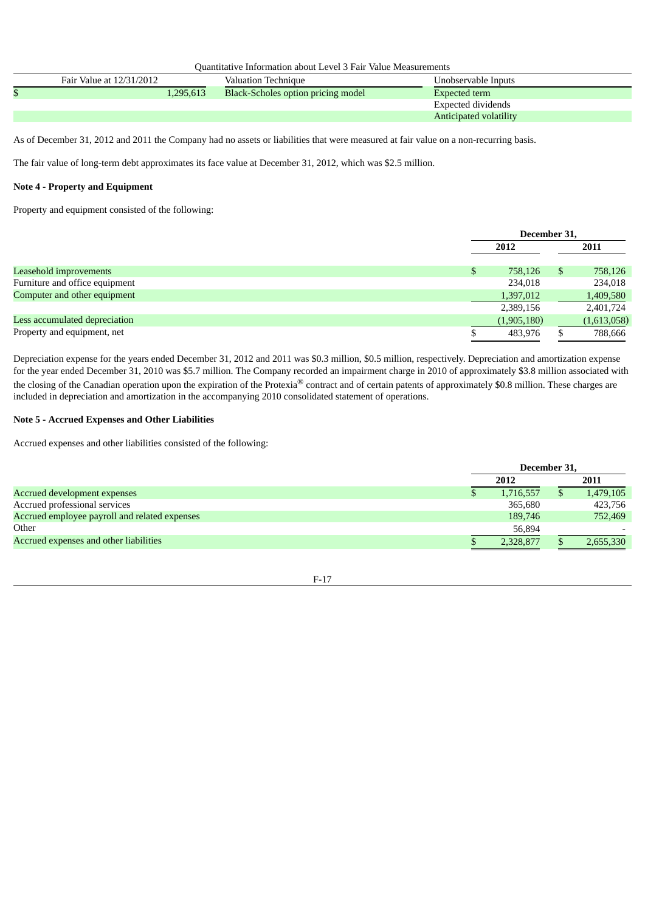Quantitative Information about Level 3 Fair Value Measurements

| Fair Value at 12/31/2012 | Valuation Technique | Unobservable Inputs |
|---|---|---|
| $ 1,295,613 | Black-Scholes option pricing model | Expected term |
| | | Expected dividends |
| | | Anticipated volatility |

As of December 31, 2012 and 2011 the Company had no assets or liabilities that were measured at fair value on a non-recurring basis.

The fair value of long-term debt approximates its face value at December 31, 2012, which was $2.5 million.

**Note 4 - Property and Equipment**

Property and equipment consisted of the following:

| | December 31, 2012 | December 31, 2011 |
|---|---|---|
| Leasehold improvements | $ 758,126 | $ 758,126 |
| Furniture and office equipment | 234,018 | 234,018 |
| Computer and other equipment | 1,397,012 | 1,409,580 |
| | 2,389,156 | 2,401,724 |
| Less accumulated depreciation | (1,905,180) | (1,613,058) |
| Property and equipment, net | $ 483,976 | $ 788,666 |

Depreciation expense for the years ended December 31, 2012 and 2011 was $0.3 million, $0.5 million, respectively. Depreciation and amortization expense for the year ended December 31, 2010 was $5.7 million. The Company recorded an impairment charge in 2010 of approximately $3.8 million associated with the closing of the Canadian operation upon the expiration of the Protexia® contract and of certain patents of approximately $0.8 million. These charges are included in depreciation and amortization in the accompanying 2010 consolidated statement of operations.

**Note 5 - Accrued Expenses and Other Liabilities**

Accrued expenses and other liabilities consisted of the following:

| | December 31, 2012 | December 31, 2011 |
|---|---|---|
| Accrued development expenses | $ 1,716,557 | $ 1,479,105 |
| Accrued professional services | 365,680 | 423,756 |
| Accrued employee payroll and related expenses | 189,746 | 752,469 |
| Other | 56,894 | - |
| Accrued expenses and other liabilities | $ 2,328,877 | $ 2,655,330 |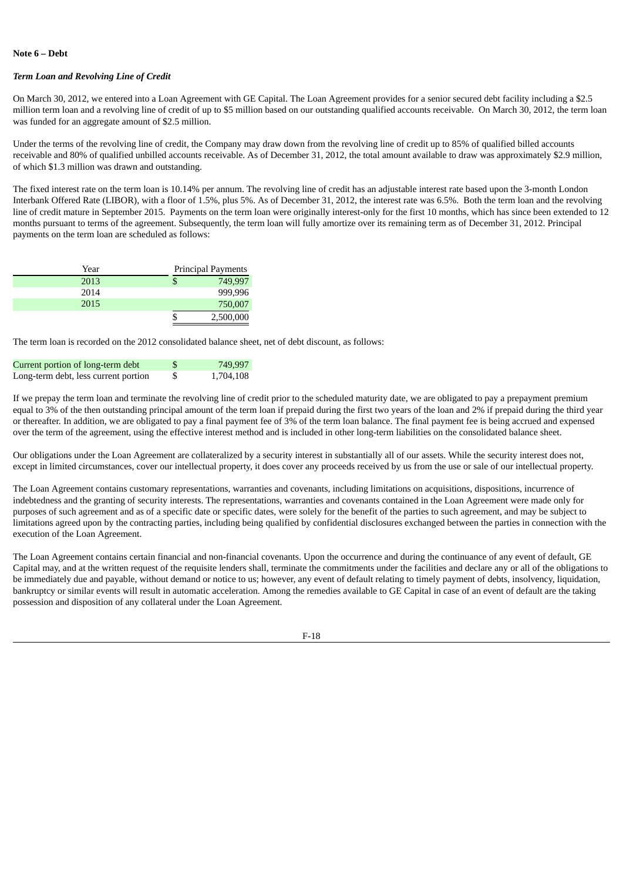**Note 6 – Debt**

***Term Loan and Revolving Line of Credit***

On March 30, 2012, we entered into a Loan Agreement with GE Capital. The Loan Agreement provides for a senior secured debt facility including a $2.5 million term loan and a revolving line of credit of up to $5 million based on our outstanding qualified accounts receivable. On March 30, 2012, the term loan was funded for an aggregate amount of $2.5 million.

Under the terms of the revolving line of credit, the Company may draw down from the revolving line of credit up to 85% of qualified billed accounts receivable and 80% of qualified unbilled accounts receivable. As of December 31, 2012, the total amount available to draw was approximately $2.9 million, of which $1.3 million was drawn and outstanding.

The fixed interest rate on the term loan is 10.14% per annum. The revolving line of credit has an adjustable interest rate based upon the 3-month London Interbank Offered Rate (LIBOR), with a floor of 1.5%, plus 5%. As of December 31, 2012, the interest rate was 6.5%. Both the term loan and the revolving line of credit mature in September 2015. Payments on the term loan were originally interest-only for the first 10 months, which has since been extended to 12 months pursuant to terms of the agreement. Subsequently, the term loan will fully amortize over its remaining term as of December 31, 2012. Principal payments on the term loan are scheduled as follows:

| Year | Principal Payments |
|---|---|
| 2013 | $ 749,997 |
| 2014 | 999,996 |
| 2015 | 750,007 |
| | $ 2,500,000 |

The term loan is recorded on the 2012 consolidated balance sheet, net of debt discount, as follows:

| | |
|---|---|
| Current portion of long-term debt | $ 749,997 |
| Long-term debt, less current portion | $ 1,704,108 |

If we prepay the term loan and terminate the revolving line of credit prior to the scheduled maturity date, we are obligated to pay a prepayment premium equal to 3% of the then outstanding principal amount of the term loan if prepaid during the first two years of the loan and 2% if prepaid during the third year or thereafter. In addition, we are obligated to pay a final payment fee of 3% of the term loan balance. The final payment fee is being accrued and expensed over the term of the agreement, using the effective interest method and is included in other long-term liabilities on the consolidated balance sheet.

Our obligations under the Loan Agreement are collateralized by a security interest in substantially all of our assets. While the security interest does not, except in limited circumstances, cover our intellectual property, it does cover any proceeds received by us from the use or sale of our intellectual property.

The Loan Agreement contains customary representations, warranties and covenants, including limitations on acquisitions, dispositions, incurrence of indebtedness and the granting of security interests. The representations, warranties and covenants contained in the Loan Agreement were made only for purposes of such agreement and as of a specific date or specific dates, were solely for the benefit of the parties to such agreement, and may be subject to limitations agreed upon by the contracting parties, including being qualified by confidential disclosures exchanged between the parties in connection with the execution of the Loan Agreement.

The Loan Agreement contains certain financial and non-financial covenants. Upon the occurrence and during the continuance of any event of default, GE Capital may, and at the written request of the requisite lenders shall, terminate the commitments under the facilities and declare any or all of the obligations to be immediately due and payable, without demand or notice to us; however, any event of default relating to timely payment of debts, insolvency, liquidation, bankruptcy or similar events will result in automatic acceleration. Among the remedies available to GE Capital in case of an event of default are the taking possession and disposition of any collateral under the Loan Agreement.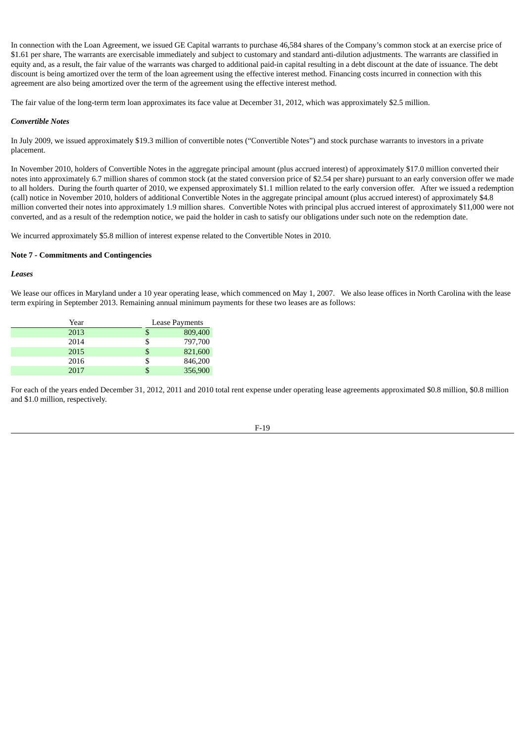In connection with the Loan Agreement, we issued GE Capital warrants to purchase 46,584 shares of the Company's common stock at an exercise price of $1.61 per share, The warrants are exercisable immediately and subject to customary and standard anti-dilution adjustments. The warrants are classified in equity and, as a result, the fair value of the warrants was charged to additional paid-in capital resulting in a debt discount at the date of issuance. The debt discount is being amortized over the term of the loan agreement using the effective interest method. Financing costs incurred in connection with this agreement are also being amortized over the term of the agreement using the effective interest method.

The fair value of the long-term term loan approximates its face value at December 31, 2012, which was approximately $2.5 million.

***Convertible Notes***

In July 2009, we issued approximately $19.3 million of convertible notes ("Convertible Notes") and stock purchase warrants to investors in a private placement.

In November 2010, holders of Convertible Notes in the aggregate principal amount (plus accrued interest) of approximately $17.0 million converted their notes into approximately 6.7 million shares of common stock (at the stated conversion price of $2.54 per share) pursuant to an early conversion offer we made to all holders. During the fourth quarter of 2010, we expensed approximately $1.1 million related to the early conversion offer. After we issued a redemption (call) notice in November 2010, holders of additional Convertible Notes in the aggregate principal amount (plus accrued interest) of approximately $4.8 million converted their notes into approximately 1.9 million shares. Convertible Notes with principal plus accrued interest of approximately $11,000 were not converted, and as a result of the redemption notice, we paid the holder in cash to satisfy our obligations under such note on the redemption date.

We incurred approximately $5.8 million of interest expense related to the Convertible Notes in 2010.

**Note 7 - Commitments and Contingencies**

***Leases***

We lease our offices in Maryland under a 10 year operating lease, which commenced on May 1, 2007. We also lease offices in North Carolina with the lease term expiring in September 2013. Remaining annual minimum payments for these two leases are as follows:

| Year | Lease Payments |
|---|---|
| 2013 | $ 809,400 |
| 2014 | $ 797,700 |
| 2015 | $ 821,600 |
| 2016 | $ 846,200 |
| 2017 | $ 356,900 |

For each of the years ended December 31, 2012, 2011 and 2010 total rent expense under operating lease agreements approximated $0.8 million, $0.8 million and $1.0 million, respectively.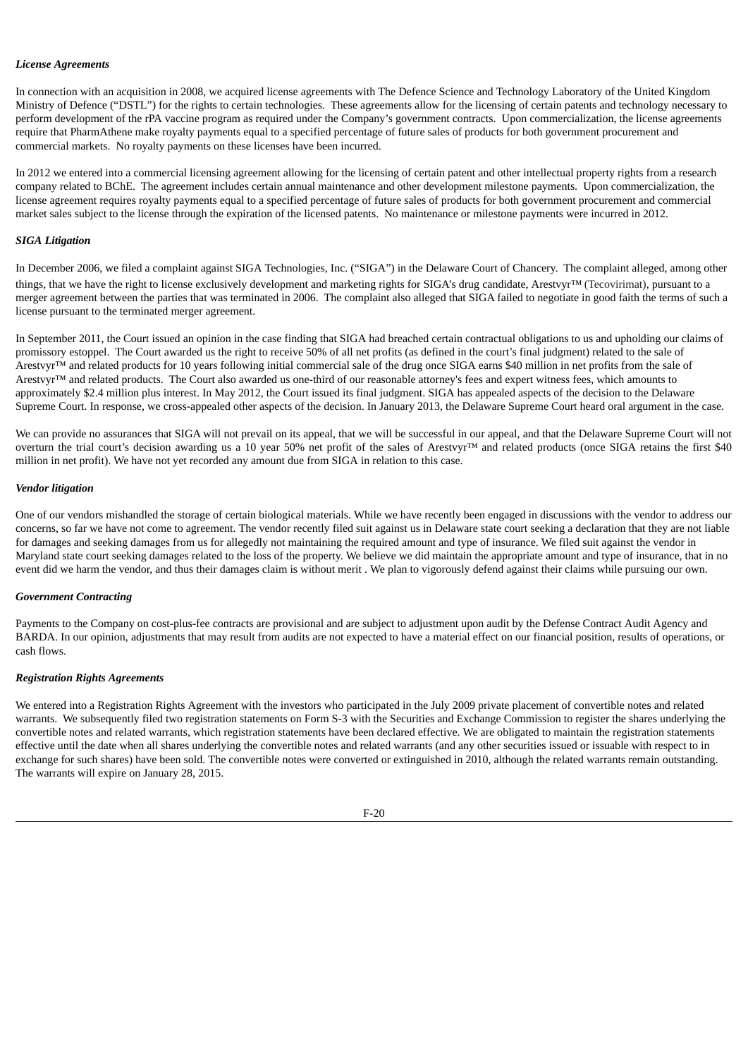***License Agreements***

In connection with an acquisition in 2008, we acquired license agreements with The Defence Science and Technology Laboratory of the United Kingdom Ministry of Defence ("DSTL") for the rights to certain technologies. These agreements allow for the licensing of certain patents and technology necessary to perform development of the rPA vaccine program as required under the Company's government contracts. Upon commercialization, the license agreements require that PharmAthene make royalty payments equal to a specified percentage of future sales of products for both government procurement and commercial markets. No royalty payments on these licenses have been incurred.

In 2012 we entered into a commercial licensing agreement allowing for the licensing of certain patent and other intellectual property rights from a research company related to BChE. The agreement includes certain annual maintenance and other development milestone payments. Upon commercialization, the license agreement requires royalty payments equal to a specified percentage of future sales of products for both government procurement and commercial market sales subject to the license through the expiration of the licensed patents. No maintenance or milestone payments were incurred in 2012.

***SIGA Litigation***

In December 2006, we filed a complaint against SIGA Technologies, Inc. ("SIGA") in the Delaware Court of Chancery. The complaint alleged, among other things, that we have the right to license exclusively development and marketing rights for SIGA's drug candidate, Arestvyr™ (Tecovirimat), pursuant to a merger agreement between the parties that was terminated in 2006. The complaint also alleged that SIGA failed to negotiate in good faith the terms of such a license pursuant to the terminated merger agreement.

In September 2011, the Court issued an opinion in the case finding that SIGA had breached certain contractual obligations to us and upholding our claims of promissory estoppel. The Court awarded us the right to receive 50% of all net profits (as defined in the court's final judgment) related to the sale of Arestvyr™ and related products for 10 years following initial commercial sale of the drug once SIGA earns $40 million in net profits from the sale of Arestvyr™ and related products. The Court also awarded us one-third of our reasonable attorney's fees and expert witness fees, which amounts to approximately $2.4 million plus interest. In May 2012, the Court issued its final judgment. SIGA has appealed aspects of the decision to the Delaware Supreme Court. In response, we cross-appealed other aspects of the decision. In January 2013, the Delaware Supreme Court heard oral argument in the case.

We can provide no assurances that SIGA will not prevail on its appeal, that we will be successful in our appeal, and that the Delaware Supreme Court will not overturn the trial court's decision awarding us a 10 year 50% net profit of the sales of Arestvyr™ and related products (once SIGA retains the first $40 million in net profit). We have not yet recorded any amount due from SIGA in relation to this case.

***Vendor litigation***

One of our vendors mishandled the storage of certain biological materials. While we have recently been engaged in discussions with the vendor to address our concerns, so far we have not come to agreement. The vendor recently filed suit against us in Delaware state court seeking a declaration that they are not liable for damages and seeking damages from us for allegedly not maintaining the required amount and type of insurance. We filed suit against the vendor in Maryland state court seeking damages related to the loss of the property. We believe we did maintain the appropriate amount and type of insurance, that in no event did we harm the vendor, and thus their damages claim is without merit . We plan to vigorously defend against their claims while pursuing our own.

***Government Contracting***

Payments to the Company on cost-plus-fee contracts are provisional and are subject to adjustment upon audit by the Defense Contract Audit Agency and BARDA. In our opinion, adjustments that may result from audits are not expected to have a material effect on our financial position, results of operations, or cash flows.

***Registration Rights Agreements***

We entered into a Registration Rights Agreement with the investors who participated in the July 2009 private placement of convertible notes and related warrants. We subsequently filed two registration statements on Form S-3 with the Securities and Exchange Commission to register the shares underlying the convertible notes and related warrants, which registration statements have been declared effective. We are obligated to maintain the registration statements effective until the date when all shares underlying the convertible notes and related warrants (and any other securities issued or issuable with respect to in exchange for such shares) have been sold. The convertible notes were converted or extinguished in 2010, although the related warrants remain outstanding. The warrants will expire on January 28, 2015.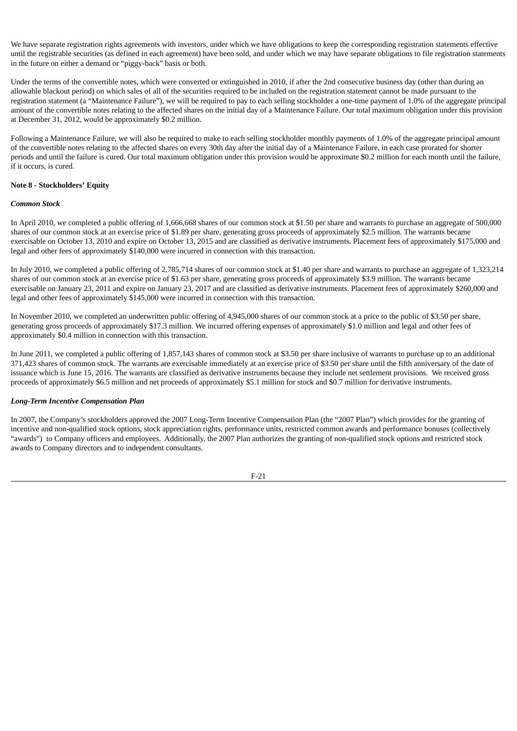We have separate registration rights agreements with investors, under which we have obligations to keep the corresponding registration statements effective until the registrable securities (as defined in each agreement) have been sold, and under which we may have separate obligations to file registration statements in the future on either a demand or "piggy-back" basis or both.

Under the terms of the convertible notes, which were converted or extinguished in 2010, if after the 2nd consecutive business day (other than during an allowable blackout period) on which sales of all of the securities required to be included on the registration statement cannot be made pursuant to the registration statement (a "Maintenance Failure"), we will be required to pay to each selling stockholder a one-time payment of 1.0% of the aggregate principal amount of the convertible notes relating to the affected shares on the initial day of a Maintenance Failure. Our total maximum obligation under this provision at December 31, 2012, would be approximately $0.2 million.

Following a Maintenance Failure, we will also be required to make to each selling stockholder monthly payments of 1.0% of the aggregate principal amount of the convertible notes relating to the affected shares on every 30th day after the initial day of a Maintenance Failure, in each case prorated for shorter periods and until the failure is cured. Our total maximum obligation under this provision would be approximate $0.2 million for each month until the failure, if it occurs, is cured.

**Note 8 - Stockholders' Equity**

***Common Stock***

In April 2010, we completed a public offering of 1,666,668 shares of our common stock at $1.50 per share and warrants to purchase an aggregate of 500,000 shares of our common stock at an exercise price of $1.89 per share, generating gross proceeds of approximately $2.5 million. The warrants became exercisable on October 13, 2010 and expire on October 13, 2015 and are classified as derivative instruments. Placement fees of approximately $175,000 and legal and other fees of approximately $140,000 were incurred in connection with this transaction.

In July 2010, we completed a public offering of 2,785,714 shares of our common stock at $1.40 per share and warrants to purchase an aggregate of 1,323,214 shares of our common stock at an exercise price of $1.63 per share, generating gross proceeds of approximately $3.9 million. The warrants became exercisable on January 23, 2011 and expire on January 23, 2017 and are classified as derivative instruments. Placement fees of approximately $260,000 and legal and other fees of approximately $145,000 were incurred in connection with this transaction.

In November 2010, we completed an underwritten public offering of 4,945,000 shares of our common stock at a price to the public of $3.50 per share, generating gross proceeds of approximately $17.3 million. We incurred offering expenses of approximately $1.0 million and legal and other fees of approximately $0.4 million in connection with this transaction.

In June 2011, we completed a public offering of 1,857,143 shares of common stock at $3.50 per share inclusive of warrants to purchase up to an additional 371,423 shares of common stock. The warrants are exercisable immediately at an exercise price of $3.50 per share until the fifth anniversary of the date of issuance which is June 15, 2016. The warrants are classified as derivative instruments because they include net settlement provisions. We received gross proceeds of approximately $6.5 million and net proceeds of approximately $5.1 million for stock and $0.7 million for derivative instruments.

***Long-Term Incentive Compensation Plan***

In 2007, the Company's stockholders approved the 2007 Long-Term Incentive Compensation Plan (the "2007 Plan") which provides for the granting of incentive and non-qualified stock options, stock appreciation rights, performance units, restricted common awards and performance bonuses (collectively "awards") to Company officers and employees. Additionally, the 2007 Plan authorizes the granting of non-qualified stock options and restricted stock awards to Company directors and to independent consultants.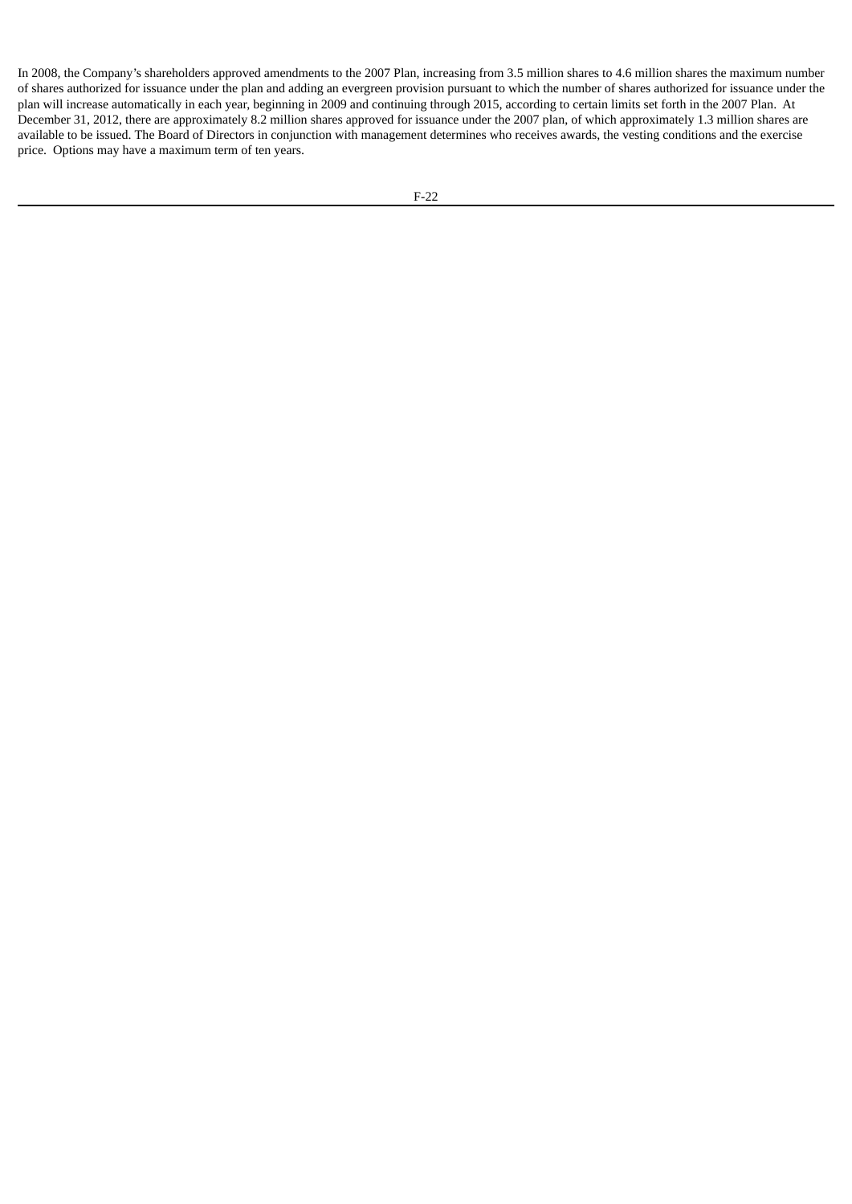In 2008, the Company's shareholders approved amendments to the 2007 Plan, increasing from 3.5 million shares to 4.6 million shares the maximum number of shares authorized for issuance under the plan and adding an evergreen provision pursuant to which the number of shares authorized for issuance under the plan will increase automatically in each year, beginning in 2009 and continuing through 2015, according to certain limits set forth in the 2007 Plan. At December 31, 2012, there are approximately 8.2 million shares approved for issuance under the 2007 plan, of which approximately 1.3 million shares are available to be issued. The Board of Directors in conjunction with management determines who receives awards, the vesting conditions and the exercise price. Options may have a maximum term of ten years.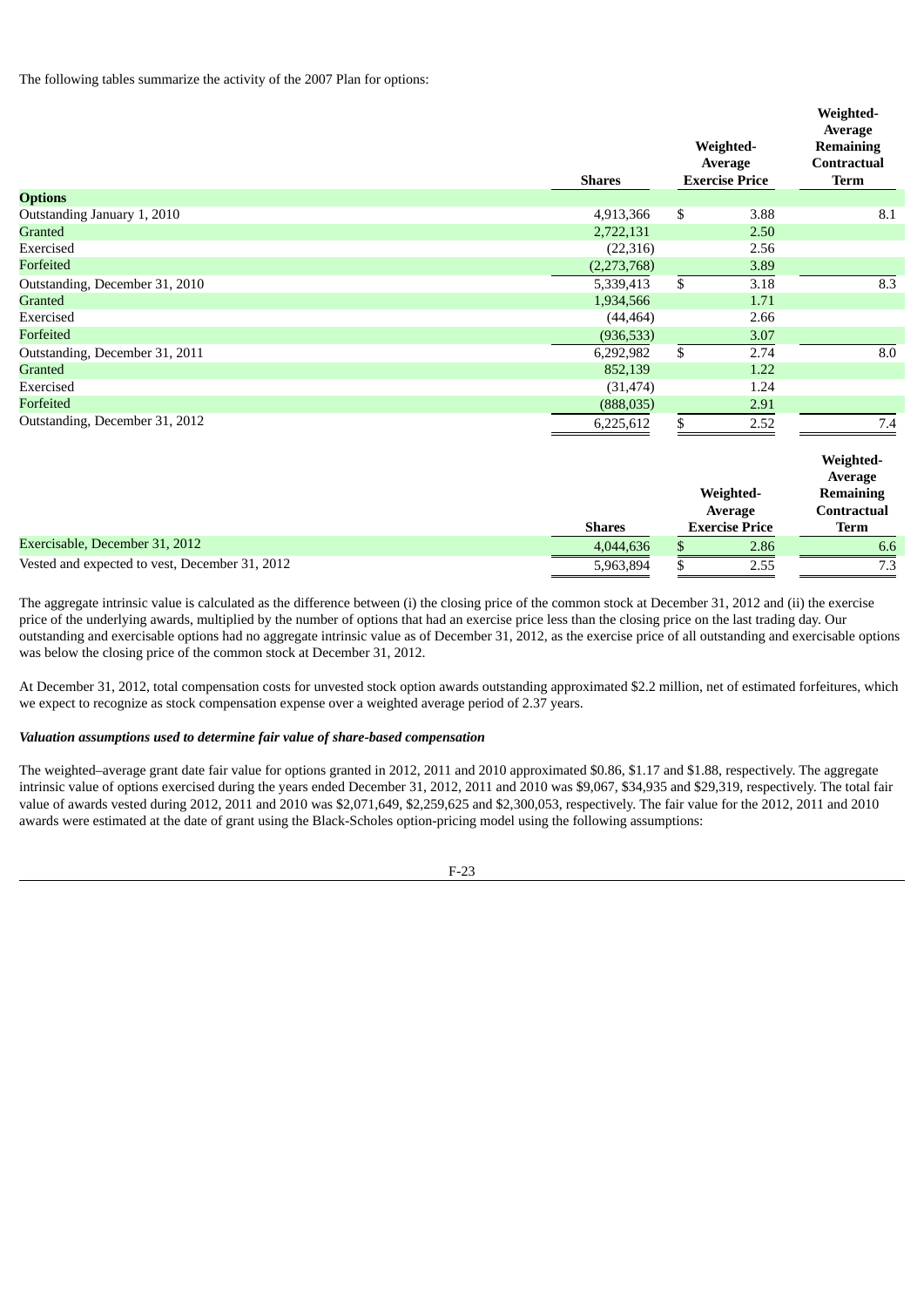The following tables summarize the activity of the 2007 Plan for options:

| | Shares | Weighted-Average Exercise Price | Weighted-Average Remaining Contractual Term |
|---|---|---|---|
| **Options** | | | |
| Outstanding January 1, 2010 | 4,913,366 | $ 3.88 | 8.1 |
| Granted | 2,722,131 | 2.50 | |
| Exercised | (22,316) | 2.56 | |
| Forfeited | (2,273,768) | 3.89 | |
| Outstanding, December 31, 2010 | 5,339,413 | $ 3.18 | 8.3 |
| Granted | 1,934,566 | 1.71 | |
| Exercised | (44,464) | 2.66 | |
| Forfeited | (936,533) | 3.07 | |
| Outstanding, December 31, 2011 | 6,292,982 | $ 2.74 | 8.0 |
| Granted | 852,139 | 1.22 | |
| Exercised | (31,474) | 1.24 | |
| Forfeited | (888,035) | 2.91 | |
| Outstanding, December 31, 2012 | 6,225,612 | $ 2.52 | 7.4 |

| | Shares | Weighted-Average Exercise Price | Weighted-Average Remaining Contractual Term |
|---|---|---|---|
| Exercisable, December 31, 2012 | 4,044,636 | $ 2.86 | 6.6 |
| Vested and expected to vest, December 31, 2012 | 5,963,894 | $ 2.55 | 7.3 |

The aggregate intrinsic value is calculated as the difference between (i) the closing price of the common stock at December 31, 2012 and (ii) the exercise price of the underlying awards, multiplied by the number of options that had an exercise price less than the closing price on the last trading day. Our outstanding and exercisable options had no aggregate intrinsic value as of December 31, 2012, as the exercise price of all outstanding and exercisable options was below the closing price of the common stock at December 31, 2012.

At December 31, 2012, total compensation costs for unvested stock option awards outstanding approximated $2.2 million, net of estimated forfeitures, which we expect to recognize as stock compensation expense over a weighted average period of 2.37 years.

***Valuation assumptions used to determine fair value of share-based compensation***

The weighted–average grant date fair value for options granted in 2012, 2011 and 2010 approximated $0.86, $1.17 and $1.88, respectively. The aggregate intrinsic value of options exercised during the years ended December 31, 2012, 2011 and 2010 was $9,067, $34,935 and $29,319, respectively. The total fair value of awards vested during 2012, 2011 and 2010 was $2,071,649, $2,259,625 and $2,300,053, respectively. The fair value for the 2012, 2011 and 2010 awards were estimated at the date of grant using the Black-Scholes option-pricing model using the following assumptions: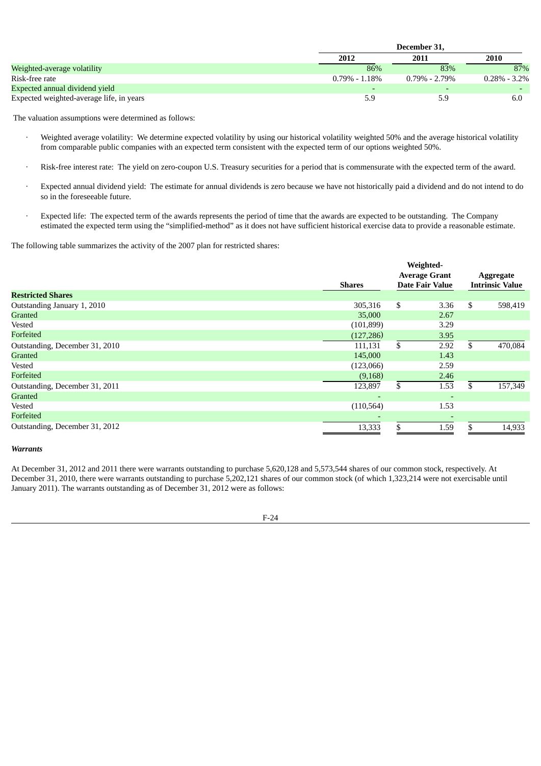| | December 31, | | |
|---|---|---|---|
| | 2012 | 2011 | 2010 |
| Weighted-average volatility | 86% | 83% | 87% |
| Risk-free rate | 0.79% - 1.18% | 0.79% - 2.79% | 0.28% - 3.2% |
| Expected annual dividend yield | - | - | - |
| Expected weighted-average life, in years | 5.9 | 5.9 | 6.0 |

The valuation assumptions were determined as follows:

- Weighted average volatility: We determine expected volatility by using our historical volatility weighted 50% and the average historical volatility from comparable public companies with an expected term consistent with the expected term of our options weighted 50%.
- Risk-free interest rate: The yield on zero-coupon U.S. Treasury securities for a period that is commensurate with the expected term of the award.
- Expected annual dividend yield: The estimate for annual dividends is zero because we have not historically paid a dividend and do not intend to do so in the foreseeable future.
- Expected life: The expected term of the awards represents the period of time that the awards are expected to be outstanding. The Company estimated the expected term using the "simplified-method" as it does not have sufficient historical exercise data to provide a reasonable estimate.

The following table summarizes the activity of the 2007 plan for restricted shares:

| | Shares | Weighted-Average Grant Date Fair Value | Aggregate Intrinsic Value |
|---|---|---|---|
| **Restricted Shares** | | | |
| Outstanding January 1, 2010 | 305,316 | $ 3.36 | $ 598,419 |
| Granted | 35,000 | 2.67 | |
| Vested | (101,899) | 3.29 | |
| Forfeited | (127,286) | 3.95 | |
| Outstanding, December 31, 2010 | 111,131 | $ 2.92 | $ 470,084 |
| Granted | 145,000 | 1.43 | |
| Vested | (123,066) | 2.59 | |
| Forfeited | (9,168) | 2.46 | |
| Outstanding, December 31, 2011 | 123,897 | $ 1.53 | $ 157,349 |
| Granted | - | - | |
| Vested | (110,564) | 1.53 | |
| Forfeited | - | - | |
| Outstanding, December 31, 2012 | 13,333 | $ 1.59 | $ 14,933 |

***Warrants***

At December 31, 2012 and 2011 there were warrants outstanding to purchase 5,620,128 and 5,573,544 shares of our common stock, respectively. At December 31, 2010, there were warrants outstanding to purchase 5,202,121 shares of our common stock (of which 1,323,214 were not exercisable until January 2011). The warrants outstanding as of December 31, 2012 were as follows: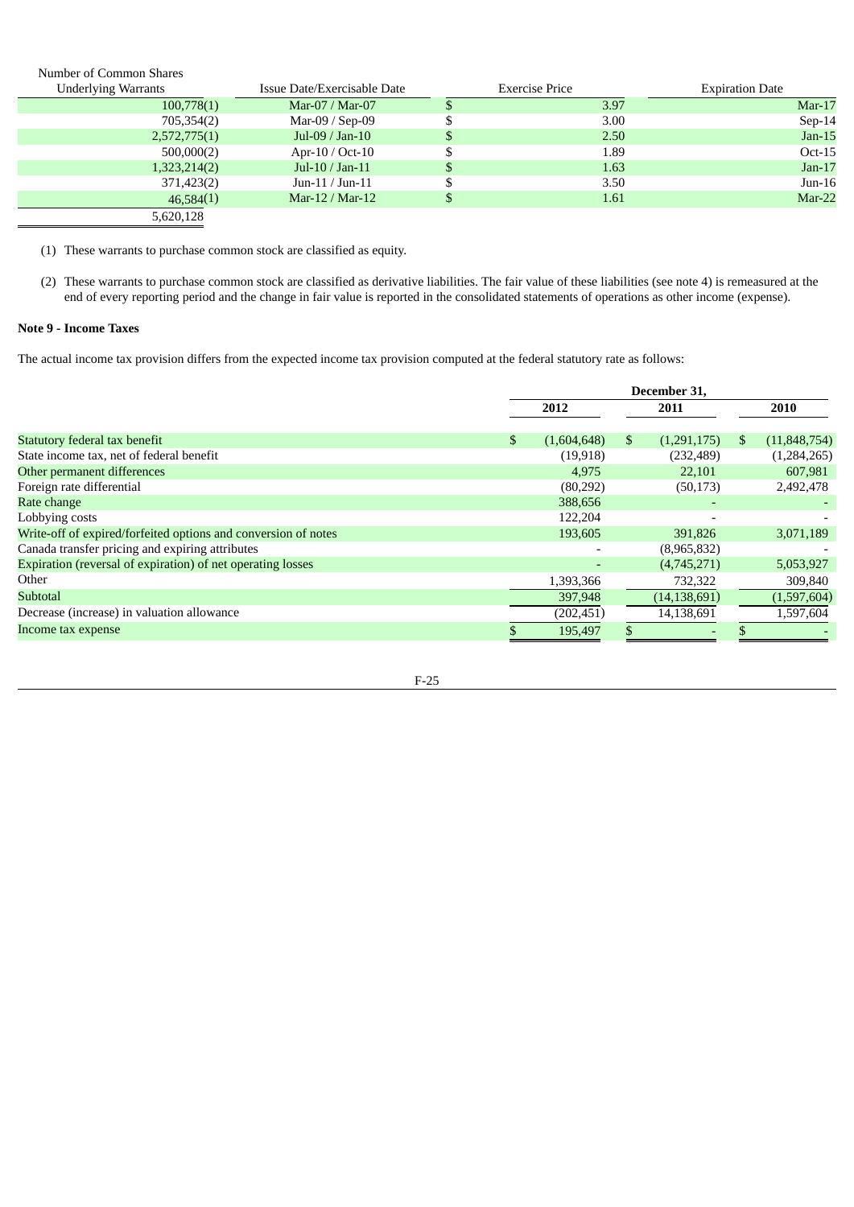| Number of Common Shares Underlying Warrants | Issue Date/Exercisable Date | Exercise Price | Expiration Date |
|---|---|---|---|
| 100,778(1) | Mar-07 / Mar-07 | $ 3.97 | Mar-17 |
| 705,354(2) | Mar-09 / Sep-09 | $ 3.00 | Sep-14 |
| 2,572,775(1) | Jul-09 / Jan-10 | $ 2.50 | Jan-15 |
| 500,000(2) | Apr-10 / Oct-10 | $ 1.89 | Oct-15 |
| 1,323,214(2) | Jul-10 / Jan-11 | $ 1.63 | Jan-17 |
| 371,423(2) | Jun-11 / Jun-11 | $ 3.50 | Jun-16 |
| 46,584(1) | Mar-12 / Mar-12 | $ 1.61 | Mar-22 |
| 5,620,128 | | | |

(1) These warrants to purchase common stock are classified as equity.

(2) These warrants to purchase common stock are classified as derivative liabilities. The fair value of these liabilities (see note 4) is remeasured at the end of every reporting period and the change in fair value is reported in the consolidated statements of operations as other income (expense).

**Note 9 - Income Taxes**

The actual income tax provision differs from the expected income tax provision computed at the federal statutory rate as follows:

| | December 31, | | |
|---|---|---|---|
| | 2012 | 2011 | 2010 |
| Statutory federal tax benefit | $ (1,604,648) | $ (1,291,175) | $ (11,848,754) |
| State income tax, net of federal benefit | (19,918) | (232,489) | (1,284,265) |
| Other permanent differences | 4,975 | 22,101 | 607,981 |
| Foreign rate differential | (80,292) | (50,173) | 2,492,478 |
| Rate change | 388,656 | - | - |
| Lobbying costs | 122,204 | - | - |
| Write-off of expired/forfeited options and conversion of notes | 193,605 | 391,826 | 3,071,189 |
| Canada transfer pricing and expiring attributes | - | (8,965,832) | - |
| Expiration (reversal of expiration) of net operating losses | - | (4,745,271) | 5,053,927 |
| Other | 1,393,366 | 732,322 | 309,840 |
| Subtotal | 397,948 | (14,138,691) | (1,597,604) |
| Decrease (increase) in valuation allowance | (202,451) | 14,138,691 | 1,597,604 |
| Income tax expense | $ 195,497 | $ - | $ - |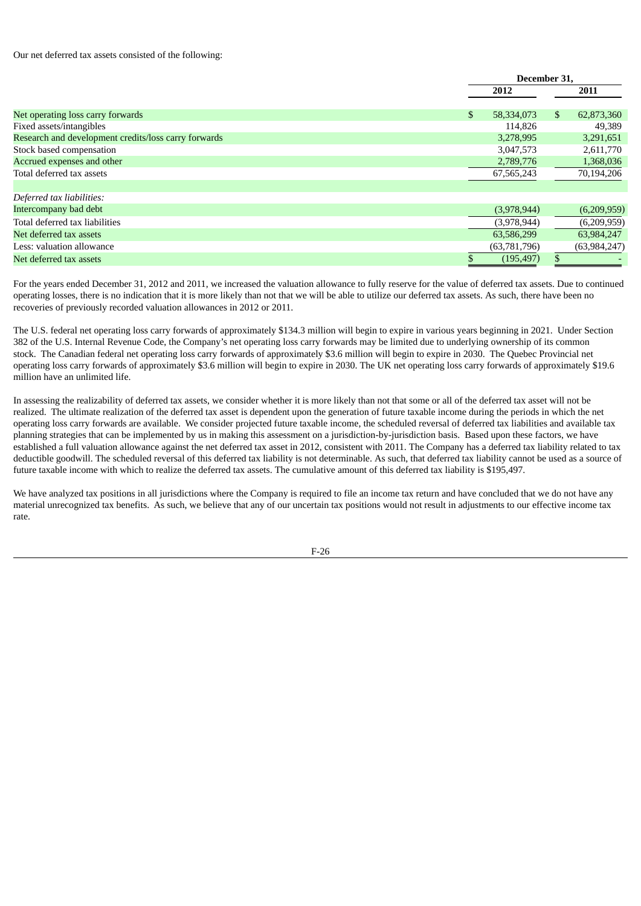Our net deferred tax assets consisted of the following:

| | December 31, | |
|---|---|---|
| | 2012 | 2011 |
| Net operating loss carry forwards | $ 58,334,073 | $ 62,873,360 |
| Fixed assets/intangibles | 114,826 | 49,389 |
| Research and development credits/loss carry forwards | 3,278,995 | 3,291,651 |
| Stock based compensation | 3,047,573 | 2,611,770 |
| Accrued expenses and other | 2,789,776 | 1,368,036 |
| Total deferred tax assets | 67,565,243 | 70,194,206 |
| | | |
| *Deferred tax liabilities:* | | |
| Intercompany bad debt | (3,978,944) | (6,209,959) |
| Total deferred tax liabilities | (3,978,944) | (6,209,959) |
| Net deferred tax assets | 63,586,299 | 63,984,247 |
| Less: valuation allowance | (63,781,796) | (63,984,247) |
| Net deferred tax assets | $ (195,497) | $ - |

For the years ended December 31, 2012 and 2011, we increased the valuation allowance to fully reserve for the value of deferred tax assets. Due to continued operating losses, there is no indication that it is more likely than not that we will be able to utilize our deferred tax assets. As such, there have been no recoveries of previously recorded valuation allowances in 2012 or 2011.

The U.S. federal net operating loss carry forwards of approximately $134.3 million will begin to expire in various years beginning in 2021. Under Section 382 of the U.S. Internal Revenue Code, the Company's net operating loss carry forwards may be limited due to underlying ownership of its common stock. The Canadian federal net operating loss carry forwards of approximately $3.6 million will begin to expire in 2030. The Quebec Provincial net operating loss carry forwards of approximately $3.6 million will begin to expire in 2030. The UK net operating loss carry forwards of approximately $19.6 million have an unlimited life.

In assessing the realizability of deferred tax assets, we consider whether it is more likely than not that some or all of the deferred tax asset will not be realized. The ultimate realization of the deferred tax asset is dependent upon the generation of future taxable income during the periods in which the net operating loss carry forwards are available. We consider projected future taxable income, the scheduled reversal of deferred tax liabilities and available tax planning strategies that can be implemented by us in making this assessment on a jurisdiction-by-jurisdiction basis. Based upon these factors, we have established a full valuation allowance against the net deferred tax asset in 2012, consistent with 2011. The Company has a deferred tax liability related to tax deductible goodwill. The scheduled reversal of this deferred tax liability is not determinable. As such, that deferred tax liability cannot be used as a source of future taxable income with which to realize the deferred tax assets. The cumulative amount of this deferred tax liability is $195,497.

We have analyzed tax positions in all jurisdictions where the Company is required to file an income tax return and have concluded that we do not have any material unrecognized tax benefits. As such, we believe that any of our uncertain tax positions would not result in adjustments to our effective income tax rate.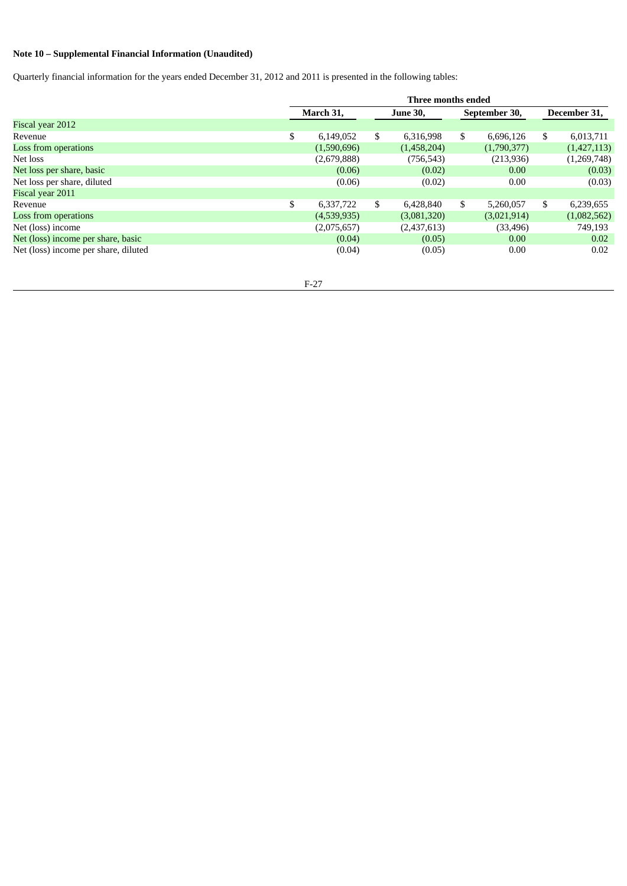**Note 10 – Supplemental Financial Information (Unaudited)**

Quarterly financial information for the years ended December 31, 2012 and 2011 is presented in the following tables:

| | Three months ended | | | |
|---|---|---|---|---|
| | March 31, | June 30, | September 30, | December 31, |
| Fiscal year 2012 | | | | |
| Revenue | $ 6,149,052 | $ 6,316,998 | $ 6,696,126 | $ 6,013,711 |
| Loss from operations | (1,590,696) | (1,458,204) | (1,790,377) | (1,427,113) |
| Net loss | (2,679,888) | (756,543) | (213,936) | (1,269,748) |
| Net loss per share, basic | (0.06) | (0.02) | 0.00 | (0.03) |
| Net loss per share, diluted | (0.06) | (0.02) | 0.00 | (0.03) |
| Fiscal year 2011 | | | | |
| Revenue | $ 6,337,722 | $ 6,428,840 | $ 5,260,057 | $ 6,239,655 |
| Loss from operations | (4,539,935) | (3,081,320) | (3,021,914) | (1,082,562) |
| Net (loss) income | (2,075,657) | (2,437,613) | (33,496) | 749,193 |
| Net (loss) income per share, basic | (0.04) | (0.05) | 0.00 | 0.02 |
| Net (loss) income per share, diluted | (0.04) | (0.05) | 0.00 | 0.02 |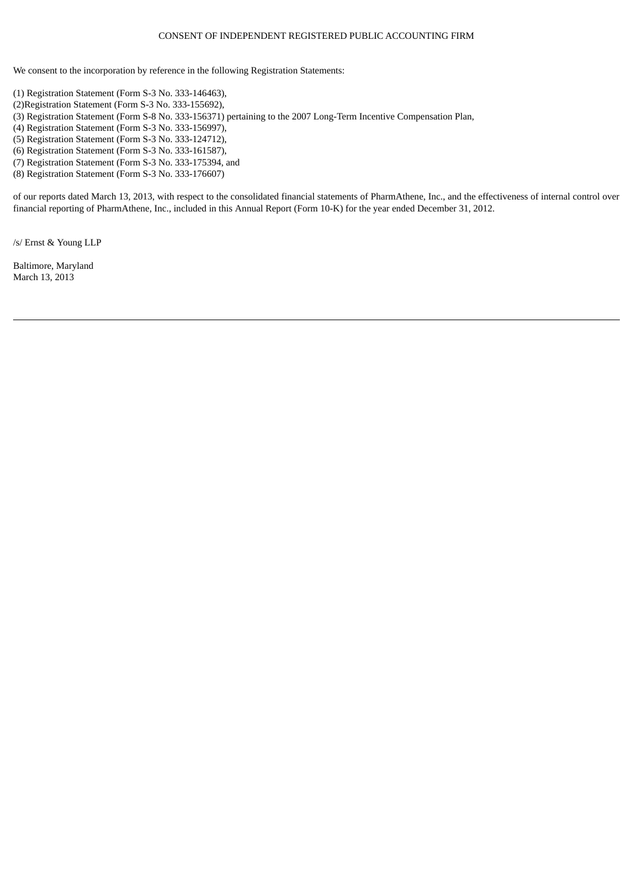# CONSENT OF INDEPENDENT REGISTERED PUBLIC ACCOUNTING FIRM

We consent to the incorporation by reference in the following Registration Statements:

(1) Registration Statement (Form S-3 No. 333-146463),
(2)Registration Statement (Form S-3 No. 333-155692),
(3) Registration Statement (Form S-8 No. 333-156371) pertaining to the 2007 Long-Term Incentive Compensation Plan,
(4) Registration Statement (Form S-3 No. 333-156997),
(5) Registration Statement (Form S-3 No. 333-124712),
(6) Registration Statement (Form S-3 No. 333-161587),
(7) Registration Statement (Form S-3 No. 333-175394, and
(8) Registration Statement (Form S-3 No. 333-176607)

of our reports dated March 13, 2013, with respect to the consolidated financial statements of PharmAthene, Inc., and the effectiveness of internal control over financial reporting of PharmAthene, Inc., included in this Annual Report (Form 10-K) for the year ended December 31, 2012.

/s/ Ernst & Young LLP

Baltimore, Maryland
March 13, 2013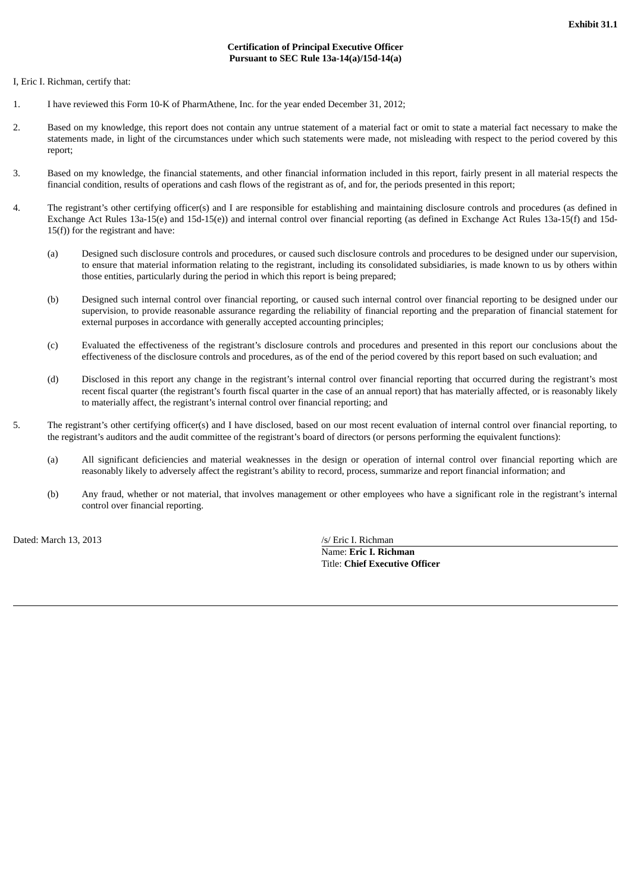**Exhibit 31.1**

**Certification of Principal Executive Officer**
**Pursuant to SEC Rule 13a-14(a)/15d-14(a)**

I, Eric I. Richman, certify that:

1. I have reviewed this Form 10-K of PharmAthene, Inc. for the year ended December 31, 2012;

2. Based on my knowledge, this report does not contain any untrue statement of a material fact or omit to state a material fact necessary to make the statements made, in light of the circumstances under which such statements were made, not misleading with respect to the period covered by this report;

3. Based on my knowledge, the financial statements, and other financial information included in this report, fairly present in all material respects the financial condition, results of operations and cash flows of the registrant as of, and for, the periods presented in this report;

4. The registrant's other certifying officer(s) and I are responsible for establishing and maintaining disclosure controls and procedures (as defined in Exchange Act Rules 13a-15(e) and 15d-15(e)) and internal control over financial reporting (as defined in Exchange Act Rules 13a-15(f) and 15d-15(f)) for the registrant and have:

   (a) Designed such disclosure controls and procedures, or caused such disclosure controls and procedures to be designed under our supervision, to ensure that material information relating to the registrant, including its consolidated subsidiaries, is made known to us by others within those entities, particularly during the period in which this report is being prepared;

   (b) Designed such internal control over financial reporting, or caused such internal control over financial reporting to be designed under our supervision, to provide reasonable assurance regarding the reliability of financial reporting and the preparation of financial statement for external purposes in accordance with generally accepted accounting principles;

   (c) Evaluated the effectiveness of the registrant's disclosure controls and procedures and presented in this report our conclusions about the effectiveness of the disclosure controls and procedures, as of the end of the period covered by this report based on such evaluation; and

   (d) Disclosed in this report any change in the registrant's internal control over financial reporting that occurred during the registrant's most recent fiscal quarter (the registrant's fourth fiscal quarter in the case of an annual report) that has materially affected, or is reasonably likely to materially affect, the registrant's internal control over financial reporting; and

5. The registrant's other certifying officer(s) and I have disclosed, based on our most recent evaluation of internal control over financial reporting, to the registrant's auditors and the audit committee of the registrant's board of directors (or persons performing the equivalent functions):

   (a) All significant deficiencies and material weaknesses in the design or operation of internal control over financial reporting which are reasonably likely to adversely affect the registrant's ability to record, process, summarize and report financial information; and

   (b) Any fraud, whether or not material, that involves management or other employees who have a significant role in the registrant's internal control over financial reporting.

Dated: March 13, 2013

/s/ Eric I. Richman
Name: **Eric I. Richman**
Title: **Chief Executive Officer**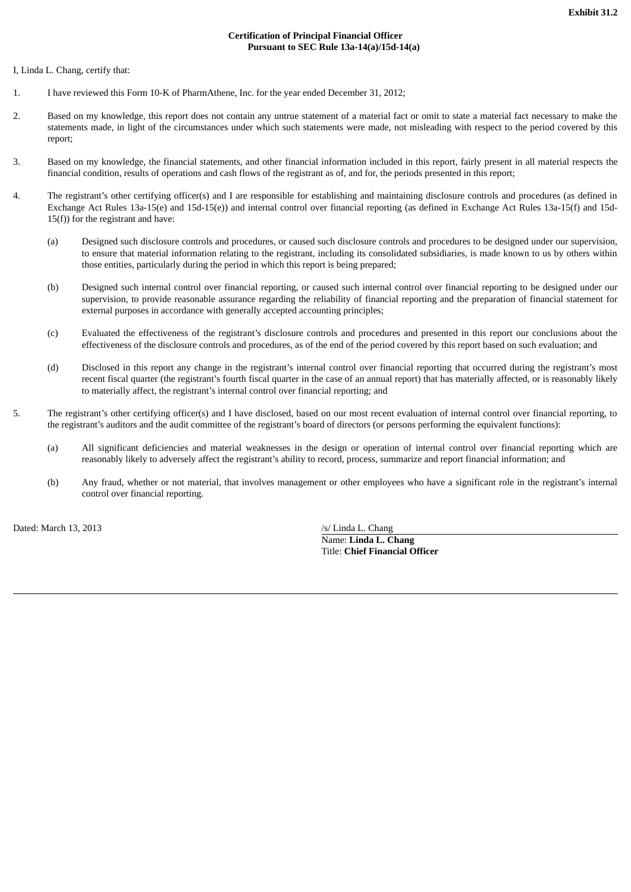**Exhibit 31.2**

**Certification of Principal Financial Officer**
**Pursuant to SEC Rule 13a-14(a)/15d-14(a)**

I, Linda L. Chang, certify that:

1. I have reviewed this Form 10-K of PharmAthene, Inc. for the year ended December 31, 2012;

2. Based on my knowledge, this report does not contain any untrue statement of a material fact or omit to state a material fact necessary to make the statements made, in light of the circumstances under which such statements were made, not misleading with respect to the period covered by this report;

3. Based on my knowledge, the financial statements, and other financial information included in this report, fairly present in all material respects the financial condition, results of operations and cash flows of the registrant as of, and for, the periods presented in this report;

4. The registrant's other certifying officer(s) and I are responsible for establishing and maintaining disclosure controls and procedures (as defined in Exchange Act Rules 13a-15(e) and 15d-15(e)) and internal control over financial reporting (as defined in Exchange Act Rules 13a-15(f) and 15d-15(f)) for the registrant and have:

   (a) Designed such disclosure controls and procedures, or caused such disclosure controls and procedures to be designed under our supervision, to ensure that material information relating to the registrant, including its consolidated subsidiaries, is made known to us by others within those entities, particularly during the period in which this report is being prepared;

   (b) Designed such internal control over financial reporting, or caused such internal control over financial reporting to be designed under our supervision, to provide reasonable assurance regarding the reliability of financial reporting and the preparation of financial statement for external purposes in accordance with generally accepted accounting principles;

   (c) Evaluated the effectiveness of the registrant's disclosure controls and procedures and presented in this report our conclusions about the effectiveness of the disclosure controls and procedures, as of the end of the period covered by this report based on such evaluation; and

   (d) Disclosed in this report any change in the registrant's internal control over financial reporting that occurred during the registrant's most recent fiscal quarter (the registrant's fourth fiscal quarter in the case of an annual report) that has materially affected, or is reasonably likely to materially affect, the registrant's internal control over financial reporting; and

5. The registrant's other certifying officer(s) and I have disclosed, based on our most recent evaluation of internal control over financial reporting, to the registrant's auditors and the audit committee of the registrant's board of directors (or persons performing the equivalent functions):

   (a) All significant deficiencies and material weaknesses in the design or operation of internal control over financial reporting which are reasonably likely to adversely affect the registrant's ability to record, process, summarize and report financial information; and

   (b) Any fraud, whether or not material, that involves management or other employees who have a significant role in the registrant's internal control over financial reporting.

Dated: March 13, 2013

/s/ Linda L. Chang
Name: **Linda L. Chang**
Title: **Chief Financial Officer**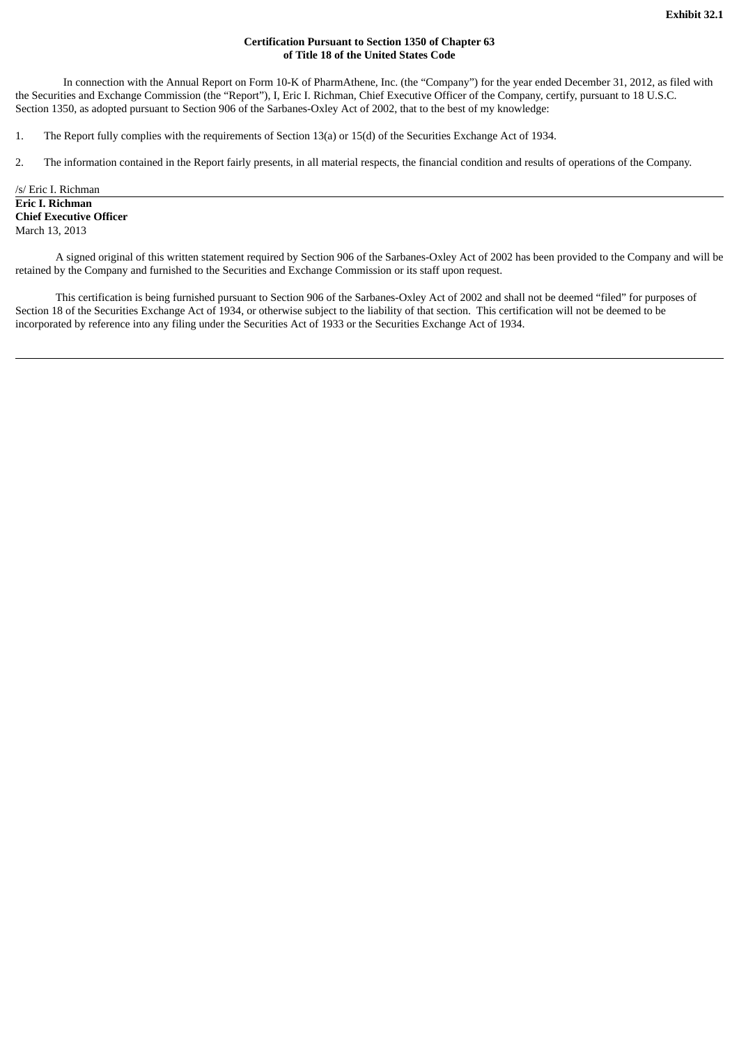**Exhibit 32.1**

**Certification Pursuant to Section 1350 of Chapter 63 of Title 18 of the United States Code**

In connection with the Annual Report on Form 10-K of PharmAthene, Inc. (the "Company") for the year ended December 31, 2012, as filed with the Securities and Exchange Commission (the "Report"), I, Eric I. Richman, Chief Executive Officer of the Company, certify, pursuant to 18 U.S.C. Section 1350, as adopted pursuant to Section 906 of the Sarbanes-Oxley Act of 2002, that to the best of my knowledge:

1. The Report fully complies with the requirements of Section 13(a) or 15(d) of the Securities Exchange Act of 1934.

2. The information contained in the Report fairly presents, in all material respects, the financial condition and results of operations of the Company.

/s/ Eric I. Richman
**Eric I. Richman**
**Chief Executive Officer**
March 13, 2013

A signed original of this written statement required by Section 906 of the Sarbanes-Oxley Act of 2002 has been provided to the Company and will be retained by the Company and furnished to the Securities and Exchange Commission or its staff upon request.

This certification is being furnished pursuant to Section 906 of the Sarbanes-Oxley Act of 2002 and shall not be deemed "filed" for purposes of Section 18 of the Securities Exchange Act of 1934, or otherwise subject to the liability of that section. This certification will not be deemed to be incorporated by reference into any filing under the Securities Act of 1933 or the Securities Exchange Act of 1934.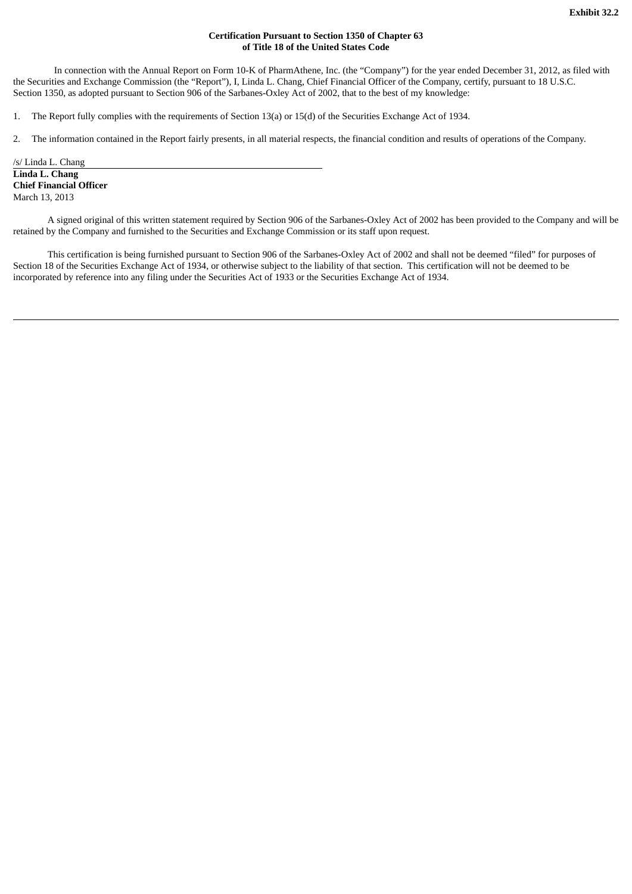**Exhibit 32.2**

**Certification Pursuant to Section 1350 of Chapter 63 of Title 18 of the United States Code**

In connection with the Annual Report on Form 10-K of PharmAthene, Inc. (the "Company") for the year ended December 31, 2012, as filed with the Securities and Exchange Commission (the "Report"), I, Linda L. Chang, Chief Financial Officer of the Company, certify, pursuant to 18 U.S.C. Section 1350, as adopted pursuant to Section 906 of the Sarbanes-Oxley Act of 2002, that to the best of my knowledge:

1. The Report fully complies with the requirements of Section 13(a) or 15(d) of the Securities Exchange Act of 1934.

2. The information contained in the Report fairly presents, in all material respects, the financial condition and results of operations of the Company.

/s/ Linda L. Chang
**Linda L. Chang**
**Chief Financial Officer**
March 13, 2013

A signed original of this written statement required by Section 906 of the Sarbanes-Oxley Act of 2002 has been provided to the Company and will be retained by the Company and furnished to the Securities and Exchange Commission or its staff upon request.

This certification is being furnished pursuant to Section 906 of the Sarbanes-Oxley Act of 2002 and shall not be deemed "filed" for purposes of Section 18 of the Securities Exchange Act of 1934, or otherwise subject to the liability of that section. This certification will not be deemed to be incorporated by reference into any filing under the Securities Act of 1933 or the Securities Exchange Act of 1934.